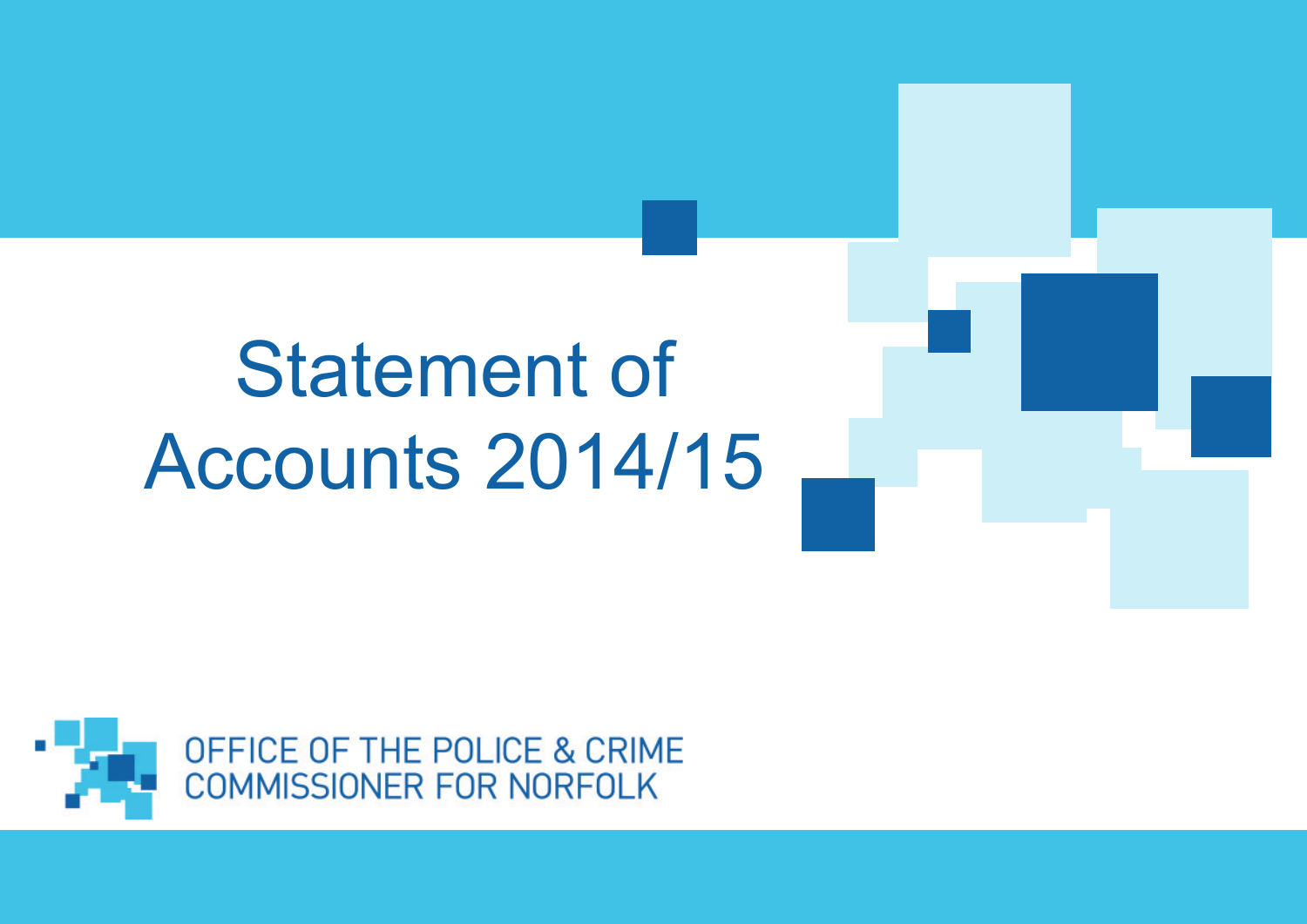# Statement of Accounts 2014/15

OFFICE OF THE POLICE & CRIME COMMISSIONER FOR NORFOLK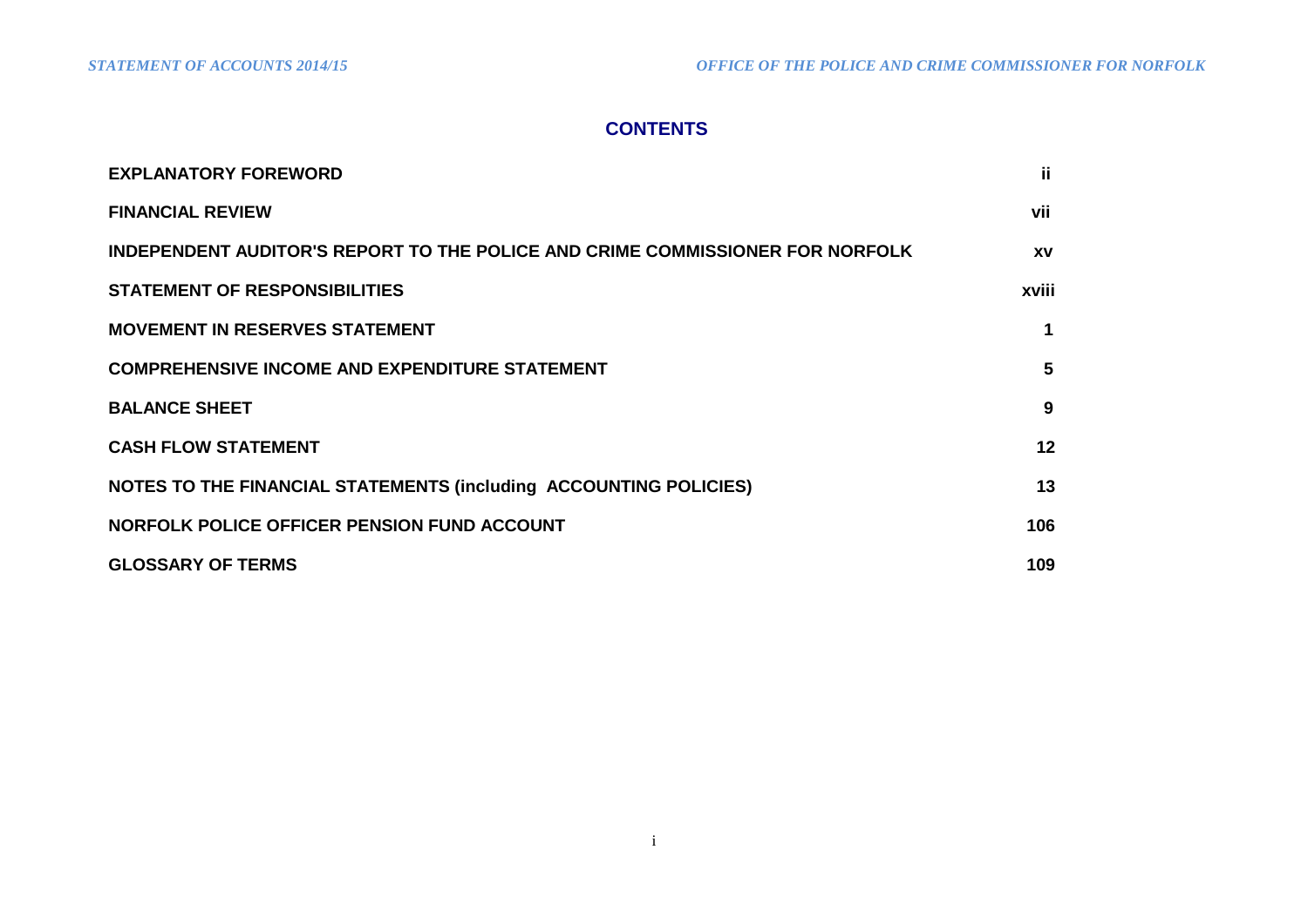## CONTENTS

| | |
|---|---|
| **EXPLANATORY FOREWORD** | **ii** |
| **FINANCIAL REVIEW** | **vii** |
| **INDEPENDENT AUDITOR'S REPORT TO THE POLICE AND CRIME COMMISSIONER FOR NORFOLK** | **xv** |
| **STATEMENT OF RESPONSIBILITIES** | **xviii** |
| **MOVEMENT IN RESERVES STATEMENT** | **1** |
| **COMPREHENSIVE INCOME AND EXPENDITURE STATEMENT** | **5** |
| **BALANCE SHEET** | **9** |
| **CASH FLOW STATEMENT** | **12** |
| **NOTES TO THE FINANCIAL STATEMENTS (including ACCOUNTING POLICIES)** | **13** |
| **NORFOLK POLICE OFFICER PENSION FUND ACCOUNT** | **106** |
| **GLOSSARY OF TERMS** | **109** |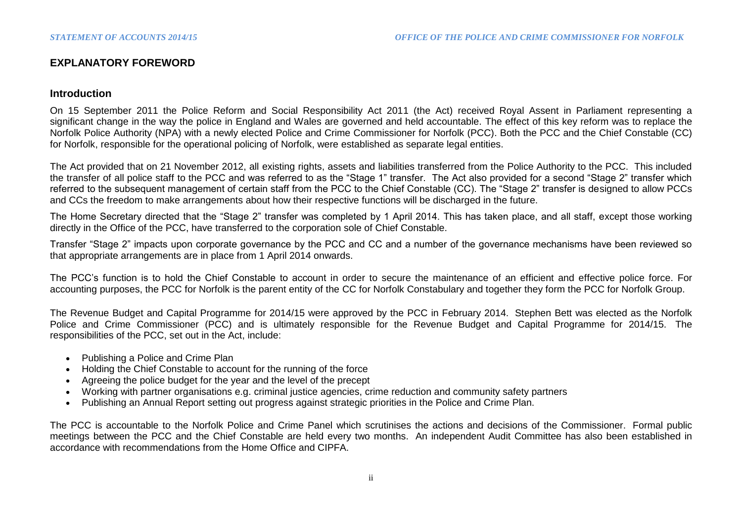# EXPLANATORY FOREWORD

## Introduction

On 15 September 2011 the Police Reform and Social Responsibility Act 2011 (the Act) received Royal Assent in Parliament representing a significant change in the way the police in England and Wales are governed and held accountable. The effect of this key reform was to replace the Norfolk Police Authority (NPA) with a newly elected Police and Crime Commissioner for Norfolk (PCC). Both the PCC and the Chief Constable (CC) for Norfolk, responsible for the operational policing of Norfolk, were established as separate legal entities.

The Act provided that on 21 November 2012, all existing rights, assets and liabilities transferred from the Police Authority to the PCC. This included the transfer of all police staff to the PCC and was referred to as the "Stage 1" transfer. The Act also provided for a second "Stage 2" transfer which referred to the subsequent management of certain staff from the PCC to the Chief Constable (CC). The "Stage 2" transfer is designed to allow PCCs and CCs the freedom to make arrangements about how their respective functions will be discharged in the future.

The Home Secretary directed that the "Stage 2" transfer was completed by 1 April 2014. This has taken place, and all staff, except those working directly in the Office of the PCC, have transferred to the corporation sole of Chief Constable.

Transfer "Stage 2" impacts upon corporate governance by the PCC and CC and a number of the governance mechanisms have been reviewed so that appropriate arrangements are in place from 1 April 2014 onwards.

The PCC's function is to hold the Chief Constable to account in order to secure the maintenance of an efficient and effective police force. For accounting purposes, the PCC for Norfolk is the parent entity of the CC for Norfolk Constabulary and together they form the PCC for Norfolk Group.

The Revenue Budget and Capital Programme for 2014/15 were approved by the PCC in February 2014. Stephen Bett was elected as the Norfolk Police and Crime Commissioner (PCC) and is ultimately responsible for the Revenue Budget and Capital Programme for 2014/15. The responsibilities of the PCC, set out in the Act, include:

- Publishing a Police and Crime Plan
- Holding the Chief Constable to account for the running of the force
- Agreeing the police budget for the year and the level of the precept
- Working with partner organisations e.g. criminal justice agencies, crime reduction and community safety partners
- Publishing an Annual Report setting out progress against strategic priorities in the Police and Crime Plan.

The PCC is accountable to the Norfolk Police and Crime Panel which scrutinises the actions and decisions of the Commissioner. Formal public meetings between the PCC and the Chief Constable are held every two months. An independent Audit Committee has also been established in accordance with recommendations from the Home Office and CIPFA.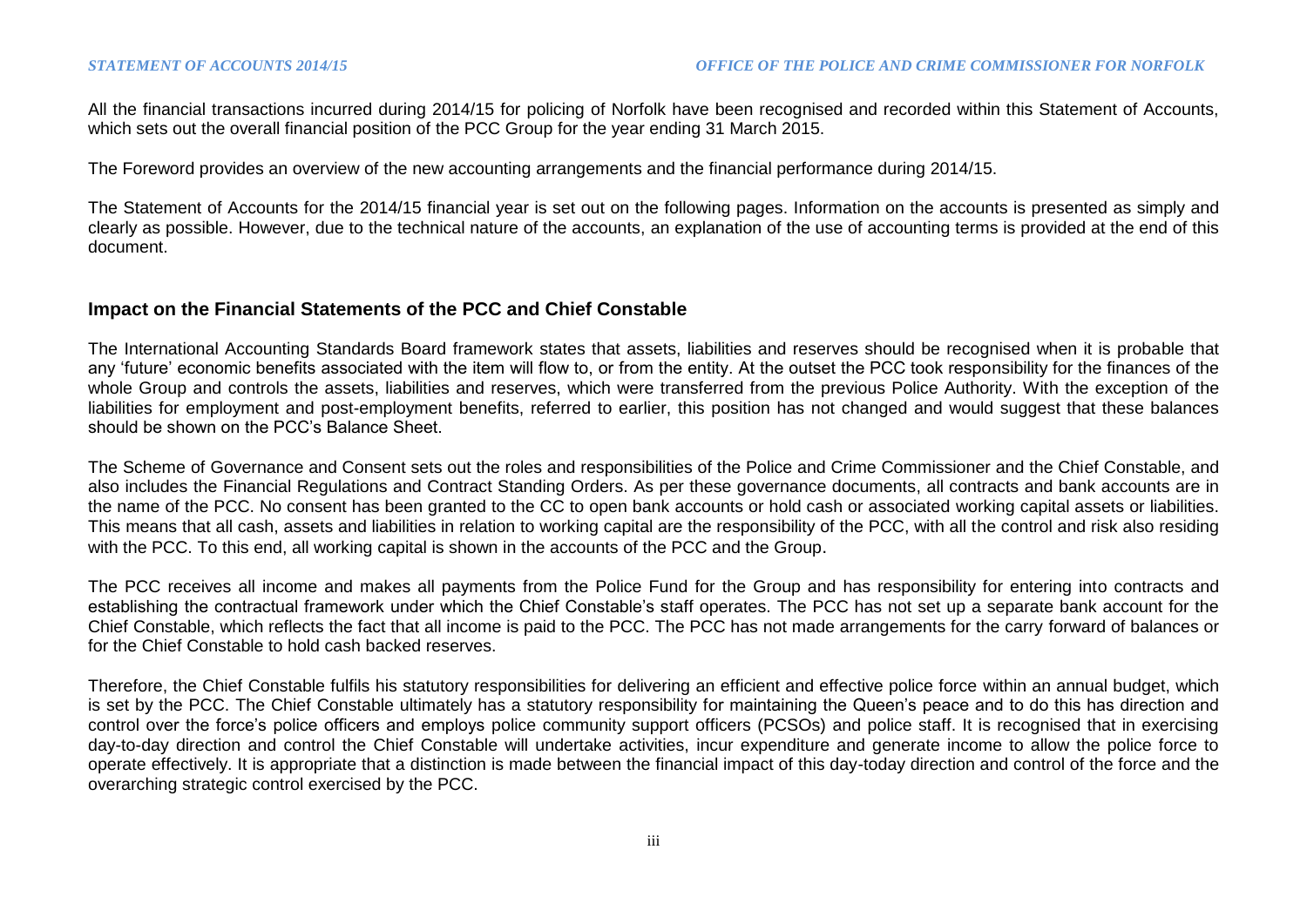All the financial transactions incurred during 2014/15 for policing of Norfolk have been recognised and recorded within this Statement of Accounts, which sets out the overall financial position of the PCC Group for the year ending 31 March 2015.

The Foreword provides an overview of the new accounting arrangements and the financial performance during 2014/15.

The Statement of Accounts for the 2014/15 financial year is set out on the following pages. Information on the accounts is presented as simply and clearly as possible. However, due to the technical nature of the accounts, an explanation of the use of accounting terms is provided at the end of this document.

## Impact on the Financial Statements of the PCC and Chief Constable

The International Accounting Standards Board framework states that assets, liabilities and reserves should be recognised when it is probable that any 'future' economic benefits associated with the item will flow to, or from the entity. At the outset the PCC took responsibility for the finances of the whole Group and controls the assets, liabilities and reserves, which were transferred from the previous Police Authority. With the exception of the liabilities for employment and post-employment benefits, referred to earlier, this position has not changed and would suggest that these balances should be shown on the PCC's Balance Sheet.

The Scheme of Governance and Consent sets out the roles and responsibilities of the Police and Crime Commissioner and the Chief Constable, and also includes the Financial Regulations and Contract Standing Orders. As per these governance documents, all contracts and bank accounts are in the name of the PCC. No consent has been granted to the CC to open bank accounts or hold cash or associated working capital assets or liabilities. This means that all cash, assets and liabilities in relation to working capital are the responsibility of the PCC, with all the control and risk also residing with the PCC. To this end, all working capital is shown in the accounts of the PCC and the Group.

The PCC receives all income and makes all payments from the Police Fund for the Group and has responsibility for entering into contracts and establishing the contractual framework under which the Chief Constable's staff operates. The PCC has not set up a separate bank account for the Chief Constable, which reflects the fact that all income is paid to the PCC. The PCC has not made arrangements for the carry forward of balances or for the Chief Constable to hold cash backed reserves.

Therefore, the Chief Constable fulfils his statutory responsibilities for delivering an efficient and effective police force within an annual budget, which is set by the PCC. The Chief Constable ultimately has a statutory responsibility for maintaining the Queen's peace and to do this has direction and control over the force's police officers and employs police community support officers (PCSOs) and police staff. It is recognised that in exercising day-to-day direction and control the Chief Constable will undertake activities, incur expenditure and generate income to allow the police force to operate effectively. It is appropriate that a distinction is made between the financial impact of this day-today direction and control of the force and the overarching strategic control exercised by the PCC.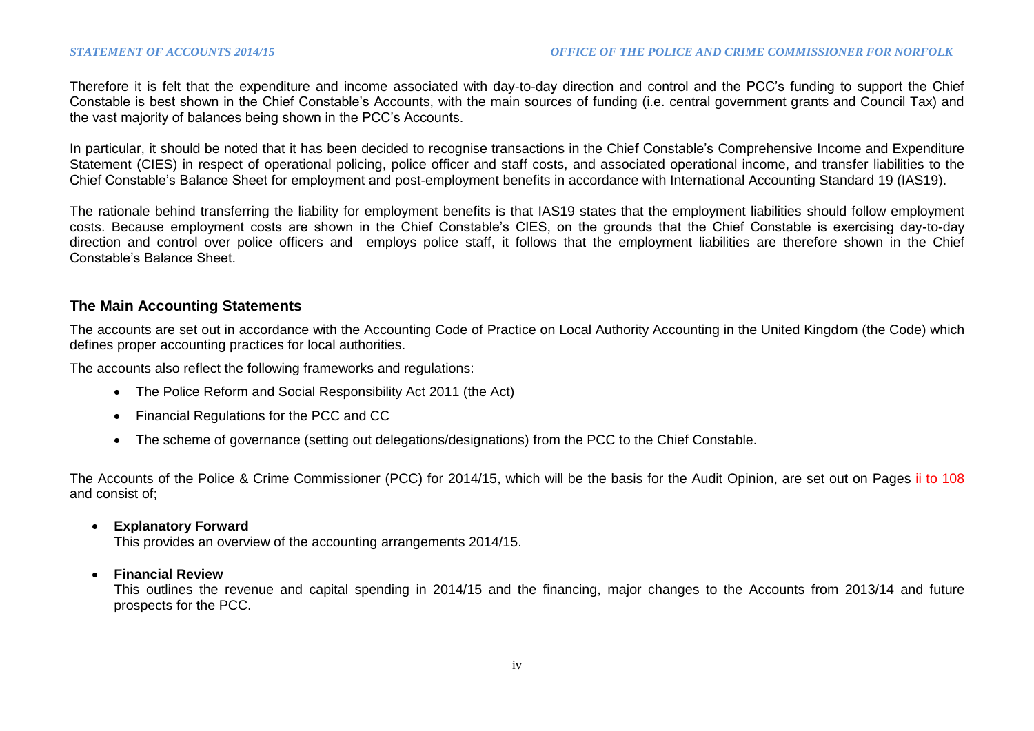Therefore it is felt that the expenditure and income associated with day-to-day direction and control and the PCC's funding to support the Chief Constable is best shown in the Chief Constable's Accounts, with the main sources of funding (i.e. central government grants and Council Tax) and the vast majority of balances being shown in the PCC's Accounts.

In particular, it should be noted that it has been decided to recognise transactions in the Chief Constable's Comprehensive Income and Expenditure Statement (CIES) in respect of operational policing, police officer and staff costs, and associated operational income, and transfer liabilities to the Chief Constable's Balance Sheet for employment and post-employment benefits in accordance with International Accounting Standard 19 (IAS19).

The rationale behind transferring the liability for employment benefits is that IAS19 states that the employment liabilities should follow employment costs. Because employment costs are shown in the Chief Constable's CIES, on the grounds that the Chief Constable is exercising day-to-day direction and control over police officers and employs police staff, it follows that the employment liabilities are therefore shown in the Chief Constable's Balance Sheet.

## The Main Accounting Statements

The accounts are set out in accordance with the Accounting Code of Practice on Local Authority Accounting in the United Kingdom (the Code) which defines proper accounting practices for local authorities.

The accounts also reflect the following frameworks and regulations:

- The Police Reform and Social Responsibility Act 2011 (the Act)
- Financial Regulations for the PCC and CC
- The scheme of governance (setting out delegations/designations) from the PCC to the Chief Constable.

The Accounts of the Police & Crime Commissioner (PCC) for 2014/15, which will be the basis for the Audit Opinion, are set out on Pages ii to 108 and consist of;

- **Explanatory Forward**
  This provides an overview of the accounting arrangements 2014/15.
- **Financial Review**
  This outlines the revenue and capital spending in 2014/15 and the financing, major changes to the Accounts from 2013/14 and future prospects for the PCC.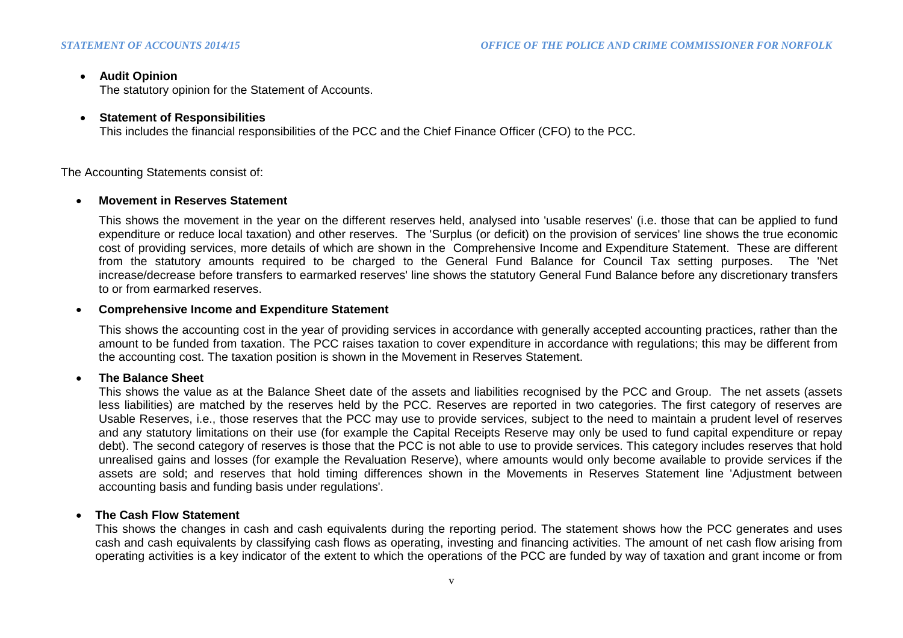- **Audit Opinion**
  The statutory opinion for the Statement of Accounts.

- **Statement of Responsibilities**
  This includes the financial responsibilities of the PCC and the Chief Finance Officer (CFO) to the PCC.

The Accounting Statements consist of:

- **Movement in Reserves Statement**

  This shows the movement in the year on the different reserves held, analysed into 'usable reserves' (i.e. those that can be applied to fund expenditure or reduce local taxation) and other reserves. The 'Surplus (or deficit) on the provision of services' line shows the true economic cost of providing services, more details of which are shown in the Comprehensive Income and Expenditure Statement. These are different from the statutory amounts required to be charged to the General Fund Balance for Council Tax setting purposes. The 'Net increase/decrease before transfers to earmarked reserves' line shows the statutory General Fund Balance before any discretionary transfers to or from earmarked reserves.

- **Comprehensive Income and Expenditure Statement**

  This shows the accounting cost in the year of providing services in accordance with generally accepted accounting practices, rather than the amount to be funded from taxation. The PCC raises taxation to cover expenditure in accordance with regulations; this may be different from the accounting cost. The taxation position is shown in the Movement in Reserves Statement.

- **The Balance Sheet**
  This shows the value as at the Balance Sheet date of the assets and liabilities recognised by the PCC and Group. The net assets (assets less liabilities) are matched by the reserves held by the PCC. Reserves are reported in two categories. The first category of reserves are Usable Reserves, i.e., those reserves that the PCC may use to provide services, subject to the need to maintain a prudent level of reserves and any statutory limitations on their use (for example the Capital Receipts Reserve may only be used to fund capital expenditure or repay debt). The second category of reserves is those that the PCC is not able to use to provide services. This category includes reserves that hold unrealised gains and losses (for example the Revaluation Reserve), where amounts would only become available to provide services if the assets are sold; and reserves that hold timing differences shown in the Movements in Reserves Statement line 'Adjustment between accounting basis and funding basis under regulations'.

- **The Cash Flow Statement**
  This shows the changes in cash and cash equivalents during the reporting period. The statement shows how the PCC generates and uses cash and cash equivalents by classifying cash flows as operating, investing and financing activities. The amount of net cash flow arising from operating activities is a key indicator of the extent to which the operations of the PCC are funded by way of taxation and grant income or from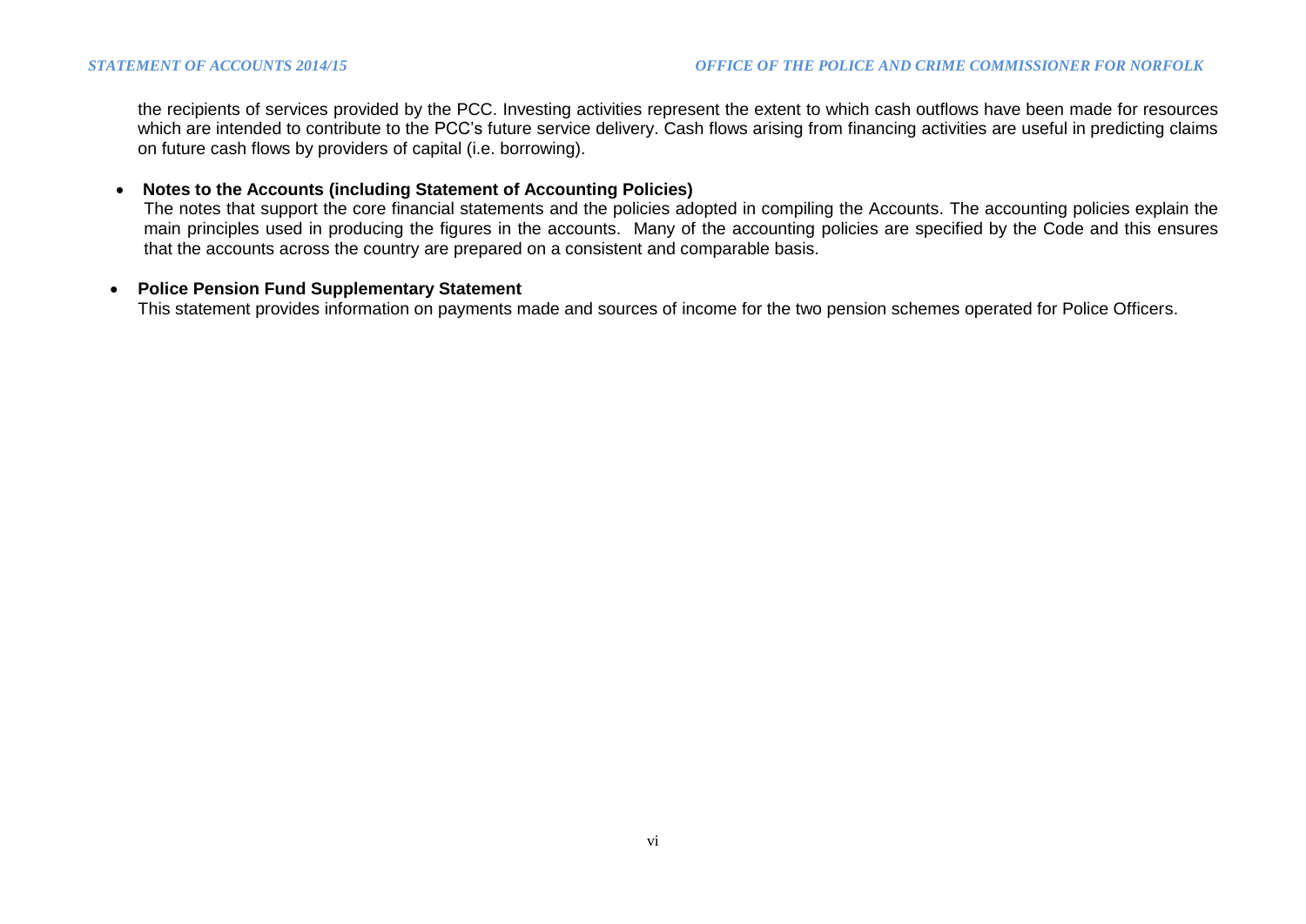the recipients of services provided by the PCC. Investing activities represent the extent to which cash outflows have been made for resources which are intended to contribute to the PCC's future service delivery. Cash flows arising from financing activities are useful in predicting claims on future cash flows by providers of capital (i.e. borrowing).

- **Notes to the Accounts (including Statement of Accounting Policies)**
  The notes that support the core financial statements and the policies adopted in compiling the Accounts. The accounting policies explain the main principles used in producing the figures in the accounts. Many of the accounting policies are specified by the Code and this ensures that the accounts across the country are prepared on a consistent and comparable basis.

- **Police Pension Fund Supplementary Statement**
  This statement provides information on payments made and sources of income for the two pension schemes operated for Police Officers.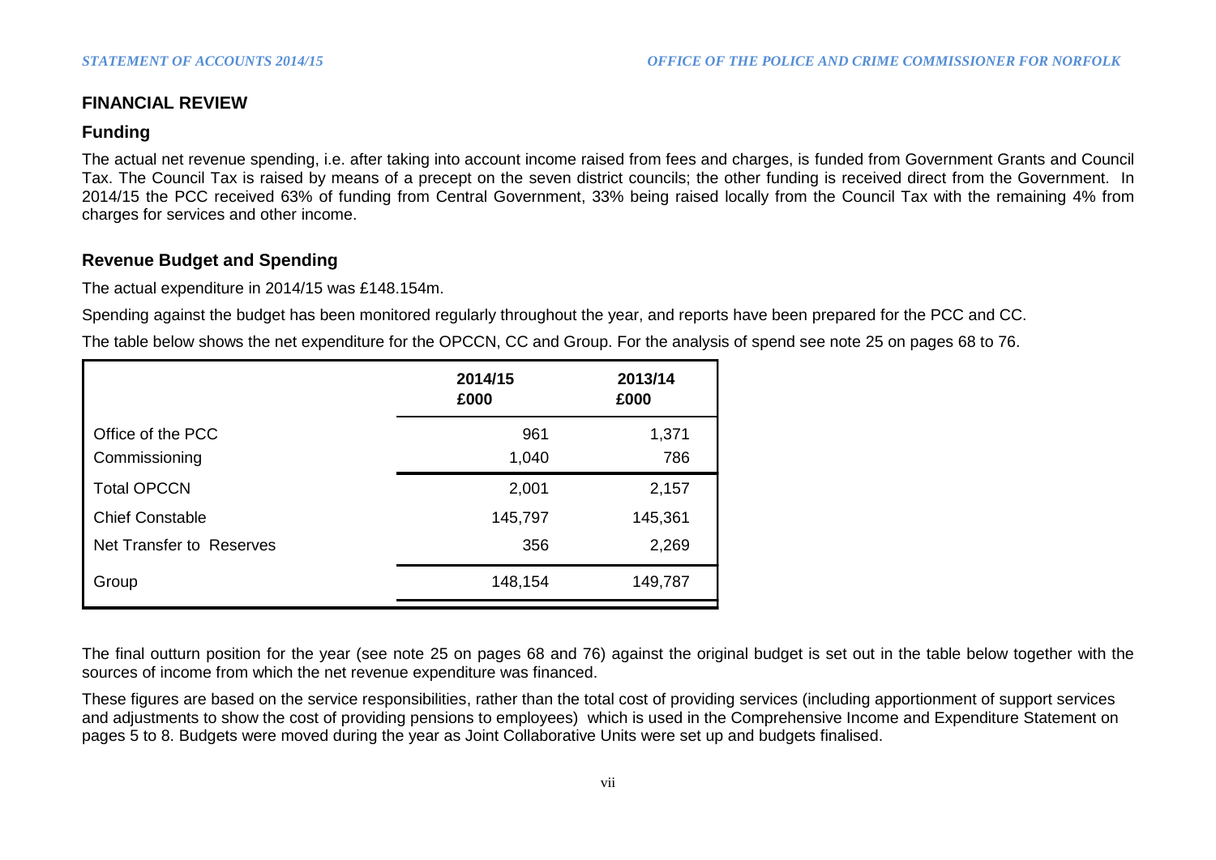## FINANCIAL REVIEW

### Funding

The actual net revenue spending, i.e. after taking into account income raised from fees and charges, is funded from Government Grants and Council Tax. The Council Tax is raised by means of a precept on the seven district councils; the other funding is received direct from the Government. In 2014/15 the PCC received 63% of funding from Central Government, 33% being raised locally from the Council Tax with the remaining 4% from charges for services and other income.

### Revenue Budget and Spending

The actual expenditure in 2014/15 was £148.154m.

Spending against the budget has been monitored regularly throughout the year, and reports have been prepared for the PCC and CC.

The table below shows the net expenditure for the OPCCN, CC and Group. For the analysis of spend see note 25 on pages 68 to 76.

| | 2014/15 £000 | 2013/14 £000 |
|---|---|---|
| Office of the PCC | 961 | 1,371 |
| Commissioning | 1,040 | 786 |
| Total OPCCN | 2,001 | 2,157 |
| Chief Constable | 145,797 | 145,361 |
| Net Transfer to Reserves | 356 | 2,269 |
| Group | 148,154 | 149,787 |

The final outturn position for the year (see note 25 on pages 68 and 76) against the original budget is set out in the table below together with the sources of income from which the net revenue expenditure was financed.

These figures are based on the service responsibilities, rather than the total cost of providing services (including apportionment of support services and adjustments to show the cost of providing pensions to employees) which is used in the Comprehensive Income and Expenditure Statement on pages 5 to 8. Budgets were moved during the year as Joint Collaborative Units were set up and budgets finalised.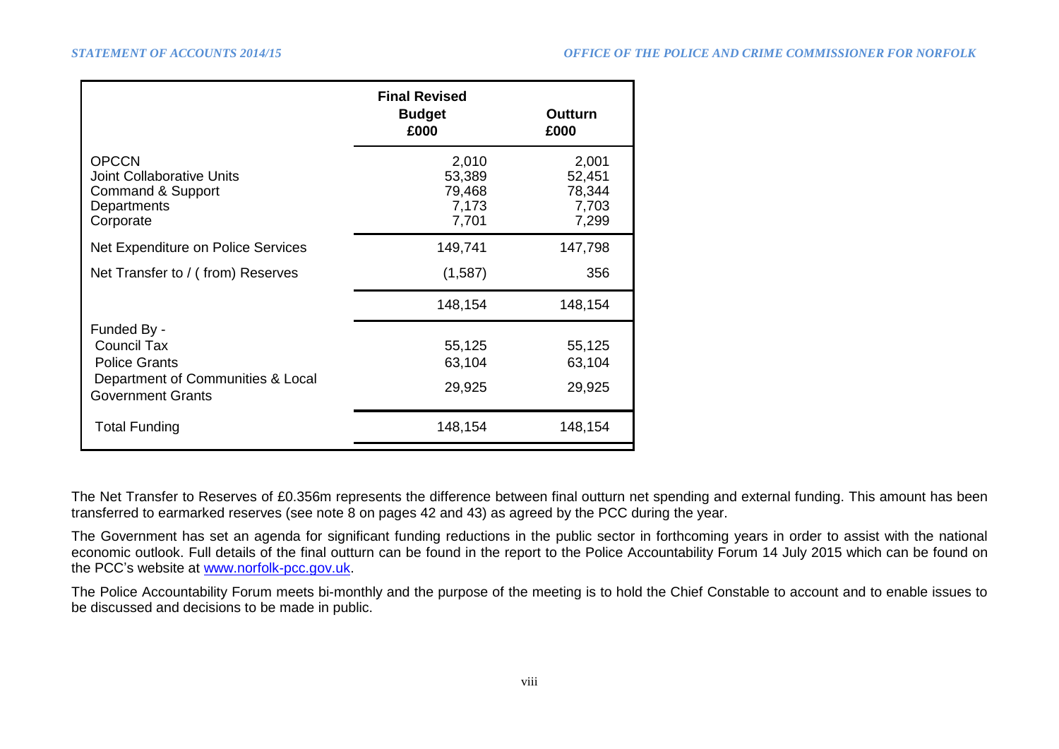| | Final Revised Budget £000 | Outturn £000 |
|---|---|---|
| OPCCN | 2,010 | 2,001 |
| Joint Collaborative Units | 53,389 | 52,451 |
| Command & Support | 79,468 | 78,344 |
| Departments | 7,173 | 7,703 |
| Corporate | 7,701 | 7,299 |
| Net Expenditure on Police Services | 149,741 | 147,798 |
| Net Transfer to / ( from) Reserves | (1,587) | 356 |
| | 148,154 | 148,154 |
| Funded By - | | |
| Council Tax | 55,125 | 55,125 |
| Police Grants | 63,104 | 63,104 |
| Department of Communities & Local Government Grants | 29,925 | 29,925 |
| Total Funding | 148,154 | 148,154 |

The Net Transfer to Reserves of £0.356m represents the difference between final outturn net spending and external funding. This amount has been transferred to earmarked reserves (see note 8 on pages 42 and 43) as agreed by the PCC during the year.

The Government has set an agenda for significant funding reductions in the public sector in forthcoming years in order to assist with the national economic outlook. Full details of the final outturn can be found in the report to the Police Accountability Forum 14 July 2015 which can be found on the PCC's website at [www.norfolk-pcc.gov.uk](http://www.norfolk-pcc.gov.uk).

The Police Accountability Forum meets bi-monthly and the purpose of the meeting is to hold the Chief Constable to account and to enable issues to be discussed and decisions to be made in public.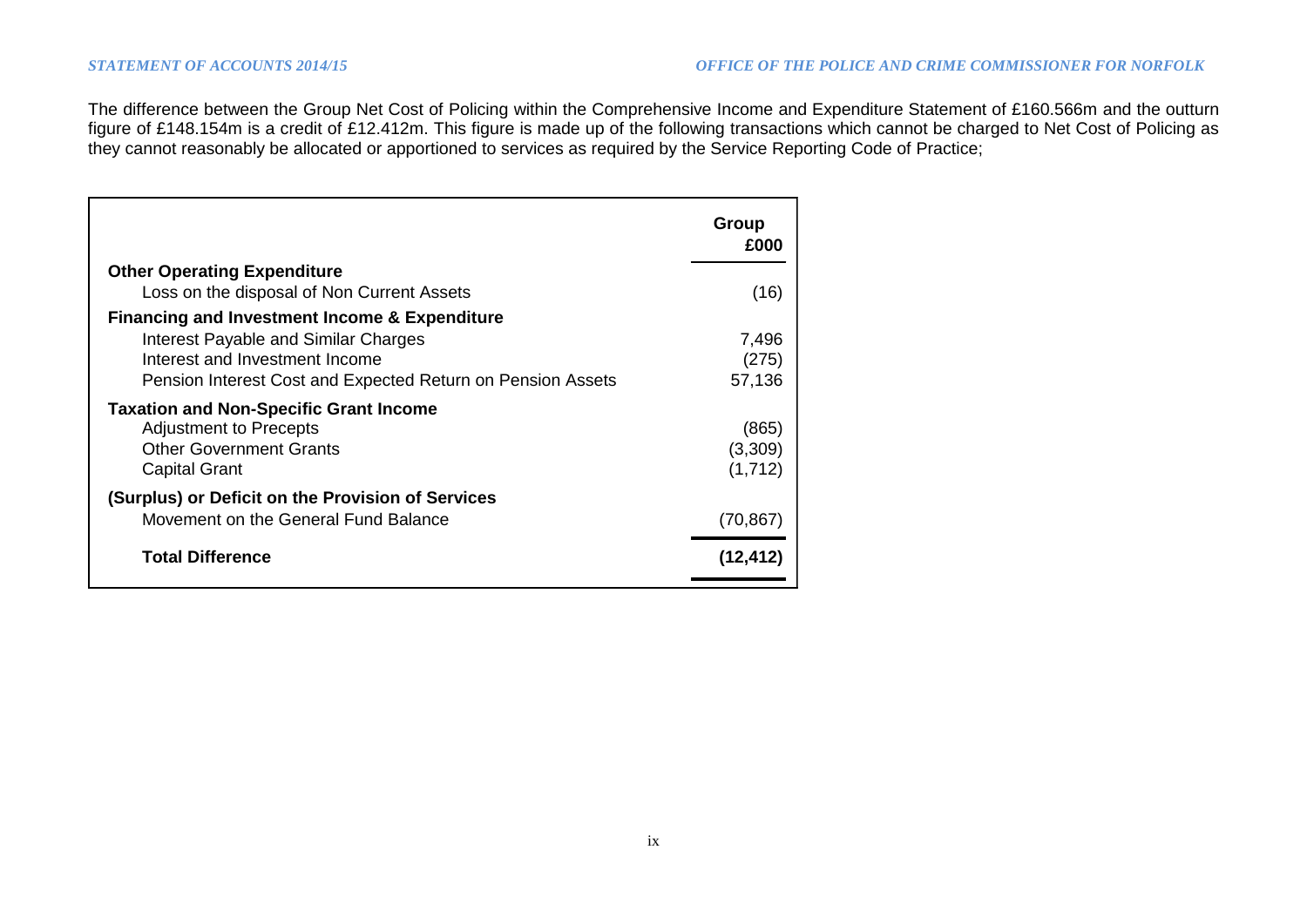The difference between the Group Net Cost of Policing within the Comprehensive Income and Expenditure Statement of £160.566m and the outturn figure of £148.154m is a credit of £12.412m. This figure is made up of the following transactions which cannot be charged to Net Cost of Policing as they cannot reasonably be allocated or apportioned to services as required by the Service Reporting Code of Practice;

| | Group £000 |
|---|---|
| **Other Operating Expenditure** | |
| Loss on the disposal of Non Current Assets | (16) |
| **Financing and Investment Income & Expenditure** | |
| Interest Payable and Similar Charges | 7,496 |
| Interest and Investment Income | (275) |
| Pension Interest Cost and Expected Return on Pension Assets | 57,136 |
| **Taxation and Non-Specific Grant Income** | |
| Adjustment to Precepts | (865) |
| Other Government Grants | (3,309) |
| Capital Grant | (1,712) |
| **(Surplus) or Deficit on the Provision of Services** | |
| Movement on the General Fund Balance | (70,867) |
| **Total Difference** | **(12,412)** |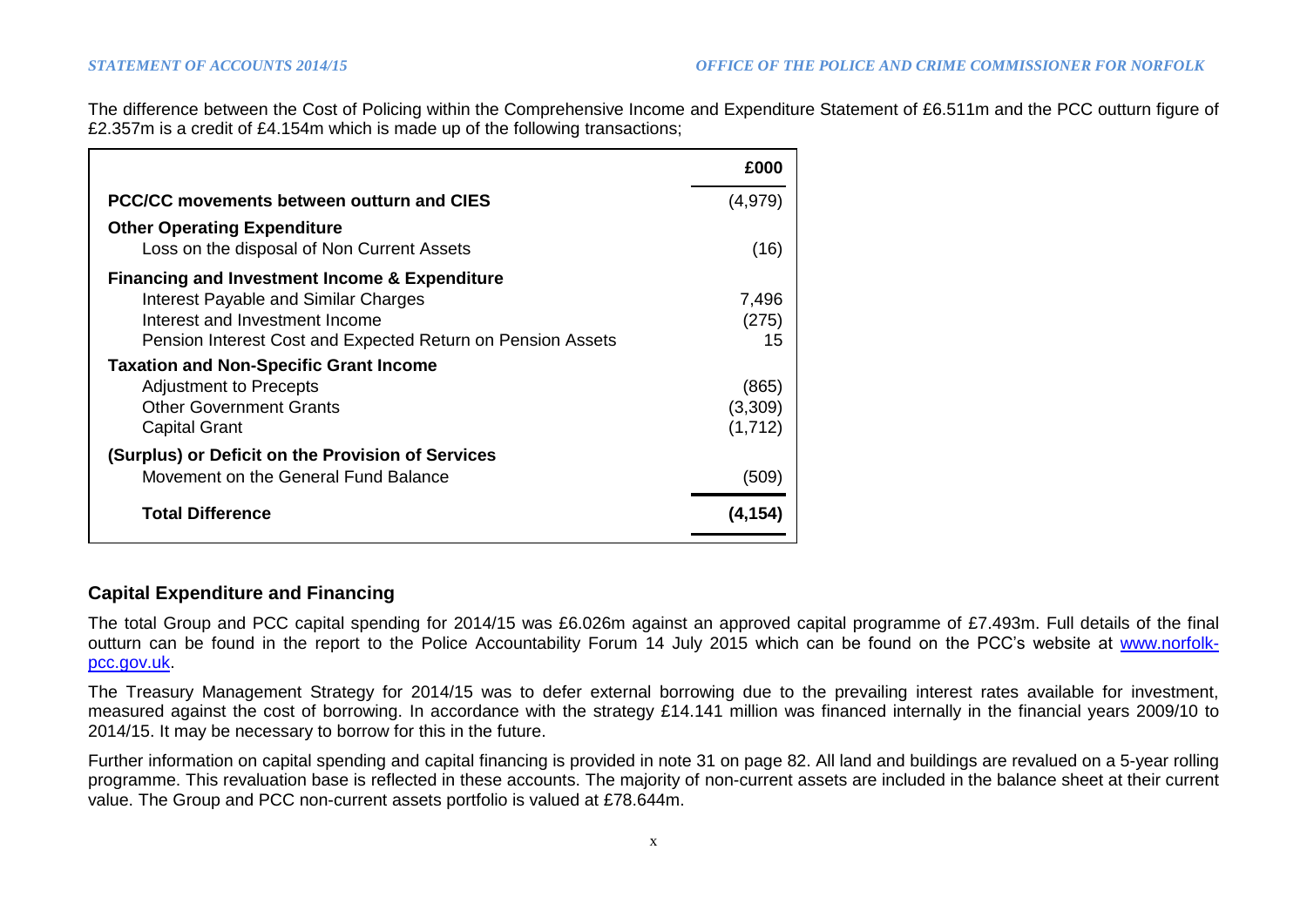The difference between the Cost of Policing within the Comprehensive Income and Expenditure Statement of £6.511m and the PCC outturn figure of £2.357m is a credit of £4.154m which is made up of the following transactions;

| | £000 |
|---|---|
| **PCC/CC movements between outturn and CIES** | (4,979) |
| **Other Operating Expenditure** | |
| Loss on the disposal of Non Current Assets | (16) |
| **Financing and Investment Income & Expenditure** | |
| Interest Payable and Similar Charges | 7,496 |
| Interest and Investment Income | (275) |
| Pension Interest Cost and Expected Return on Pension Assets | 15 |
| **Taxation and Non-Specific Grant Income** | |
| Adjustment to Precepts | (865) |
| Other Government Grants | (3,309) |
| Capital Grant | (1,712) |
| **(Surplus) or Deficit on the Provision of Services** | |
| Movement on the General Fund Balance | (509) |
| **Total Difference** | **(4,154)** |

## Capital Expenditure and Financing

The total Group and PCC capital spending for 2014/15 was £6.026m against an approved capital programme of £7.493m. Full details of the final outturn can be found in the report to the Police Accountability Forum 14 July 2015 which can be found on the PCC's website at www.norfolk-pcc.gov.uk.

The Treasury Management Strategy for 2014/15 was to defer external borrowing due to the prevailing interest rates available for investment, measured against the cost of borrowing. In accordance with the strategy £14.141 million was financed internally in the financial years 2009/10 to 2014/15. It may be necessary to borrow for this in the future.

Further information on capital spending and capital financing is provided in note 31 on page 82. All land and buildings are revalued on a 5-year rolling programme. This revaluation base is reflected in these accounts. The majority of non-current assets are included in the balance sheet at their current value. The Group and PCC non-current assets portfolio is valued at £78.644m.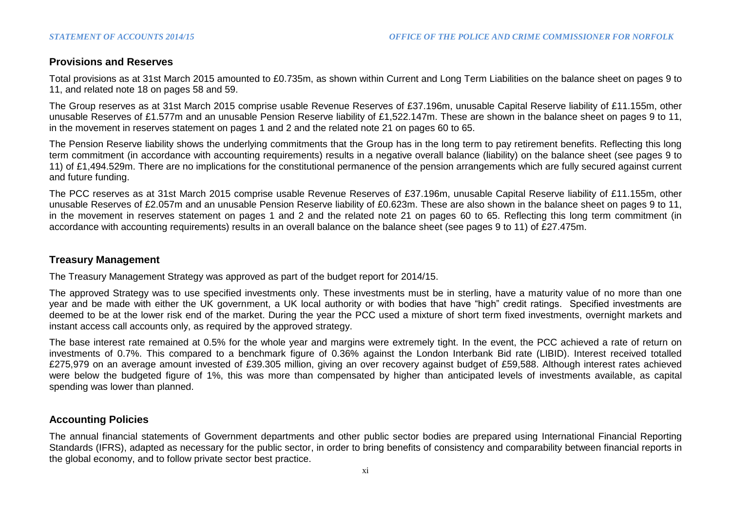## Provisions and Reserves

Total provisions as at 31st March 2015 amounted to £0.735m, as shown within Current and Long Term Liabilities on the balance sheet on pages 9 to 11, and related note 18 on pages 58 and 59.

The Group reserves as at 31st March 2015 comprise usable Revenue Reserves of £37.196m, unusable Capital Reserve liability of £11.155m, other unusable Reserves of £1.577m and an unusable Pension Reserve liability of £1,522.147m. These are shown in the balance sheet on pages 9 to 11, in the movement in reserves statement on pages 1 and 2 and the related note 21 on pages 60 to 65.

The Pension Reserve liability shows the underlying commitments that the Group has in the long term to pay retirement benefits. Reflecting this long term commitment (in accordance with accounting requirements) results in a negative overall balance (liability) on the balance sheet (see pages 9 to 11) of £1,494.529m. There are no implications for the constitutional permanence of the pension arrangements which are fully secured against current and future funding.

The PCC reserves as at 31st March 2015 comprise usable Revenue Reserves of £37.196m, unusable Capital Reserve liability of £11.155m, other unusable Reserves of £2.057m and an unusable Pension Reserve liability of £0.623m. These are also shown in the balance sheet on pages 9 to 11, in the movement in reserves statement on pages 1 and 2 and the related note 21 on pages 60 to 65. Reflecting this long term commitment (in accordance with accounting requirements) results in an overall balance on the balance sheet (see pages 9 to 11) of £27.475m.

## Treasury Management

The Treasury Management Strategy was approved as part of the budget report for 2014/15.

The approved Strategy was to use specified investments only. These investments must be in sterling, have a maturity value of no more than one year and be made with either the UK government, a UK local authority or with bodies that have "high" credit ratings. Specified investments are deemed to be at the lower risk end of the market. During the year the PCC used a mixture of short term fixed investments, overnight markets and instant access call accounts only, as required by the approved strategy.

The base interest rate remained at 0.5% for the whole year and margins were extremely tight. In the event, the PCC achieved a rate of return on investments of 0.7%. This compared to a benchmark figure of 0.36% against the London Interbank Bid rate (LIBID). Interest received totalled £275,979 on an average amount invested of £39.305 million, giving an over recovery against budget of £59,588. Although interest rates achieved were below the budgeted figure of 1%, this was more than compensated by higher than anticipated levels of investments available, as capital spending was lower than planned.

## Accounting Policies

The annual financial statements of Government departments and other public sector bodies are prepared using International Financial Reporting Standards (IFRS), adapted as necessary for the public sector, in order to bring benefits of consistency and comparability between financial reports in the global economy, and to follow private sector best practice.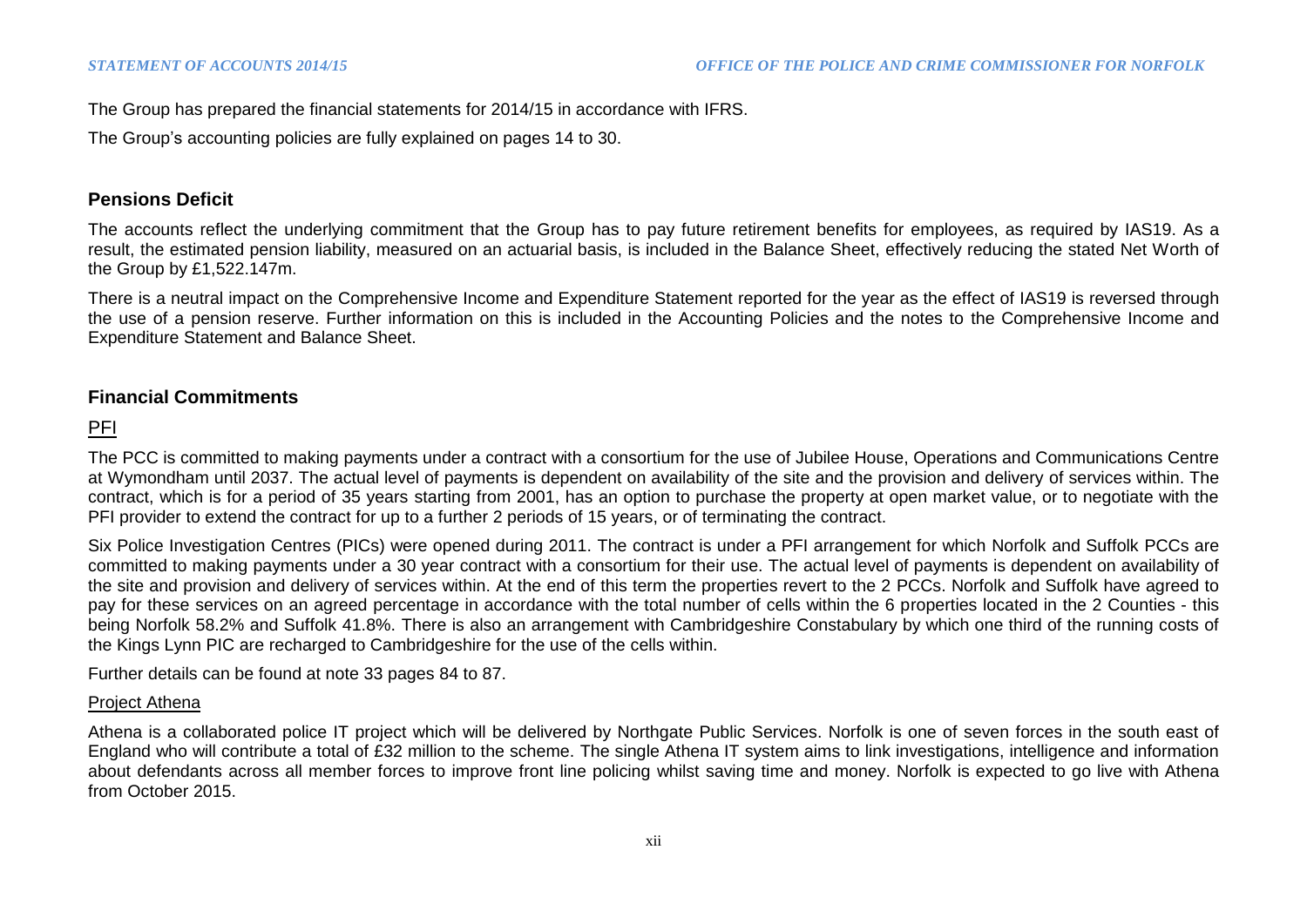The Group has prepared the financial statements for 2014/15 in accordance with IFRS.

The Group's accounting policies are fully explained on pages 14 to 30.

## Pensions Deficit

The accounts reflect the underlying commitment that the Group has to pay future retirement benefits for employees, as required by IAS19. As a result, the estimated pension liability, measured on an actuarial basis, is included in the Balance Sheet, effectively reducing the stated Net Worth of the Group by £1,522.147m.

There is a neutral impact on the Comprehensive Income and Expenditure Statement reported for the year as the effect of IAS19 is reversed through the use of a pension reserve. Further information on this is included in the Accounting Policies and the notes to the Comprehensive Income and Expenditure Statement and Balance Sheet.

## Financial Commitments

### PFI

The PCC is committed to making payments under a contract with a consortium for the use of Jubilee House, Operations and Communications Centre at Wymondham until 2037. The actual level of payments is dependent on availability of the site and the provision and delivery of services within. The contract, which is for a period of 35 years starting from 2001, has an option to purchase the property at open market value, or to negotiate with the PFI provider to extend the contract for up to a further 2 periods of 15 years, or of terminating the contract.

Six Police Investigation Centres (PICs) were opened during 2011. The contract is under a PFI arrangement for which Norfolk and Suffolk PCCs are committed to making payments under a 30 year contract with a consortium for their use. The actual level of payments is dependent on availability of the site and provision and delivery of services within. At the end of this term the properties revert to the 2 PCCs. Norfolk and Suffolk have agreed to pay for these services on an agreed percentage in accordance with the total number of cells within the 6 properties located in the 2 Counties - this being Norfolk 58.2% and Suffolk 41.8%. There is also an arrangement with Cambridgeshire Constabulary by which one third of the running costs of the Kings Lynn PIC are recharged to Cambridgeshire for the use of the cells within.

Further details can be found at note 33 pages 84 to 87.

### Project Athena

Athena is a collaborated police IT project which will be delivered by Northgate Public Services. Norfolk is one of seven forces in the south east of England who will contribute a total of £32 million to the scheme. The single Athena IT system aims to link investigations, intelligence and information about defendants across all member forces to improve front line policing whilst saving time and money. Norfolk is expected to go live with Athena from October 2015.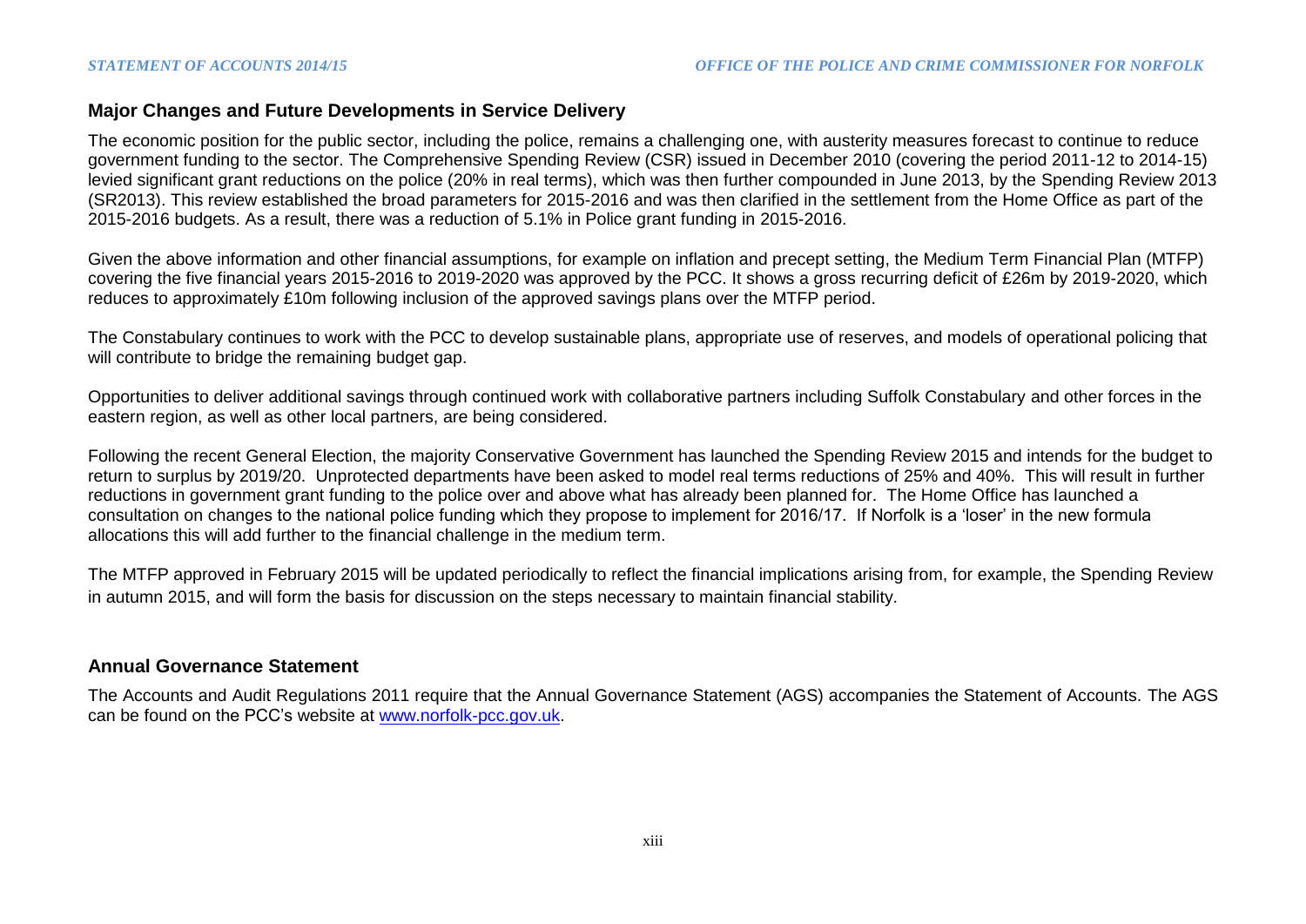## Major Changes and Future Developments in Service Delivery

The economic position for the public sector, including the police, remains a challenging one, with austerity measures forecast to continue to reduce government funding to the sector. The Comprehensive Spending Review (CSR) issued in December 2010 (covering the period 2011-12 to 2014-15) levied significant grant reductions on the police (20% in real terms), which was then further compounded in June 2013, by the Spending Review 2013 (SR2013). This review established the broad parameters for 2015-2016 and was then clarified in the settlement from the Home Office as part of the 2015-2016 budgets. As a result, there was a reduction of 5.1% in Police grant funding in 2015-2016.

Given the above information and other financial assumptions, for example on inflation and precept setting, the Medium Term Financial Plan (MTFP) covering the five financial years 2015-2016 to 2019-2020 was approved by the PCC. It shows a gross recurring deficit of £26m by 2019-2020, which reduces to approximately £10m following inclusion of the approved savings plans over the MTFP period.

The Constabulary continues to work with the PCC to develop sustainable plans, appropriate use of reserves, and models of operational policing that will contribute to bridge the remaining budget gap.

Opportunities to deliver additional savings through continued work with collaborative partners including Suffolk Constabulary and other forces in the eastern region, as well as other local partners, are being considered.

Following the recent General Election, the majority Conservative Government has launched the Spending Review 2015 and intends for the budget to return to surplus by 2019/20. Unprotected departments have been asked to model real terms reductions of 25% and 40%. This will result in further reductions in government grant funding to the police over and above what has already been planned for. The Home Office has launched a consultation on changes to the national police funding which they propose to implement for 2016/17. If Norfolk is a 'loser' in the new formula allocations this will add further to the financial challenge in the medium term.

The MTFP approved in February 2015 will be updated periodically to reflect the financial implications arising from, for example, the Spending Review in autumn 2015, and will form the basis for discussion on the steps necessary to maintain financial stability.

## Annual Governance Statement

The Accounts and Audit Regulations 2011 require that the Annual Governance Statement (AGS) accompanies the Statement of Accounts. The AGS can be found on the PCC's website at [www.norfolk-pcc.gov.uk](http://www.norfolk-pcc.gov.uk).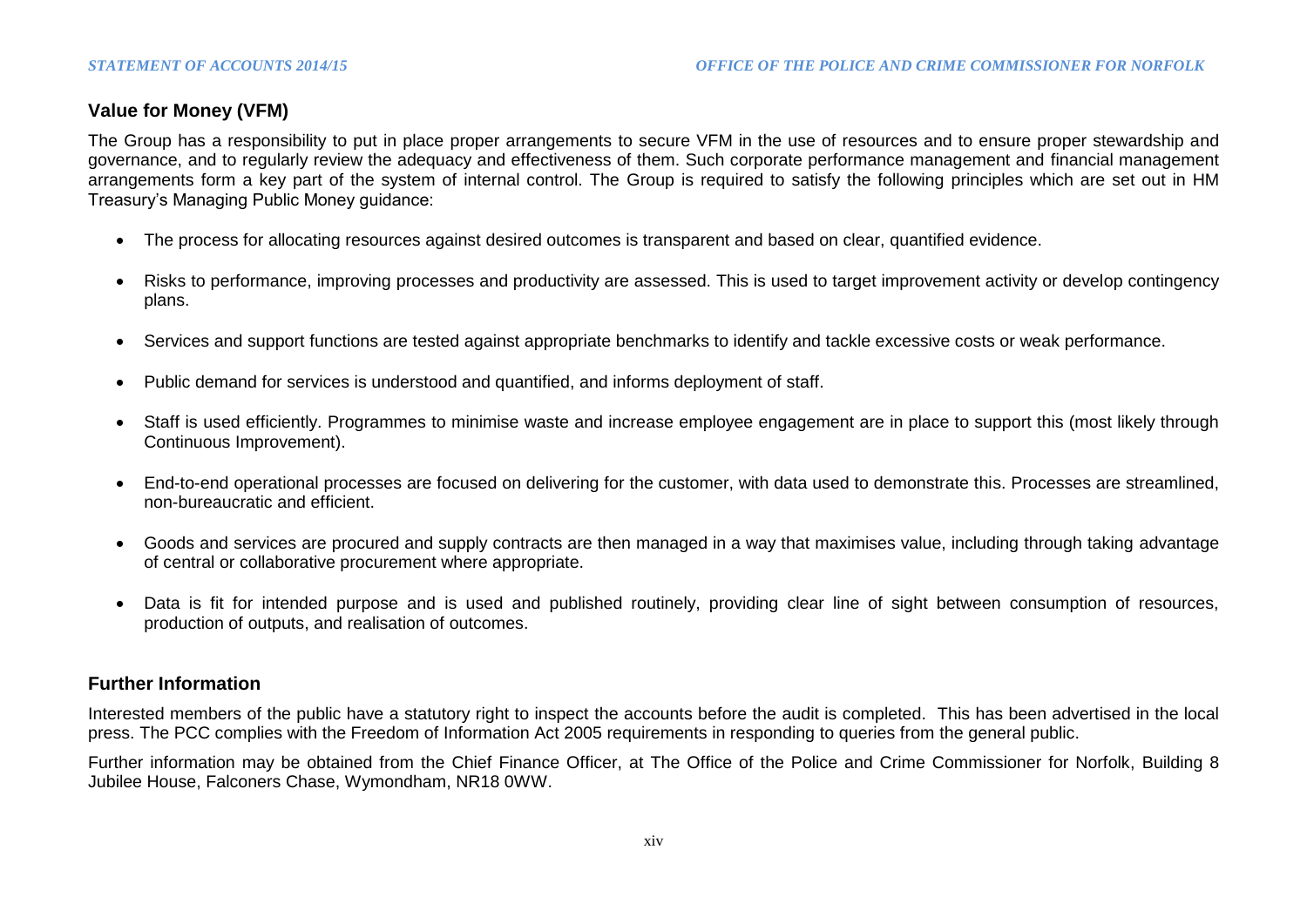## Value for Money (VFM)

The Group has a responsibility to put in place proper arrangements to secure VFM in the use of resources and to ensure proper stewardship and governance, and to regularly review the adequacy and effectiveness of them. Such corporate performance management and financial management arrangements form a key part of the system of internal control. The Group is required to satisfy the following principles which are set out in HM Treasury's Managing Public Money guidance:

- The process for allocating resources against desired outcomes is transparent and based on clear, quantified evidence.
- Risks to performance, improving processes and productivity are assessed. This is used to target improvement activity or develop contingency plans.
- Services and support functions are tested against appropriate benchmarks to identify and tackle excessive costs or weak performance.
- Public demand for services is understood and quantified, and informs deployment of staff.
- Staff is used efficiently. Programmes to minimise waste and increase employee engagement are in place to support this (most likely through Continuous Improvement).
- End-to-end operational processes are focused on delivering for the customer, with data used to demonstrate this. Processes are streamlined, non-bureaucratic and efficient.
- Goods and services are procured and supply contracts are then managed in a way that maximises value, including through taking advantage of central or collaborative procurement where appropriate.
- Data is fit for intended purpose and is used and published routinely, providing clear line of sight between consumption of resources, production of outputs, and realisation of outcomes.

## Further Information

Interested members of the public have a statutory right to inspect the accounts before the audit is completed. This has been advertised in the local press. The PCC complies with the Freedom of Information Act 2005 requirements in responding to queries from the general public.

Further information may be obtained from the Chief Finance Officer, at The Office of the Police and Crime Commissioner for Norfolk, Building 8 Jubilee House, Falconers Chase, Wymondham, NR18 0WW.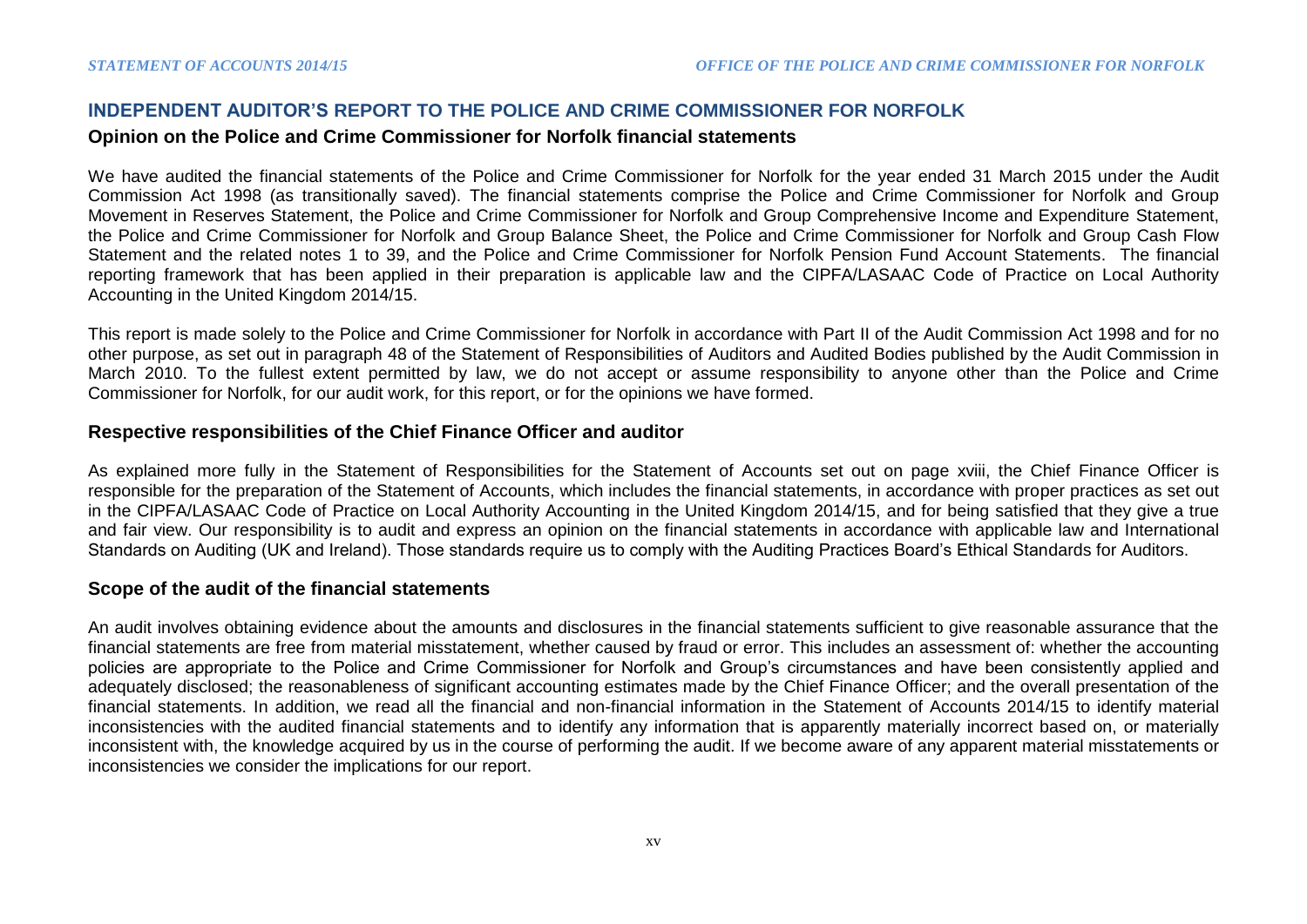## INDEPENDENT AUDITOR'S REPORT TO THE POLICE AND CRIME COMMISSIONER FOR NORFOLK

### Opinion on the Police and Crime Commissioner for Norfolk financial statements

We have audited the financial statements of the Police and Crime Commissioner for Norfolk for the year ended 31 March 2015 under the Audit Commission Act 1998 (as transitionally saved). The financial statements comprise the Police and Crime Commissioner for Norfolk and Group Movement in Reserves Statement, the Police and Crime Commissioner for Norfolk and Group Comprehensive Income and Expenditure Statement, the Police and Crime Commissioner for Norfolk and Group Balance Sheet, the Police and Crime Commissioner for Norfolk and Group Cash Flow Statement and the related notes 1 to 39, and the Police and Crime Commissioner for Norfolk Pension Fund Account Statements. The financial reporting framework that has been applied in their preparation is applicable law and the CIPFA/LASAAC Code of Practice on Local Authority Accounting in the United Kingdom 2014/15.

This report is made solely to the Police and Crime Commissioner for Norfolk in accordance with Part II of the Audit Commission Act 1998 and for no other purpose, as set out in paragraph 48 of the Statement of Responsibilities of Auditors and Audited Bodies published by the Audit Commission in March 2010. To the fullest extent permitted by law, we do not accept or assume responsibility to anyone other than the Police and Crime Commissioner for Norfolk, for our audit work, for this report, or for the opinions we have formed.

### Respective responsibilities of the Chief Finance Officer and auditor

As explained more fully in the Statement of Responsibilities for the Statement of Accounts set out on page xviii, the Chief Finance Officer is responsible for the preparation of the Statement of Accounts, which includes the financial statements, in accordance with proper practices as set out in the CIPFA/LASAAC Code of Practice on Local Authority Accounting in the United Kingdom 2014/15, and for being satisfied that they give a true and fair view. Our responsibility is to audit and express an opinion on the financial statements in accordance with applicable law and International Standards on Auditing (UK and Ireland). Those standards require us to comply with the Auditing Practices Board's Ethical Standards for Auditors.

### Scope of the audit of the financial statements

An audit involves obtaining evidence about the amounts and disclosures in the financial statements sufficient to give reasonable assurance that the financial statements are free from material misstatement, whether caused by fraud or error. This includes an assessment of: whether the accounting policies are appropriate to the Police and Crime Commissioner for Norfolk and Group's circumstances and have been consistently applied and adequately disclosed; the reasonableness of significant accounting estimates made by the Chief Finance Officer; and the overall presentation of the financial statements. In addition, we read all the financial and non-financial information in the Statement of Accounts 2014/15 to identify material inconsistencies with the audited financial statements and to identify any information that is apparently materially incorrect based on, or materially inconsistent with, the knowledge acquired by us in the course of performing the audit. If we become aware of any apparent material misstatements or inconsistencies we consider the implications for our report.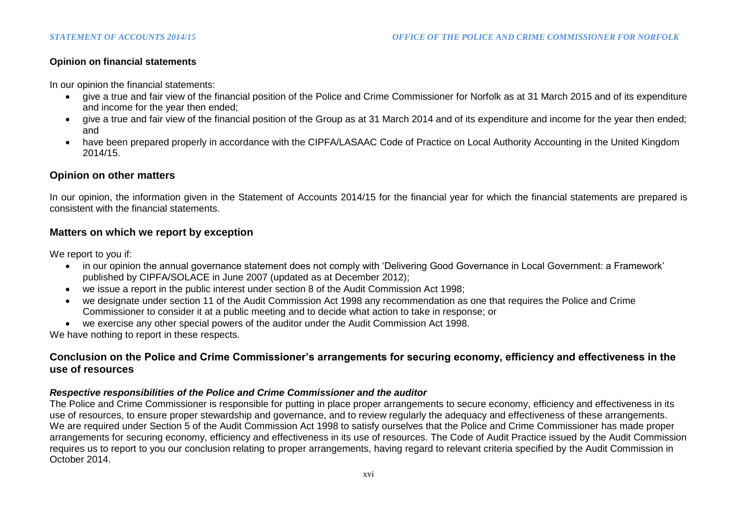### Opinion on financial statements

In our opinion the financial statements:

- give a true and fair view of the financial position of the Police and Crime Commissioner for Norfolk as at 31 March 2015 and of its expenditure and income for the year then ended;
- give a true and fair view of the financial position of the Group as at 31 March 2014 and of its expenditure and income for the year then ended; and
- have been prepared properly in accordance with the CIPFA/LASAAC Code of Practice on Local Authority Accounting in the United Kingdom 2014/15.

## Opinion on other matters

In our opinion, the information given in the Statement of Accounts 2014/15 for the financial year for which the financial statements are prepared is consistent with the financial statements.

## Matters on which we report by exception

We report to you if:

- in our opinion the annual governance statement does not comply with 'Delivering Good Governance in Local Government: a Framework' published by CIPFA/SOLACE in June 2007 (updated as at December 2012);
- we issue a report in the public interest under section 8 of the Audit Commission Act 1998;
- we designate under section 11 of the Audit Commission Act 1998 any recommendation as one that requires the Police and Crime Commissioner to consider it at a public meeting and to decide what action to take in response; or
- we exercise any other special powers of the auditor under the Audit Commission Act 1998.

We have nothing to report in these respects.

## Conclusion on the Police and Crime Commissioner's arrangements for securing economy, efficiency and effectiveness in the use of resources

***Respective responsibilities of the Police and Crime Commissioner and the auditor***

The Police and Crime Commissioner is responsible for putting in place proper arrangements to secure economy, efficiency and effectiveness in its use of resources, to ensure proper stewardship and governance, and to review regularly the adequacy and effectiveness of these arrangements. We are required under Section 5 of the Audit Commission Act 1998 to satisfy ourselves that the Police and Crime Commissioner has made proper arrangements for securing economy, efficiency and effectiveness in its use of resources. The Code of Audit Practice issued by the Audit Commission requires us to report to you our conclusion relating to proper arrangements, having regard to relevant criteria specified by the Audit Commission in October 2014.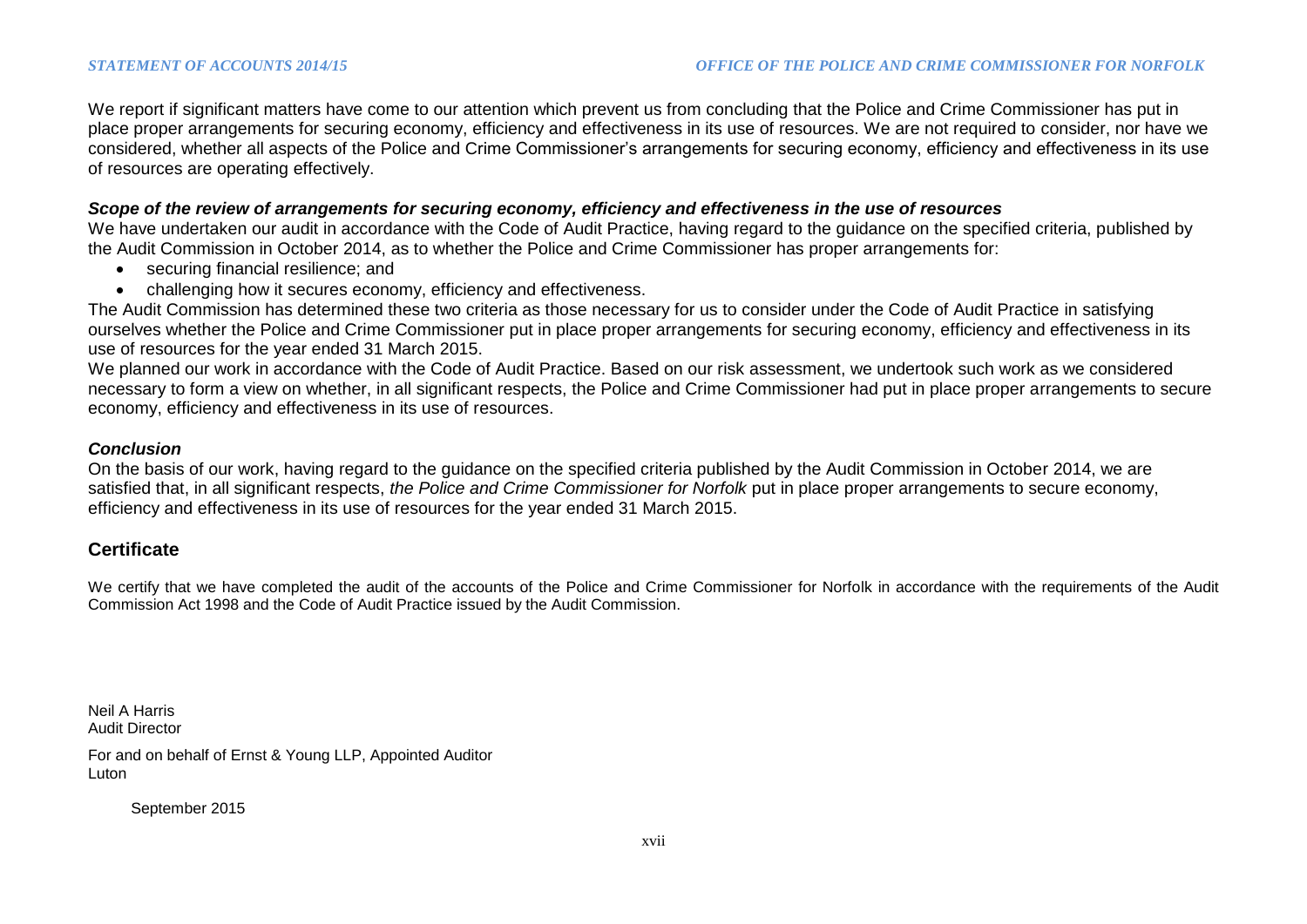We report if significant matters have come to our attention which prevent us from concluding that the Police and Crime Commissioner has put in place proper arrangements for securing economy, efficiency and effectiveness in its use of resources. We are not required to consider, nor have we considered, whether all aspects of the Police and Crime Commissioner's arrangements for securing economy, efficiency and effectiveness in its use of resources are operating effectively.

***Scope of the review of arrangements for securing economy, efficiency and effectiveness in the use of resources***

We have undertaken our audit in accordance with the Code of Audit Practice, having regard to the guidance on the specified criteria, published by the Audit Commission in October 2014, as to whether the Police and Crime Commissioner has proper arrangements for:

- securing financial resilience; and
- challenging how it secures economy, efficiency and effectiveness.

The Audit Commission has determined these two criteria as those necessary for us to consider under the Code of Audit Practice in satisfying ourselves whether the Police and Crime Commissioner put in place proper arrangements for securing economy, efficiency and effectiveness in its use of resources for the year ended 31 March 2015.

We planned our work in accordance with the Code of Audit Practice. Based on our risk assessment, we undertook such work as we considered necessary to form a view on whether, in all significant respects, the Police and Crime Commissioner had put in place proper arrangements to secure economy, efficiency and effectiveness in its use of resources.

***Conclusion***

On the basis of our work, having regard to the guidance on the specified criteria published by the Audit Commission in October 2014, we are satisfied that, in all significant respects, *the Police and Crime Commissioner for Norfolk* put in place proper arrangements to secure economy, efficiency and effectiveness in its use of resources for the year ended 31 March 2015.

## Certificate

We certify that we have completed the audit of the accounts of the Police and Crime Commissioner for Norfolk in accordance with the requirements of the Audit Commission Act 1998 and the Code of Audit Practice issued by the Audit Commission.

Neil A Harris
Audit Director

For and on behalf of Ernst & Young LLP, Appointed Auditor
Luton

September 2015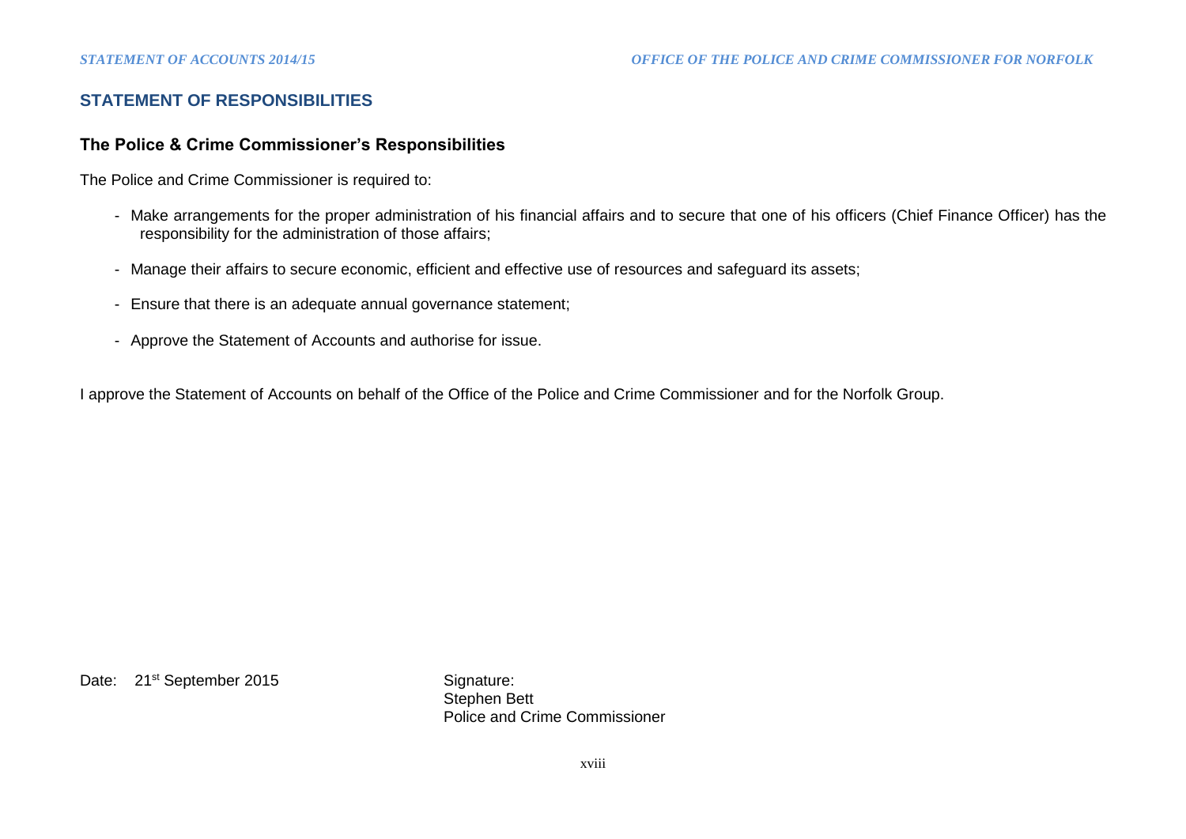## STATEMENT OF RESPONSIBILITIES

### The Police & Crime Commissioner's Responsibilities

The Police and Crime Commissioner is required to:

- Make arrangements for the proper administration of his financial affairs and to secure that one of his officers (Chief Finance Officer) has the responsibility for the administration of those affairs;
- Manage their affairs to secure economic, efficient and effective use of resources and safeguard its assets;
- Ensure that there is an adequate annual governance statement;
- Approve the Statement of Accounts and authorise for issue.

I approve the Statement of Accounts on behalf of the Office of the Police and Crime Commissioner and for the Norfolk Group.

Date: 21st September 2015

Signature:
Stephen Bett
Police and Crime Commissioner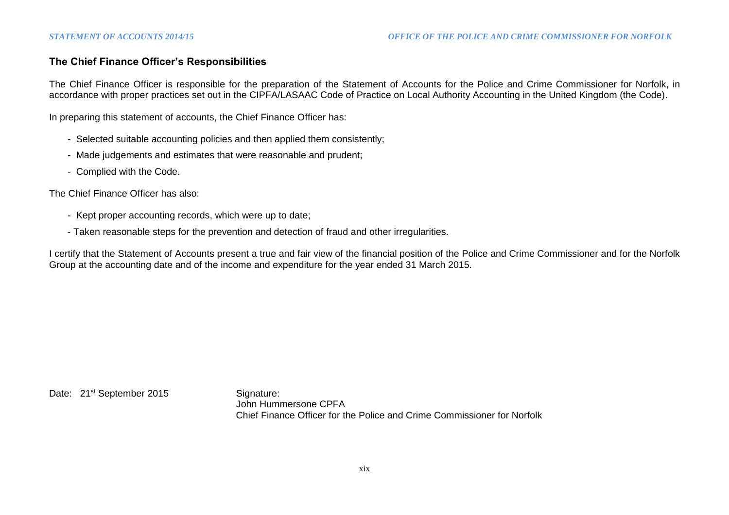## The Chief Finance Officer's Responsibilities

The Chief Finance Officer is responsible for the preparation of the Statement of Accounts for the Police and Crime Commissioner for Norfolk, in accordance with proper practices set out in the CIPFA/LASAAC Code of Practice on Local Authority Accounting in the United Kingdom (the Code).

In preparing this statement of accounts, the Chief Finance Officer has:

- Selected suitable accounting policies and then applied them consistently;
- Made judgements and estimates that were reasonable and prudent;
- Complied with the Code.

The Chief Finance Officer has also:

- Kept proper accounting records, which were up to date;
- Taken reasonable steps for the prevention and detection of fraud and other irregularities.

I certify that the Statement of Accounts present a true and fair view of the financial position of the Police and Crime Commissioner and for the Norfolk Group at the accounting date and of the income and expenditure for the year ended 31 March 2015.

Date: 21st September 2015

Signature:
John Hummersone CPFA
Chief Finance Officer for the Police and Crime Commissioner for Norfolk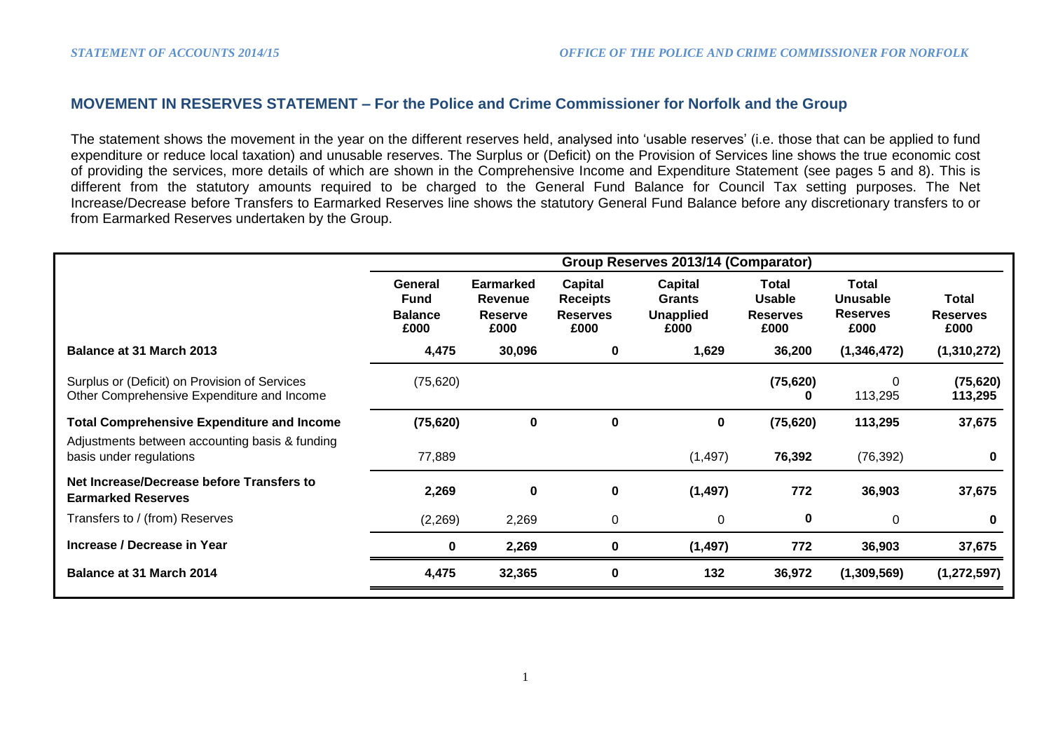## MOVEMENT IN RESERVES STATEMENT – For the Police and Crime Commissioner for Norfolk and the Group

The statement shows the movement in the year on the different reserves held, analysed into 'usable reserves' (i.e. those that can be applied to fund expenditure or reduce local taxation) and unusable reserves. The Surplus or (Deficit) on the Provision of Services line shows the true economic cost of providing the services, more details of which are shown in the Comprehensive Income and Expenditure Statement (see pages 5 and 8). This is different from the statutory amounts required to be charged to the General Fund Balance for Council Tax setting purposes. The Net Increase/Decrease before Transfers to Earmarked Reserves line shows the statutory General Fund Balance before any discretionary transfers to or from Earmarked Reserves undertaken by the Group.

| | Group Reserves 2013/14 (Comparator) | | | | | | |
|---|---|---|---|---|---|---|---|
| | **General Fund Balance £000** | **Earmarked Revenue Reserve £000** | **Capital Receipts Reserves £000** | **Capital Grants Unapplied £000** | **Total Usable Reserves £000** | **Total Unusable Reserves £000** | **Total Reserves £000** |
| **Balance at 31 March 2013** | **4,475** | **30,096** | **0** | **1,629** | **36,200** | **(1,346,472)** | **(1,310,272)** |
| Surplus or (Deficit) on Provision of Services | (75,620) | | | | **(75,620)** | 0 | **(75,620)** |
| Other Comprehensive Expenditure and Income | | | | | **0** | 113,295 | **113,295** |
| **Total Comprehensive Expenditure and Income** | **(75,620)** | **0** | **0** | **0** | **(75,620)** | **113,295** | **37,675** |
| Adjustments between accounting basis & funding basis under regulations | 77,889 | | | (1,497) | **76,392** | (76,392) | **0** |
| **Net Increase/Decrease before Transfers to Earmarked Reserves** | **2,269** | **0** | **0** | **(1,497)** | **772** | **36,903** | **37,675** |
| Transfers to / (from) Reserves | (2,269) | 2,269 | 0 | 0 | **0** | 0 | **0** |
| **Increase / Decrease in Year** | **0** | **2,269** | **0** | **(1,497)** | **772** | **36,903** | **37,675** |
| **Balance at 31 March 2014** | **4,475** | **32,365** | **0** | **132** | **36,972** | **(1,309,569)** | **(1,272,597)** |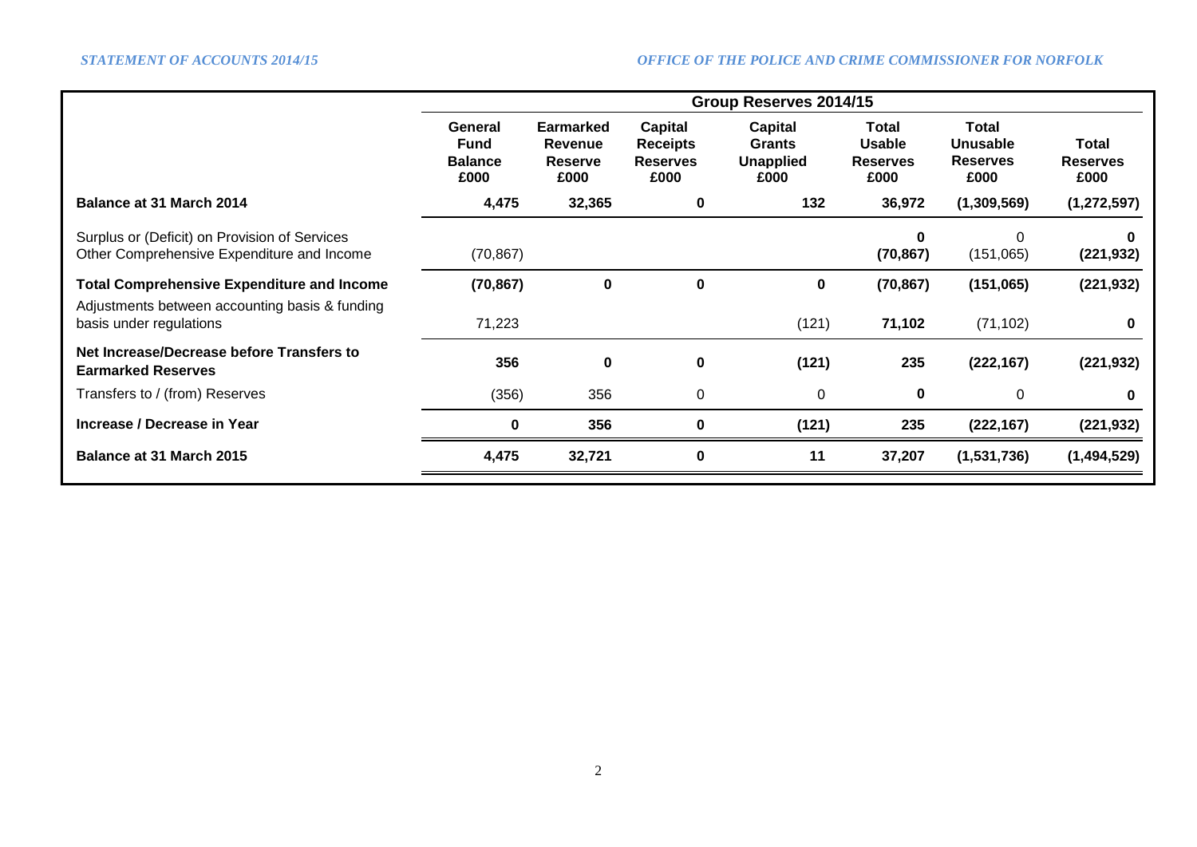| | Group Reserves 2014/15 | | | | | | |
|---|---|---|---|---|---|---|---|
| | **General Fund Balance £000** | **Earmarked Revenue Reserve £000** | **Capital Receipts Reserves £000** | **Capital Grants Unapplied £000** | **Total Usable Reserves £000** | **Total Unusable Reserves £000** | **Total Reserves £000** |
| **Balance at 31 March 2014** | **4,475** | **32,365** | **0** | **132** | **36,972** | **(1,309,569)** | **(1,272,597)** |
| Surplus or (Deficit) on Provision of Services | | | | | **0** | 0 | **0** |
| Other Comprehensive Expenditure and Income | (70,867) | | | | **(70,867)** | (151,065) | **(221,932)** |
| **Total Comprehensive Expenditure and Income** | **(70,867)** | **0** | **0** | **0** | **(70,867)** | **(151,065)** | **(221,932)** |
| Adjustments between accounting basis & funding basis under regulations | 71,223 | | | (121) | **71,102** | (71,102) | **0** |
| **Net Increase/Decrease before Transfers to Earmarked Reserves** | **356** | **0** | **0** | **(121)** | **235** | **(222,167)** | **(221,932)** |
| Transfers to / (from) Reserves | (356) | 356 | 0 | 0 | **0** | 0 | **0** |
| **Increase / Decrease in Year** | **0** | **356** | **0** | **(121)** | **235** | **(222,167)** | **(221,932)** |
| **Balance at 31 March 2015** | **4,475** | **32,721** | **0** | **11** | **37,207** | **(1,531,736)** | **(1,494,529)** |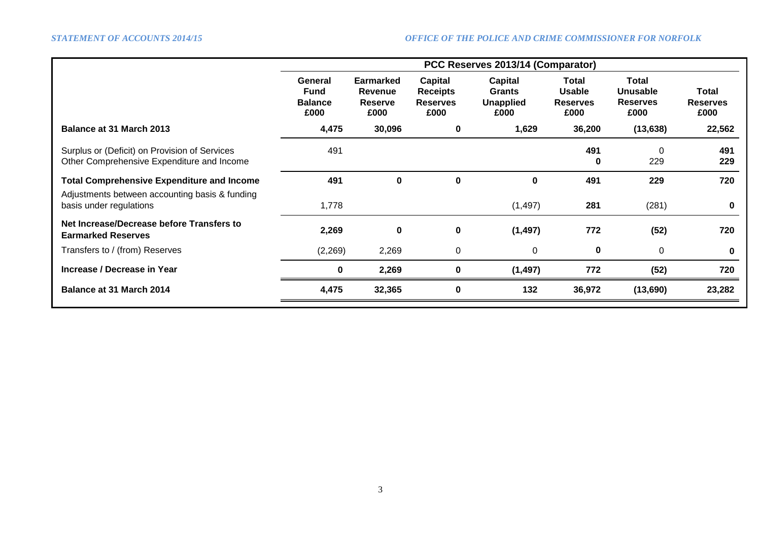| | PCC Reserves 2013/14 (Comparator) | | | | | | |
|---|---|---|---|---|---|---|---|
| | **General Fund Balance £000** | **Earmarked Revenue Reserve £000** | **Capital Receipts Reserves £000** | **Capital Grants Unapplied £000** | **Total Usable Reserves £000** | **Total Unusable Reserves £000** | **Total Reserves £000** |
| **Balance at 31 March 2013** | **4,475** | **30,096** | **0** | **1,629** | **36,200** | **(13,638)** | **22,562** |
| Surplus or (Deficit) on Provision of Services | 491 | | | | **491** | 0 | **491** |
| Other Comprehensive Expenditure and Income | | | | | **0** | 229 | **229** |
| **Total Comprehensive Expenditure and Income** | **491** | **0** | **0** | **0** | **491** | **229** | **720** |
| Adjustments between accounting basis & funding basis under regulations | 1,778 | | | (1,497) | **281** | (281) | **0** |
| **Net Increase/Decrease before Transfers to Earmarked Reserves** | **2,269** | **0** | **0** | **(1,497)** | **772** | **(52)** | **720** |
| Transfers to / (from) Reserves | (2,269) | 2,269 | 0 | 0 | **0** | 0 | **0** |
| **Increase / Decrease in Year** | **0** | **2,269** | **0** | **(1,497)** | **772** | **(52)** | **720** |
| **Balance at 31 March 2014** | **4,475** | **32,365** | **0** | **132** | **36,972** | **(13,690)** | **23,282** |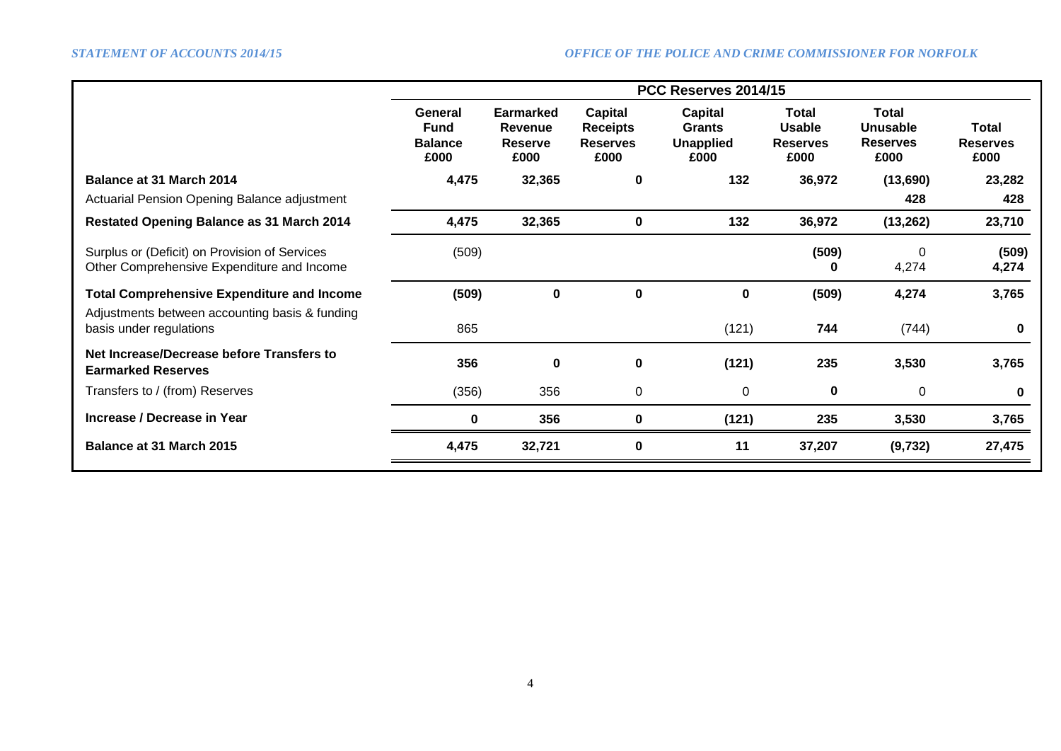| | PCC Reserves 2014/15 | | | | | | |
|---|---|---|---|---|---|---|---|
| | **General Fund Balance £000** | **Earmarked Revenue Reserve £000** | **Capital Receipts Reserves £000** | **Capital Grants Unapplied £000** | **Total Usable Reserves £000** | **Total Unusable Reserves £000** | **Total Reserves £000** |
| **Balance at 31 March 2014** | **4,475** | **32,365** | **0** | **132** | **36,972** | **(13,690)** | **23,282** |
| Actuarial Pension Opening Balance adjustment | | | | | | **428** | **428** |
| **Restated Opening Balance as 31 March 2014** | **4,475** | **32,365** | **0** | **132** | **36,972** | **(13,262)** | **23,710** |
| Surplus or (Deficit) on Provision of Services | (509) | | | | **(509)** | 0 | **(509)** |
| Other Comprehensive Expenditure and Income | | | | | **0** | 4,274 | **4,274** |
| **Total Comprehensive Expenditure and Income** | **(509)** | **0** | **0** | **0** | **(509)** | **4,274** | **3,765** |
| Adjustments between accounting basis & funding basis under regulations | 865 | | | (121) | **744** | (744) | **0** |
| **Net Increase/Decrease before Transfers to Earmarked Reserves** | **356** | **0** | **0** | **(121)** | **235** | **3,530** | **3,765** |
| Transfers to / (from) Reserves | (356) | 356 | 0 | 0 | **0** | 0 | **0** |
| **Increase / Decrease in Year** | **0** | **356** | **0** | **(121)** | **235** | **3,530** | **3,765** |
| **Balance at 31 March 2015** | **4,475** | **32,721** | **0** | **11** | **37,207** | **(9,732)** | **27,475** |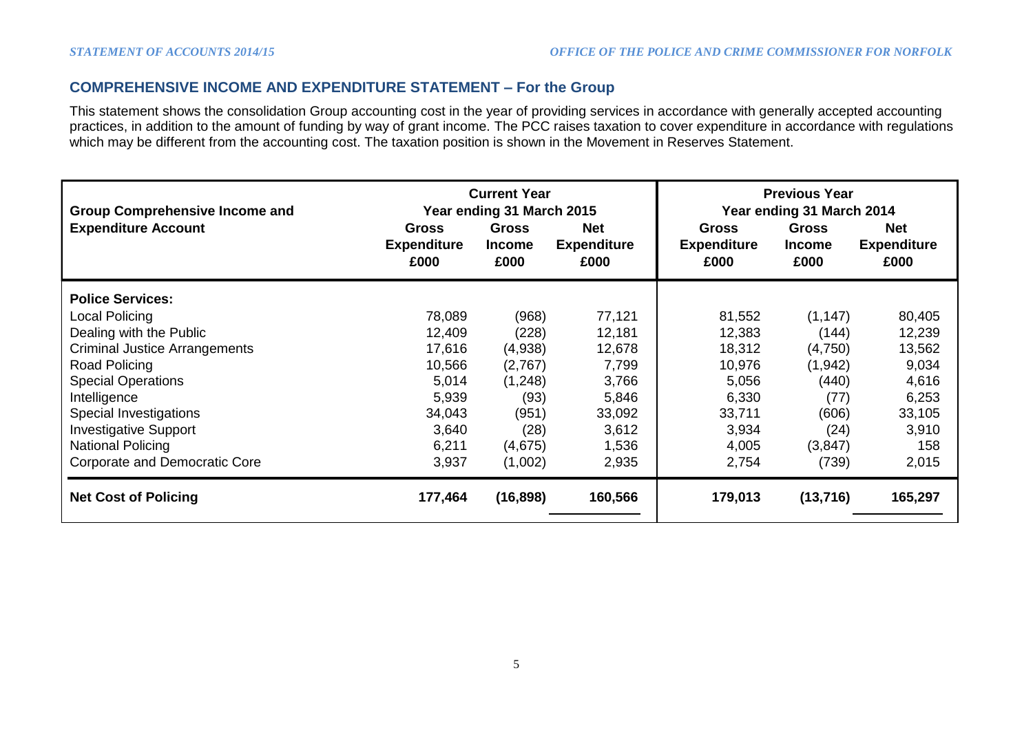## COMPREHENSIVE INCOME AND EXPENDITURE STATEMENT – For the Group

This statement shows the consolidation Group accounting cost in the year of providing services in accordance with generally accepted accounting practices, in addition to the amount of funding by way of grant income. The PCC raises taxation to cover expenditure in accordance with regulations which may be different from the accounting cost. The taxation position is shown in the Movement in Reserves Statement.

| Group Comprehensive Income and Expenditure Account | Current Year Year ending 31 March 2015 | | | Previous Year Year ending 31 March 2014 | | |
|---|---|---|---|---|---|---|
| | Gross Expenditure £000 | Gross Income £000 | Net Expenditure £000 | Gross Expenditure £000 | Gross Income £000 | Net Expenditure £000 |
| **Police Services:** | | | | | | |
| Local Policing | 78,089 | (968) | 77,121 | 81,552 | (1,147) | 80,405 |
| Dealing with the Public | 12,409 | (228) | 12,181 | 12,383 | (144) | 12,239 |
| Criminal Justice Arrangements | 17,616 | (4,938) | 12,678 | 18,312 | (4,750) | 13,562 |
| Road Policing | 10,566 | (2,767) | 7,799 | 10,976 | (1,942) | 9,034 |
| Special Operations | 5,014 | (1,248) | 3,766 | 5,056 | (440) | 4,616 |
| Intelligence | 5,939 | (93) | 5,846 | 6,330 | (77) | 6,253 |
| Special Investigations | 34,043 | (951) | 33,092 | 33,711 | (606) | 33,105 |
| Investigative Support | 3,640 | (28) | 3,612 | 3,934 | (24) | 3,910 |
| National Policing | 6,211 | (4,675) | 1,536 | 4,005 | (3,847) | 158 |
| Corporate and Democratic Core | 3,937 | (1,002) | 2,935 | 2,754 | (739) | 2,015 |
| **Net Cost of Policing** | **177,464** | **(16,898)** | **160,566** | **179,013** | **(13,716)** | **165,297** |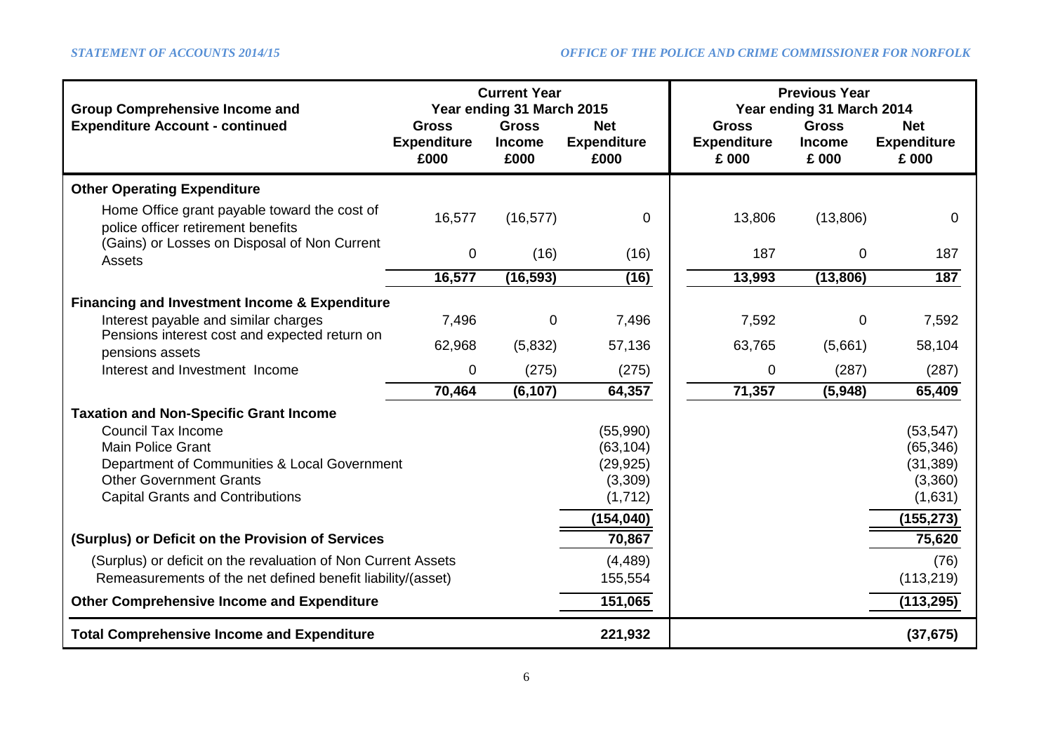| Group Comprehensive Income and Expenditure Account - continued | Current Year Year ending 31 March 2015 | | | Previous Year Year ending 31 March 2014 | | |
|---|---|---|---|---|---|---|
| | Gross Expenditure £000 | Gross Income £000 | Net Expenditure £000 | Gross Expenditure £ 000 | Gross Income £ 000 | Net Expenditure £ 000 |
| **Other Operating Expenditure** | | | | | | |
| Home Office grant payable toward the cost of police officer retirement benefits | 16,577 | (16,577) | 0 | 13,806 | (13,806) | 0 |
| (Gains) or Losses on Disposal of Non Current Assets | 0 | (16) | (16) | 187 | 0 | 187 |
| | **16,577** | **(16,593)** | **(16)** | **13,993** | **(13,806)** | **187** |
| **Financing and Investment Income & Expenditure** | | | | | | |
| Interest payable and similar charges | 7,496 | 0 | 7,496 | 7,592 | 0 | 7,592 |
| Pensions interest cost and expected return on pensions assets | 62,968 | (5,832) | 57,136 | 63,765 | (5,661) | 58,104 |
| Interest and Investment Income | 0 | (275) | (275) | 0 | (287) | (287) |
| | **70,464** | **(6,107)** | **64,357** | **71,357** | **(5,948)** | **65,409** |
| **Taxation and Non-Specific Grant Income** | | | | | | |
| Council Tax Income | | | (55,990) | | | (53,547) |
| Main Police Grant | | | (63,104) | | | (65,346) |
| Department of Communities & Local Government | | | (29,925) | | | (31,389) |
| Other Government Grants | | | (3,309) | | | (3,360) |
| Capital Grants and Contributions | | | (1,712) | | | (1,631) |
| | | | **(154,040)** | | | **(155,273)** |
| **(Surplus) or Deficit on the Provision of Services** | | | **70,867** | | | **75,620** |
| (Surplus) or deficit on the revaluation of Non Current Assets | | | (4,489) | | | (76) |
| Remeasurements of the net defined benefit liability/(asset) | | | 155,554 | | | (113,219) |
| **Other Comprehensive Income and Expenditure** | | | **151,065** | | | **(113,295)** |
| **Total Comprehensive Income and Expenditure** | | | **221,932** | | | **(37,675)** |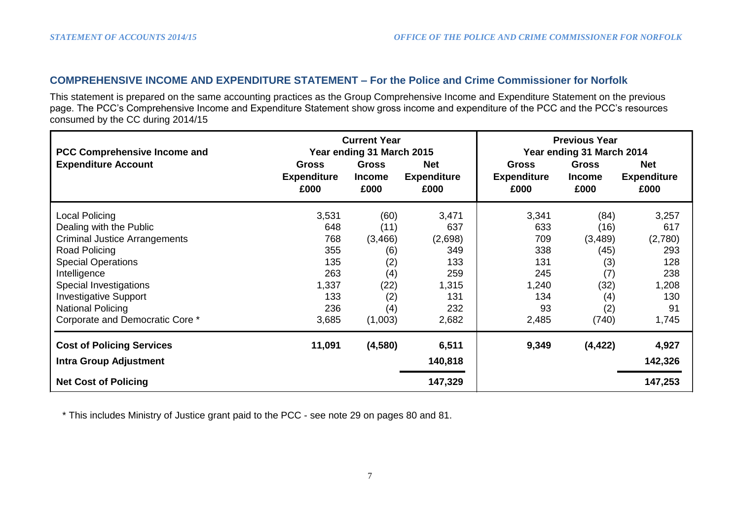## COMPREHENSIVE INCOME AND EXPENDITURE STATEMENT – For the Police and Crime Commissioner for Norfolk

This statement is prepared on the same accounting practices as the Group Comprehensive Income and Expenditure Statement on the previous page. The PCC's Comprehensive Income and Expenditure Statement show gross income and expenditure of the PCC and the PCC's resources consumed by the CC during 2014/15

| PCC Comprehensive Income and Expenditure Account | Current Year Year ending 31 March 2015 | | | Previous Year Year ending 31 March 2014 | | |
|---|---|---|---|---|---|---|
| | Gross Expenditure £000 | Gross Income £000 | Net Expenditure £000 | Gross Expenditure £000 | Gross Income £000 | Net Expenditure £000 |
| Local Policing | 3,531 | (60) | 3,471 | 3,341 | (84) | 3,257 |
| Dealing with the Public | 648 | (11) | 637 | 633 | (16) | 617 |
| Criminal Justice Arrangements | 768 | (3,466) | (2,698) | 709 | (3,489) | (2,780) |
| Road Policing | 355 | (6) | 349 | 338 | (45) | 293 |
| Special Operations | 135 | (2) | 133 | 131 | (3) | 128 |
| Intelligence | 263 | (4) | 259 | 245 | (7) | 238 |
| Special Investigations | 1,337 | (22) | 1,315 | 1,240 | (32) | 1,208 |
| Investigative Support | 133 | (2) | 131 | 134 | (4) | 130 |
| National Policing | 236 | (4) | 232 | 93 | (2) | 91 |
| Corporate and Democratic Core * | 3,685 | (1,003) | 2,682 | 2,485 | (740) | 1,745 |
| **Cost of Policing Services** | **11,091** | **(4,580)** | **6,511** | **9,349** | **(4,422)** | **4,927** |
| **Intra Group Adjustment** | | | **140,818** | | | **142,326** |
| **Net Cost of Policing** | | | **147,329** | | | **147,253** |

\* This includes Ministry of Justice grant paid to the PCC - see note 29 on pages 80 and 81.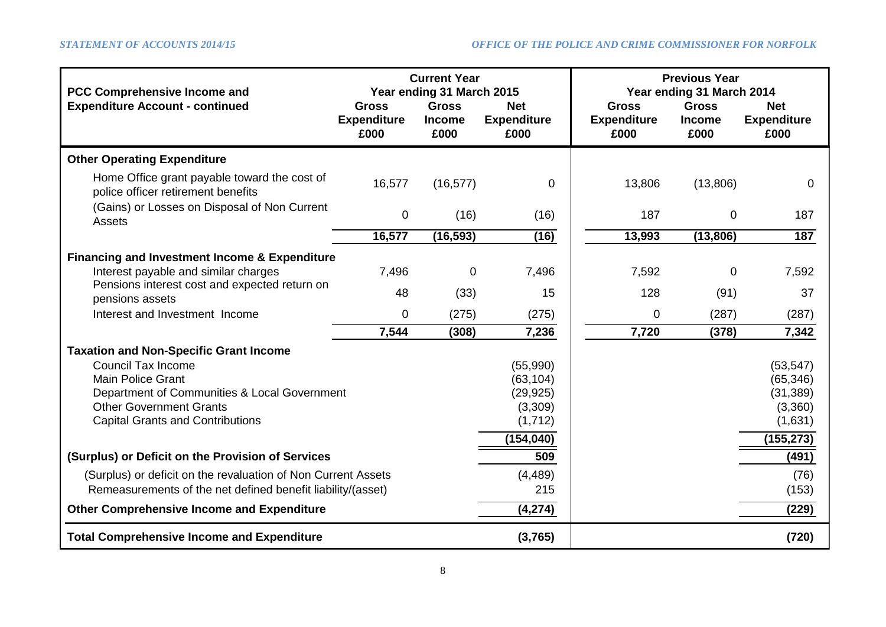| PCC Comprehensive Income and Expenditure Account - continued | Current Year Year ending 31 March 2015 Gross Expenditure £000 | Gross Income £000 | Net Expenditure £000 | Previous Year Year ending 31 March 2014 Gross Expenditure £000 | Gross Income £000 | Net Expenditure £000 |
|---|---|---|---|---|---|---|
| **Other Operating Expenditure** | | | | | | |
| Home Office grant payable toward the cost of police officer retirement benefits | 16,577 | (16,577) | 0 | 13,806 | (13,806) | 0 |
| (Gains) or Losses on Disposal of Non Current Assets | 0 | (16) | (16) | 187 | 0 | 187 |
| | **16,577** | **(16,593)** | **(16)** | **13,993** | **(13,806)** | **187** |
| **Financing and Investment Income & Expenditure** | | | | | | |
| Interest payable and similar charges | 7,496 | 0 | 7,496 | 7,592 | 0 | 7,592 |
| Pensions interest cost and expected return on pensions assets | 48 | (33) | 15 | 128 | (91) | 37 |
| Interest and Investment Income | 0 | (275) | (275) | 0 | (287) | (287) |
| | **7,544** | **(308)** | **7,236** | **7,720** | **(378)** | **7,342** |
| **Taxation and Non-Specific Grant Income** | | | | | | |
| Council Tax Income | | | (55,990) | | | (53,547) |
| Main Police Grant | | | (63,104) | | | (65,346) |
| Department of Communities & Local Government | | | (29,925) | | | (31,389) |
| Other Government Grants | | | (3,309) | | | (3,360) |
| Capital Grants and Contributions | | | (1,712) | | | (1,631) |
| | | | **(154,040)** | | | **(155,273)** |
| **(Surplus) or Deficit on the Provision of Services** | | | **509** | | | **(491)** |
| (Surplus) or deficit on the revaluation of Non Current Assets | | | (4,489) | | | (76) |
| Remeasurements of the net defined benefit liability/(asset) | | | 215 | | | (153) |
| **Other Comprehensive Income and Expenditure** | | | **(4,274)** | | | **(229)** |
| **Total Comprehensive Income and Expenditure** | | | **(3,765)** | | | **(720)** |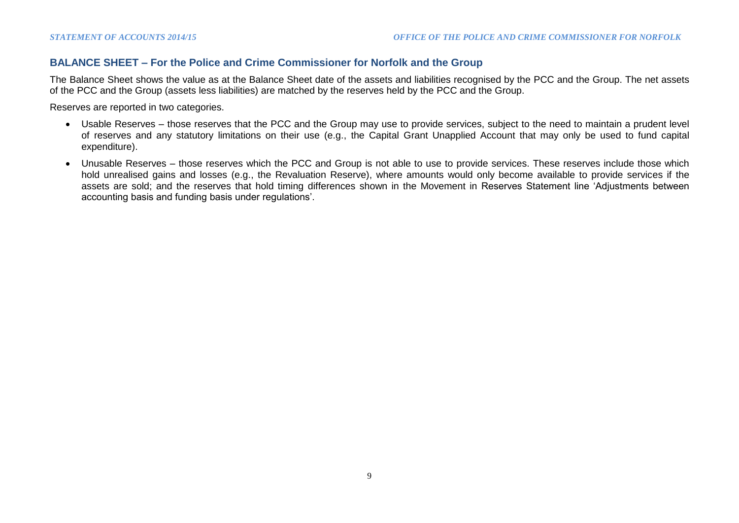## BALANCE SHEET – For the Police and Crime Commissioner for Norfolk and the Group

The Balance Sheet shows the value as at the Balance Sheet date of the assets and liabilities recognised by the PCC and the Group. The net assets of the PCC and the Group (assets less liabilities) are matched by the reserves held by the PCC and the Group.

Reserves are reported in two categories.

- Usable Reserves – those reserves that the PCC and the Group may use to provide services, subject to the need to maintain a prudent level of reserves and any statutory limitations on their use (e.g., the Capital Grant Unapplied Account that may only be used to fund capital expenditure).
- Unusable Reserves – those reserves which the PCC and Group is not able to use to provide services. These reserves include those which hold unrealised gains and losses (e.g., the Revaluation Reserve), where amounts would only become available to provide services if the assets are sold; and the reserves that hold timing differences shown in the Movement in Reserves Statement line 'Adjustments between accounting basis and funding basis under regulations'.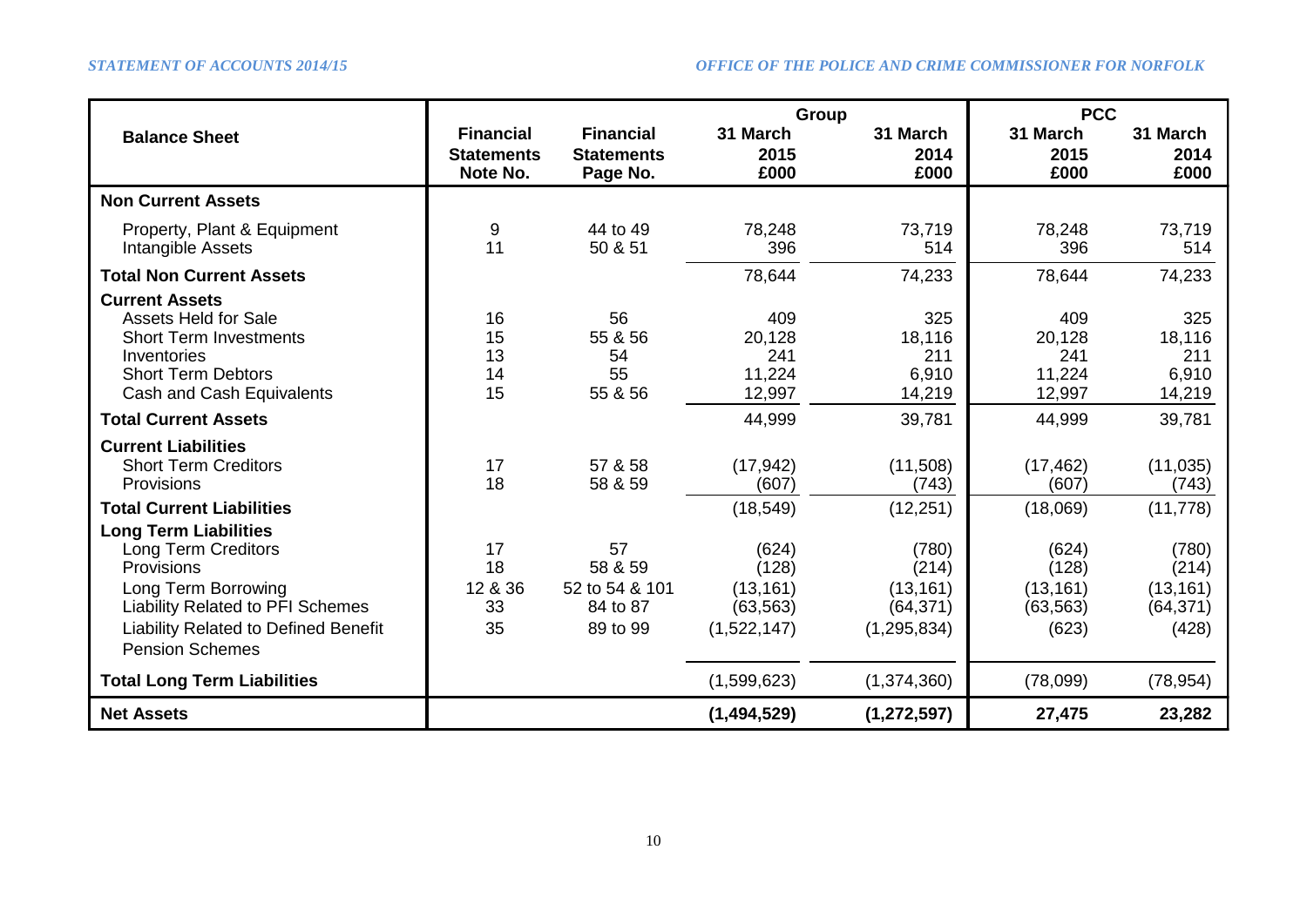| Balance Sheet | Financial Statements Note No. | Financial Statements Page No. | Group 31 March 2015 £000 | Group 31 March 2014 £000 | PCC 31 March 2015 £000 | PCC 31 March 2014 £000 |
|---|---|---|---|---|---|---|
| **Non Current Assets** | | | | | | |
| Property, Plant & Equipment | 9 | 44 to 49 | 78,248 | 73,719 | 78,248 | 73,719 |
| Intangible Assets | 11 | 50 & 51 | 396 | 514 | 396 | 514 |
| **Total Non Current Assets** | | | 78,644 | 74,233 | 78,644 | 74,233 |
| **Current Assets** | | | | | | |
| Assets Held for Sale | 16 | 56 | 409 | 325 | 409 | 325 |
| Short Term Investments | 15 | 55 & 56 | 20,128 | 18,116 | 20,128 | 18,116 |
| Inventories | 13 | 54 | 241 | 211 | 241 | 211 |
| Short Term Debtors | 14 | 55 | 11,224 | 6,910 | 11,224 | 6,910 |
| Cash and Cash Equivalents | 15 | 55 & 56 | 12,997 | 14,219 | 12,997 | 14,219 |
| **Total Current Assets** | | | 44,999 | 39,781 | 44,999 | 39,781 |
| **Current Liabilities** | | | | | | |
| Short Term Creditors | 17 | 57 & 58 | (17,942) | (11,508) | (17,462) | (11,035) |
| Provisions | 18 | 58 & 59 | (607) | (743) | (607) | (743) |
| **Total Current Liabilities** | | | (18,549) | (12,251) | (18,069) | (11,778) |
| **Long Term Liabilities** | | | | | | |
| Long Term Creditors | 17 | 57 | (624) | (780) | (624) | (780) |
| Provisions | 18 | 58 & 59 | (128) | (214) | (128) | (214) |
| Long Term Borrowing | 12 & 36 | 52 to 54 & 101 | (13,161) | (13,161) | (13,161) | (13,161) |
| Liability Related to PFI Schemes | 33 | 84 to 87 | (63,563) | (64,371) | (63,563) | (64,371) |
| Liability Related to Defined Benefit Pension Schemes | 35 | 89 to 99 | (1,522,147) | (1,295,834) | (623) | (428) |
| **Total Long Term Liabilities** | | | (1,599,623) | (1,374,360) | (78,099) | (78,954) |
| **Net Assets** | | | **(1,494,529)** | **(1,272,597)** | **27,475** | **23,282** |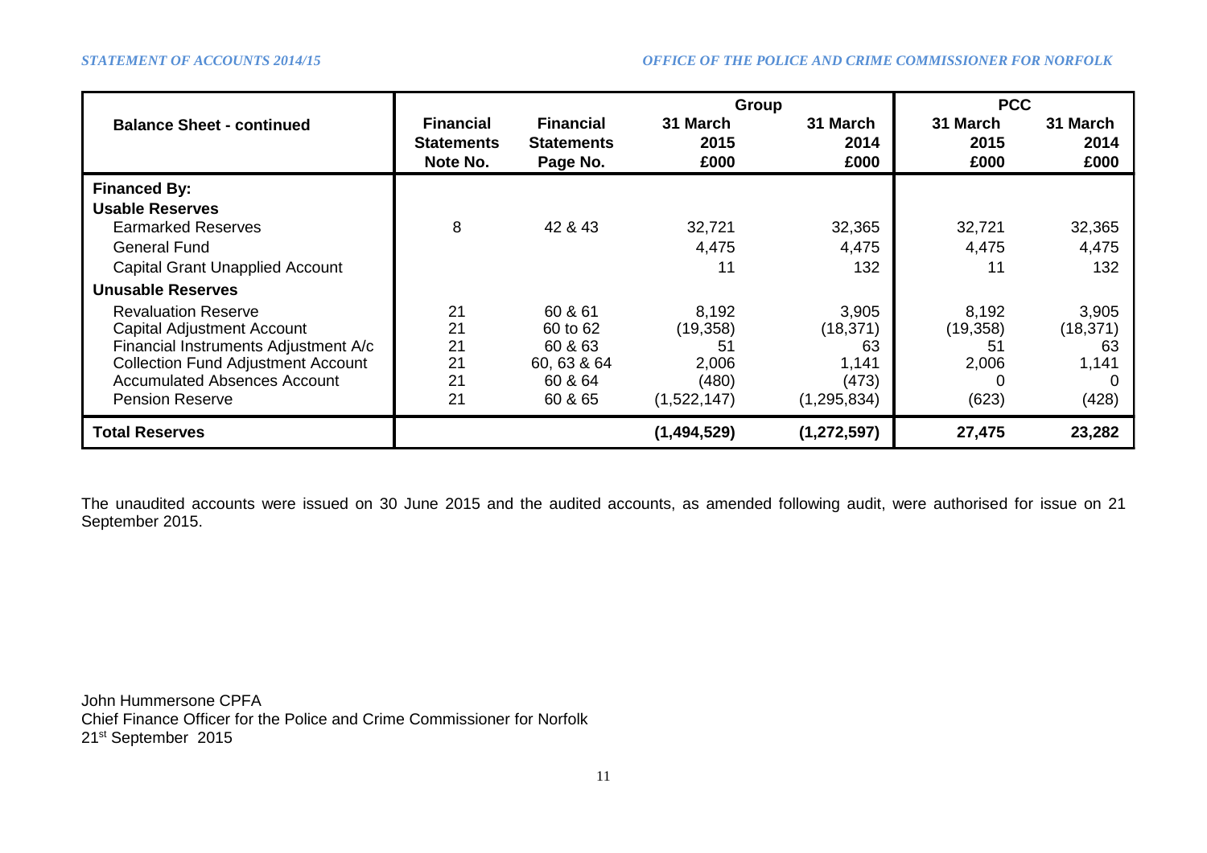| Balance Sheet - continued | Financial Statements Note No. | Financial Statements Page No. | Group 31 March 2015 £000 | Group 31 March 2014 £000 | PCC 31 March 2015 £000 | PCC 31 March 2014 £000 |
|---|---|---|---|---|---|---|
| **Financed By:** | | | | | | |
| **Usable Reserves** | | | | | | |
| Earmarked Reserves | 8 | 42 & 43 | 32,721 | 32,365 | 32,721 | 32,365 |
| General Fund | | | 4,475 | 4,475 | 4,475 | 4,475 |
| Capital Grant Unapplied Account | | | 11 | 132 | 11 | 132 |
| **Unusable Reserves** | | | | | | |
| Revaluation Reserve | 21 | 60 & 61 | 8,192 | 3,905 | 8,192 | 3,905 |
| Capital Adjustment Account | 21 | 60 to 62 | (19,358) | (18,371) | (19,358) | (18,371) |
| Financial Instruments Adjustment A/c | 21 | 60 & 63 | 51 | 63 | 51 | 63 |
| Collection Fund Adjustment Account | 21 | 60, 63 & 64 | 2,006 | 1,141 | 2,006 | 1,141 |
| Accumulated Absences Account | 21 | 60 & 64 | (480) | (473) | 0 | 0 |
| Pension Reserve | 21 | 60 & 65 | (1,522,147) | (1,295,834) | (623) | (428) |
| **Total Reserves** | | | **(1,494,529)** | **(1,272,597)** | **27,475** | **23,282** |

The unaudited accounts were issued on 30 June 2015 and the audited accounts, as amended following audit, were authorised for issue on 21 September 2015.

John Hummersone CPFA
Chief Finance Officer for the Police and Crime Commissioner for Norfolk
21st September 2015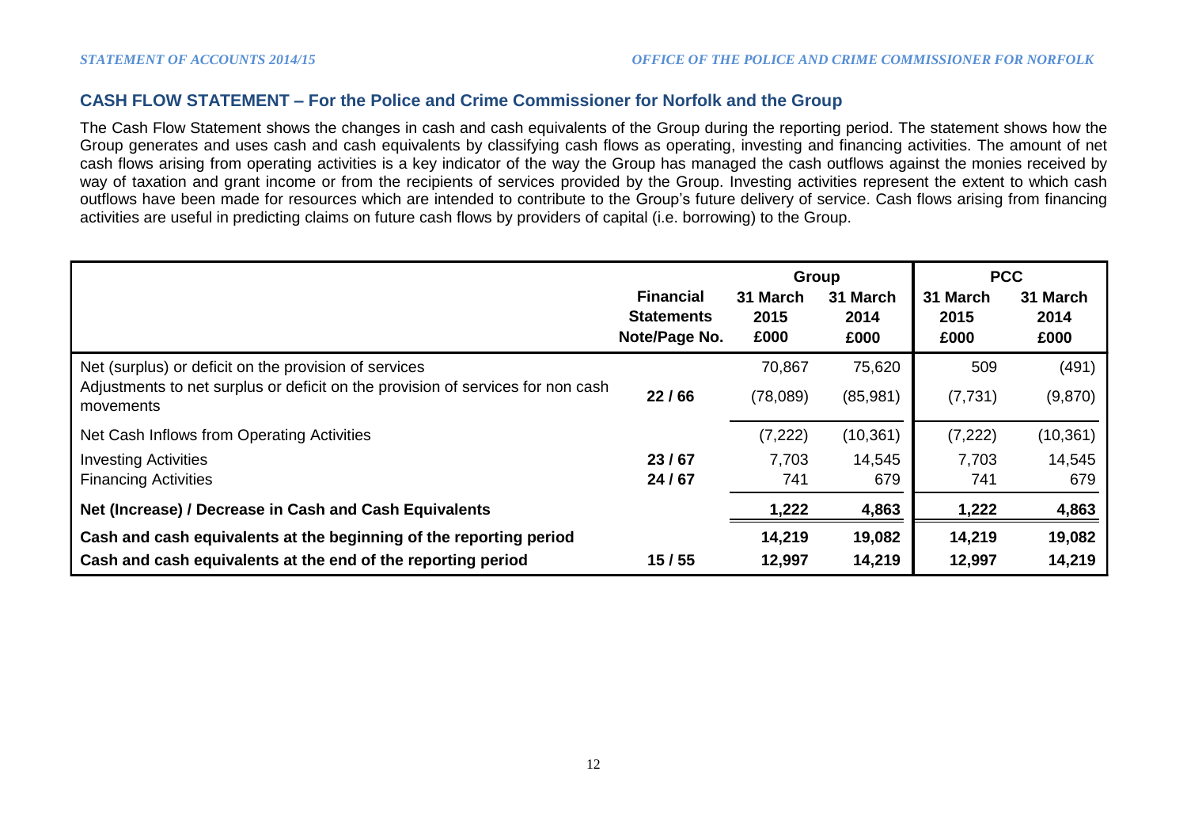## CASH FLOW STATEMENT – For the Police and Crime Commissioner for Norfolk and the Group

The Cash Flow Statement shows the changes in cash and cash equivalents of the Group during the reporting period. The statement shows how the Group generates and uses cash and cash equivalents by classifying cash flows as operating, investing and financing activities. The amount of net cash flows arising from operating activities is a key indicator of the way the Group has managed the cash outflows against the monies received by way of taxation and grant income or from the recipients of services provided by the Group. Investing activities represent the extent to which cash outflows have been made for resources which are intended to contribute to the Group's future delivery of service. Cash flows arising from financing activities are useful in predicting claims on future cash flows by providers of capital (i.e. borrowing) to the Group.

| | Financial Statements Note/Page No. | Group 31 March 2015 £000 | Group 31 March 2014 £000 | PCC 31 March 2015 £000 | PCC 31 March 2014 £000 |
|---|---|---|---|---|---|
| Net (surplus) or deficit on the provision of services | | 70,867 | 75,620 | 509 | (491) |
| Adjustments to net surplus or deficit on the provision of services for non cash movements | 22 / 66 | (78,089) | (85,981) | (7,731) | (9,870) |
| Net Cash Inflows from Operating Activities | | (7,222) | (10,361) | (7,222) | (10,361) |
| Investing Activities | 23 / 67 | 7,703 | 14,545 | 7,703 | 14,545 |
| Financing Activities | 24 / 67 | 741 | 679 | 741 | 679 |
| **Net (Increase) / Decrease in Cash and Cash Equivalents** | | **1,222** | **4,863** | **1,222** | **4,863** |
| **Cash and cash equivalents at the beginning of the reporting period** | | **14,219** | **19,082** | **14,219** | **19,082** |
| **Cash and cash equivalents at the end of the reporting period** | 15 / 55 | **12,997** | **14,219** | **12,997** | **14,219** |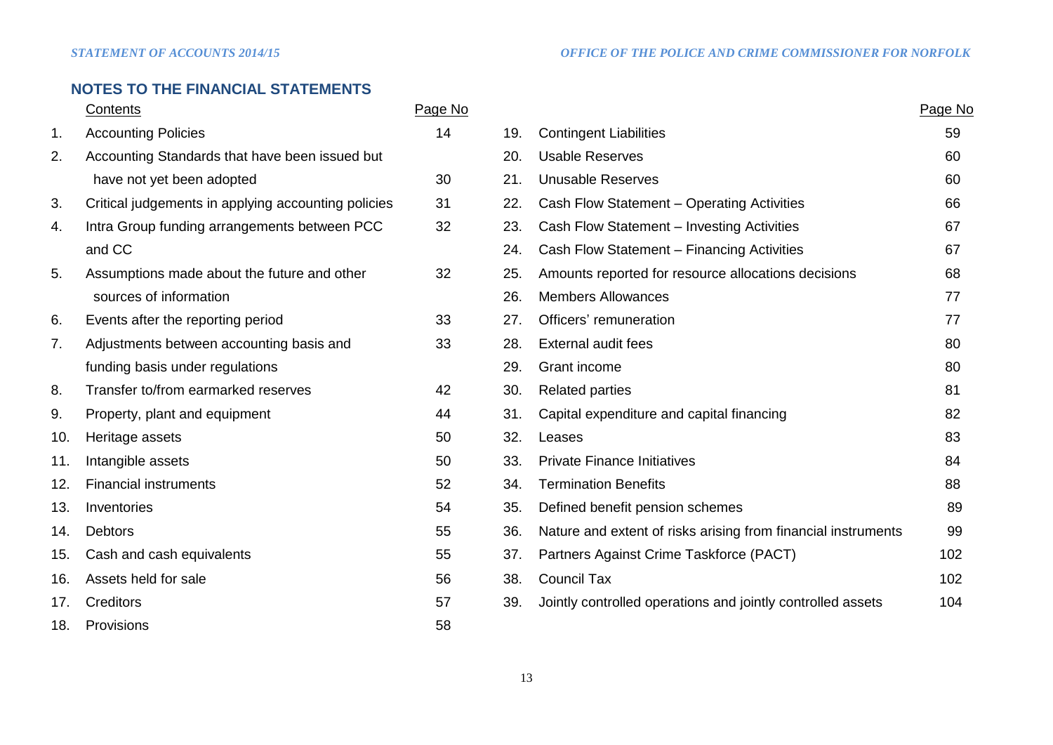## NOTES TO THE FINANCIAL STATEMENTS

| | Contents | Page No |
|---|---|---|
| 1. | Accounting Policies | 14 |
| 2. | Accounting Standards that have been issued but have not yet been adopted | 30 |
| 3. | Critical judgements in applying accounting policies | 31 |
| 4. | Intra Group funding arrangements between PCC and CC | 32 |
| 5. | Assumptions made about the future and other sources of information | 32 |
| 6. | Events after the reporting period | 33 |
| 7. | Adjustments between accounting basis and funding basis under regulations | 33 |
| 8. | Transfer to/from earmarked reserves | 42 |
| 9. | Property, plant and equipment | 44 |
| 10. | Heritage assets | 50 |
| 11. | Intangible assets | 50 |
| 12. | Financial instruments | 52 |
| 13. | Inventories | 54 |
| 14. | Debtors | 55 |
| 15. | Cash and cash equivalents | 55 |
| 16. | Assets held for sale | 56 |
| 17. | Creditors | 57 |
| 18. | Provisions | 58 |
| 19. | Contingent Liabilities | 59 |
| 20. | Usable Reserves | 60 |
| 21. | Unusable Reserves | 60 |
| 22. | Cash Flow Statement – Operating Activities | 66 |
| 23. | Cash Flow Statement – Investing Activities | 67 |
| 24. | Cash Flow Statement – Financing Activities | 67 |
| 25. | Amounts reported for resource allocations decisions | 68 |
| 26. | Members Allowances | 77 |
| 27. | Officers' remuneration | 77 |
| 28. | External audit fees | 80 |
| 29. | Grant income | 80 |
| 30. | Related parties | 81 |
| 31. | Capital expenditure and capital financing | 82 |
| 32. | Leases | 83 |
| 33. | Private Finance Initiatives | 84 |
| 34. | Termination Benefits | 88 |
| 35. | Defined benefit pension schemes | 89 |
| 36. | Nature and extent of risks arising from financial instruments | 99 |
| 37. | Partners Against Crime Taskforce (PACT) | 102 |
| 38. | Council Tax | 102 |
| 39. | Jointly controlled operations and jointly controlled assets | 104 |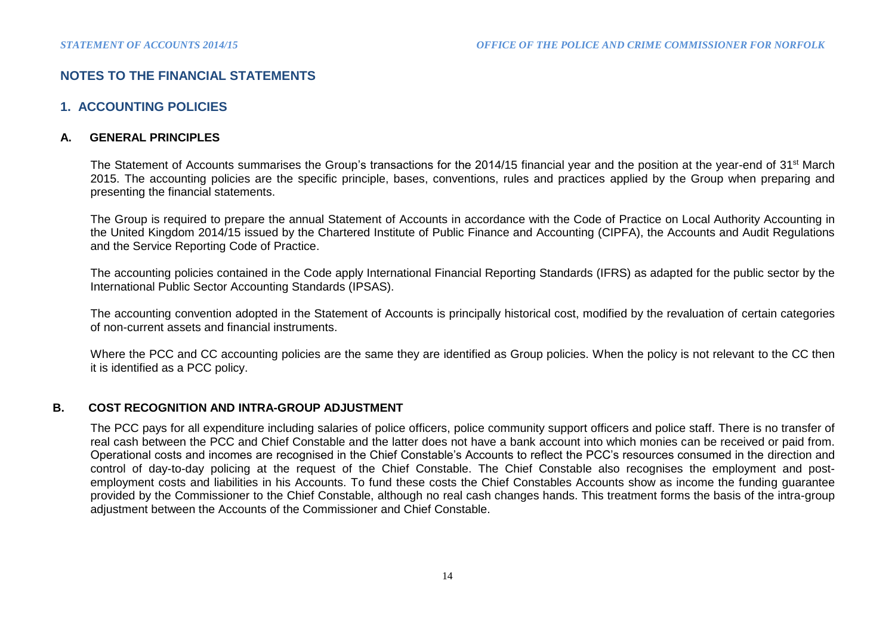# NOTES TO THE FINANCIAL STATEMENTS

## 1. ACCOUNTING POLICIES

### A. GENERAL PRINCIPLES

The Statement of Accounts summarises the Group's transactions for the 2014/15 financial year and the position at the year-end of 31st March 2015. The accounting policies are the specific principle, bases, conventions, rules and practices applied by the Group when preparing and presenting the financial statements.

The Group is required to prepare the annual Statement of Accounts in accordance with the Code of Practice on Local Authority Accounting in the United Kingdom 2014/15 issued by the Chartered Institute of Public Finance and Accounting (CIPFA), the Accounts and Audit Regulations and the Service Reporting Code of Practice.

The accounting policies contained in the Code apply International Financial Reporting Standards (IFRS) as adapted for the public sector by the International Public Sector Accounting Standards (IPSAS).

The accounting convention adopted in the Statement of Accounts is principally historical cost, modified by the revaluation of certain categories of non-current assets and financial instruments.

Where the PCC and CC accounting policies are the same they are identified as Group policies. When the policy is not relevant to the CC then it is identified as a PCC policy.

### B. COST RECOGNITION AND INTRA-GROUP ADJUSTMENT

The PCC pays for all expenditure including salaries of police officers, police community support officers and police staff. There is no transfer of real cash between the PCC and Chief Constable and the latter does not have a bank account into which monies can be received or paid from. Operational costs and incomes are recognised in the Chief Constable's Accounts to reflect the PCC's resources consumed in the direction and control of day-to-day policing at the request of the Chief Constable. The Chief Constable also recognises the employment and post-employment costs and liabilities in his Accounts. To fund these costs the Chief Constables Accounts show as income the funding guarantee provided by the Commissioner to the Chief Constable, although no real cash changes hands. This treatment forms the basis of the intra-group adjustment between the Accounts of the Commissioner and Chief Constable.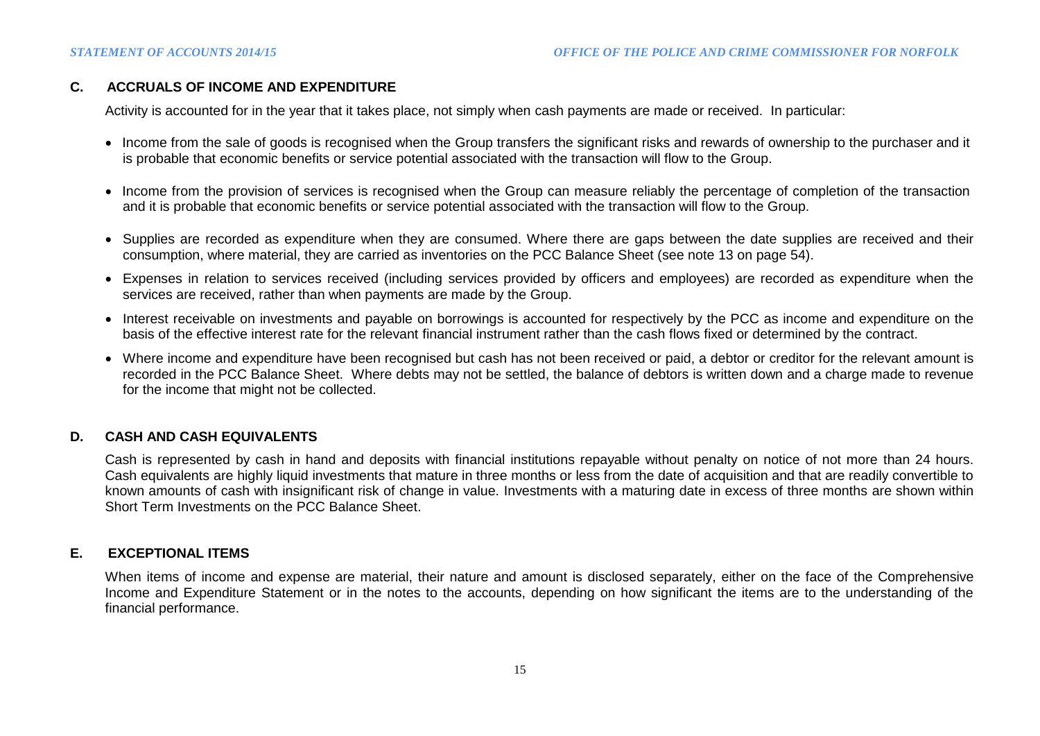## C. ACCRUALS OF INCOME AND EXPENDITURE

Activity is accounted for in the year that it takes place, not simply when cash payments are made or received. In particular:

- Income from the sale of goods is recognised when the Group transfers the significant risks and rewards of ownership to the purchaser and it is probable that economic benefits or service potential associated with the transaction will flow to the Group.
- Income from the provision of services is recognised when the Group can measure reliably the percentage of completion of the transaction and it is probable that economic benefits or service potential associated with the transaction will flow to the Group.
- Supplies are recorded as expenditure when they are consumed. Where there are gaps between the date supplies are received and their consumption, where material, they are carried as inventories on the PCC Balance Sheet (see note 13 on page 54).
- Expenses in relation to services received (including services provided by officers and employees) are recorded as expenditure when the services are received, rather than when payments are made by the Group.
- Interest receivable on investments and payable on borrowings is accounted for respectively by the PCC as income and expenditure on the basis of the effective interest rate for the relevant financial instrument rather than the cash flows fixed or determined by the contract.
- Where income and expenditure have been recognised but cash has not been received or paid, a debtor or creditor for the relevant amount is recorded in the PCC Balance Sheet. Where debts may not be settled, the balance of debtors is written down and a charge made to revenue for the income that might not be collected.

## D. CASH AND CASH EQUIVALENTS

Cash is represented by cash in hand and deposits with financial institutions repayable without penalty on notice of not more than 24 hours. Cash equivalents are highly liquid investments that mature in three months or less from the date of acquisition and that are readily convertible to known amounts of cash with insignificant risk of change in value. Investments with a maturing date in excess of three months are shown within Short Term Investments on the PCC Balance Sheet.

## E. EXCEPTIONAL ITEMS

When items of income and expense are material, their nature and amount is disclosed separately, either on the face of the Comprehensive Income and Expenditure Statement or in the notes to the accounts, depending on how significant the items are to the understanding of the financial performance.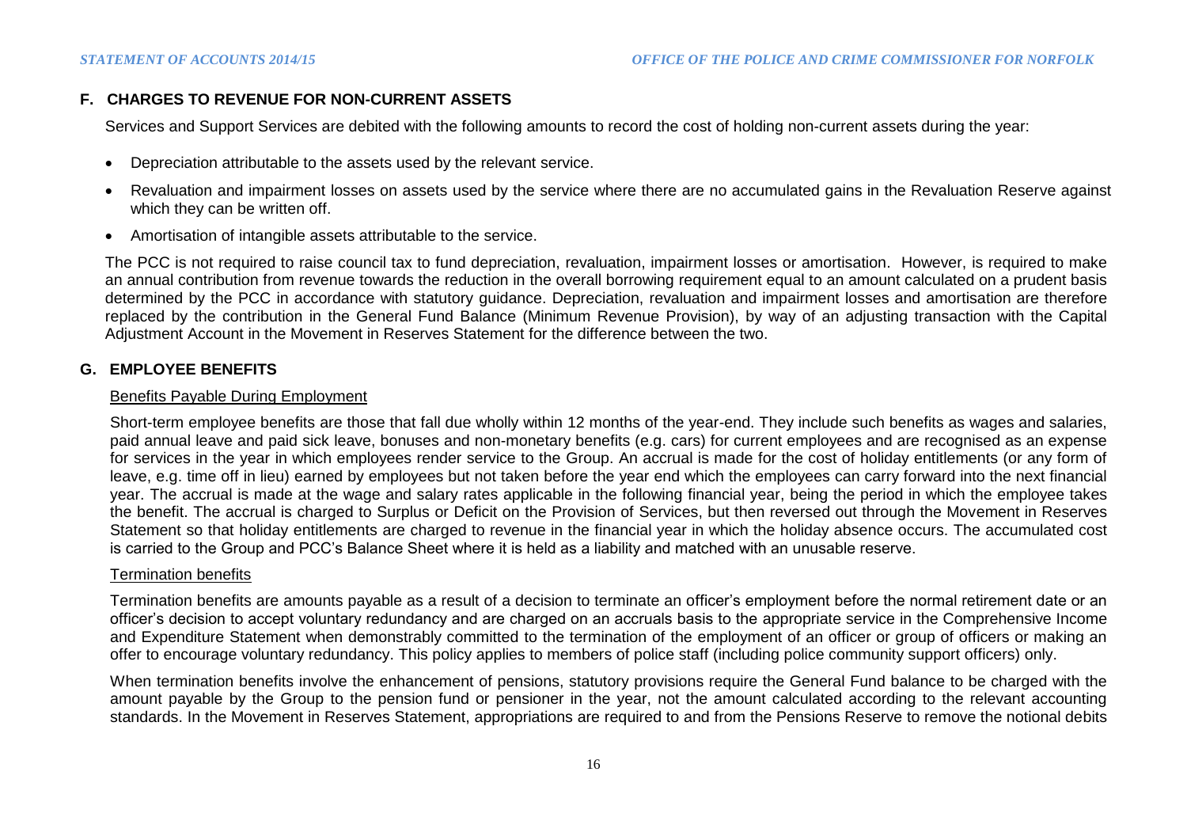## F. CHARGES TO REVENUE FOR NON-CURRENT ASSETS

Services and Support Services are debited with the following amounts to record the cost of holding non-current assets during the year:

- Depreciation attributable to the assets used by the relevant service.
- Revaluation and impairment losses on assets used by the service where there are no accumulated gains in the Revaluation Reserve against which they can be written off.
- Amortisation of intangible assets attributable to the service.

The PCC is not required to raise council tax to fund depreciation, revaluation, impairment losses or amortisation. However, is required to make an annual contribution from revenue towards the reduction in the overall borrowing requirement equal to an amount calculated on a prudent basis determined by the PCC in accordance with statutory guidance. Depreciation, revaluation and impairment losses and amortisation are therefore replaced by the contribution in the General Fund Balance (Minimum Revenue Provision), by way of an adjusting transaction with the Capital Adjustment Account in the Movement in Reserves Statement for the difference between the two.

## G. EMPLOYEE BENEFITS

### Benefits Payable During Employment

Short-term employee benefits are those that fall due wholly within 12 months of the year-end. They include such benefits as wages and salaries, paid annual leave and paid sick leave, bonuses and non-monetary benefits (e.g. cars) for current employees and are recognised as an expense for services in the year in which employees render service to the Group. An accrual is made for the cost of holiday entitlements (or any form of leave, e.g. time off in lieu) earned by employees but not taken before the year end which the employees can carry forward into the next financial year. The accrual is made at the wage and salary rates applicable in the following financial year, being the period in which the employee takes the benefit. The accrual is charged to Surplus or Deficit on the Provision of Services, but then reversed out through the Movement in Reserves Statement so that holiday entitlements are charged to revenue in the financial year in which the holiday absence occurs. The accumulated cost is carried to the Group and PCC's Balance Sheet where it is held as a liability and matched with an unusable reserve.

### Termination benefits

Termination benefits are amounts payable as a result of a decision to terminate an officer's employment before the normal retirement date or an officer's decision to accept voluntary redundancy and are charged on an accruals basis to the appropriate service in the Comprehensive Income and Expenditure Statement when demonstrably committed to the termination of the employment of an officer or group of officers or making an offer to encourage voluntary redundancy. This policy applies to members of police staff (including police community support officers) only.

When termination benefits involve the enhancement of pensions, statutory provisions require the General Fund balance to be charged with the amount payable by the Group to the pension fund or pensioner in the year, not the amount calculated according to the relevant accounting standards. In the Movement in Reserves Statement, appropriations are required to and from the Pensions Reserve to remove the notional debits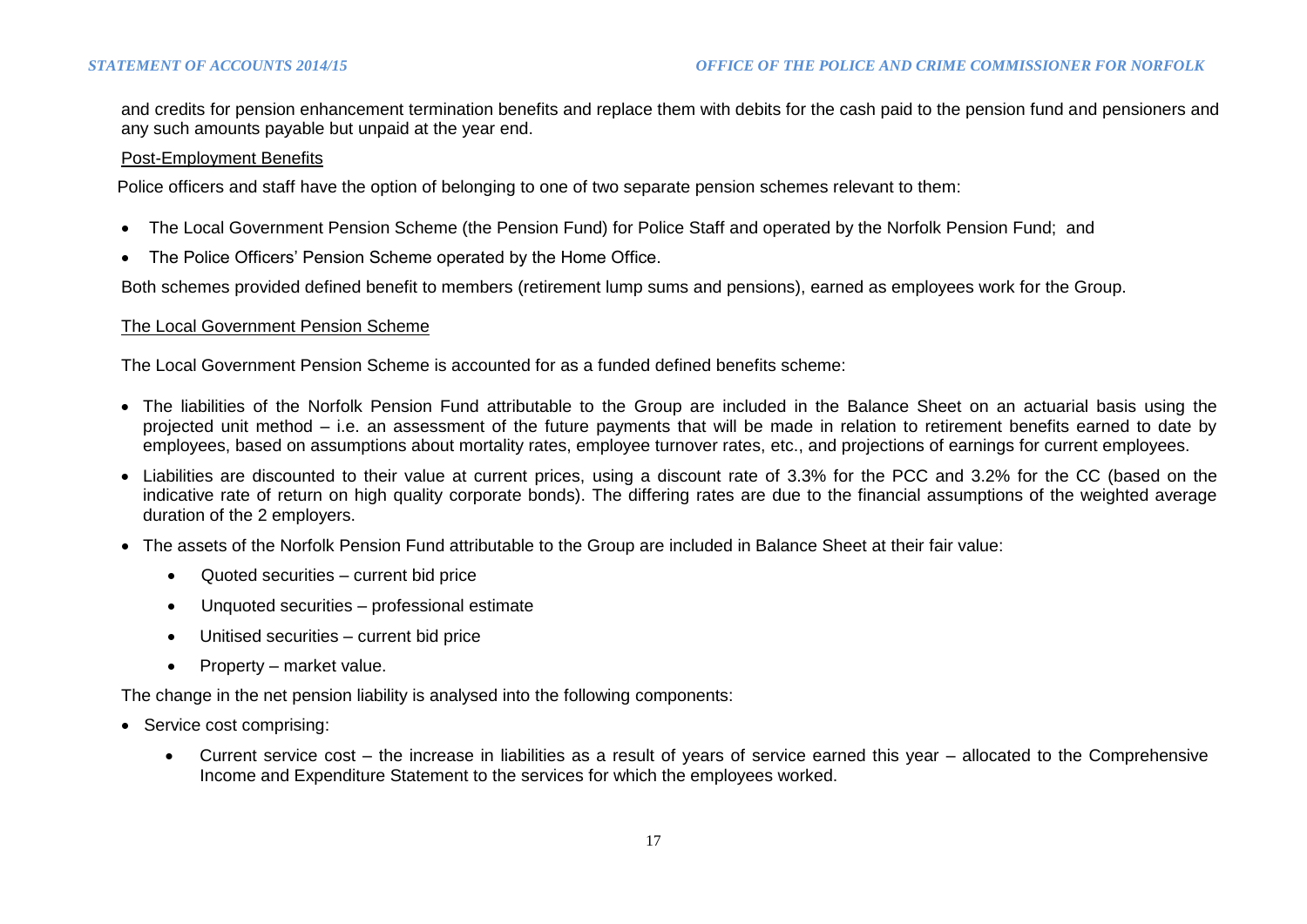and credits for pension enhancement termination benefits and replace them with debits for the cash paid to the pension fund and pensioners and any such amounts payable but unpaid at the year end.

Post-Employment Benefits

Police officers and staff have the option of belonging to one of two separate pension schemes relevant to them:

- The Local Government Pension Scheme (the Pension Fund) for Police Staff and operated by the Norfolk Pension Fund; and
- The Police Officers' Pension Scheme operated by the Home Office.

Both schemes provided defined benefit to members (retirement lump sums and pensions), earned as employees work for the Group.

The Local Government Pension Scheme

The Local Government Pension Scheme is accounted for as a funded defined benefits scheme:

- The liabilities of the Norfolk Pension Fund attributable to the Group are included in the Balance Sheet on an actuarial basis using the projected unit method – i.e. an assessment of the future payments that will be made in relation to retirement benefits earned to date by employees, based on assumptions about mortality rates, employee turnover rates, etc., and projections of earnings for current employees.
- Liabilities are discounted to their value at current prices, using a discount rate of 3.3% for the PCC and 3.2% for the CC (based on the indicative rate of return on high quality corporate bonds). The differing rates are due to the financial assumptions of the weighted average duration of the 2 employers.
- The assets of the Norfolk Pension Fund attributable to the Group are included in Balance Sheet at their fair value:
  - Quoted securities – current bid price
  - Unquoted securities – professional estimate
  - Unitised securities – current bid price
  - Property – market value.

The change in the net pension liability is analysed into the following components:

- Service cost comprising:
  - Current service cost – the increase in liabilities as a result of years of service earned this year – allocated to the Comprehensive Income and Expenditure Statement to the services for which the employees worked.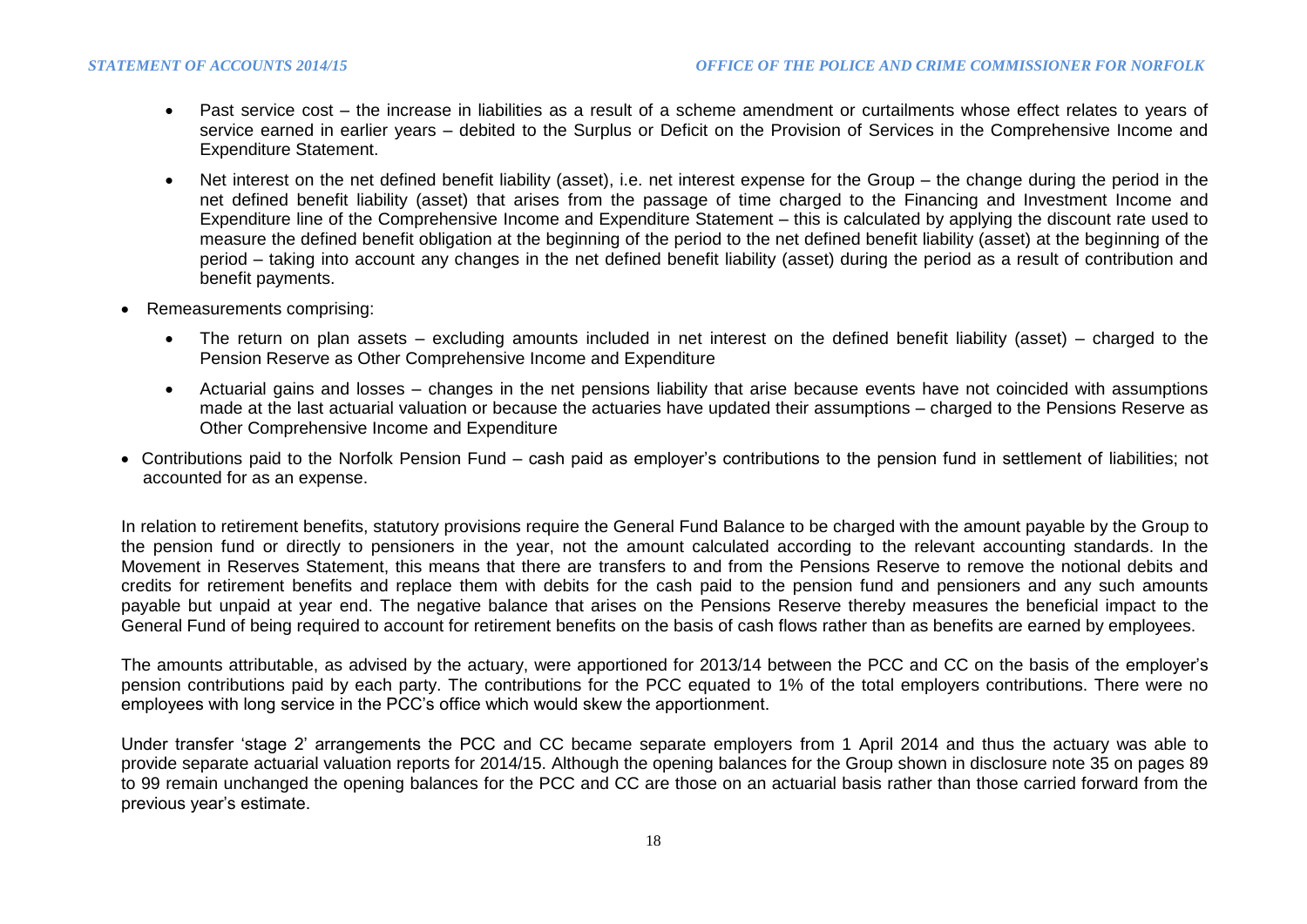- Past service cost – the increase in liabilities as a result of a scheme amendment or curtailments whose effect relates to years of service earned in earlier years – debited to the Surplus or Deficit on the Provision of Services in the Comprehensive Income and Expenditure Statement.

- Net interest on the net defined benefit liability (asset), i.e. net interest expense for the Group – the change during the period in the net defined benefit liability (asset) that arises from the passage of time charged to the Financing and Investment Income and Expenditure line of the Comprehensive Income and Expenditure Statement – this is calculated by applying the discount rate used to measure the defined benefit obligation at the beginning of the period to the net defined benefit liability (asset) at the beginning of the period – taking into account any changes in the net defined benefit liability (asset) during the period as a result of contribution and benefit payments.

- Remeasurements comprising:

  - The return on plan assets – excluding amounts included in net interest on the defined benefit liability (asset) – charged to the Pension Reserve as Other Comprehensive Income and Expenditure

  - Actuarial gains and losses – changes in the net pensions liability that arise because events have not coincided with assumptions made at the last actuarial valuation or because the actuaries have updated their assumptions – charged to the Pensions Reserve as Other Comprehensive Income and Expenditure

- Contributions paid to the Norfolk Pension Fund – cash paid as employer's contributions to the pension fund in settlement of liabilities; not accounted for as an expense.

In relation to retirement benefits, statutory provisions require the General Fund Balance to be charged with the amount payable by the Group to the pension fund or directly to pensioners in the year, not the amount calculated according to the relevant accounting standards. In the Movement in Reserves Statement, this means that there are transfers to and from the Pensions Reserve to remove the notional debits and credits for retirement benefits and replace them with debits for the cash paid to the pension fund and pensioners and any such amounts payable but unpaid at year end. The negative balance that arises on the Pensions Reserve thereby measures the beneficial impact to the General Fund of being required to account for retirement benefits on the basis of cash flows rather than as benefits are earned by employees.

The amounts attributable, as advised by the actuary, were apportioned for 2013/14 between the PCC and CC on the basis of the employer's pension contributions paid by each party. The contributions for the PCC equated to 1% of the total employers contributions. There were no employees with long service in the PCC's office which would skew the apportionment.

Under transfer 'stage 2' arrangements the PCC and CC became separate employers from 1 April 2014 and thus the actuary was able to provide separate actuarial valuation reports for 2014/15. Although the opening balances for the Group shown in disclosure note 35 on pages 89 to 99 remain unchanged the opening balances for the PCC and CC are those on an actuarial basis rather than those carried forward from the previous year's estimate.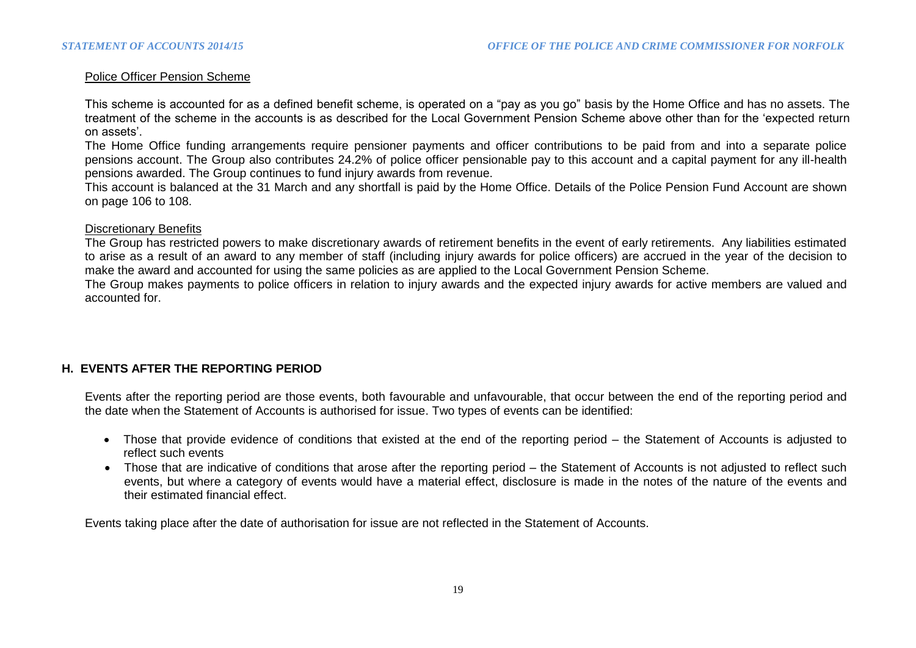Police Officer Pension Scheme

This scheme is accounted for as a defined benefit scheme, is operated on a "pay as you go" basis by the Home Office and has no assets. The treatment of the scheme in the accounts is as described for the Local Government Pension Scheme above other than for the 'expected return on assets'.

The Home Office funding arrangements require pensioner payments and officer contributions to be paid from and into a separate police pensions account. The Group also contributes 24.2% of police officer pensionable pay to this account and a capital payment for any ill-health pensions awarded. The Group continues to fund injury awards from revenue.

This account is balanced at the 31 March and any shortfall is paid by the Home Office. Details of the Police Pension Fund Account are shown on page 106 to 108.

Discretionary Benefits

The Group has restricted powers to make discretionary awards of retirement benefits in the event of early retirements. Any liabilities estimated to arise as a result of an award to any member of staff (including injury awards for police officers) are accrued in the year of the decision to make the award and accounted for using the same policies as are applied to the Local Government Pension Scheme.

The Group makes payments to police officers in relation to injury awards and the expected injury awards for active members are valued and accounted for.

## H. EVENTS AFTER THE REPORTING PERIOD

Events after the reporting period are those events, both favourable and unfavourable, that occur between the end of the reporting period and the date when the Statement of Accounts is authorised for issue. Two types of events can be identified:

- Those that provide evidence of conditions that existed at the end of the reporting period – the Statement of Accounts is adjusted to reflect such events
- Those that are indicative of conditions that arose after the reporting period – the Statement of Accounts is not adjusted to reflect such events, but where a category of events would have a material effect, disclosure is made in the notes of the nature of the events and their estimated financial effect.

Events taking place after the date of authorisation for issue are not reflected in the Statement of Accounts.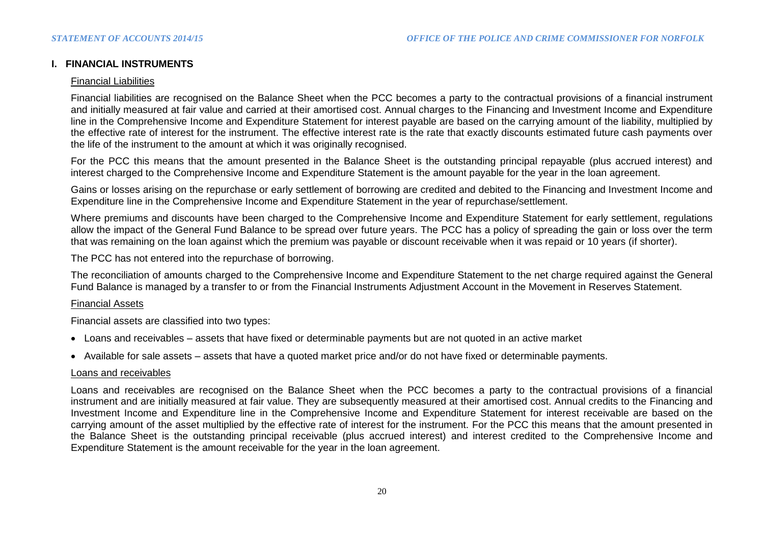## I. FINANCIAL INSTRUMENTS

Financial Liabilities

Financial liabilities are recognised on the Balance Sheet when the PCC becomes a party to the contractual provisions of a financial instrument and initially measured at fair value and carried at their amortised cost. Annual charges to the Financing and Investment Income and Expenditure line in the Comprehensive Income and Expenditure Statement for interest payable are based on the carrying amount of the liability, multiplied by the effective rate of interest for the instrument. The effective interest rate is the rate that exactly discounts estimated future cash payments over the life of the instrument to the amount at which it was originally recognised.

For the PCC this means that the amount presented in the Balance Sheet is the outstanding principal repayable (plus accrued interest) and interest charged to the Comprehensive Income and Expenditure Statement is the amount payable for the year in the loan agreement.

Gains or losses arising on the repurchase or early settlement of borrowing are credited and debited to the Financing and Investment Income and Expenditure line in the Comprehensive Income and Expenditure Statement in the year of repurchase/settlement.

Where premiums and discounts have been charged to the Comprehensive Income and Expenditure Statement for early settlement, regulations allow the impact of the General Fund Balance to be spread over future years. The PCC has a policy of spreading the gain or loss over the term that was remaining on the loan against which the premium was payable or discount receivable when it was repaid or 10 years (if shorter).

The PCC has not entered into the repurchase of borrowing.

The reconciliation of amounts charged to the Comprehensive Income and Expenditure Statement to the net charge required against the General Fund Balance is managed by a transfer to or from the Financial Instruments Adjustment Account in the Movement in Reserves Statement.

Financial Assets

Financial assets are classified into two types:

- Loans and receivables – assets that have fixed or determinable payments but are not quoted in an active market
- Available for sale assets – assets that have a quoted market price and/or do not have fixed or determinable payments.

Loans and receivables

Loans and receivables are recognised on the Balance Sheet when the PCC becomes a party to the contractual provisions of a financial instrument and are initially measured at fair value. They are subsequently measured at their amortised cost. Annual credits to the Financing and Investment Income and Expenditure line in the Comprehensive Income and Expenditure Statement for interest receivable are based on the carrying amount of the asset multiplied by the effective rate of interest for the instrument. For the PCC this means that the amount presented in the Balance Sheet is the outstanding principal receivable (plus accrued interest) and interest credited to the Comprehensive Income and Expenditure Statement is the amount receivable for the year in the loan agreement.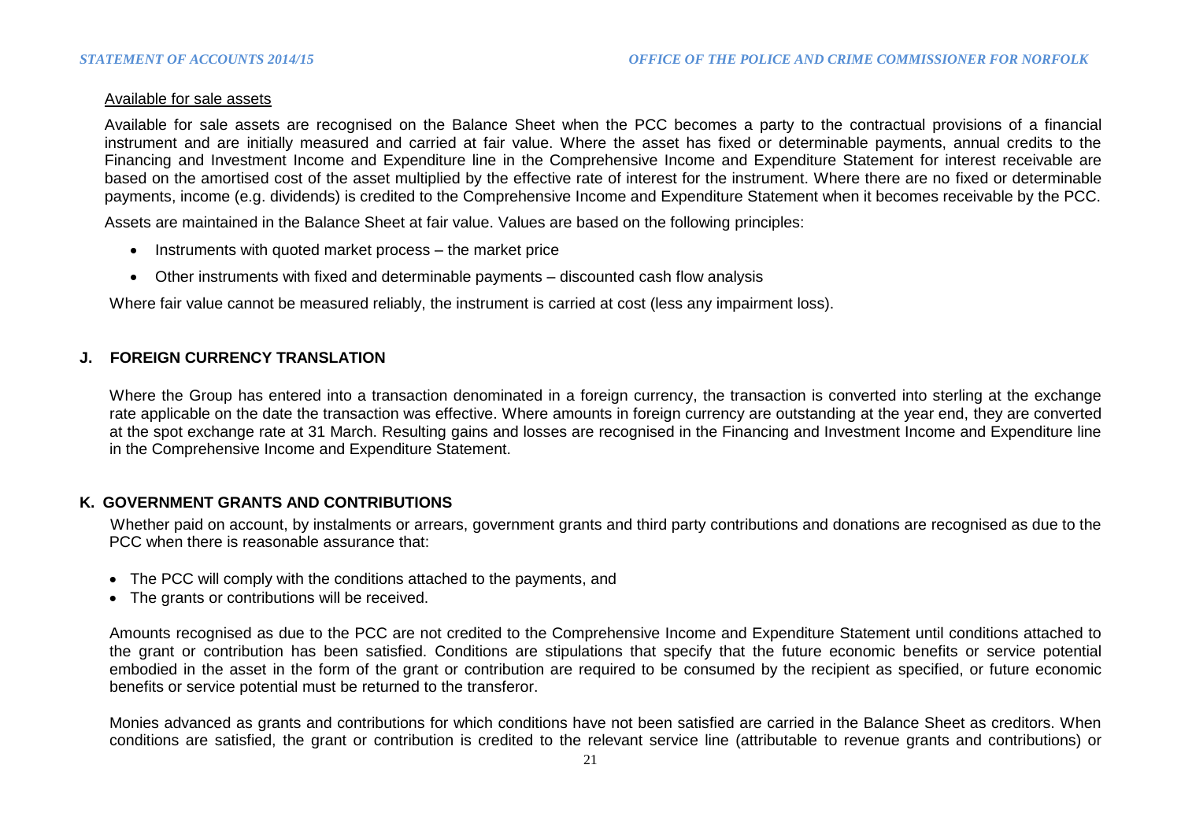Available for sale assets

Available for sale assets are recognised on the Balance Sheet when the PCC becomes a party to the contractual provisions of a financial instrument and are initially measured and carried at fair value. Where the asset has fixed or determinable payments, annual credits to the Financing and Investment Income and Expenditure line in the Comprehensive Income and Expenditure Statement for interest receivable are based on the amortised cost of the asset multiplied by the effective rate of interest for the instrument. Where there are no fixed or determinable payments, income (e.g. dividends) is credited to the Comprehensive Income and Expenditure Statement when it becomes receivable by the PCC.

Assets are maintained in the Balance Sheet at fair value. Values are based on the following principles:

- Instruments with quoted market process – the market price
- Other instruments with fixed and determinable payments – discounted cash flow analysis

Where fair value cannot be measured reliably, the instrument is carried at cost (less any impairment loss).

## J. FOREIGN CURRENCY TRANSLATION

Where the Group has entered into a transaction denominated in a foreign currency, the transaction is converted into sterling at the exchange rate applicable on the date the transaction was effective. Where amounts in foreign currency are outstanding at the year end, they are converted at the spot exchange rate at 31 March. Resulting gains and losses are recognised in the Financing and Investment Income and Expenditure line in the Comprehensive Income and Expenditure Statement.

## K. GOVERNMENT GRANTS AND CONTRIBUTIONS

Whether paid on account, by instalments or arrears, government grants and third party contributions and donations are recognised as due to the PCC when there is reasonable assurance that:

- The PCC will comply with the conditions attached to the payments, and
- The grants or contributions will be received.

Amounts recognised as due to the PCC are not credited to the Comprehensive Income and Expenditure Statement until conditions attached to the grant or contribution has been satisfied. Conditions are stipulations that specify that the future economic benefits or service potential embodied in the asset in the form of the grant or contribution are required to be consumed by the recipient as specified, or future economic benefits or service potential must be returned to the transferor.

Monies advanced as grants and contributions for which conditions have not been satisfied are carried in the Balance Sheet as creditors. When conditions are satisfied, the grant or contribution is credited to the relevant service line (attributable to revenue grants and contributions) or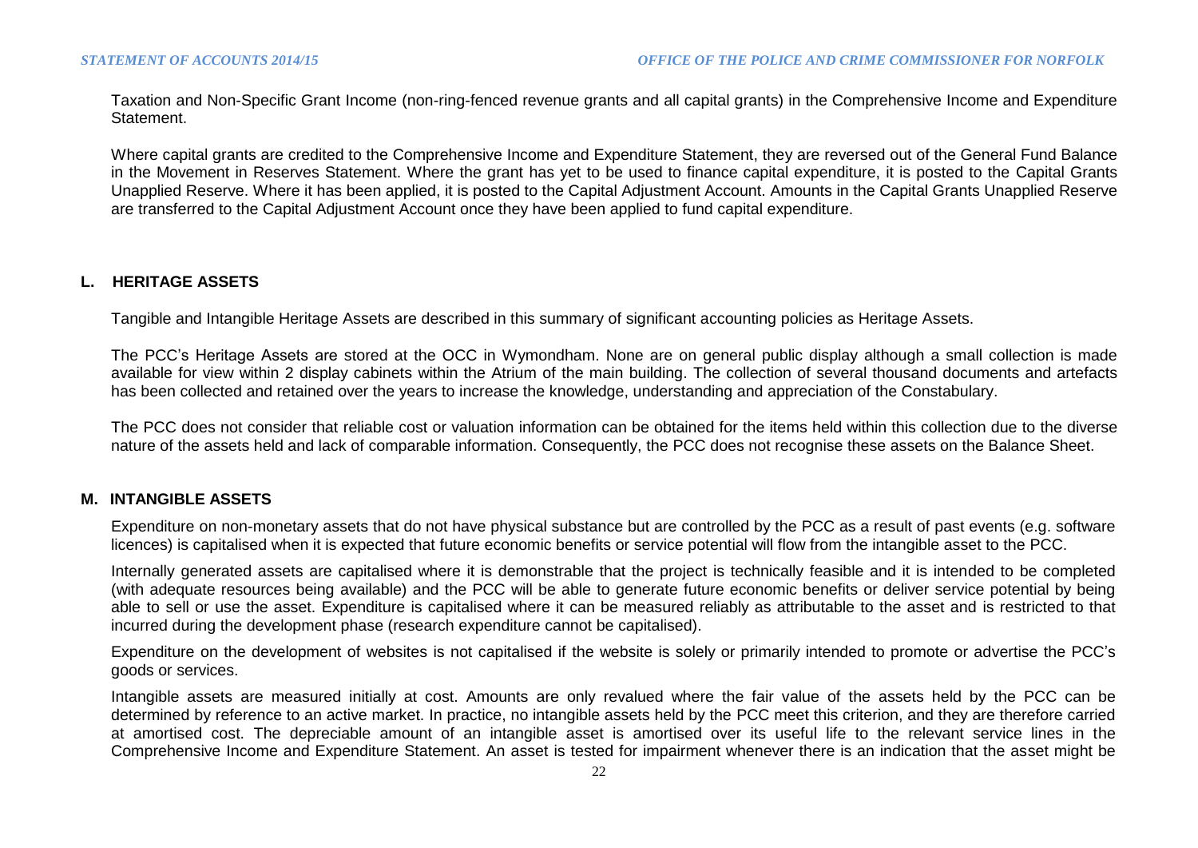Taxation and Non-Specific Grant Income (non-ring-fenced revenue grants and all capital grants) in the Comprehensive Income and Expenditure Statement.

Where capital grants are credited to the Comprehensive Income and Expenditure Statement, they are reversed out of the General Fund Balance in the Movement in Reserves Statement. Where the grant has yet to be used to finance capital expenditure, it is posted to the Capital Grants Unapplied Reserve. Where it has been applied, it is posted to the Capital Adjustment Account. Amounts in the Capital Grants Unapplied Reserve are transferred to the Capital Adjustment Account once they have been applied to fund capital expenditure.

## L. HERITAGE ASSETS

Tangible and Intangible Heritage Assets are described in this summary of significant accounting policies as Heritage Assets.

The PCC's Heritage Assets are stored at the OCC in Wymondham. None are on general public display although a small collection is made available for view within 2 display cabinets within the Atrium of the main building. The collection of several thousand documents and artefacts has been collected and retained over the years to increase the knowledge, understanding and appreciation of the Constabulary.

The PCC does not consider that reliable cost or valuation information can be obtained for the items held within this collection due to the diverse nature of the assets held and lack of comparable information. Consequently, the PCC does not recognise these assets on the Balance Sheet.

## M. INTANGIBLE ASSETS

Expenditure on non-monetary assets that do not have physical substance but are controlled by the PCC as a result of past events (e.g. software licences) is capitalised when it is expected that future economic benefits or service potential will flow from the intangible asset to the PCC.

Internally generated assets are capitalised where it is demonstrable that the project is technically feasible and it is intended to be completed (with adequate resources being available) and the PCC will be able to generate future economic benefits or deliver service potential by being able to sell or use the asset. Expenditure is capitalised where it can be measured reliably as attributable to the asset and is restricted to that incurred during the development phase (research expenditure cannot be capitalised).

Expenditure on the development of websites is not capitalised if the website is solely or primarily intended to promote or advertise the PCC's goods or services.

Intangible assets are measured initially at cost. Amounts are only revalued where the fair value of the assets held by the PCC can be determined by reference to an active market. In practice, no intangible assets held by the PCC meet this criterion, and they are therefore carried at amortised cost. The depreciable amount of an intangible asset is amortised over its useful life to the relevant service lines in the Comprehensive Income and Expenditure Statement. An asset is tested for impairment whenever there is an indication that the asset might be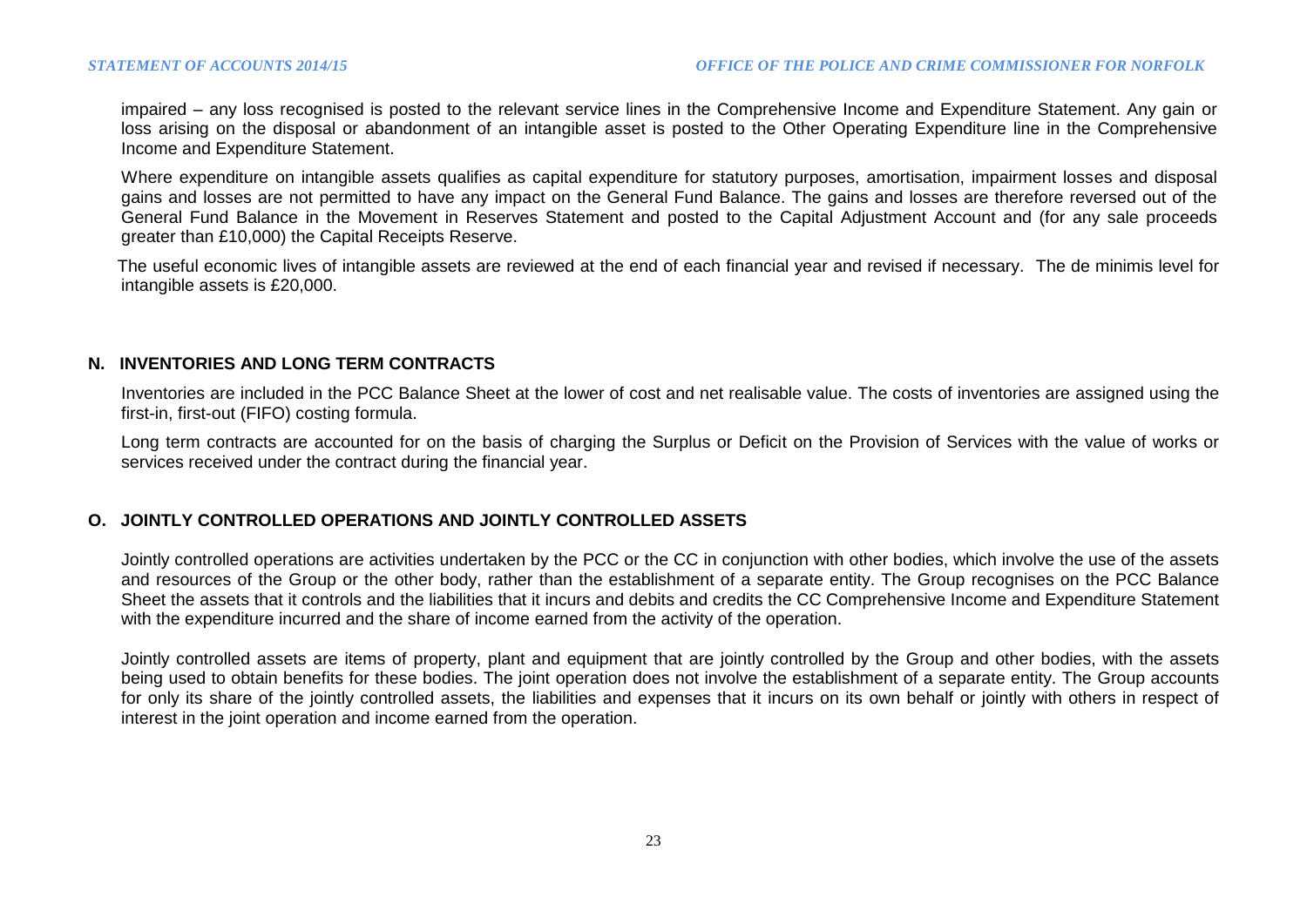impaired – any loss recognised is posted to the relevant service lines in the Comprehensive Income and Expenditure Statement. Any gain or loss arising on the disposal or abandonment of an intangible asset is posted to the Other Operating Expenditure line in the Comprehensive Income and Expenditure Statement.

Where expenditure on intangible assets qualifies as capital expenditure for statutory purposes, amortisation, impairment losses and disposal gains and losses are not permitted to have any impact on the General Fund Balance. The gains and losses are therefore reversed out of the General Fund Balance in the Movement in Reserves Statement and posted to the Capital Adjustment Account and (for any sale proceeds greater than £10,000) the Capital Receipts Reserve.

The useful economic lives of intangible assets are reviewed at the end of each financial year and revised if necessary. The de minimis level for intangible assets is £20,000.

## N. INVENTORIES AND LONG TERM CONTRACTS

Inventories are included in the PCC Balance Sheet at the lower of cost and net realisable value. The costs of inventories are assigned using the first-in, first-out (FIFO) costing formula.

Long term contracts are accounted for on the basis of charging the Surplus or Deficit on the Provision of Services with the value of works or services received under the contract during the financial year.

## O. JOINTLY CONTROLLED OPERATIONS AND JOINTLY CONTROLLED ASSETS

Jointly controlled operations are activities undertaken by the PCC or the CC in conjunction with other bodies, which involve the use of the assets and resources of the Group or the other body, rather than the establishment of a separate entity. The Group recognises on the PCC Balance Sheet the assets that it controls and the liabilities that it incurs and debits and credits the CC Comprehensive Income and Expenditure Statement with the expenditure incurred and the share of income earned from the activity of the operation.

Jointly controlled assets are items of property, plant and equipment that are jointly controlled by the Group and other bodies, with the assets being used to obtain benefits for these bodies. The joint operation does not involve the establishment of a separate entity. The Group accounts for only its share of the jointly controlled assets, the liabilities and expenses that it incurs on its own behalf or jointly with others in respect of interest in the joint operation and income earned from the operation.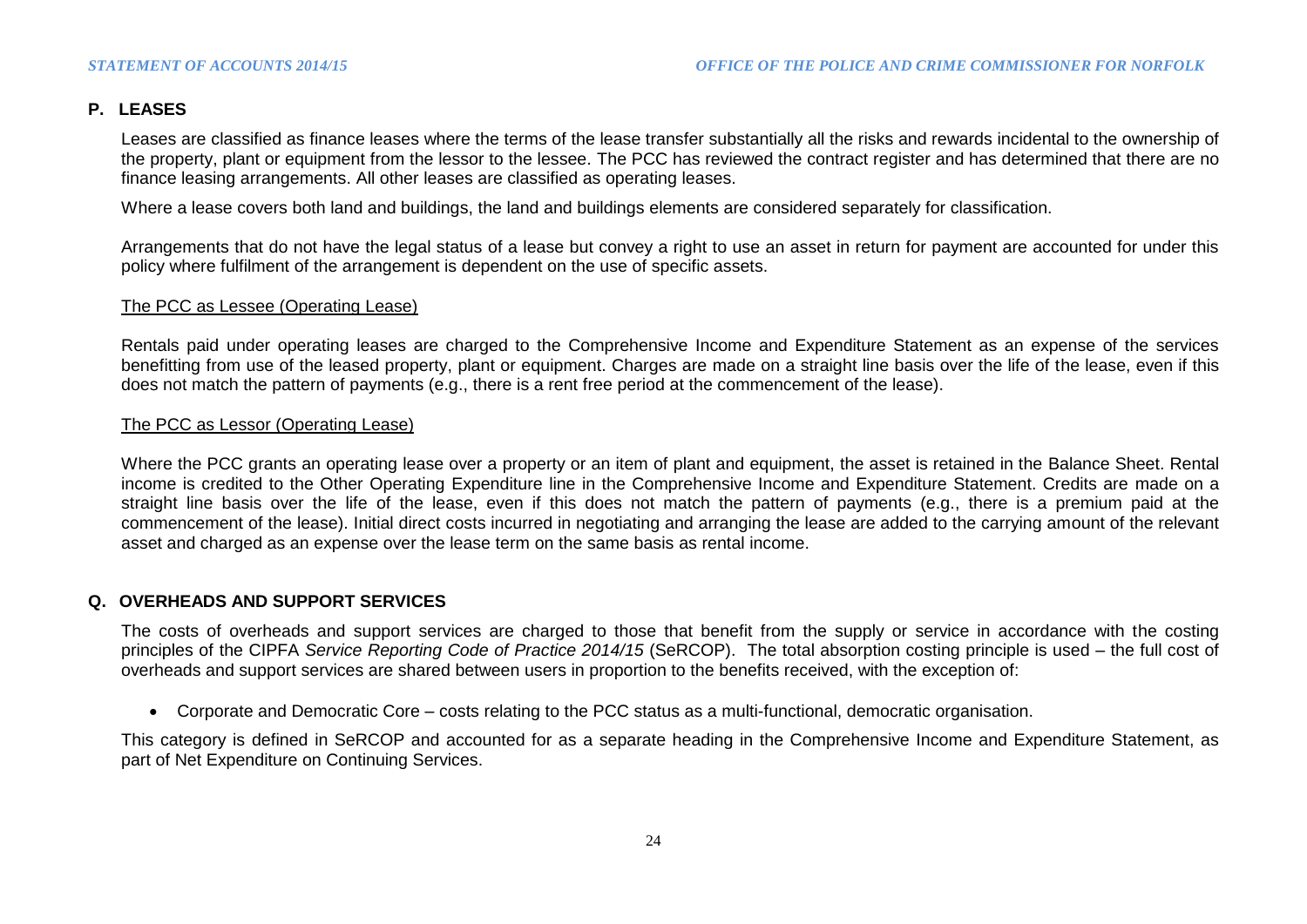## P. LEASES

Leases are classified as finance leases where the terms of the lease transfer substantially all the risks and rewards incidental to the ownership of the property, plant or equipment from the lessor to the lessee. The PCC has reviewed the contract register and has determined that there are no finance leasing arrangements. All other leases are classified as operating leases.

Where a lease covers both land and buildings, the land and buildings elements are considered separately for classification.

Arrangements that do not have the legal status of a lease but convey a right to use an asset in return for payment are accounted for under this policy where fulfilment of the arrangement is dependent on the use of specific assets.

### The PCC as Lessee (Operating Lease)

Rentals paid under operating leases are charged to the Comprehensive Income and Expenditure Statement as an expense of the services benefitting from use of the leased property, plant or equipment. Charges are made on a straight line basis over the life of the lease, even if this does not match the pattern of payments (e.g., there is a rent free period at the commencement of the lease).

### The PCC as Lessor (Operating Lease)

Where the PCC grants an operating lease over a property or an item of plant and equipment, the asset is retained in the Balance Sheet. Rental income is credited to the Other Operating Expenditure line in the Comprehensive Income and Expenditure Statement. Credits are made on a straight line basis over the life of the lease, even if this does not match the pattern of payments (e.g., there is a premium paid at the commencement of the lease). Initial direct costs incurred in negotiating and arranging the lease are added to the carrying amount of the relevant asset and charged as an expense over the lease term on the same basis as rental income.

## Q. OVERHEADS AND SUPPORT SERVICES

The costs of overheads and support services are charged to those that benefit from the supply or service in accordance with the costing principles of the CIPFA *Service Reporting Code of Practice 2014/15* (SeRCOP). The total absorption costing principle is used – the full cost of overheads and support services are shared between users in proportion to the benefits received, with the exception of:

- Corporate and Democratic Core – costs relating to the PCC status as a multi-functional, democratic organisation.

This category is defined in SeRCOP and accounted for as a separate heading in the Comprehensive Income and Expenditure Statement, as part of Net Expenditure on Continuing Services.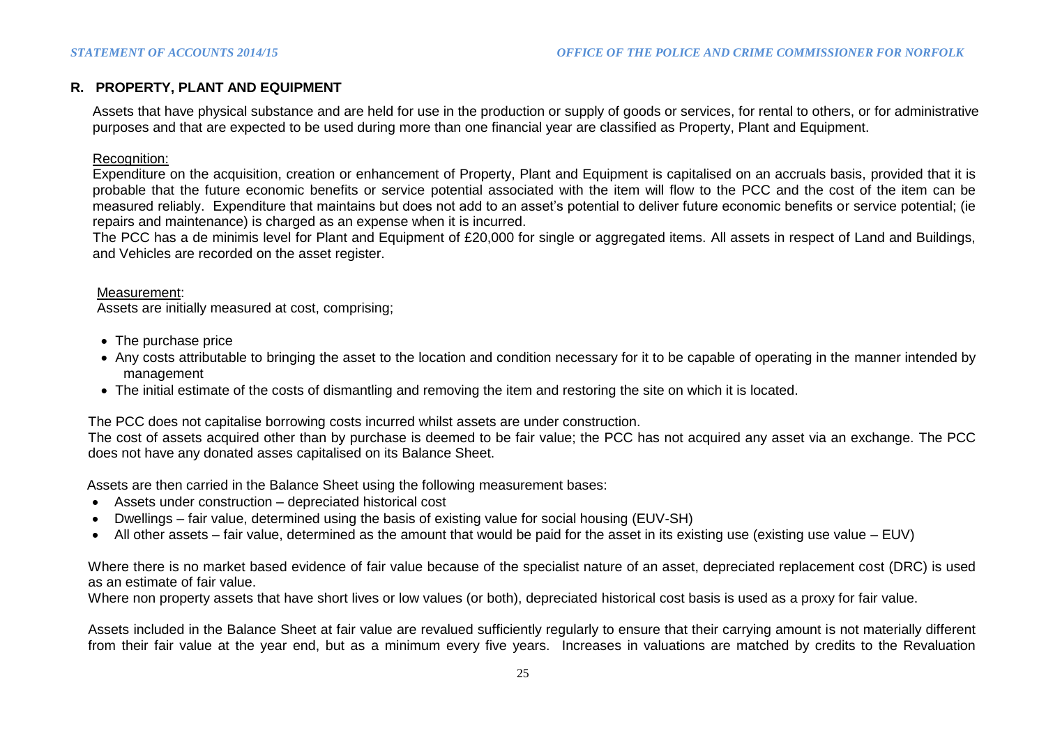## R. PROPERTY, PLANT AND EQUIPMENT

Assets that have physical substance and are held for use in the production or supply of goods or services, for rental to others, or for administrative purposes and that are expected to be used during more than one financial year are classified as Property, Plant and Equipment.

Recognition:

Expenditure on the acquisition, creation or enhancement of Property, Plant and Equipment is capitalised on an accruals basis, provided that it is probable that the future economic benefits or service potential associated with the item will flow to the PCC and the cost of the item can be measured reliably. Expenditure that maintains but does not add to an asset's potential to deliver future economic benefits or service potential; (ie repairs and maintenance) is charged as an expense when it is incurred.

The PCC has a de minimis level for Plant and Equipment of £20,000 for single or aggregated items. All assets in respect of Land and Buildings, and Vehicles are recorded on the asset register.

Measurement:

Assets are initially measured at cost, comprising;

- The purchase price
- Any costs attributable to bringing the asset to the location and condition necessary for it to be capable of operating in the manner intended by management
- The initial estimate of the costs of dismantling and removing the item and restoring the site on which it is located.

The PCC does not capitalise borrowing costs incurred whilst assets are under construction.

The cost of assets acquired other than by purchase is deemed to be fair value; the PCC has not acquired any asset via an exchange. The PCC does not have any donated asses capitalised on its Balance Sheet.

Assets are then carried in the Balance Sheet using the following measurement bases:

- Assets under construction – depreciated historical cost
- Dwellings – fair value, determined using the basis of existing value for social housing (EUV-SH)
- All other assets – fair value, determined as the amount that would be paid for the asset in its existing use (existing use value – EUV)

Where there is no market based evidence of fair value because of the specialist nature of an asset, depreciated replacement cost (DRC) is used as an estimate of fair value.

Where non property assets that have short lives or low values (or both), depreciated historical cost basis is used as a proxy for fair value.

Assets included in the Balance Sheet at fair value are revalued sufficiently regularly to ensure that their carrying amount is not materially different from their fair value at the year end, but as a minimum every five years. Increases in valuations are matched by credits to the Revaluation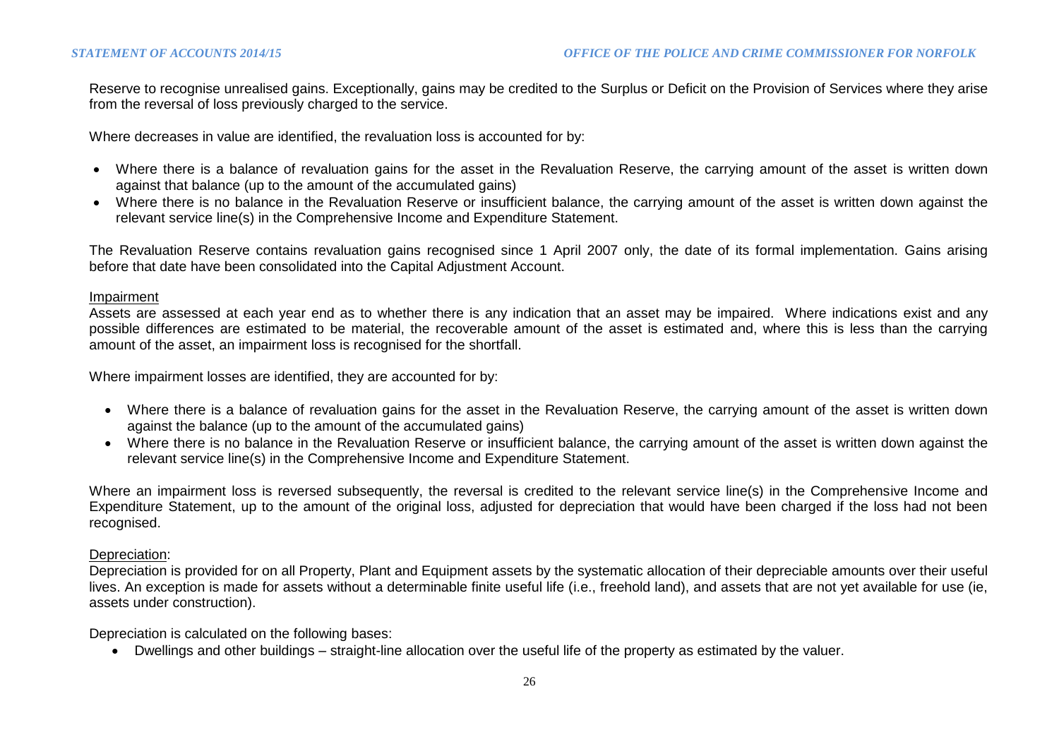Reserve to recognise unrealised gains. Exceptionally, gains may be credited to the Surplus or Deficit on the Provision of Services where they arise from the reversal of loss previously charged to the service.

Where decreases in value are identified, the revaluation loss is accounted for by:

- Where there is a balance of revaluation gains for the asset in the Revaluation Reserve, the carrying amount of the asset is written down against that balance (up to the amount of the accumulated gains)
- Where there is no balance in the Revaluation Reserve or insufficient balance, the carrying amount of the asset is written down against the relevant service line(s) in the Comprehensive Income and Expenditure Statement.

The Revaluation Reserve contains revaluation gains recognised since 1 April 2007 only, the date of its formal implementation. Gains arising before that date have been consolidated into the Capital Adjustment Account.

Impairment

Assets are assessed at each year end as to whether there is any indication that an asset may be impaired. Where indications exist and any possible differences are estimated to be material, the recoverable amount of the asset is estimated and, where this is less than the carrying amount of the asset, an impairment loss is recognised for the shortfall.

Where impairment losses are identified, they are accounted for by:

- Where there is a balance of revaluation gains for the asset in the Revaluation Reserve, the carrying amount of the asset is written down against the balance (up to the amount of the accumulated gains)
- Where there is no balance in the Revaluation Reserve or insufficient balance, the carrying amount of the asset is written down against the relevant service line(s) in the Comprehensive Income and Expenditure Statement.

Where an impairment loss is reversed subsequently, the reversal is credited to the relevant service line(s) in the Comprehensive Income and Expenditure Statement, up to the amount of the original loss, adjusted for depreciation that would have been charged if the loss had not been recognised.

Depreciation:

Depreciation is provided for on all Property, Plant and Equipment assets by the systematic allocation of their depreciable amounts over their useful lives. An exception is made for assets without a determinable finite useful life (i.e., freehold land), and assets that are not yet available for use (ie, assets under construction).

Depreciation is calculated on the following bases:

- Dwellings and other buildings – straight-line allocation over the useful life of the property as estimated by the valuer.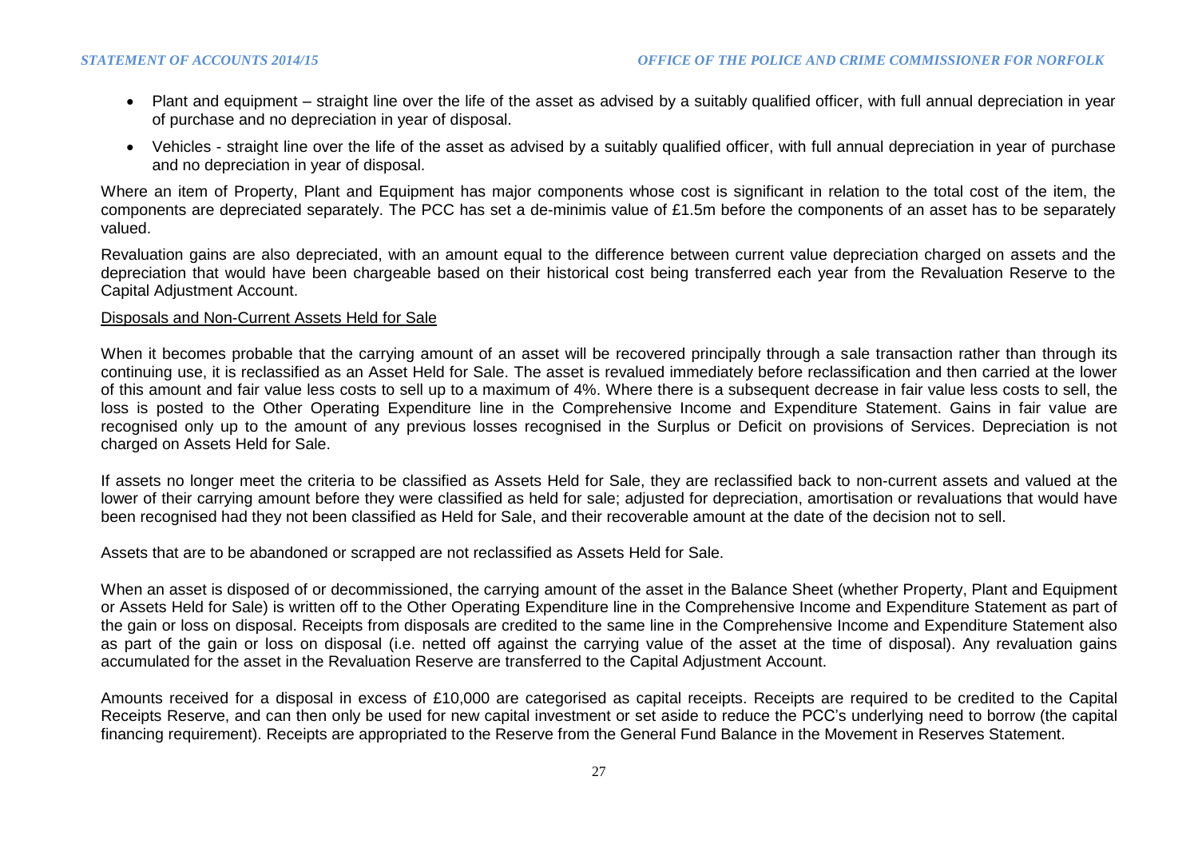- Plant and equipment – straight line over the life of the asset as advised by a suitably qualified officer, with full annual depreciation in year of purchase and no depreciation in year of disposal.
- Vehicles - straight line over the life of the asset as advised by a suitably qualified officer, with full annual depreciation in year of purchase and no depreciation in year of disposal.

Where an item of Property, Plant and Equipment has major components whose cost is significant in relation to the total cost of the item, the components are depreciated separately. The PCC has set a de-minimis value of £1.5m before the components of an asset has to be separately valued.

Revaluation gains are also depreciated, with an amount equal to the difference between current value depreciation charged on assets and the depreciation that would have been chargeable based on their historical cost being transferred each year from the Revaluation Reserve to the Capital Adjustment Account.

Disposals and Non-Current Assets Held for Sale

When it becomes probable that the carrying amount of an asset will be recovered principally through a sale transaction rather than through its continuing use, it is reclassified as an Asset Held for Sale. The asset is revalued immediately before reclassification and then carried at the lower of this amount and fair value less costs to sell up to a maximum of 4%. Where there is a subsequent decrease in fair value less costs to sell, the loss is posted to the Other Operating Expenditure line in the Comprehensive Income and Expenditure Statement. Gains in fair value are recognised only up to the amount of any previous losses recognised in the Surplus or Deficit on provisions of Services. Depreciation is not charged on Assets Held for Sale.

If assets no longer meet the criteria to be classified as Assets Held for Sale, they are reclassified back to non-current assets and valued at the lower of their carrying amount before they were classified as held for sale; adjusted for depreciation, amortisation or revaluations that would have been recognised had they not been classified as Held for Sale, and their recoverable amount at the date of the decision not to sell.

Assets that are to be abandoned or scrapped are not reclassified as Assets Held for Sale.

When an asset is disposed of or decommissioned, the carrying amount of the asset in the Balance Sheet (whether Property, Plant and Equipment or Assets Held for Sale) is written off to the Other Operating Expenditure line in the Comprehensive Income and Expenditure Statement as part of the gain or loss on disposal. Receipts from disposals are credited to the same line in the Comprehensive Income and Expenditure Statement also as part of the gain or loss on disposal (i.e. netted off against the carrying value of the asset at the time of disposal). Any revaluation gains accumulated for the asset in the Revaluation Reserve are transferred to the Capital Adjustment Account.

Amounts received for a disposal in excess of £10,000 are categorised as capital receipts. Receipts are required to be credited to the Capital Receipts Reserve, and can then only be used for new capital investment or set aside to reduce the PCC's underlying need to borrow (the capital financing requirement). Receipts are appropriated to the Reserve from the General Fund Balance in the Movement in Reserves Statement.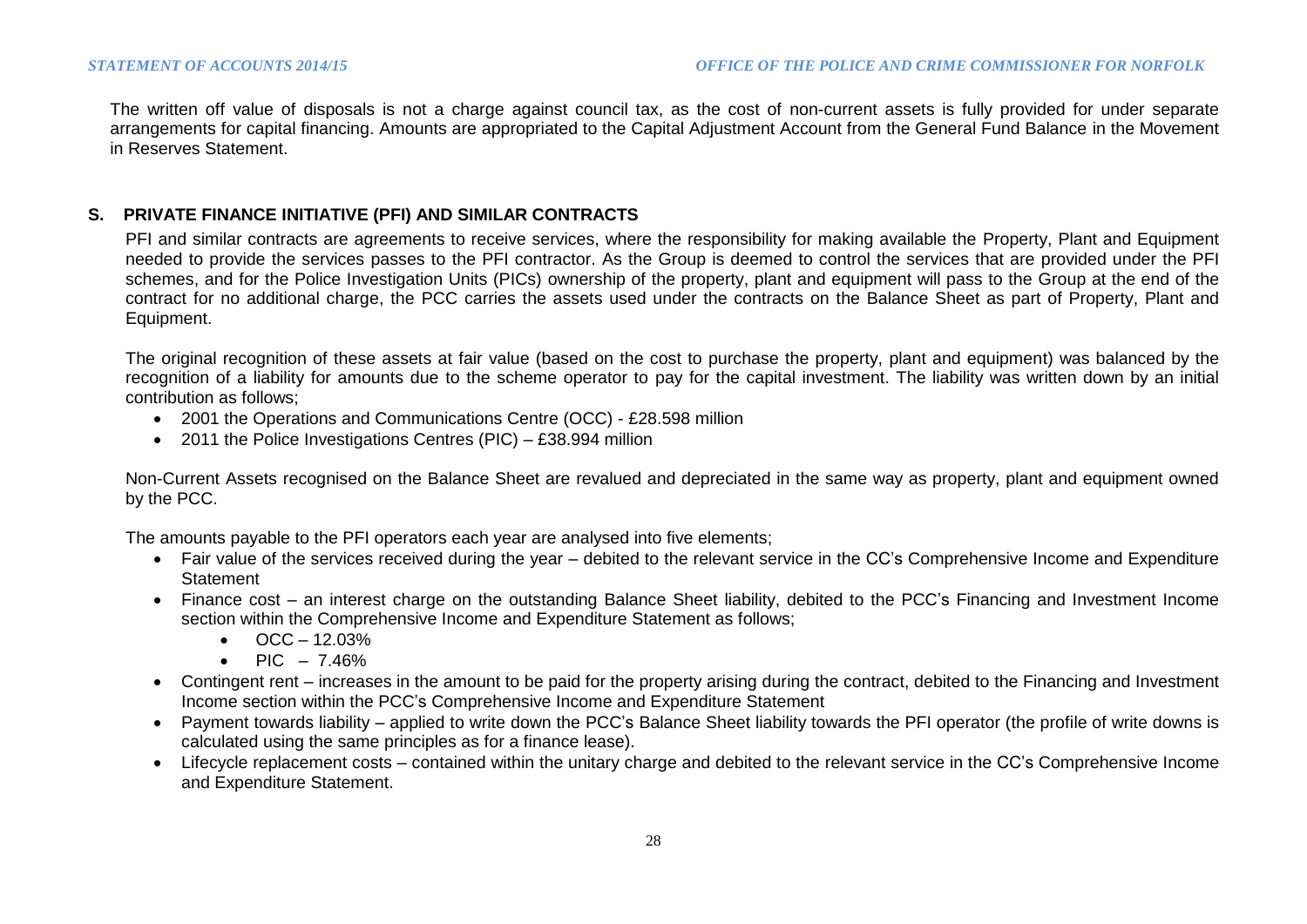The written off value of disposals is not a charge against council tax, as the cost of non-current assets is fully provided for under separate arrangements for capital financing. Amounts are appropriated to the Capital Adjustment Account from the General Fund Balance in the Movement in Reserves Statement.

## S. PRIVATE FINANCE INITIATIVE (PFI) AND SIMILAR CONTRACTS

PFI and similar contracts are agreements to receive services, where the responsibility for making available the Property, Plant and Equipment needed to provide the services passes to the PFI contractor. As the Group is deemed to control the services that are provided under the PFI schemes, and for the Police Investigation Units (PICs) ownership of the property, plant and equipment will pass to the Group at the end of the contract for no additional charge, the PCC carries the assets used under the contracts on the Balance Sheet as part of Property, Plant and Equipment.

The original recognition of these assets at fair value (based on the cost to purchase the property, plant and equipment) was balanced by the recognition of a liability for amounts due to the scheme operator to pay for the capital investment. The liability was written down by an initial contribution as follows;

- 2001 the Operations and Communications Centre (OCC) - £28.598 million
- 2011 the Police Investigations Centres (PIC) – £38.994 million

Non-Current Assets recognised on the Balance Sheet are revalued and depreciated in the same way as property, plant and equipment owned by the PCC.

The amounts payable to the PFI operators each year are analysed into five elements;

- Fair value of the services received during the year – debited to the relevant service in the CC's Comprehensive Income and Expenditure Statement
- Finance cost – an interest charge on the outstanding Balance Sheet liability, debited to the PCC's Financing and Investment Income section within the Comprehensive Income and Expenditure Statement as follows;
  - OCC – 12.03%
  - PIC – 7.46%
- Contingent rent – increases in the amount to be paid for the property arising during the contract, debited to the Financing and Investment Income section within the PCC's Comprehensive Income and Expenditure Statement
- Payment towards liability – applied to write down the PCC's Balance Sheet liability towards the PFI operator (the profile of write downs is calculated using the same principles as for a finance lease).
- Lifecycle replacement costs – contained within the unitary charge and debited to the relevant service in the CC's Comprehensive Income and Expenditure Statement.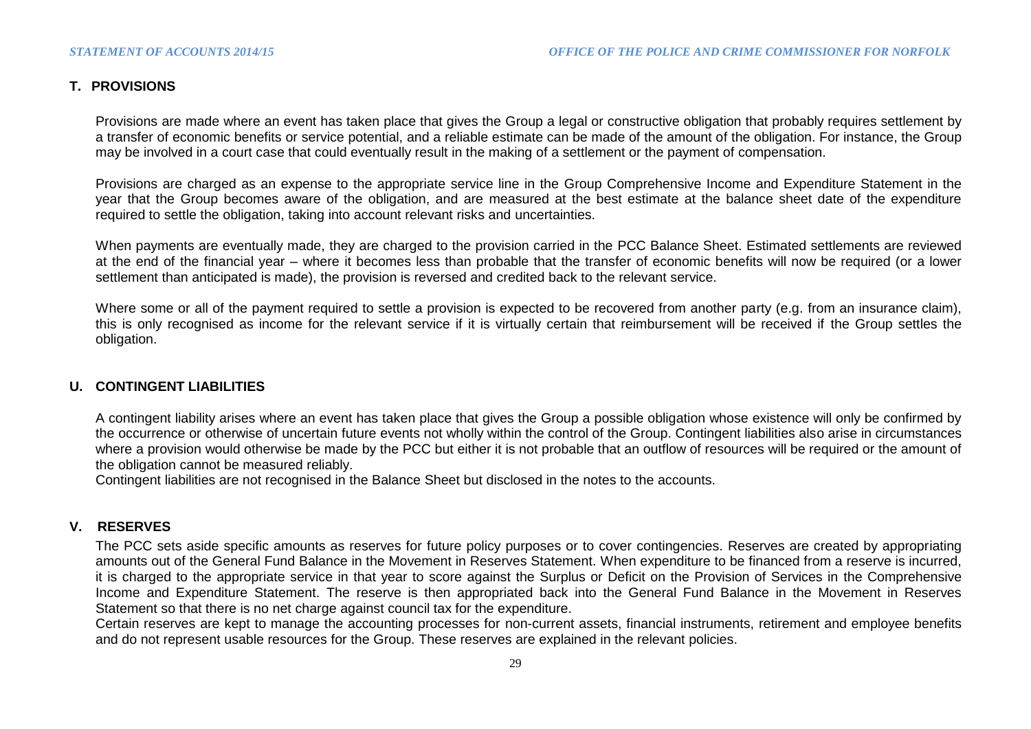## T. PROVISIONS

Provisions are made where an event has taken place that gives the Group a legal or constructive obligation that probably requires settlement by a transfer of economic benefits or service potential, and a reliable estimate can be made of the amount of the obligation. For instance, the Group may be involved in a court case that could eventually result in the making of a settlement or the payment of compensation.

Provisions are charged as an expense to the appropriate service line in the Group Comprehensive Income and Expenditure Statement in the year that the Group becomes aware of the obligation, and are measured at the best estimate at the balance sheet date of the expenditure required to settle the obligation, taking into account relevant risks and uncertainties.

When payments are eventually made, they are charged to the provision carried in the PCC Balance Sheet. Estimated settlements are reviewed at the end of the financial year – where it becomes less than probable that the transfer of economic benefits will now be required (or a lower settlement than anticipated is made), the provision is reversed and credited back to the relevant service.

Where some or all of the payment required to settle a provision is expected to be recovered from another party (e.g. from an insurance claim), this is only recognised as income for the relevant service if it is virtually certain that reimbursement will be received if the Group settles the obligation.

## U. CONTINGENT LIABILITIES

A contingent liability arises where an event has taken place that gives the Group a possible obligation whose existence will only be confirmed by the occurrence or otherwise of uncertain future events not wholly within the control of the Group. Contingent liabilities also arise in circumstances where a provision would otherwise be made by the PCC but either it is not probable that an outflow of resources will be required or the amount of the obligation cannot be measured reliably.

Contingent liabilities are not recognised in the Balance Sheet but disclosed in the notes to the accounts.

## V. RESERVES

The PCC sets aside specific amounts as reserves for future policy purposes or to cover contingencies. Reserves are created by appropriating amounts out of the General Fund Balance in the Movement in Reserves Statement. When expenditure to be financed from a reserve is incurred, it is charged to the appropriate service in that year to score against the Surplus or Deficit on the Provision of Services in the Comprehensive Income and Expenditure Statement. The reserve is then appropriated back into the General Fund Balance in the Movement in Reserves Statement so that there is no net charge against council tax for the expenditure.

Certain reserves are kept to manage the accounting processes for non-current assets, financial instruments, retirement and employee benefits and do not represent usable resources for the Group. These reserves are explained in the relevant policies.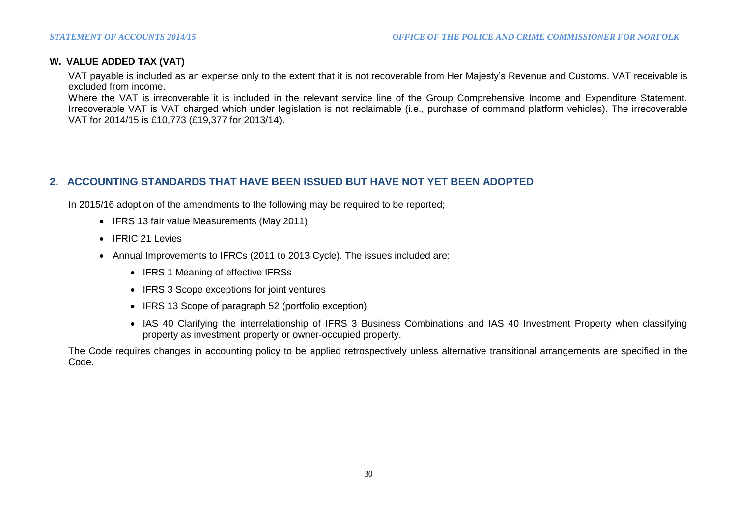### W. VALUE ADDED TAX (VAT)

VAT payable is included as an expense only to the extent that it is not recoverable from Her Majesty's Revenue and Customs. VAT receivable is excluded from income.

Where the VAT is irrecoverable it is included in the relevant service line of the Group Comprehensive Income and Expenditure Statement. Irrecoverable VAT is VAT charged which under legislation is not reclaimable (i.e., purchase of command platform vehicles). The irrecoverable VAT for 2014/15 is £10,773 (£19,377 for 2013/14).

## 2. ACCOUNTING STANDARDS THAT HAVE BEEN ISSUED BUT HAVE NOT YET BEEN ADOPTED

In 2015/16 adoption of the amendments to the following may be required to be reported;

- IFRS 13 fair value Measurements (May 2011)
- IFRIC 21 Levies
- Annual Improvements to IFRCs (2011 to 2013 Cycle). The issues included are:
  - IFRS 1 Meaning of effective IFRSs
  - IFRS 3 Scope exceptions for joint ventures
  - IFRS 13 Scope of paragraph 52 (portfolio exception)
  - IAS 40 Clarifying the interrelationship of IFRS 3 Business Combinations and IAS 40 Investment Property when classifying property as investment property or owner-occupied property.

The Code requires changes in accounting policy to be applied retrospectively unless alternative transitional arrangements are specified in the Code.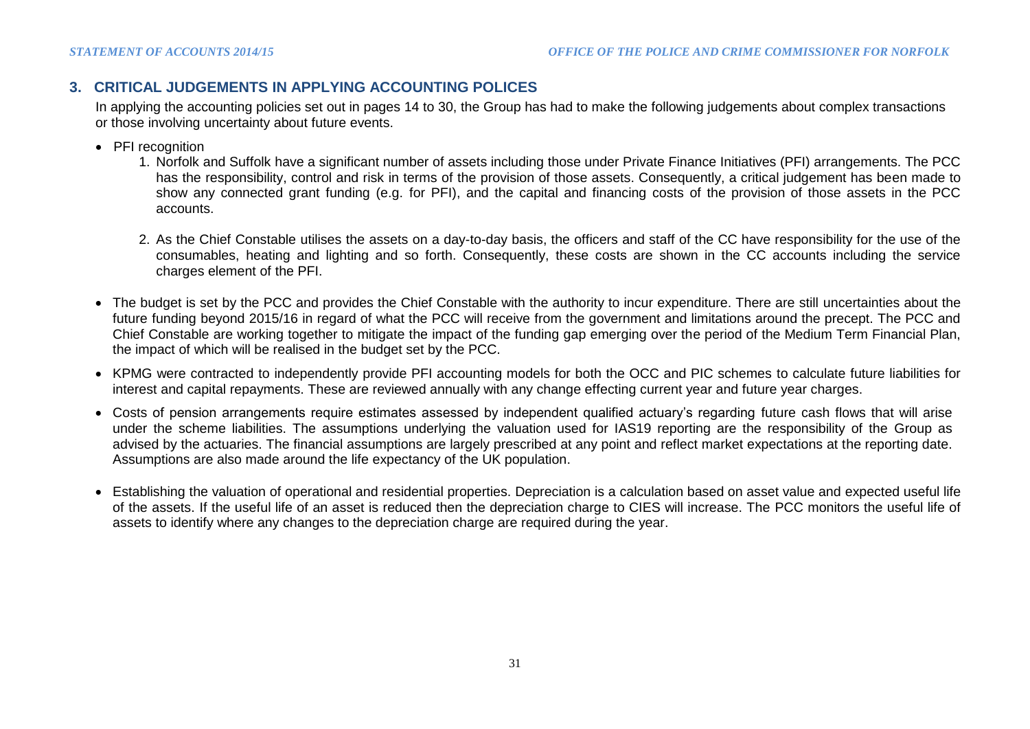## 3. CRITICAL JUDGEMENTS IN APPLYING ACCOUNTING POLICES

In applying the accounting policies set out in pages 14 to 30, the Group has had to make the following judgements about complex transactions or those involving uncertainty about future events.

- PFI recognition
    1. Norfolk and Suffolk have a significant number of assets including those under Private Finance Initiatives (PFI) arrangements. The PCC has the responsibility, control and risk in terms of the provision of those assets. Consequently, a critical judgement has been made to show any connected grant funding (e.g. for PFI), and the capital and financing costs of the provision of those assets in the PCC accounts.

    2. As the Chief Constable utilises the assets on a day-to-day basis, the officers and staff of the CC have responsibility for the use of the consumables, heating and lighting and so forth. Consequently, these costs are shown in the CC accounts including the service charges element of the PFI.

- The budget is set by the PCC and provides the Chief Constable with the authority to incur expenditure. There are still uncertainties about the future funding beyond 2015/16 in regard of what the PCC will receive from the government and limitations around the precept. The PCC and Chief Constable are working together to mitigate the impact of the funding gap emerging over the period of the Medium Term Financial Plan, the impact of which will be realised in the budget set by the PCC.

- KPMG were contracted to independently provide PFI accounting models for both the OCC and PIC schemes to calculate future liabilities for interest and capital repayments. These are reviewed annually with any change effecting current year and future year charges.

- Costs of pension arrangements require estimates assessed by independent qualified actuary's regarding future cash flows that will arise under the scheme liabilities. The assumptions underlying the valuation used for IAS19 reporting are the responsibility of the Group as advised by the actuaries. The financial assumptions are largely prescribed at any point and reflect market expectations at the reporting date. Assumptions are also made around the life expectancy of the UK population.

- Establishing the valuation of operational and residential properties. Depreciation is a calculation based on asset value and expected useful life of the assets. If the useful life of an asset is reduced then the depreciation charge to CIES will increase. The PCC monitors the useful life of assets to identify where any changes to the depreciation charge are required during the year.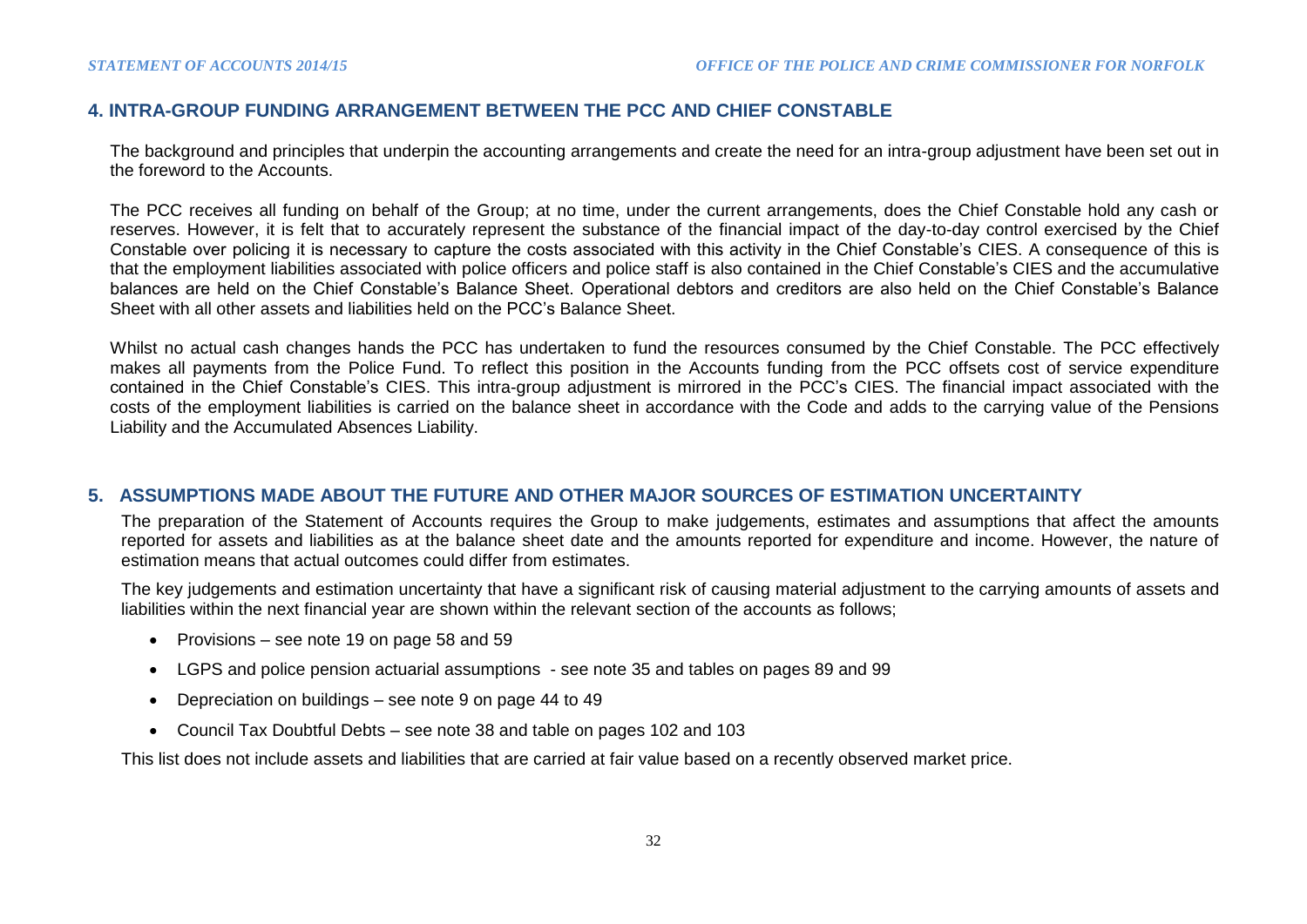## 4. INTRA-GROUP FUNDING ARRANGEMENT BETWEEN THE PCC AND CHIEF CONSTABLE

The background and principles that underpin the accounting arrangements and create the need for an intra-group adjustment have been set out in the foreword to the Accounts.

The PCC receives all funding on behalf of the Group; at no time, under the current arrangements, does the Chief Constable hold any cash or reserves. However, it is felt that to accurately represent the substance of the financial impact of the day-to-day control exercised by the Chief Constable over policing it is necessary to capture the costs associated with this activity in the Chief Constable's CIES. A consequence of this is that the employment liabilities associated with police officers and police staff is also contained in the Chief Constable's CIES and the accumulative balances are held on the Chief Constable's Balance Sheet. Operational debtors and creditors are also held on the Chief Constable's Balance Sheet with all other assets and liabilities held on the PCC's Balance Sheet.

Whilst no actual cash changes hands the PCC has undertaken to fund the resources consumed by the Chief Constable. The PCC effectively makes all payments from the Police Fund. To reflect this position in the Accounts funding from the PCC offsets cost of service expenditure contained in the Chief Constable's CIES. This intra-group adjustment is mirrored in the PCC's CIES. The financial impact associated with the costs of the employment liabilities is carried on the balance sheet in accordance with the Code and adds to the carrying value of the Pensions Liability and the Accumulated Absences Liability.

## 5. ASSUMPTIONS MADE ABOUT THE FUTURE AND OTHER MAJOR SOURCES OF ESTIMATION UNCERTAINTY

The preparation of the Statement of Accounts requires the Group to make judgements, estimates and assumptions that affect the amounts reported for assets and liabilities as at the balance sheet date and the amounts reported for expenditure and income. However, the nature of estimation means that actual outcomes could differ from estimates.

The key judgements and estimation uncertainty that have a significant risk of causing material adjustment to the carrying amounts of assets and liabilities within the next financial year are shown within the relevant section of the accounts as follows;

- Provisions – see note 19 on page 58 and 59
- LGPS and police pension actuarial assumptions - see note 35 and tables on pages 89 and 99
- Depreciation on buildings – see note 9 on page 44 to 49
- Council Tax Doubtful Debts – see note 38 and table on pages 102 and 103

This list does not include assets and liabilities that are carried at fair value based on a recently observed market price.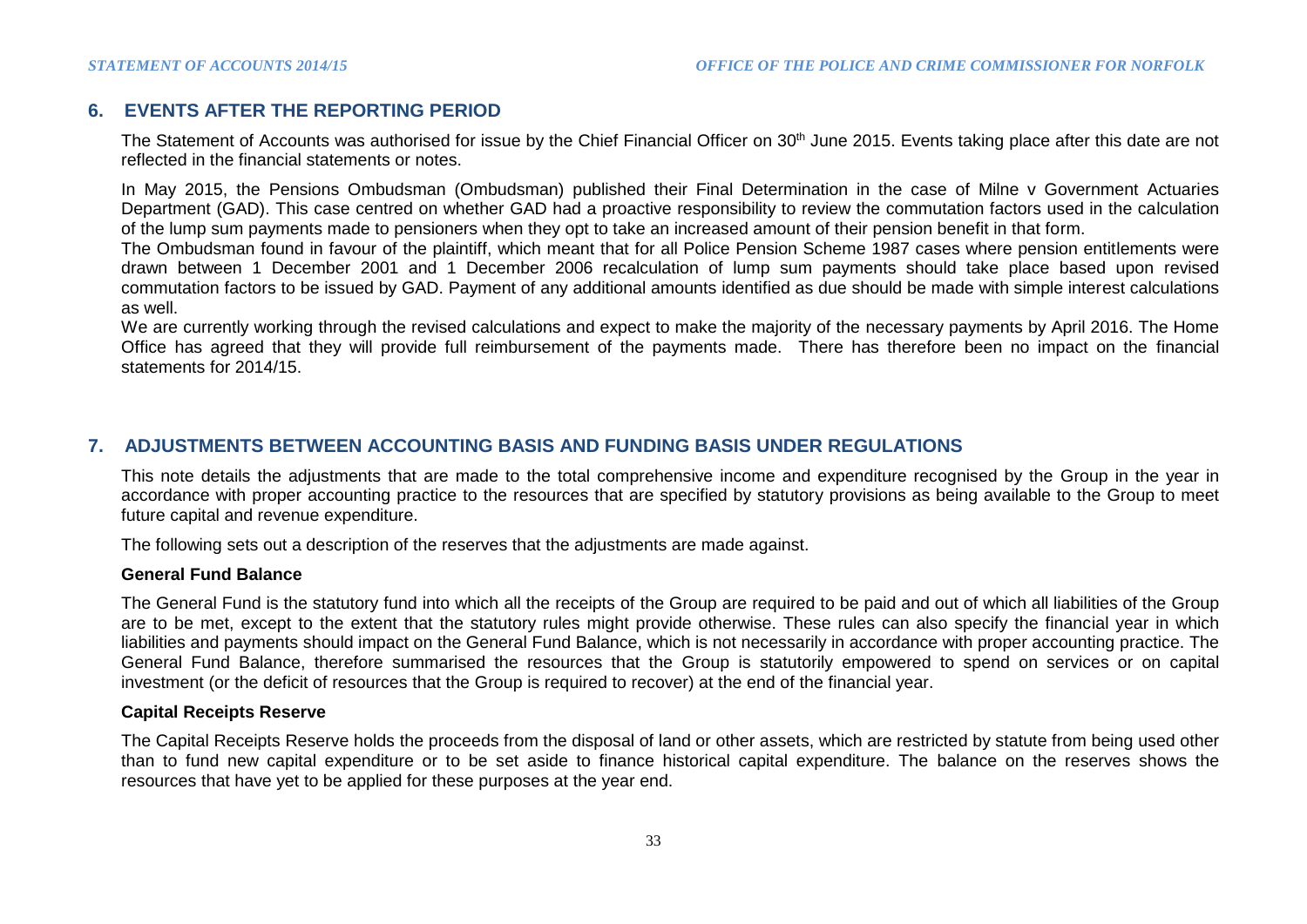## 6. EVENTS AFTER THE REPORTING PERIOD

The Statement of Accounts was authorised for issue by the Chief Financial Officer on 30th June 2015. Events taking place after this date are not reflected in the financial statements or notes.

In May 2015, the Pensions Ombudsman (Ombudsman) published their Final Determination in the case of Milne v Government Actuaries Department (GAD). This case centred on whether GAD had a proactive responsibility to review the commutation factors used in the calculation of the lump sum payments made to pensioners when they opt to take an increased amount of their pension benefit in that form.

The Ombudsman found in favour of the plaintiff, which meant that for all Police Pension Scheme 1987 cases where pension entitlements were drawn between 1 December 2001 and 1 December 2006 recalculation of lump sum payments should take place based upon revised commutation factors to be issued by GAD. Payment of any additional amounts identified as due should be made with simple interest calculations as well.

We are currently working through the revised calculations and expect to make the majority of the necessary payments by April 2016. The Home Office has agreed that they will provide full reimbursement of the payments made. There has therefore been no impact on the financial statements for 2014/15.

## 7. ADJUSTMENTS BETWEEN ACCOUNTING BASIS AND FUNDING BASIS UNDER REGULATIONS

This note details the adjustments that are made to the total comprehensive income and expenditure recognised by the Group in the year in accordance with proper accounting practice to the resources that are specified by statutory provisions as being available to the Group to meet future capital and revenue expenditure.

The following sets out a description of the reserves that the adjustments are made against.

**General Fund Balance**

The General Fund is the statutory fund into which all the receipts of the Group are required to be paid and out of which all liabilities of the Group are to be met, except to the extent that the statutory rules might provide otherwise. These rules can also specify the financial year in which liabilities and payments should impact on the General Fund Balance, which is not necessarily in accordance with proper accounting practice. The General Fund Balance, therefore summarised the resources that the Group is statutorily empowered to spend on services or on capital investment (or the deficit of resources that the Group is required to recover) at the end of the financial year.

**Capital Receipts Reserve**

The Capital Receipts Reserve holds the proceeds from the disposal of land or other assets, which are restricted by statute from being used other than to fund new capital expenditure or to be set aside to finance historical capital expenditure. The balance on the reserves shows the resources that have yet to be applied for these purposes at the year end.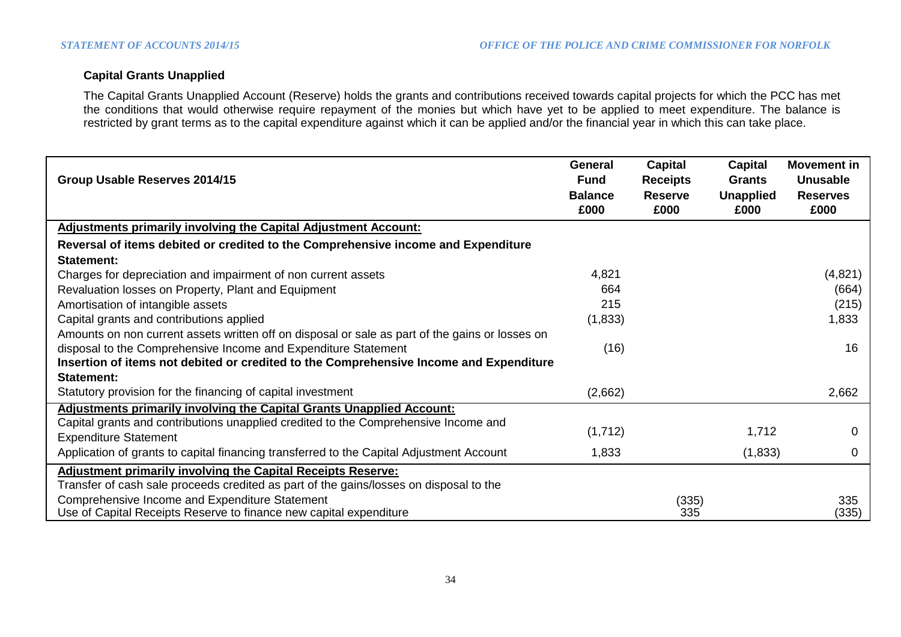### Capital Grants Unapplied

The Capital Grants Unapplied Account (Reserve) holds the grants and contributions received towards capital projects for which the PCC has met the conditions that would otherwise require repayment of the monies but which have yet to be applied to meet expenditure. The balance is restricted by grant terms as to the capital expenditure against which it can be applied and/or the financial year in which this can take place.

| Group Usable Reserves 2014/15 | General Fund Balance £000 | Capital Receipts Reserve £000 | Capital Grants Unapplied £000 | Movement in Unusable Reserves £000 |
|---|---|---|---|---|
| **Adjustments primarily involving the Capital Adjustment Account:** | | | | |
| **Reversal of items debited or credited to the Comprehensive income and Expenditure Statement:** | | | | |
| Charges for depreciation and impairment of non current assets | 4,821 | | | (4,821) |
| Revaluation losses on Property, Plant and Equipment | 664 | | | (664) |
| Amortisation of intangible assets | 215 | | | (215) |
| Capital grants and contributions applied | (1,833) | | | 1,833 |
| Amounts on non current assets written off on disposal or sale as part of the gains or losses on disposal to the Comprehensive Income and Expenditure Statement | (16) | | | 16 |
| **Insertion of items not debited or credited to the Comprehensive Income and Expenditure Statement:** | | | | |
| Statutory provision for the financing of capital investment | (2,662) | | | 2,662 |
| **Adjustments primarily involving the Capital Grants Unapplied Account:** | | | | |
| Capital grants and contributions unapplied credited to the Comprehensive Income and Expenditure Statement | (1,712) | | 1,712 | 0 |
| Application of grants to capital financing transferred to the Capital Adjustment Account | 1,833 | | (1,833) | 0 |
| **Adjustment primarily involving the Capital Receipts Reserve:** | | | | |
| Transfer of cash sale proceeds credited as part of the gains/losses on disposal to the Comprehensive Income and Expenditure Statement | | (335) | | 335 |
| Use of Capital Receipts Reserve to finance new capital expenditure | | 335 | | (335) |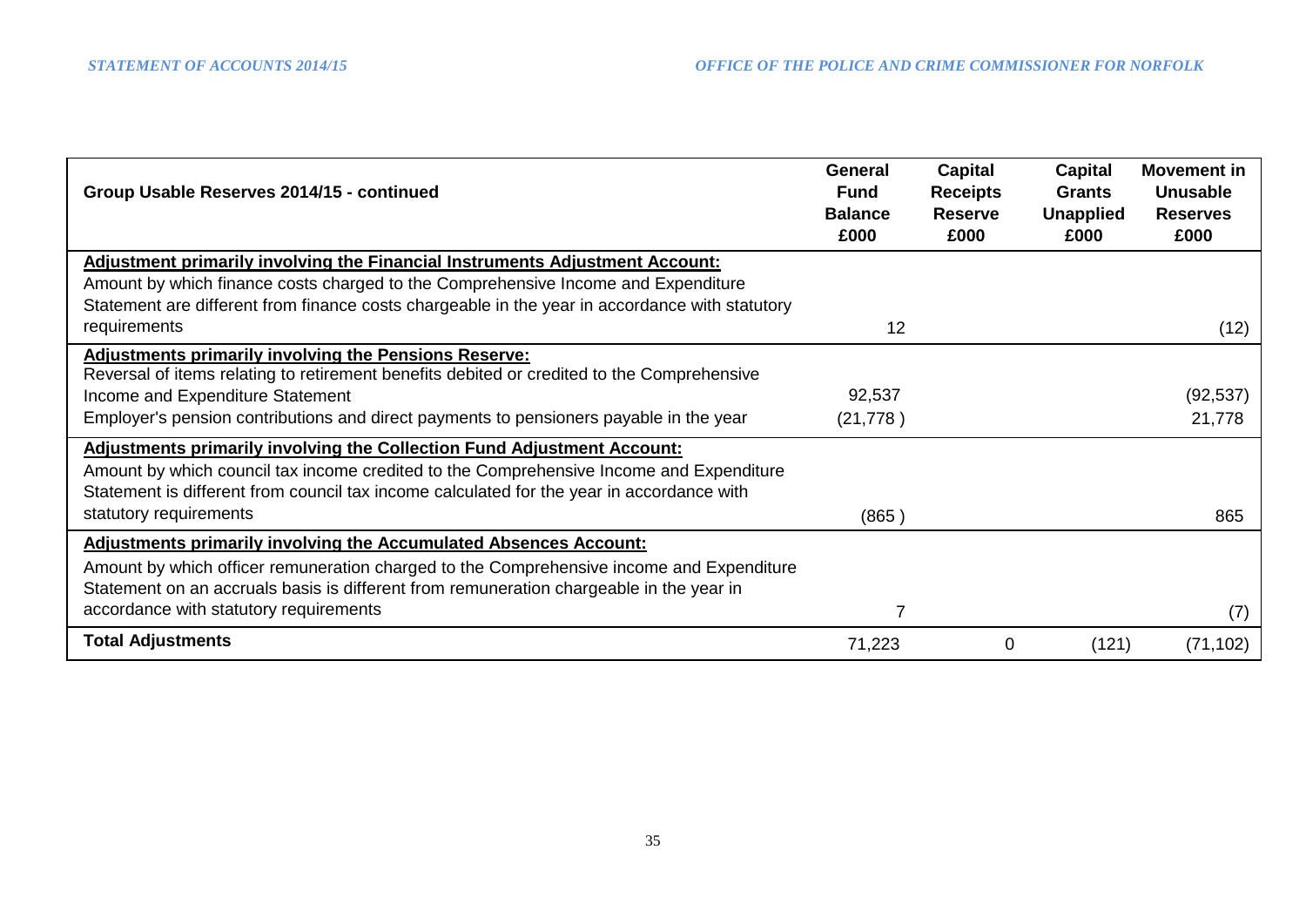| Group Usable Reserves 2014/15 - continued | General Fund Balance £000 | Capital Receipts Reserve £000 | Capital Grants Unapplied £000 | Movement in Unusable Reserves £000 |
|---|---|---|---|---|
| **Adjustment primarily involving the Financial Instruments Adjustment Account:** | | | | |
| Amount by which finance costs charged to the Comprehensive Income and Expenditure Statement are different from finance costs chargeable in the year in accordance with statutory requirements | 12 | | | (12) |
| **Adjustments primarily involving the Pensions Reserve:** | | | | |
| Reversal of items relating to retirement benefits debited or credited to the Comprehensive Income and Expenditure Statement | 92,537 | | | (92,537) |
| Employer's pension contributions and direct payments to pensioners payable in the year | (21,778 ) | | | 21,778 |
| **Adjustments primarily involving the Collection Fund Adjustment Account:** | | | | |
| Amount by which council tax income credited to the Comprehensive Income and Expenditure Statement is different from council tax income calculated for the year in accordance with statutory requirements | (865 ) | | | 865 |
| **Adjustments primarily involving the Accumulated Absences Account:** | | | | |
| Amount by which officer remuneration charged to the Comprehensive income and Expenditure Statement on an accruals basis is different from remuneration chargeable in the year in accordance with statutory requirements | 7 | | | (7) |
| **Total Adjustments** | 71,223 | 0 | (121) | (71,102) |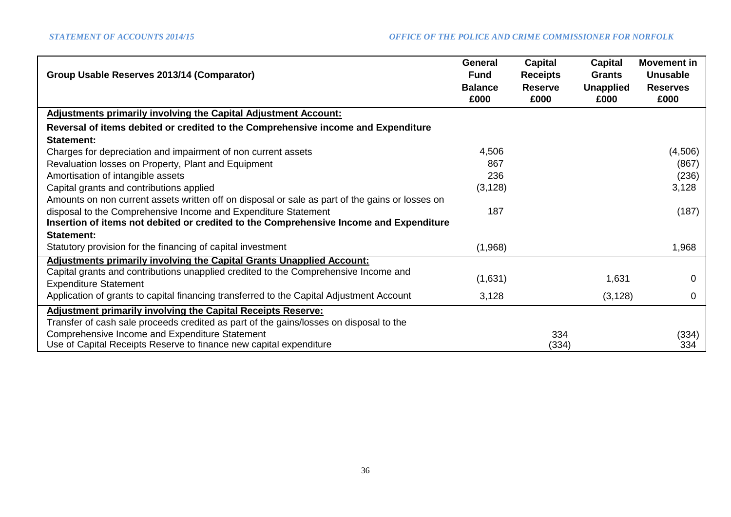| Group Usable Reserves 2013/14 (Comparator) | General Fund Balance £000 | Capital Receipts Reserve £000 | Capital Grants Unapplied £000 | Movement in Unusable Reserves £000 |
|---|---|---|---|---|
| **Adjustments primarily involving the Capital Adjustment Account:** | | | | |
| **Reversal of items debited or credited to the Comprehensive income and Expenditure Statement:** | | | | |
| Charges for depreciation and impairment of non current assets | 4,506 | | | (4,506) |
| Revaluation losses on Property, Plant and Equipment | 867 | | | (867) |
| Amortisation of intangible assets | 236 | | | (236) |
| Capital grants and contributions applied | (3,128) | | | 3,128 |
| Amounts on non current assets written off on disposal or sale as part of the gains or losses on disposal to the Comprehensive Income and Expenditure Statement | 187 | | | (187) |
| **Insertion of items not debited or credited to the Comprehensive Income and Expenditure Statement:** | | | | |
| Statutory provision for the financing of capital investment | (1,968) | | | 1,968 |
| **Adjustments primarily involving the Capital Grants Unapplied Account:** | | | | |
| Capital grants and contributions unapplied credited to the Comprehensive Income and Expenditure Statement | (1,631) | | 1,631 | 0 |
| Application of grants to capital financing transferred to the Capital Adjustment Account | 3,128 | | (3,128) | 0 |
| **Adjustment primarily involving the Capital Receipts Reserve:** | | | | |
| Transfer of cash sale proceeds credited as part of the gains/losses on disposal to the Comprehensive Income and Expenditure Statement | | 334 | | (334) |
| Use of Capital Receipts Reserve to finance new capital expenditure | | (334) | | 334 |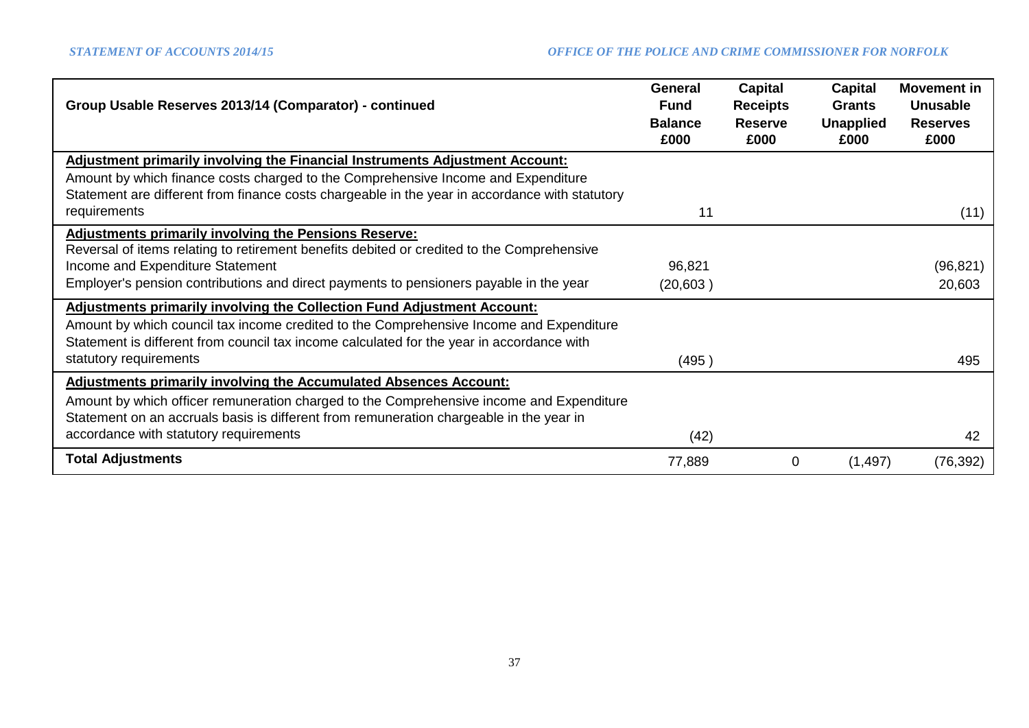| Group Usable Reserves 2013/14 (Comparator) - continued | General Fund Balance £000 | Capital Receipts Reserve £000 | Capital Grants Unapplied £000 | Movement in Unusable Reserves £000 |
|---|---|---|---|---|
| **Adjustment primarily involving the Financial Instruments Adjustment Account:** | | | | |
| Amount by which finance costs charged to the Comprehensive Income and Expenditure Statement are different from finance costs chargeable in the year in accordance with statutory requirements | 11 | | | (11) |
| **Adjustments primarily involving the Pensions Reserve:** | | | | |
| Reversal of items relating to retirement benefits debited or credited to the Comprehensive Income and Expenditure Statement | 96,821 | | | (96,821) |
| Employer's pension contributions and direct payments to pensioners payable in the year | (20,603 ) | | | 20,603 |
| **Adjustments primarily involving the Collection Fund Adjustment Account:** | | | | |
| Amount by which council tax income credited to the Comprehensive Income and Expenditure Statement is different from council tax income calculated for the year in accordance with statutory requirements | (495 ) | | | 495 |
| **Adjustments primarily involving the Accumulated Absences Account:** | | | | |
| Amount by which officer remuneration charged to the Comprehensive income and Expenditure Statement on an accruals basis is different from remuneration chargeable in the year in accordance with statutory requirements | (42) | | | 42 |
| **Total Adjustments** | 77,889 | 0 | (1,497) | (76,392) |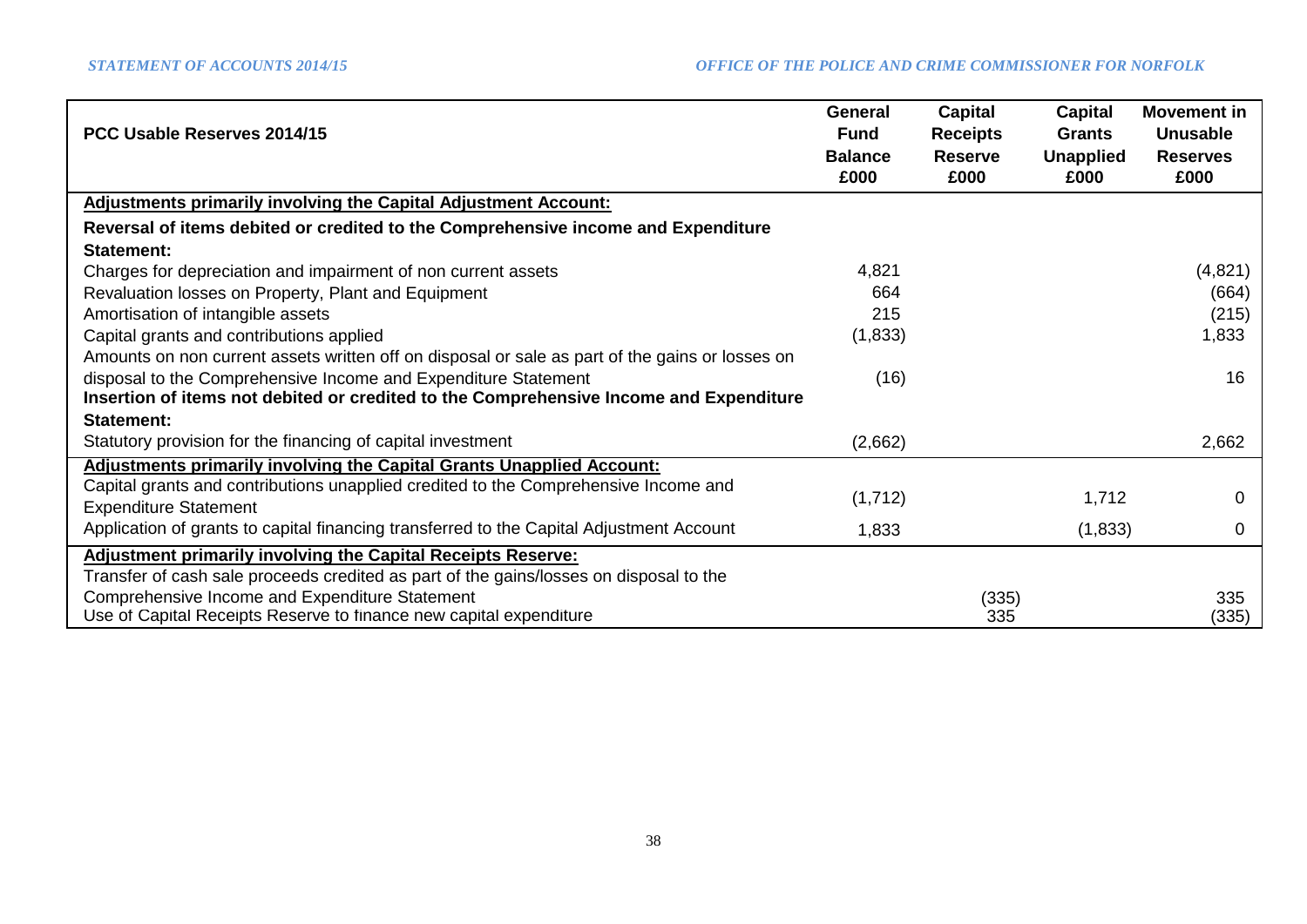| PCC Usable Reserves 2014/15 | General Fund Balance £000 | Capital Receipts Reserve £000 | Capital Grants Unapplied £000 | Movement in Unusable Reserves £000 |
|---|---|---|---|---|
| **Adjustments primarily involving the Capital Adjustment Account:** | | | | |
| **Reversal of items debited or credited to the Comprehensive income and Expenditure Statement:** | | | | |
| Charges for depreciation and impairment of non current assets | 4,821 | | | (4,821) |
| Revaluation losses on Property, Plant and Equipment | 664 | | | (664) |
| Amortisation of intangible assets | 215 | | | (215) |
| Capital grants and contributions applied | (1,833) | | | 1,833 |
| Amounts on non current assets written off on disposal or sale as part of the gains or losses on disposal to the Comprehensive Income and Expenditure Statement | (16) | | | 16 |
| **Insertion of items not debited or credited to the Comprehensive Income and Expenditure Statement:** | | | | |
| Statutory provision for the financing of capital investment | (2,662) | | | 2,662 |
| **Adjustments primarily involving the Capital Grants Unapplied Account:** | | | | |
| Capital grants and contributions unapplied credited to the Comprehensive Income and Expenditure Statement | (1,712) | | 1,712 | 0 |
| Application of grants to capital financing transferred to the Capital Adjustment Account | 1,833 | | (1,833) | 0 |
| **Adjustment primarily involving the Capital Receipts Reserve:** | | | | |
| Transfer of cash sale proceeds credited as part of the gains/losses on disposal to the Comprehensive Income and Expenditure Statement | | (335) | | 335 |
| Use of Capital Receipts Reserve to finance new capital expenditure | | 335 | | (335) |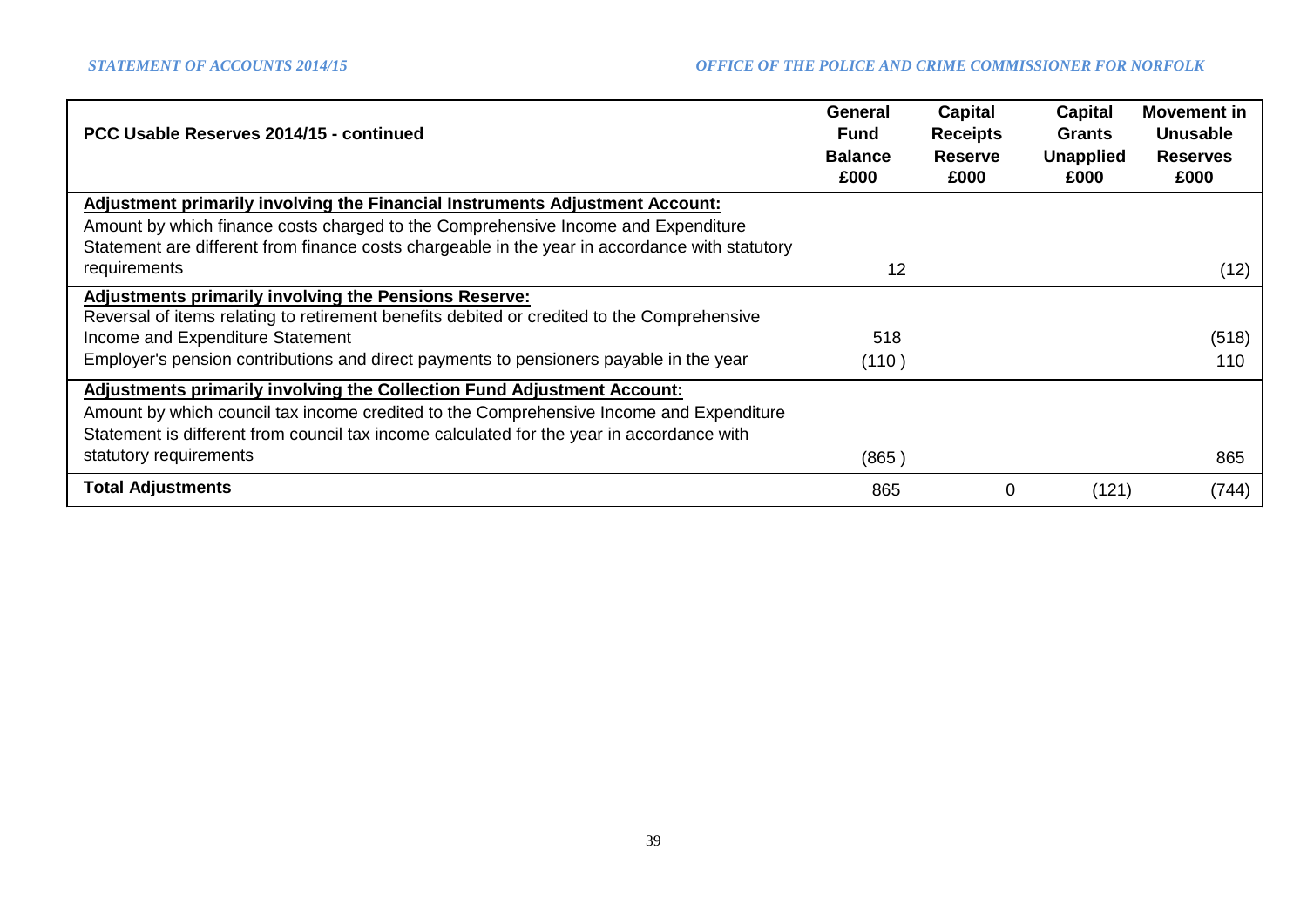| PCC Usable Reserves 2014/15 - continued | General Fund Balance £000 | Capital Receipts Reserve £000 | Capital Grants Unapplied £000 | Movement in Unusable Reserves £000 |
|---|---|---|---|---|
| **Adjustment primarily involving the Financial Instruments Adjustment Account:** | | | | |
| Amount by which finance costs charged to the Comprehensive Income and Expenditure Statement are different from finance costs chargeable in the year in accordance with statutory requirements | 12 | | | (12) |
| **Adjustments primarily involving the Pensions Reserve:** | | | | |
| Reversal of items relating to retirement benefits debited or credited to the Comprehensive Income and Expenditure Statement | 518 | | | (518) |
| Employer's pension contributions and direct payments to pensioners payable in the year | (110 ) | | | 110 |
| **Adjustments primarily involving the Collection Fund Adjustment Account:** | | | | |
| Amount by which council tax income credited to the Comprehensive Income and Expenditure Statement is different from council tax income calculated for the year in accordance with statutory requirements | (865 ) | | | 865 |
| **Total Adjustments** | 865 | 0 | (121) | (744) |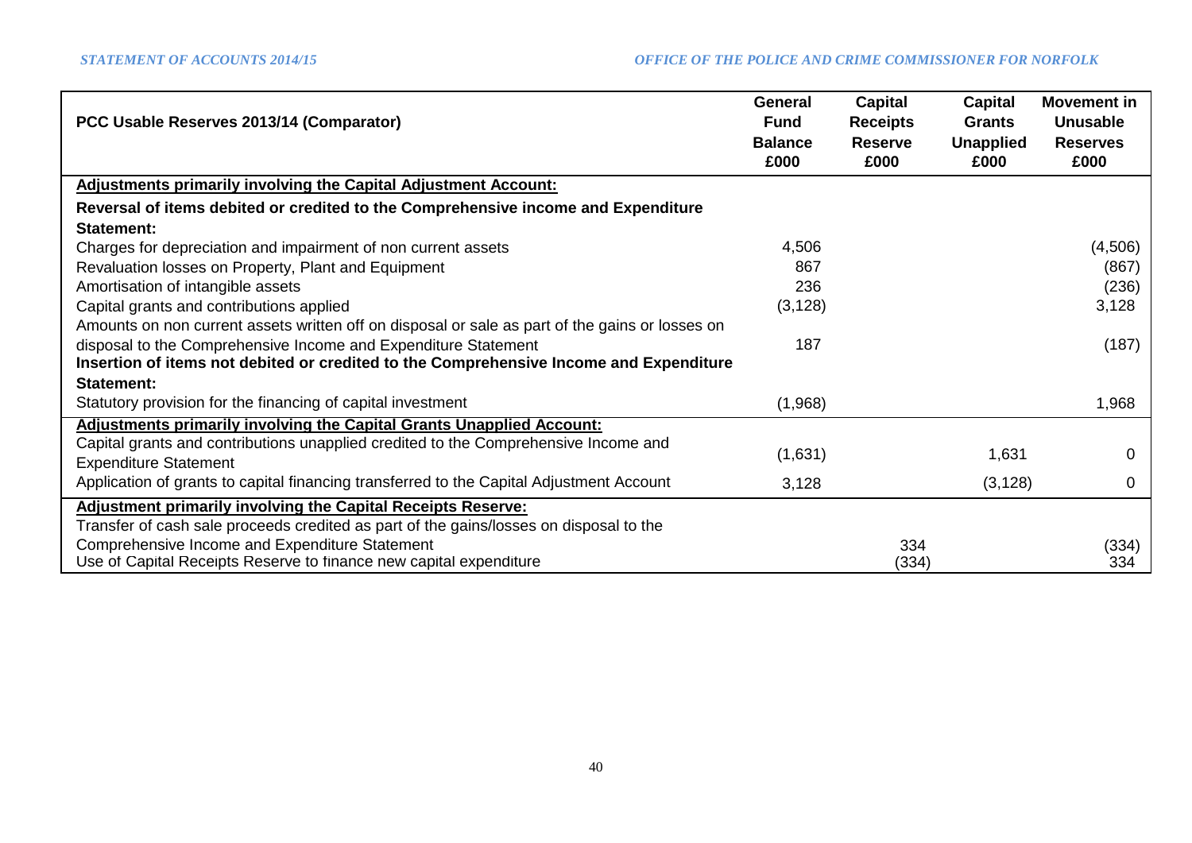| PCC Usable Reserves 2013/14 (Comparator) | General Fund Balance £000 | Capital Receipts Reserve £000 | Capital Grants Unapplied £000 | Movement in Unusable Reserves £000 |
|---|---|---|---|---|
| **Adjustments primarily involving the Capital Adjustment Account:** | | | | |
| **Reversal of items debited or credited to the Comprehensive income and Expenditure Statement:** | | | | |
| Charges for depreciation and impairment of non current assets | 4,506 | | | (4,506) |
| Revaluation losses on Property, Plant and Equipment | 867 | | | (867) |
| Amortisation of intangible assets | 236 | | | (236) |
| Capital grants and contributions applied | (3,128) | | | 3,128 |
| Amounts on non current assets written off on disposal or sale as part of the gains or losses on disposal to the Comprehensive Income and Expenditure Statement | 187 | | | (187) |
| **Insertion of items not debited or credited to the Comprehensive Income and Expenditure Statement:** | | | | |
| Statutory provision for the financing of capital investment | (1,968) | | | 1,968 |
| **Adjustments primarily involving the Capital Grants Unapplied Account:** | | | | |
| Capital grants and contributions unapplied credited to the Comprehensive Income and Expenditure Statement | (1,631) | | 1,631 | 0 |
| Application of grants to capital financing transferred to the Capital Adjustment Account | 3,128 | | (3,128) | 0 |
| **Adjustment primarily involving the Capital Receipts Reserve:** | | | | |
| Transfer of cash sale proceeds credited as part of the gains/losses on disposal to the Comprehensive Income and Expenditure Statement | | 334 | | (334) |
| Use of Capital Receipts Reserve to finance new capital expenditure | | (334) | | 334 |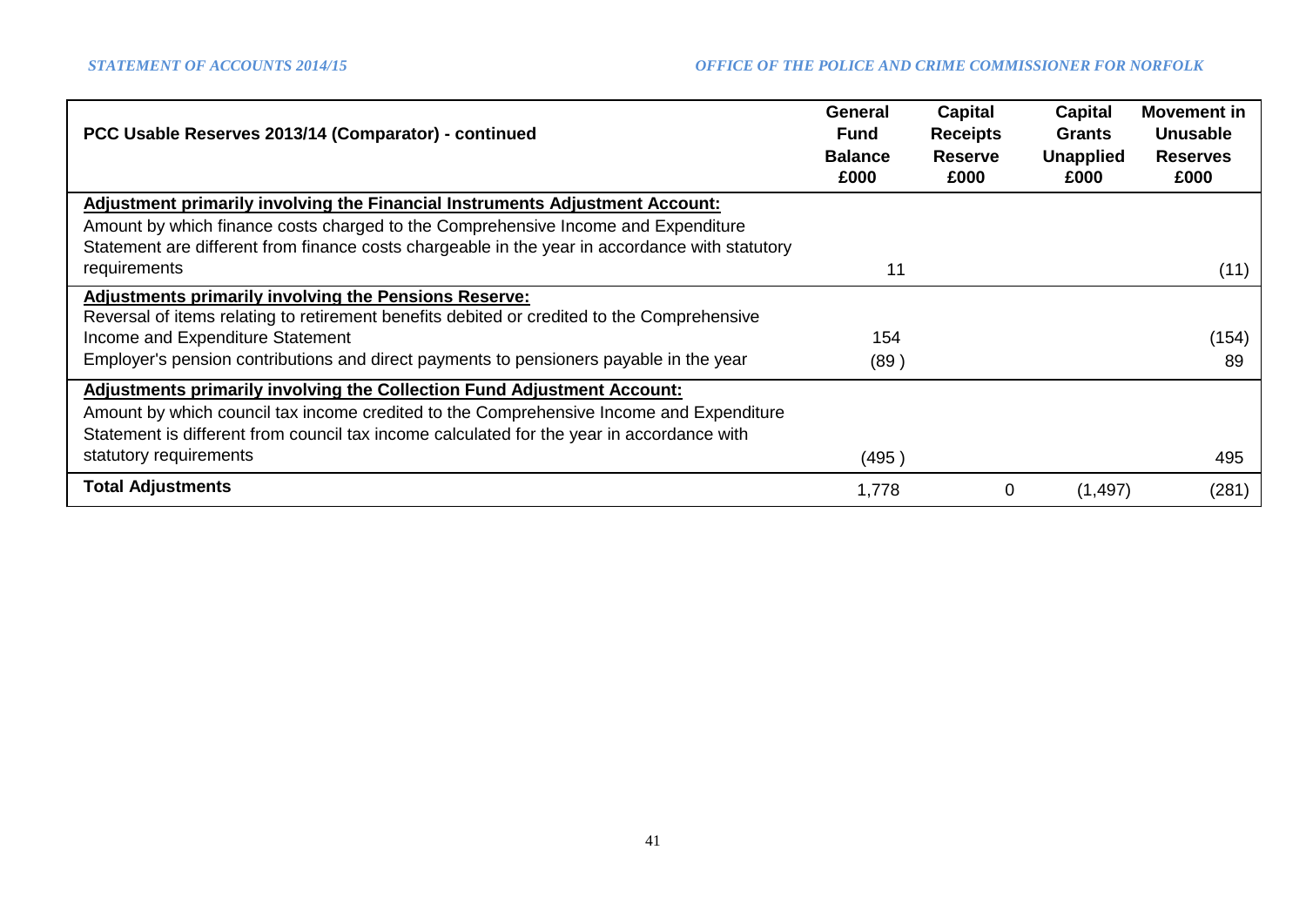| PCC Usable Reserves 2013/14 (Comparator) - continued | General Fund Balance £000 | Capital Receipts Reserve £000 | Capital Grants Unapplied £000 | Movement in Unusable Reserves £000 |
|---|---|---|---|---|
| **Adjustment primarily involving the Financial Instruments Adjustment Account:** | | | | |
| Amount by which finance costs charged to the Comprehensive Income and Expenditure Statement are different from finance costs chargeable in the year in accordance with statutory requirements | 11 | | | (11) |
| **Adjustments primarily involving the Pensions Reserve:** | | | | |
| Reversal of items relating to retirement benefits debited or credited to the Comprehensive Income and Expenditure Statement | 154 | | | (154) |
| Employer's pension contributions and direct payments to pensioners payable in the year | (89 ) | | | 89 |
| **Adjustments primarily involving the Collection Fund Adjustment Account:** | | | | |
| Amount by which council tax income credited to the Comprehensive Income and Expenditure Statement is different from council tax income calculated for the year in accordance with statutory requirements | (495 ) | | | 495 |
| **Total Adjustments** | 1,778 | 0 | (1,497) | (281) |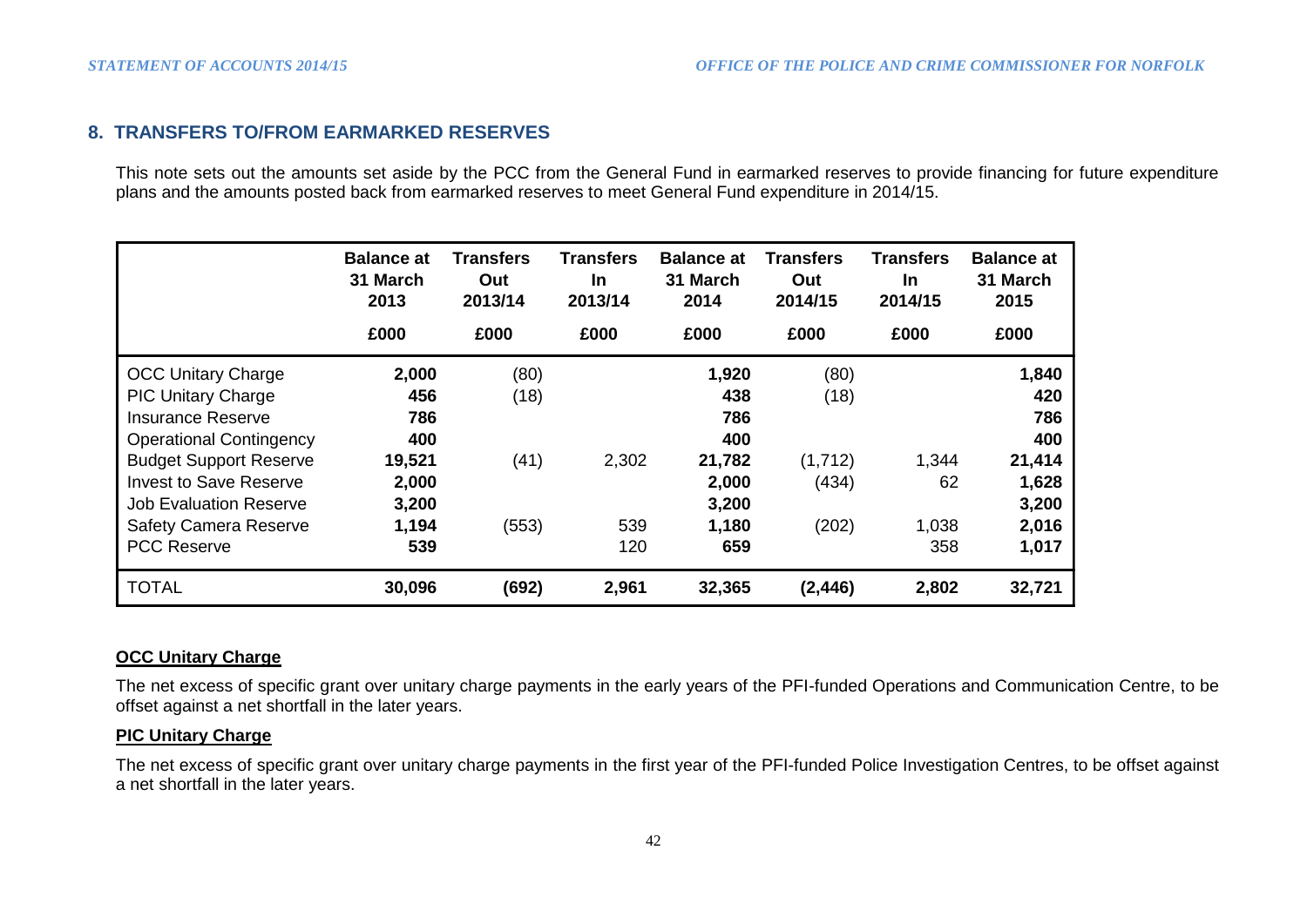## 8. TRANSFERS TO/FROM EARMARKED RESERVES

This note sets out the amounts set aside by the PCC from the General Fund in earmarked reserves to provide financing for future expenditure plans and the amounts posted back from earmarked reserves to meet General Fund expenditure in 2014/15.

| | Balance at 31 March 2013 | Transfers Out 2013/14 | Transfers In 2013/14 | Balance at 31 March 2014 | Transfers Out 2014/15 | Transfers In 2014/15 | Balance at 31 March 2015 |
|---|---|---|---|---|---|---|---|
| | £000 | £000 | £000 | £000 | £000 | £000 | £000 |
| OCC Unitary Charge | **2,000** | (80) | | **1,920** | (80) | | **1,840** |
| PIC Unitary Charge | **456** | (18) | | **438** | (18) | | **420** |
| Insurance Reserve | **786** | | | **786** | | | **786** |
| Operational Contingency | **400** | | | **400** | | | **400** |
| Budget Support Reserve | **19,521** | (41) | 2,302 | **21,782** | (1,712) | 1,344 | **21,414** |
| Invest to Save Reserve | **2,000** | | | **2,000** | (434) | 62 | **1,628** |
| Job Evaluation Reserve | **3,200** | | | **3,200** | | | **3,200** |
| Safety Camera Reserve | **1,194** | (553) | 539 | **1,180** | (202) | 1,038 | **2,016** |
| PCC Reserve | **539** | | 120 | **659** | | 358 | **1,017** |
| TOTAL | **30,096** | **(692)** | **2,961** | **32,365** | **(2,446)** | **2,802** | **32,721** |

**OCC Unitary Charge**

The net excess of specific grant over unitary charge payments in the early years of the PFI-funded Operations and Communication Centre, to be offset against a net shortfall in the later years.

**PIC Unitary Charge**

The net excess of specific grant over unitary charge payments in the first year of the PFI-funded Police Investigation Centres, to be offset against a net shortfall in the later years.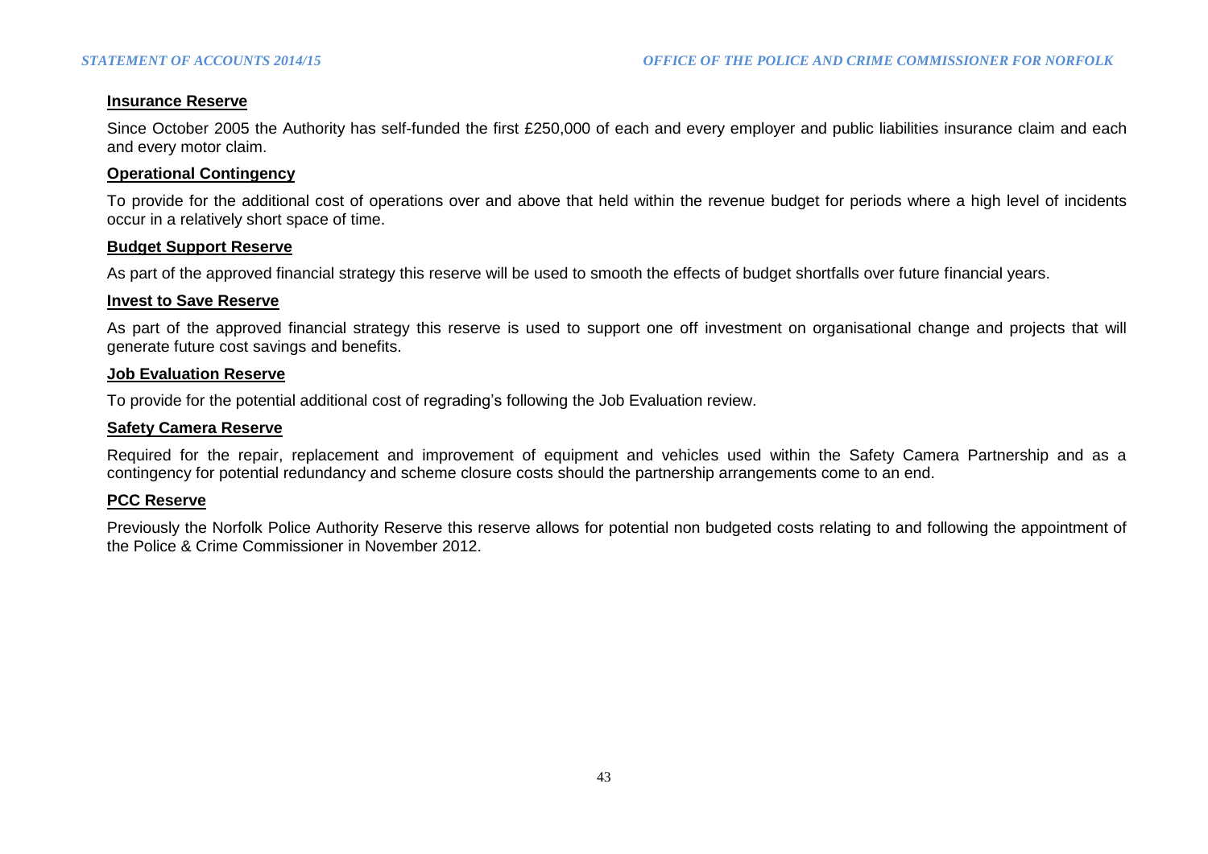**Insurance Reserve**

Since October 2005 the Authority has self-funded the first £250,000 of each and every employer and public liabilities insurance claim and each and every motor claim.

**Operational Contingency**

To provide for the additional cost of operations over and above that held within the revenue budget for periods where a high level of incidents occur in a relatively short space of time.

**Budget Support Reserve**

As part of the approved financial strategy this reserve will be used to smooth the effects of budget shortfalls over future financial years.

**Invest to Save Reserve**

As part of the approved financial strategy this reserve is used to support one off investment on organisational change and projects that will generate future cost savings and benefits.

**Job Evaluation Reserve**

To provide for the potential additional cost of regrading's following the Job Evaluation review.

**Safety Camera Reserve**

Required for the repair, replacement and improvement of equipment and vehicles used within the Safety Camera Partnership and as a contingency for potential redundancy and scheme closure costs should the partnership arrangements come to an end.

**PCC Reserve**

Previously the Norfolk Police Authority Reserve this reserve allows for potential non budgeted costs relating to and following the appointment of the Police & Crime Commissioner in November 2012.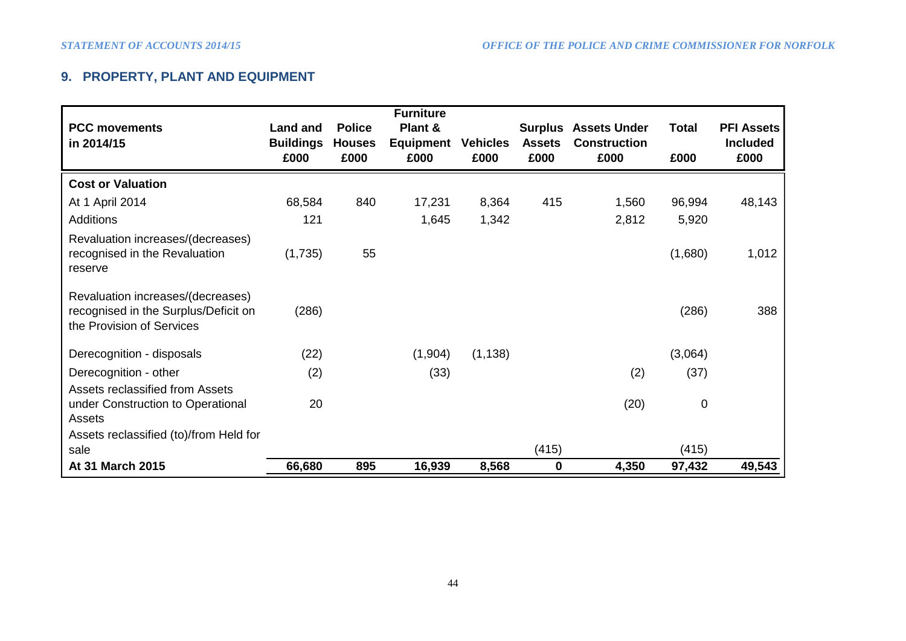## 9. PROPERTY, PLANT AND EQUIPMENT

| PCC movements in 2014/15 | Land and Buildings £000 | Police Houses £000 | Furniture Plant & Equipment £000 | Vehicles £000 | Surplus Assets £000 | Assets Under Construction £000 | Total £000 | PFI Assets Included £000 |
|---|---|---|---|---|---|---|---|---|
| **Cost or Valuation** | | | | | | | | |
| At 1 April 2014 | 68,584 | 840 | 17,231 | 8,364 | 415 | 1,560 | 96,994 | 48,143 |
| Additions | 121 | | 1,645 | 1,342 | | 2,812 | 5,920 | |
| Revaluation increases/(decreases) recognised in the Revaluation reserve | (1,735) | 55 | | | | | (1,680) | 1,012 |
| Revaluation increases/(decreases) recognised in the Surplus/Deficit on the Provision of Services | (286) | | | | | | (286) | 388 |
| Derecognition - disposals | (22) | | (1,904) | (1,138) | | | (3,064) | |
| Derecognition - other | (2) | | (33) | | | (2) | (37) | |
| Assets reclassified from Assets under Construction to Operational Assets | 20 | | | | | (20) | 0 | |
| Assets reclassified (to)/from Held for sale | | | | | (415) | | (415) | |
| **At 31 March 2015** | **66,680** | **895** | **16,939** | **8,568** | **0** | **4,350** | **97,432** | **49,543** |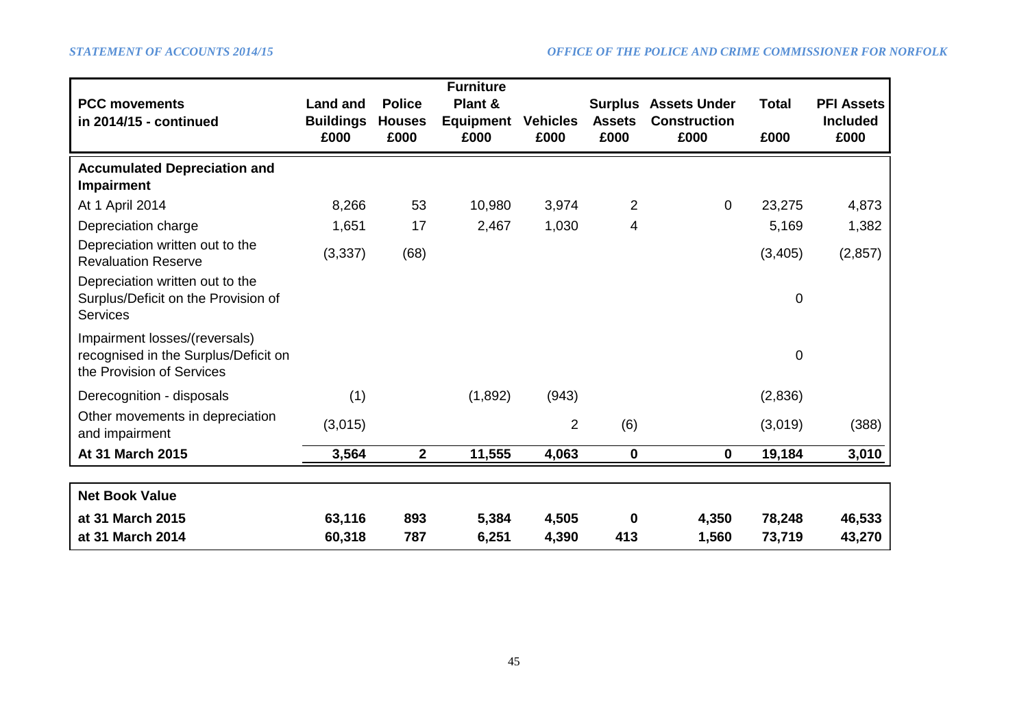| PCC movements in 2014/15 - continued | Land and Buildings £000 | Police Houses £000 | Furniture Plant & Equipment £000 | Vehicles £000 | Surplus Assets £000 | Assets Under Construction £000 | Total £000 | PFI Assets Included £000 |
|---|---|---|---|---|---|---|---|---|
| **Accumulated Depreciation and Impairment** | | | | | | | | |
| At 1 April 2014 | 8,266 | 53 | 10,980 | 3,974 | 2 | 0 | 23,275 | 4,873 |
| Depreciation charge | 1,651 | 17 | 2,467 | 1,030 | 4 | | 5,169 | 1,382 |
| Depreciation written out to the Revaluation Reserve | (3,337) | (68) | | | | | (3,405) | (2,857) |
| Depreciation written out to the Surplus/Deficit on the Provision of Services | | | | | | | 0 | |
| Impairment losses/(reversals) recognised in the Surplus/Deficit on the Provision of Services | | | | | | | 0 | |
| Derecognition - disposals | (1) | | (1,892) | (943) | | | (2,836) | |
| Other movements in depreciation and impairment | (3,015) | | | 2 | (6) | | (3,019) | (388) |
| **At 31 March 2015** | **3,564** | **2** | **11,555** | **4,063** | **0** | **0** | **19,184** | **3,010** |
| **Net Book Value** | | | | | | | | |
| **at 31 March 2015** | **63,116** | **893** | **5,384** | **4,505** | **0** | **4,350** | **78,248** | **46,533** |
| **at 31 March 2014** | **60,318** | **787** | **6,251** | **4,390** | **413** | **1,560** | **73,719** | **43,270** |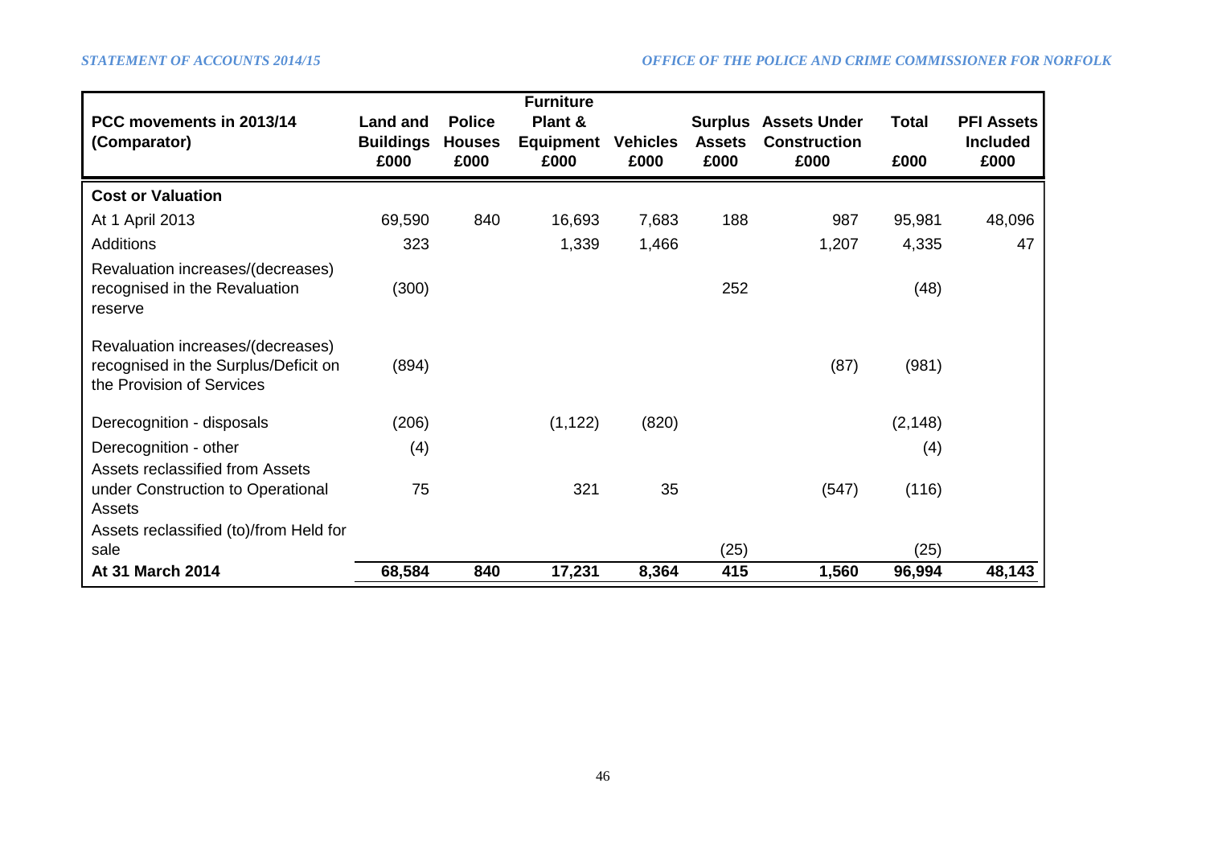| PCC movements in 2013/14 (Comparator) | Land and Buildings £000 | Police Houses £000 | Furniture Plant & Equipment £000 | Vehicles £000 | Surplus Assets £000 | Assets Under Construction £000 | Total £000 | PFI Assets Included £000 |
|---|---|---|---|---|---|---|---|---|
| **Cost or Valuation** | | | | | | | | |
| At 1 April 2013 | 69,590 | 840 | 16,693 | 7,683 | 188 | 987 | 95,981 | 48,096 |
| Additions | 323 | | 1,339 | 1,466 | | 1,207 | 4,335 | 47 |
| Revaluation increases/(decreases) recognised in the Revaluation reserve | (300) | | | | 252 | | (48) | |
| Revaluation increases/(decreases) recognised in the Surplus/Deficit on the Provision of Services | (894) | | | | | (87) | (981) | |
| Derecognition - disposals | (206) | | (1,122) | (820) | | | (2,148) | |
| Derecognition - other | (4) | | | | | | (4) | |
| Assets reclassified from Assets under Construction to Operational Assets | 75 | | 321 | 35 | | (547) | (116) | |
| Assets reclassified (to)/from Held for sale | | | | | (25) | | (25) | |
| **At 31 March 2014** | **68,584** | **840** | **17,231** | **8,364** | **415** | **1,560** | **96,994** | **48,143** |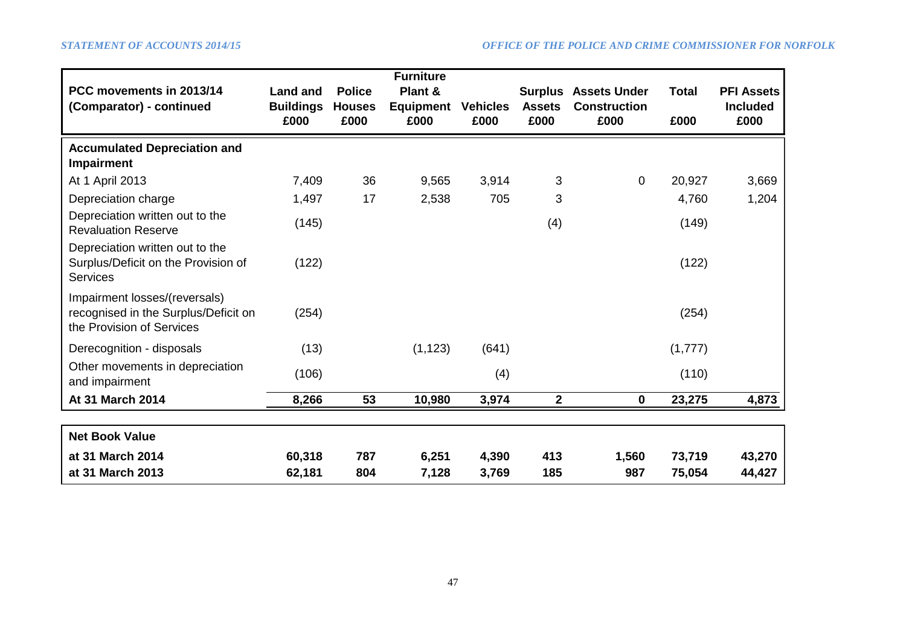| PCC movements in 2013/14 (Comparator) - continued | Land and Buildings £000 | Police Houses £000 | Furniture Plant & Equipment £000 | Vehicles £000 | Surplus Assets £000 | Assets Under Construction £000 | Total £000 | PFI Assets Included £000 |
|---|---|---|---|---|---|---|---|---|
| **Accumulated Depreciation and Impairment** | | | | | | | | |
| At 1 April 2013 | 7,409 | 36 | 9,565 | 3,914 | 3 | 0 | 20,927 | 3,669 |
| Depreciation charge | 1,497 | 17 | 2,538 | 705 | 3 | | 4,760 | 1,204 |
| Depreciation written out to the Revaluation Reserve | (145) | | | | (4) | | (149) | |
| Depreciation written out to the Surplus/Deficit on the Provision of Services | (122) | | | | | | (122) | |
| Impairment losses/(reversals) recognised in the Surplus/Deficit on the Provision of Services | (254) | | | | | | (254) | |
| Derecognition - disposals | (13) | | (1,123) | (641) | | | (1,777) | |
| Other movements in depreciation and impairment | (106) | | | (4) | | | (110) | |
| **At 31 March 2014** | **8,266** | **53** | **10,980** | **3,974** | **2** | **0** | **23,275** | **4,873** |
| | | | | | | | | |
| **Net Book Value** | | | | | | | | |
| **at 31 March 2014** | **60,318** | **787** | **6,251** | **4,390** | **413** | **1,560** | **73,719** | **43,270** |
| **at 31 March 2013** | **62,181** | **804** | **7,128** | **3,769** | **185** | **987** | **75,054** | **44,427** |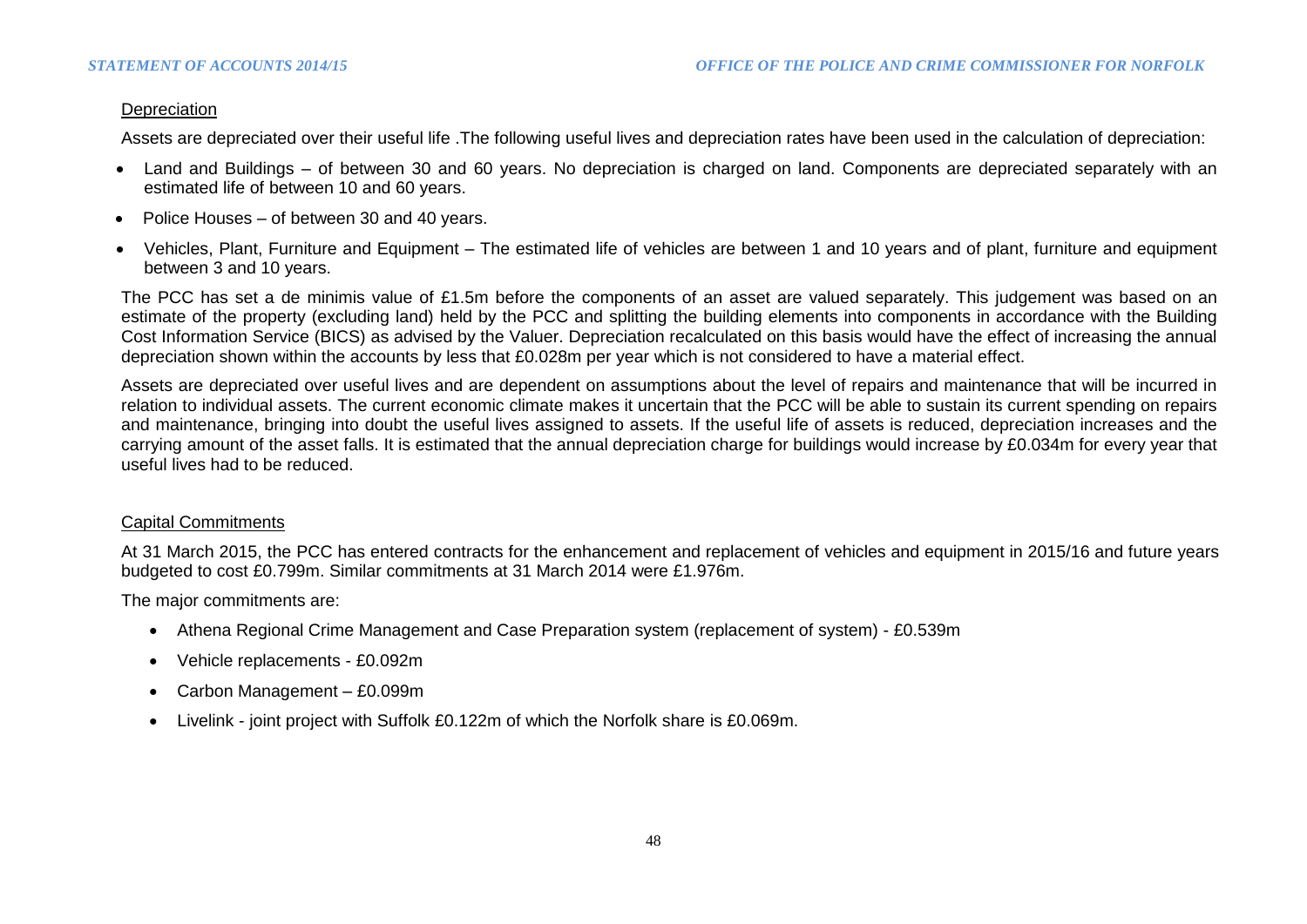Depreciation

Assets are depreciated over their useful life .The following useful lives and depreciation rates have been used in the calculation of depreciation:

- Land and Buildings – of between 30 and 60 years. No depreciation is charged on land. Components are depreciated separately with an estimated life of between 10 and 60 years.
- Police Houses – of between 30 and 40 years.
- Vehicles, Plant, Furniture and Equipment – The estimated life of vehicles are between 1 and 10 years and of plant, furniture and equipment between 3 and 10 years.

The PCC has set a de minimis value of £1.5m before the components of an asset are valued separately. This judgement was based on an estimate of the property (excluding land) held by the PCC and splitting the building elements into components in accordance with the Building Cost Information Service (BICS) as advised by the Valuer. Depreciation recalculated on this basis would have the effect of increasing the annual depreciation shown within the accounts by less that £0.028m per year which is not considered to have a material effect.

Assets are depreciated over useful lives and are dependent on assumptions about the level of repairs and maintenance that will be incurred in relation to individual assets. The current economic climate makes it uncertain that the PCC will be able to sustain its current spending on repairs and maintenance, bringing into doubt the useful lives assigned to assets. If the useful life of assets is reduced, depreciation increases and the carrying amount of the asset falls. It is estimated that the annual depreciation charge for buildings would increase by £0.034m for every year that useful lives had to be reduced.

Capital Commitments

At 31 March 2015, the PCC has entered contracts for the enhancement and replacement of vehicles and equipment in 2015/16 and future years budgeted to cost £0.799m. Similar commitments at 31 March 2014 were £1.976m.

The major commitments are:

- Athena Regional Crime Management and Case Preparation system (replacement of system) - £0.539m
- Vehicle replacements - £0.092m
- Carbon Management – £0.099m
- Livelink - joint project with Suffolk £0.122m of which the Norfolk share is £0.069m.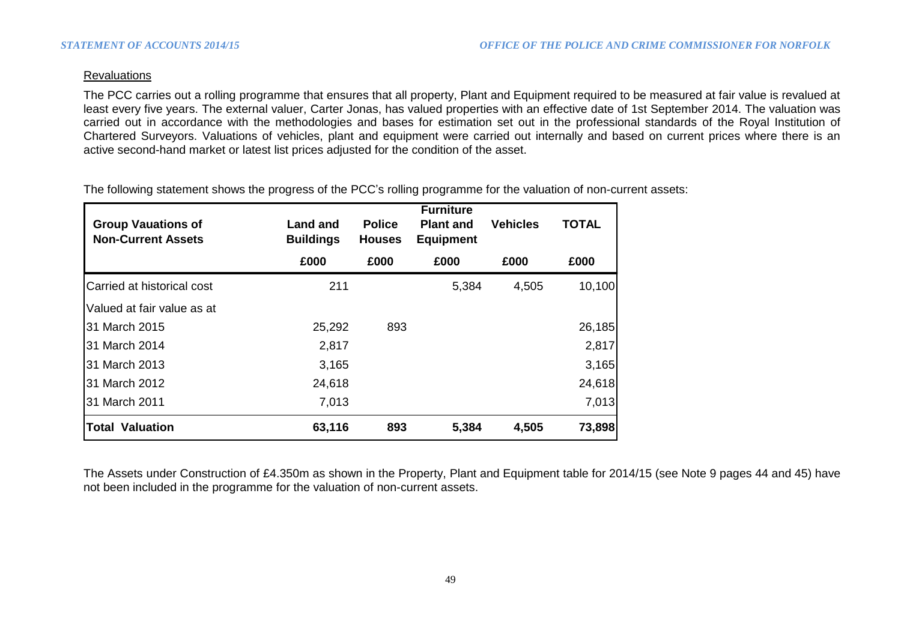Revaluations

The PCC carries out a rolling programme that ensures that all property, Plant and Equipment required to be measured at fair value is revalued at least every five years. The external valuer, Carter Jonas, has valued properties with an effective date of 1st September 2014. The valuation was carried out in accordance with the methodologies and bases for estimation set out in the professional standards of the Royal Institution of Chartered Surveyors. Valuations of vehicles, plant and equipment were carried out internally and based on current prices where there is an active second-hand market or latest list prices adjusted for the condition of the asset.

The following statement shows the progress of the PCC's rolling programme for the valuation of non-current assets:

| Group Vauations of Non-Current Assets | Land and Buildings | Police Houses | Furniture Plant and Equipment | Vehicles | TOTAL |
|---|---|---|---|---|---|
| | £000 | £000 | £000 | £000 | £000 |
| Carried at historical cost | 211 | | 5,384 | 4,505 | 10,100 |
| Valued at fair value as at | | | | | |
| 31 March 2015 | 25,292 | 893 | | | 26,185 |
| 31 March 2014 | 2,817 | | | | 2,817 |
| 31 March 2013 | 3,165 | | | | 3,165 |
| 31 March 2012 | 24,618 | | | | 24,618 |
| 31 March 2011 | 7,013 | | | | 7,013 |
| **Total Valuation** | **63,116** | **893** | **5,384** | **4,505** | **73,898** |

The Assets under Construction of £4.350m as shown in the Property, Plant and Equipment table for 2014/15 (see Note 9 pages 44 and 45) have not been included in the programme for the valuation of non-current assets.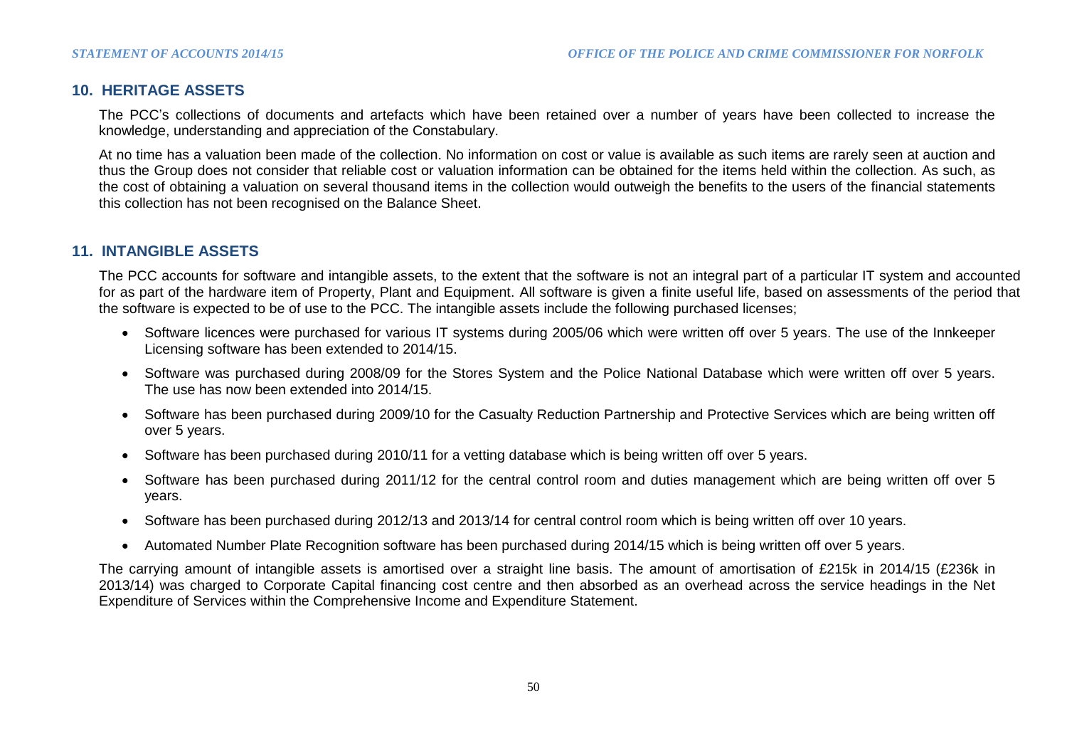## 10. HERITAGE ASSETS

The PCC's collections of documents and artefacts which have been retained over a number of years have been collected to increase the knowledge, understanding and appreciation of the Constabulary.

At no time has a valuation been made of the collection. No information on cost or value is available as such items are rarely seen at auction and thus the Group does not consider that reliable cost or valuation information can be obtained for the items held within the collection. As such, as the cost of obtaining a valuation on several thousand items in the collection would outweigh the benefits to the users of the financial statements this collection has not been recognised on the Balance Sheet.

## 11. INTANGIBLE ASSETS

The PCC accounts for software and intangible assets, to the extent that the software is not an integral part of a particular IT system and accounted for as part of the hardware item of Property, Plant and Equipment. All software is given a finite useful life, based on assessments of the period that the software is expected to be of use to the PCC. The intangible assets include the following purchased licenses;

- Software licences were purchased for various IT systems during 2005/06 which were written off over 5 years. The use of the Innkeeper Licensing software has been extended to 2014/15.
- Software was purchased during 2008/09 for the Stores System and the Police National Database which were written off over 5 years. The use has now been extended into 2014/15.
- Software has been purchased during 2009/10 for the Casualty Reduction Partnership and Protective Services which are being written off over 5 years.
- Software has been purchased during 2010/11 for a vetting database which is being written off over 5 years.
- Software has been purchased during 2011/12 for the central control room and duties management which are being written off over 5 years.
- Software has been purchased during 2012/13 and 2013/14 for central control room which is being written off over 10 years.
- Automated Number Plate Recognition software has been purchased during 2014/15 which is being written off over 5 years.

The carrying amount of intangible assets is amortised over a straight line basis. The amount of amortisation of £215k in 2014/15 (£236k in 2013/14) was charged to Corporate Capital financing cost centre and then absorbed as an overhead across the service headings in the Net Expenditure of Services within the Comprehensive Income and Expenditure Statement.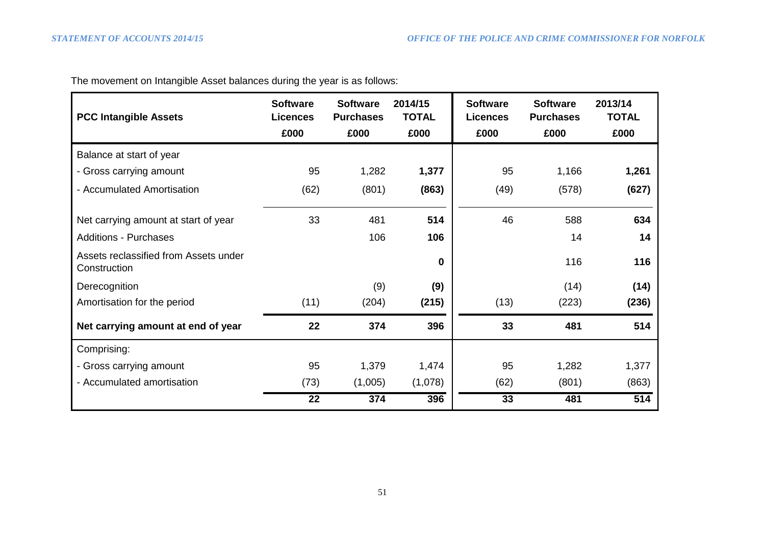The movement on Intangible Asset balances during the year is as follows:

| PCC Intangible Assets | Software Licences £000 | Software Purchases £000 | 2014/15 TOTAL £000 | Software Licences £000 | Software Purchases £000 | 2013/14 TOTAL £000 |
|---|---|---|---|---|---|---|
| Balance at start of year | | | | | | |
| - Gross carrying amount | 95 | 1,282 | **1,377** | 95 | 1,166 | **1,261** |
| - Accumulated Amortisation | (62) | (801) | **(863)** | (49) | (578) | **(627)** |
| Net carrying amount at start of year | 33 | 481 | **514** | 46 | 588 | **634** |
| Additions - Purchases | | 106 | **106** | | 14 | **14** |
| Assets reclassified from Assets under Construction | | | **0** | | 116 | **116** |
| Derecognition | | (9) | **(9)** | | (14) | **(14)** |
| Amortisation for the period | (11) | (204) | **(215)** | (13) | (223) | **(236)** |
| **Net carrying amount at end of year** | **22** | **374** | **396** | **33** | **481** | **514** |
| Comprising: | | | | | | |
| - Gross carrying amount | 95 | 1,379 | 1,474 | 95 | 1,282 | 1,377 |
| - Accumulated amortisation | (73) | (1,005) | (1,078) | (62) | (801) | (863) |
| | 22 | 374 | 396 | 33 | 481 | 514 |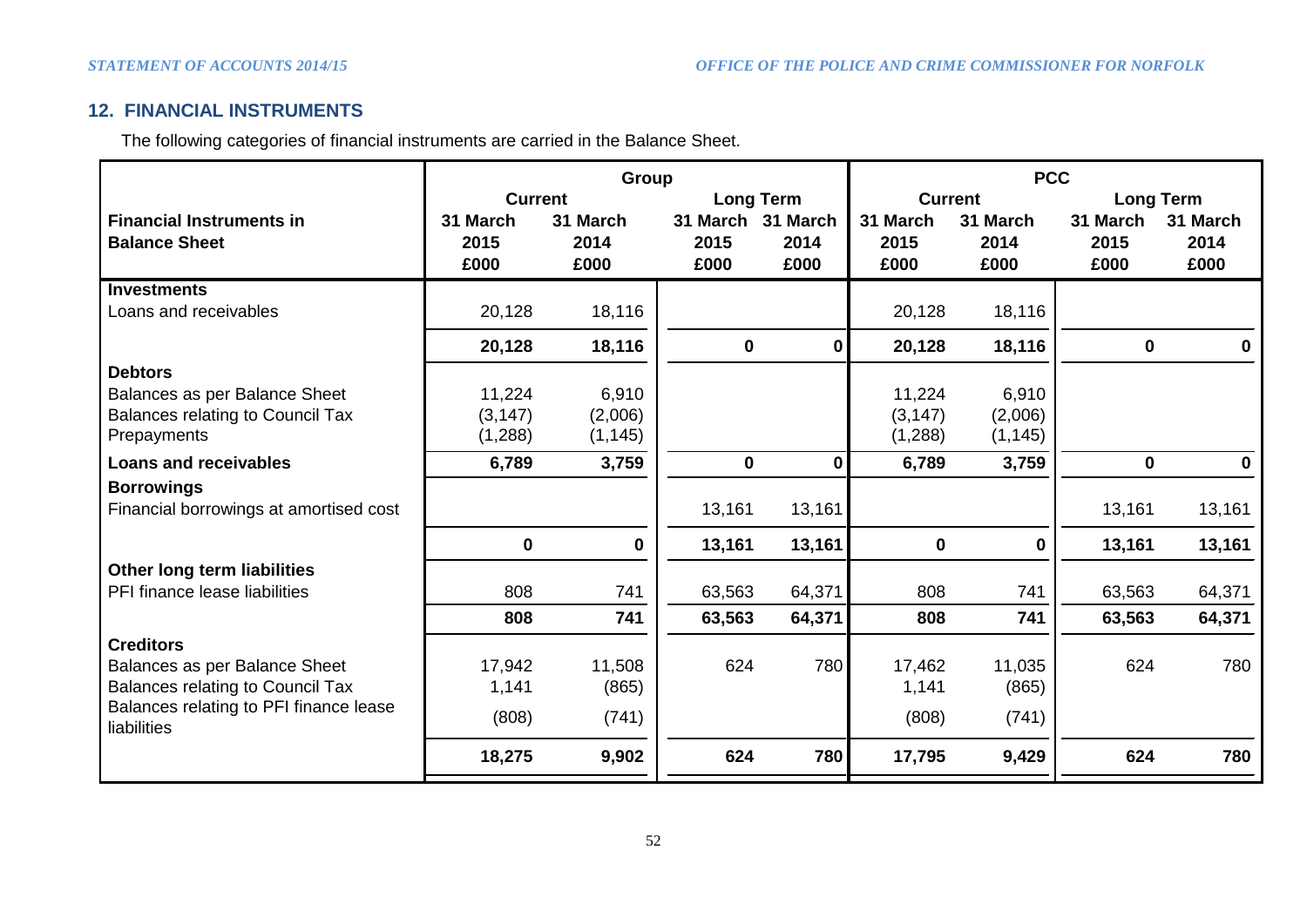## 12. FINANCIAL INSTRUMENTS

The following categories of financial instruments are carried in the Balance Sheet.

| | Group | | | | PCC | | | |
|---|---|---|---|---|---|---|---|---|
| | Current | | Long Term | | Current | | Long Term | |
| **Financial Instruments in Balance Sheet** | 31 March 2015 £000 | 31 March 2014 £000 | 31 March 2015 £000 | 31 March 2014 £000 | 31 March 2015 £000 | 31 March 2014 £000 | 31 March 2015 £000 | 31 March 2014 £000 |
| **Investments** | | | | | | | | |
| Loans and receivables | 20,128 | 18,116 | | | 20,128 | 18,116 | | |
| | **20,128** | **18,116** | **0** | **0** | **20,128** | **18,116** | **0** | **0** |
| **Debtors** | | | | | | | | |
| Balances as per Balance Sheet | 11,224 | 6,910 | | | 11,224 | 6,910 | | |
| Balances relating to Council Tax | (3,147) | (2,006) | | | (3,147) | (2,006) | | |
| Prepayments | (1,288) | (1,145) | | | (1,288) | (1,145) | | |
| **Loans and receivables** | **6,789** | **3,759** | **0** | **0** | **6,789** | **3,759** | **0** | **0** |
| **Borrowings** | | | | | | | | |
| Financial borrowings at amortised cost | | | 13,161 | 13,161 | | | 13,161 | 13,161 |
| | **0** | **0** | **13,161** | **13,161** | **0** | **0** | **13,161** | **13,161** |
| **Other long term liabilities** | | | | | | | | |
| PFI finance lease liabilities | 808 | 741 | 63,563 | 64,371 | 808 | 741 | 63,563 | 64,371 |
| | **808** | **741** | **63,563** | **64,371** | **808** | **741** | **63,563** | **64,371** |
| **Creditors** | | | | | | | | |
| Balances as per Balance Sheet | 17,942 | 11,508 | 624 | 780 | 17,462 | 11,035 | 624 | 780 |
| Balances relating to Council Tax | 1,141 | (865) | | | 1,141 | (865) | | |
| Balances relating to PFI finance lease liabilities | (808) | (741) | | | (808) | (741) | | |
| | **18,275** | **9,902** | **624** | **780** | **17,795** | **9,429** | **624** | **780** |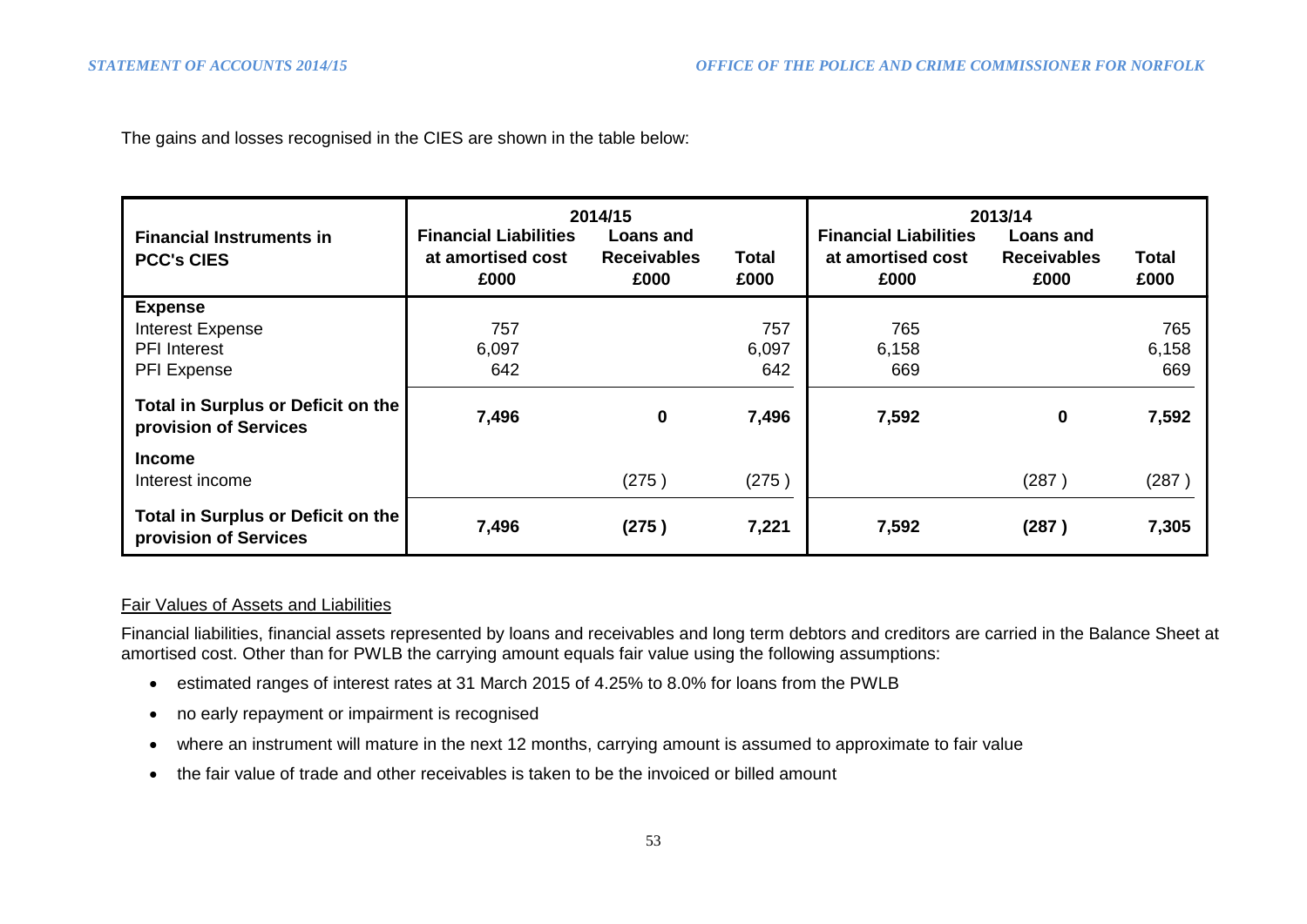The gains and losses recognised in the CIES are shown in the table below:

| Financial Instruments in PCC's CIES | 2014/15 Financial Liabilities at amortised cost £000 | 2014/15 Loans and Receivables £000 | 2014/15 Total £000 | 2013/14 Financial Liabilities at amortised cost £000 | 2013/14 Loans and Receivables £000 | 2013/14 Total £000 |
|---|---|---|---|---|---|---|
| **Expense** | | | | | | |
| Interest Expense | 757 | | 757 | 765 | | 765 |
| PFI Interest | 6,097 | | 6,097 | 6,158 | | 6,158 |
| PFI Expense | 642 | | 642 | 669 | | 669 |
| **Total in Surplus or Deficit on the provision of Services** | **7,496** | **0** | **7,496** | **7,592** | **0** | **7,592** |
| **Income** | | | | | | |
| Interest income | | (275) | (275) | | (287) | (287) |
| **Total in Surplus or Deficit on the provision of Services** | **7,496** | **(275)** | **7,221** | **7,592** | **(287)** | **7,305** |

Fair Values of Assets and Liabilities

Financial liabilities, financial assets represented by loans and receivables and long term debtors and creditors are carried in the Balance Sheet at amortised cost. Other than for PWLB the carrying amount equals fair value using the following assumptions:

- estimated ranges of interest rates at 31 March 2015 of 4.25% to 8.0% for loans from the PWLB
- no early repayment or impairment is recognised
- where an instrument will mature in the next 12 months, carrying amount is assumed to approximate to fair value
- the fair value of trade and other receivables is taken to be the invoiced or billed amount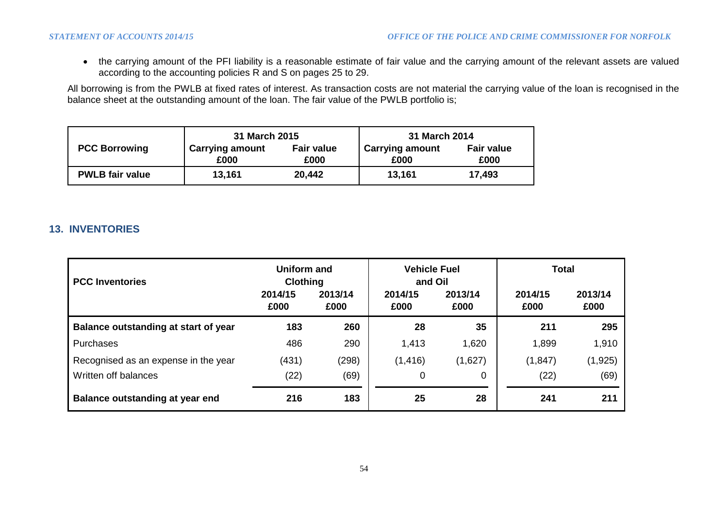- the carrying amount of the PFI liability is a reasonable estimate of fair value and the carrying amount of the relevant assets are valued according to the accounting policies R and S on pages 25 to 29.

All borrowing is from the PWLB at fixed rates of interest. As transaction costs are not material the carrying value of the loan is recognised in the balance sheet at the outstanding amount of the loan. The fair value of the PWLB portfolio is;

| PCC Borrowing | 31 March 2015 | | 31 March 2014 | |
|---|---|---|---|---|
| | Carrying amount £000 | Fair value £000 | Carrying amount £000 | Fair value £000 |
| **PWLB fair value** | **13,161** | **20,442** | **13,161** | **17,493** |

## 13. INVENTORIES

| PCC Inventories | Uniform and Clothing | | Vehicle Fuel and Oil | | Total | |
|---|---|---|---|---|---|---|
| | 2014/15 £000 | 2013/14 £000 | 2014/15 £000 | 2013/14 £000 | 2014/15 £000 | 2013/14 £000 |
| **Balance outstanding at start of year** | **183** | **260** | **28** | **35** | **211** | **295** |
| Purchases | 486 | 290 | 1,413 | 1,620 | 1,899 | 1,910 |
| Recognised as an expense in the year | (431) | (298) | (1,416) | (1,627) | (1,847) | (1,925) |
| Written off balances | (22) | (69) | 0 | 0 | (22) | (69) |
| **Balance outstanding at year end** | **216** | **183** | **25** | **28** | **241** | **211** |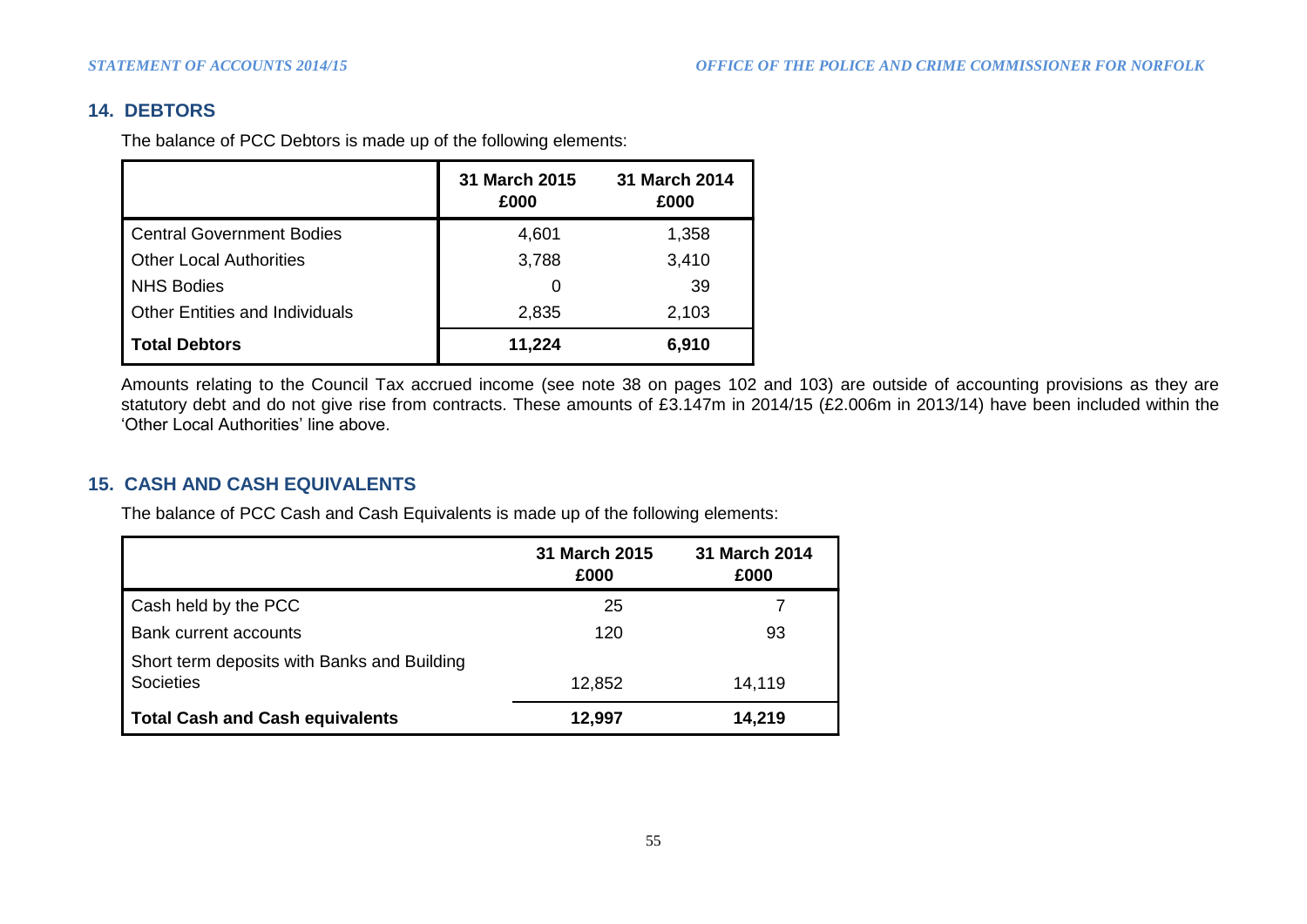## 14. DEBTORS

The balance of PCC Debtors is made up of the following elements:

| | 31 March 2015 £000 | 31 March 2014 £000 |
|---|---|---|
| Central Government Bodies | 4,601 | 1,358 |
| Other Local Authorities | 3,788 | 3,410 |
| NHS Bodies | 0 | 39 |
| Other Entities and Individuals | 2,835 | 2,103 |
| **Total Debtors** | **11,224** | **6,910** |

Amounts relating to the Council Tax accrued income (see note 38 on pages 102 and 103) are outside of accounting provisions as they are statutory debt and do not give rise from contracts. These amounts of £3.147m in 2014/15 (£2.006m in 2013/14) have been included within the 'Other Local Authorities' line above.

## 15. CASH AND CASH EQUIVALENTS

The balance of PCC Cash and Cash Equivalents is made up of the following elements:

| | 31 March 2015 £000 | 31 March 2014 £000 |
|---|---|---|
| Cash held by the PCC | 25 | 7 |
| Bank current accounts | 120 | 93 |
| Short term deposits with Banks and Building Societies | 12,852 | 14,119 |
| **Total Cash and Cash equivalents** | **12,997** | **14,219** |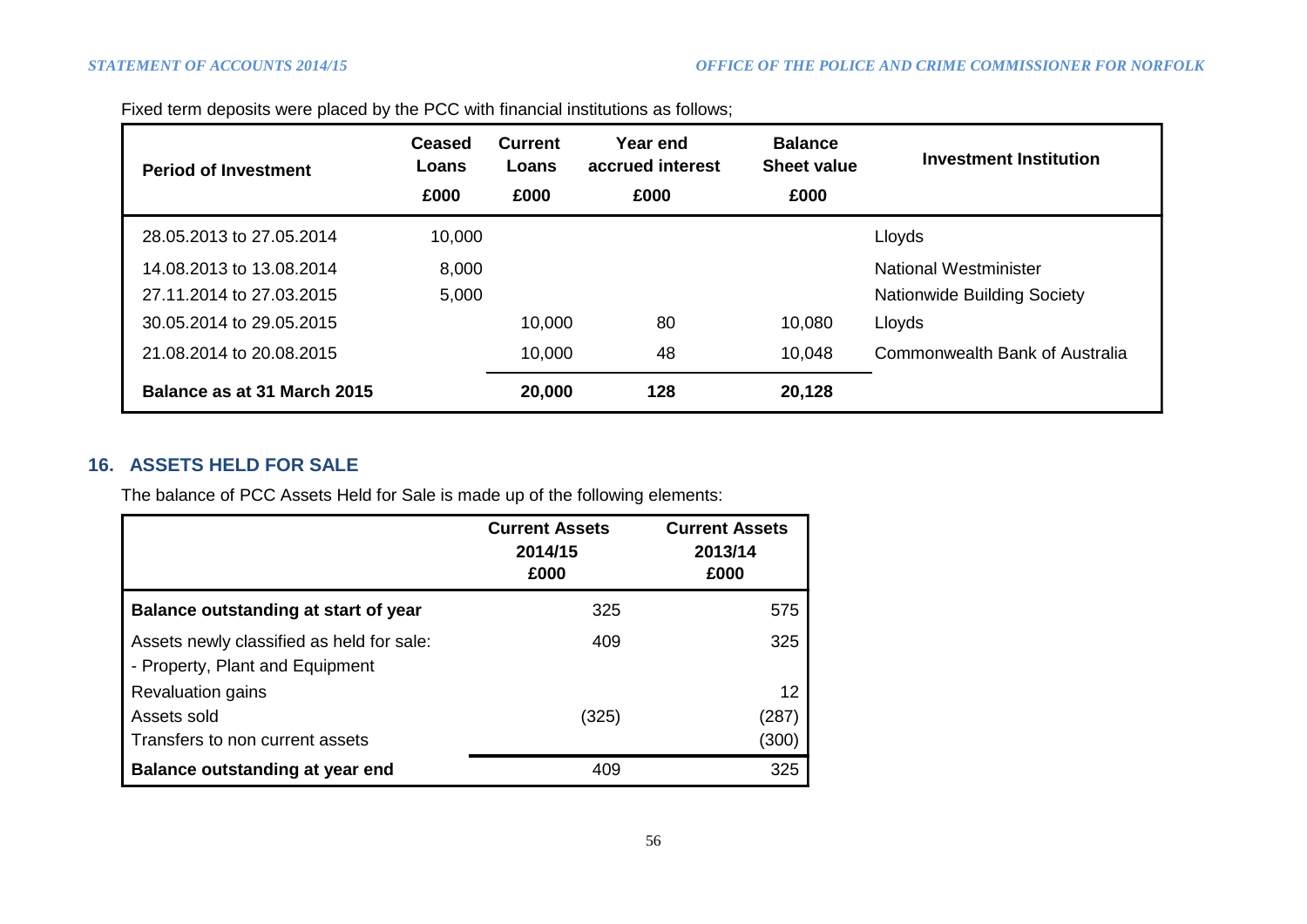Fixed term deposits were placed by the PCC with financial institutions as follows;

| Period of Investment | Ceased Loans £000 | Current Loans £000 | Year end accrued interest £000 | Balance Sheet value £000 | Investment Institution |
|---|---|---|---|---|---|
| 28.05.2013 to 27.05.2014 | 10,000 | | | | Lloyds |
| 14.08.2013 to 13.08.2014 | 8,000 | | | | National Westminister |
| 27.11.2014 to 27.03.2015 | 5,000 | | | | Nationwide Building Society |
| 30.05.2014 to 29.05.2015 | | 10,000 | 80 | 10,080 | Lloyds |
| 21.08.2014 to 20.08.2015 | | 10,000 | 48 | 10,048 | Commonwealth Bank of Australia |
| **Balance as at 31 March 2015** | | **20,000** | **128** | **20,128** | |

## 16. ASSETS HELD FOR SALE

The balance of PCC Assets Held for Sale is made up of the following elements:

| | Current Assets 2014/15 £000 | Current Assets 2013/14 £000 |
|---|---|---|
| **Balance outstanding at start of year** | 325 | 575 |
| Assets newly classified as held for sale: - Property, Plant and Equipment | 409 | 325 |
| Revaluation gains | | 12 |
| Assets sold | (325) | (287) |
| Transfers to non current assets | | (300) |
| **Balance outstanding at year end** | 409 | 325 |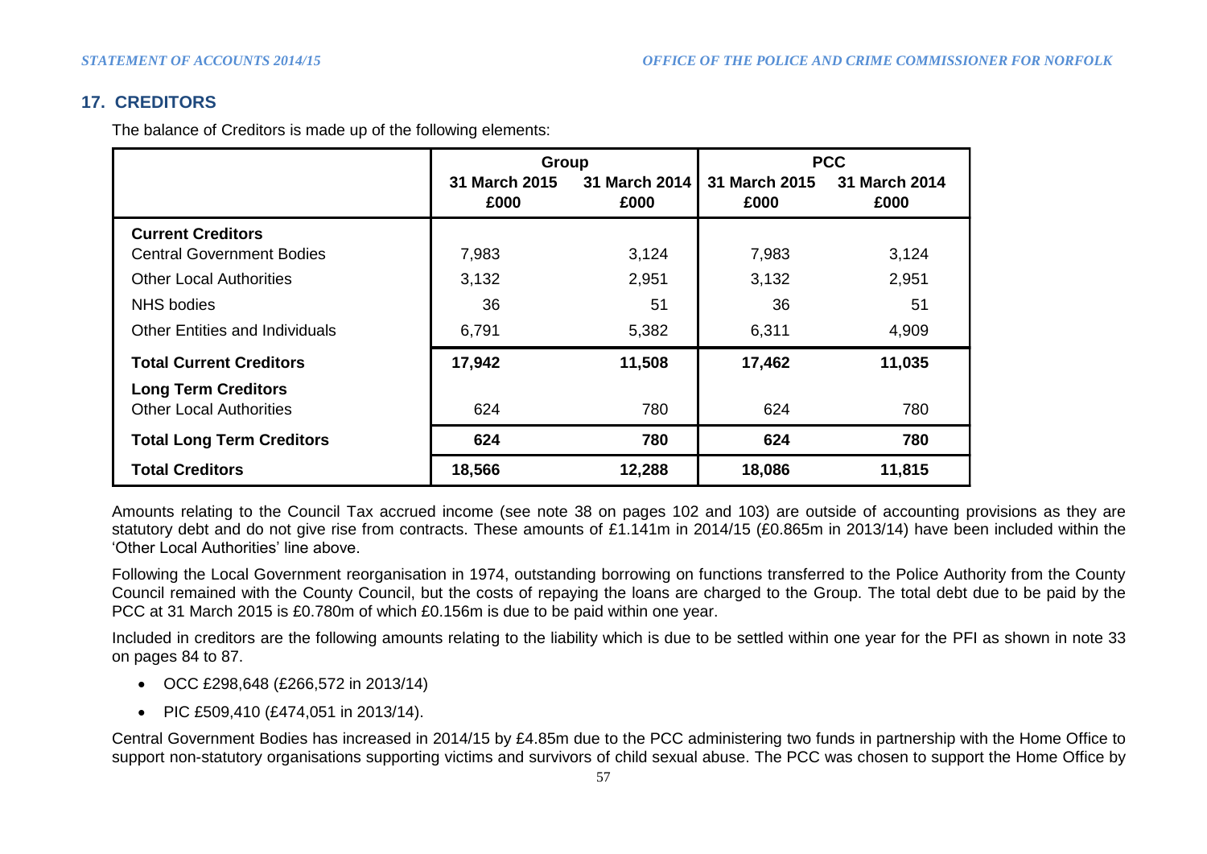## 17. CREDITORS

The balance of Creditors is made up of the following elements:

| | Group | | PCC | |
|---|---|---|---|---|
| | 31 March 2015 £000 | 31 March 2014 £000 | 31 March 2015 £000 | 31 March 2014 £000 |
| **Current Creditors** | | | | |
| Central Government Bodies | 7,983 | 3,124 | 7,983 | 3,124 |
| Other Local Authorities | 3,132 | 2,951 | 3,132 | 2,951 |
| NHS bodies | 36 | 51 | 36 | 51 |
| Other Entities and Individuals | 6,791 | 5,382 | 6,311 | 4,909 |
| **Total Current Creditors** | **17,942** | **11,508** | **17,462** | **11,035** |
| **Long Term Creditors** | | | | |
| Other Local Authorities | 624 | 780 | 624 | 780 |
| **Total Long Term Creditors** | **624** | **780** | **624** | **780** |
| **Total Creditors** | **18,566** | **12,288** | **18,086** | **11,815** |

Amounts relating to the Council Tax accrued income (see note 38 on pages 102 and 103) are outside of accounting provisions as they are statutory debt and do not give rise from contracts. These amounts of £1.141m in 2014/15 (£0.865m in 2013/14) have been included within the 'Other Local Authorities' line above.

Following the Local Government reorganisation in 1974, outstanding borrowing on functions transferred to the Police Authority from the County Council remained with the County Council, but the costs of repaying the loans are charged to the Group. The total debt due to be paid by the PCC at 31 March 2015 is £0.780m of which £0.156m is due to be paid within one year.

Included in creditors are the following amounts relating to the liability which is due to be settled within one year for the PFI as shown in note 33 on pages 84 to 87.

- OCC £298,648 (£266,572 in 2013/14)
- PIC £509,410 (£474,051 in 2013/14).

Central Government Bodies has increased in 2014/15 by £4.85m due to the PCC administering two funds in partnership with the Home Office to support non-statutory organisations supporting victims and survivors of child sexual abuse. The PCC was chosen to support the Home Office by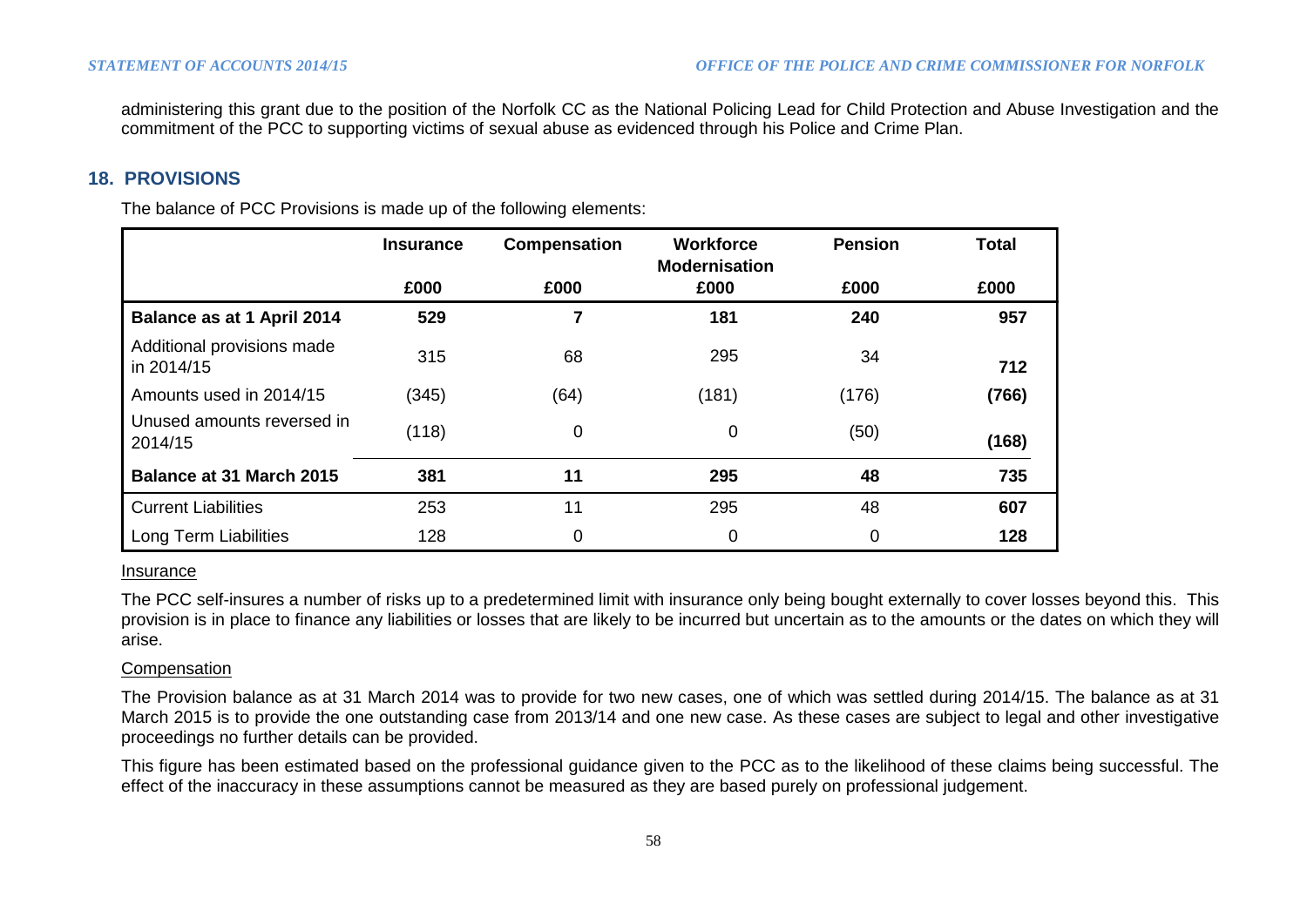administering this grant due to the position of the Norfolk CC as the National Policing Lead for Child Protection and Abuse Investigation and the commitment of the PCC to supporting victims of sexual abuse as evidenced through his Police and Crime Plan.

## 18. PROVISIONS

The balance of PCC Provisions is made up of the following elements:

| | Insurance | Compensation | Workforce Modernisation | Pension | Total |
|---|---|---|---|---|---|
| | £000 | £000 | £000 | £000 | £000 |
| **Balance as at 1 April 2014** | **529** | **7** | **181** | **240** | **957** |
| Additional provisions made in 2014/15 | 315 | 68 | 295 | 34 | **712** |
| Amounts used in 2014/15 | (345) | (64) | (181) | (176) | **(766)** |
| Unused amounts reversed in 2014/15 | (118) | 0 | 0 | (50) | **(168)** |
| **Balance at 31 March 2015** | **381** | **11** | **295** | **48** | **735** |
| Current Liabilities | 253 | 11 | 295 | 48 | **607** |
| Long Term Liabilities | 128 | 0 | 0 | 0 | **128** |

Insurance

The PCC self-insures a number of risks up to a predetermined limit with insurance only being bought externally to cover losses beyond this. This provision is in place to finance any liabilities or losses that are likely to be incurred but uncertain as to the amounts or the dates on which they will arise.

Compensation

The Provision balance as at 31 March 2014 was to provide for two new cases, one of which was settled during 2014/15. The balance as at 31 March 2015 is to provide the one outstanding case from 2013/14 and one new case. As these cases are subject to legal and other investigative proceedings no further details can be provided.

This figure has been estimated based on the professional guidance given to the PCC as to the likelihood of these claims being successful. The effect of the inaccuracy in these assumptions cannot be measured as they are based purely on professional judgement.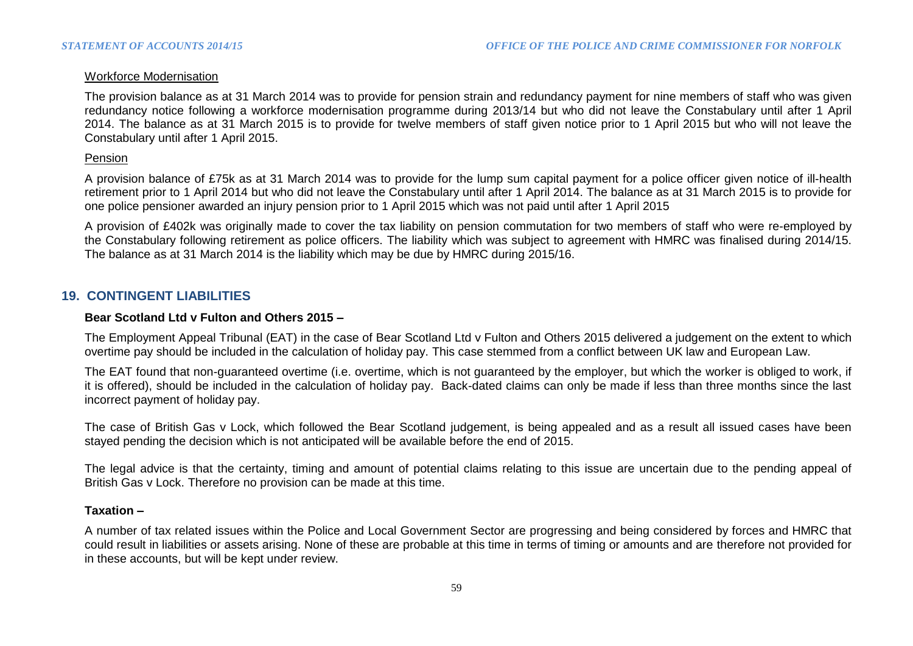Workforce Modernisation

The provision balance as at 31 March 2014 was to provide for pension strain and redundancy payment for nine members of staff who was given redundancy notice following a workforce modernisation programme during 2013/14 but who did not leave the Constabulary until after 1 April 2014. The balance as at 31 March 2015 is to provide for twelve members of staff given notice prior to 1 April 2015 but who will not leave the Constabulary until after 1 April 2015.

Pension

A provision balance of £75k as at 31 March 2014 was to provide for the lump sum capital payment for a police officer given notice of ill-health retirement prior to 1 April 2014 but who did not leave the Constabulary until after 1 April 2014. The balance as at 31 March 2015 is to provide for one police pensioner awarded an injury pension prior to 1 April 2015 which was not paid until after 1 April 2015

A provision of £402k was originally made to cover the tax liability on pension commutation for two members of staff who were re-employed by the Constabulary following retirement as police officers. The liability which was subject to agreement with HMRC was finalised during 2014/15. The balance as at 31 March 2014 is the liability which may be due by HMRC during 2015/16.

## 19. CONTINGENT LIABILITIES

**Bear Scotland Ltd v Fulton and Others 2015 –**

The Employment Appeal Tribunal (EAT) in the case of Bear Scotland Ltd v Fulton and Others 2015 delivered a judgement on the extent to which overtime pay should be included in the calculation of holiday pay. This case stemmed from a conflict between UK law and European Law.

The EAT found that non-guaranteed overtime (i.e. overtime, which is not guaranteed by the employer, but which the worker is obliged to work, if it is offered), should be included in the calculation of holiday pay. Back-dated claims can only be made if less than three months since the last incorrect payment of holiday pay.

The case of British Gas v Lock, which followed the Bear Scotland judgement, is being appealed and as a result all issued cases have been stayed pending the decision which is not anticipated will be available before the end of 2015.

The legal advice is that the certainty, timing and amount of potential claims relating to this issue are uncertain due to the pending appeal of British Gas v Lock. Therefore no provision can be made at this time.

**Taxation –**

A number of tax related issues within the Police and Local Government Sector are progressing and being considered by forces and HMRC that could result in liabilities or assets arising. None of these are probable at this time in terms of timing or amounts and are therefore not provided for in these accounts, but will be kept under review.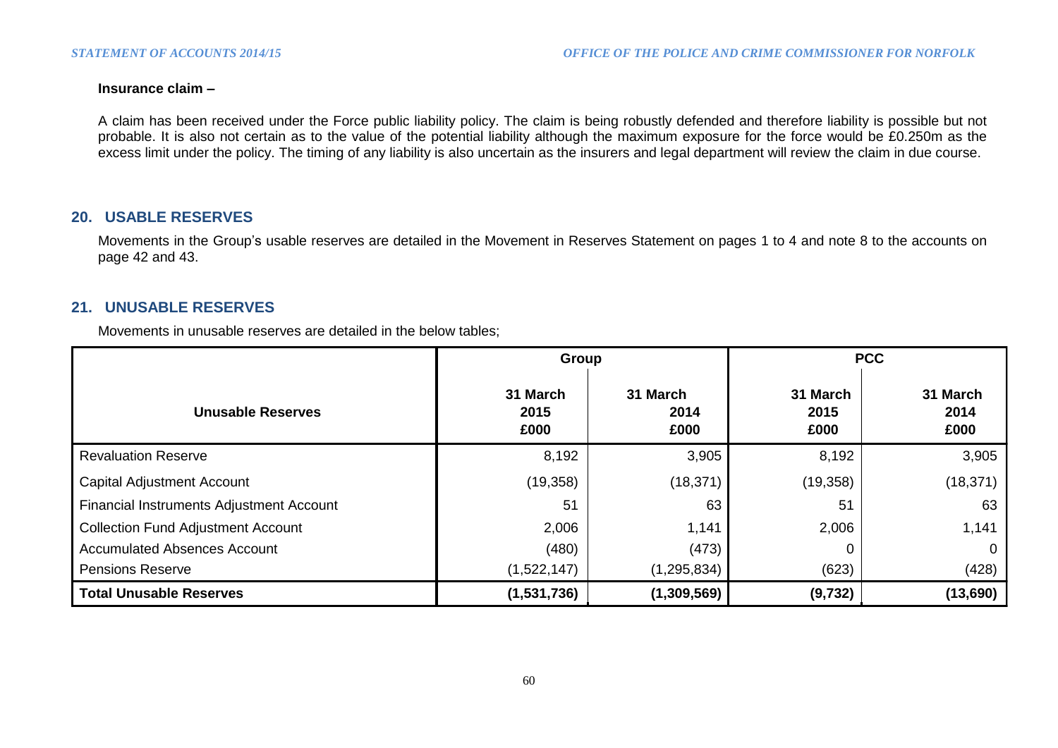**Insurance claim –**

A claim has been received under the Force public liability policy. The claim is being robustly defended and therefore liability is possible but not probable. It is also not certain as to the value of the potential liability although the maximum exposure for the force would be £0.250m as the excess limit under the policy. The timing of any liability is also uncertain as the insurers and legal department will review the claim in due course.

## 20. USABLE RESERVES

Movements in the Group's usable reserves are detailed in the Movement in Reserves Statement on pages 1 to 4 and note 8 to the accounts on page 42 and 43.

## 21. UNUSABLE RESERVES

Movements in unusable reserves are detailed in the below tables;

| | Group | | PCC | |
|---|---|---|---|---|
| **Unusable Reserves** | **31 March 2015 £000** | **31 March 2014 £000** | **31 March 2015 £000** | **31 March 2014 £000** |
| Revaluation Reserve | 8,192 | 3,905 | 8,192 | 3,905 |
| Capital Adjustment Account | (19,358) | (18,371) | (19,358) | (18,371) |
| Financial Instruments Adjustment Account | 51 | 63 | 51 | 63 |
| Collection Fund Adjustment Account | 2,006 | 1,141 | 2,006 | 1,141 |
| Accumulated Absences Account | (480) | (473) | 0 | 0 |
| Pensions Reserve | (1,522,147) | (1,295,834) | (623) | (428) |
| **Total Unusable Reserves** | **(1,531,736)** | **(1,309,569)** | **(9,732)** | **(13,690)** |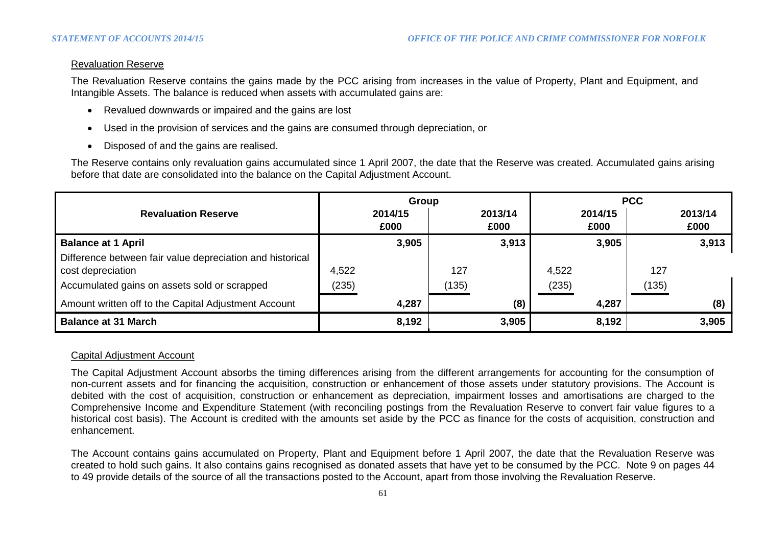Revaluation Reserve

The Revaluation Reserve contains the gains made by the PCC arising from increases in the value of Property, Plant and Equipment, and Intangible Assets. The balance is reduced when assets with accumulated gains are:

- Revalued downwards or impaired and the gains are lost
- Used in the provision of services and the gains are consumed through depreciation, or
- Disposed of and the gains are realised.

The Reserve contains only revaluation gains accumulated since 1 April 2007, the date that the Reserve was created. Accumulated gains arising before that date are consolidated into the balance on the Capital Adjustment Account.

| Revaluation Reserve | Group | | | | PCC | | | |
|---|---|---|---|---|---|---|---|---|
| | 2014/15 £000 | | 2013/14 £000 | | 2014/15 £000 | | 2013/14 £000 | |
| **Balance at 1 April** | | **3,905** | | **3,913** | | **3,905** | | **3,913** |
| Difference between fair value depreciation and historical cost depreciation | 4,522 | | 127 | | 4,522 | | 127 | |
| Accumulated gains on assets sold or scrapped | (235) | | (135) | | (235) | | (135) | |
| Amount written off to the Capital Adjustment Account | | **4,287** | | **(8)** | | **4,287** | | **(8)** |
| **Balance at 31 March** | | **8,192** | | **3,905** | | **8,192** | | **3,905** |

Capital Adjustment Account

The Capital Adjustment Account absorbs the timing differences arising from the different arrangements for accounting for the consumption of non-current assets and for financing the acquisition, construction or enhancement of those assets under statutory provisions. The Account is debited with the cost of acquisition, construction or enhancement as depreciation, impairment losses and amortisations are charged to the Comprehensive Income and Expenditure Statement (with reconciling postings from the Revaluation Reserve to convert fair value figures to a historical cost basis). The Account is credited with the amounts set aside by the PCC as finance for the costs of acquisition, construction and enhancement.

The Account contains gains accumulated on Property, Plant and Equipment before 1 April 2007, the date that the Revaluation Reserve was created to hold such gains. It also contains gains recognised as donated assets that have yet to be consumed by the PCC. Note 9 on pages 44 to 49 provide details of the source of all the transactions posted to the Account, apart from those involving the Revaluation Reserve.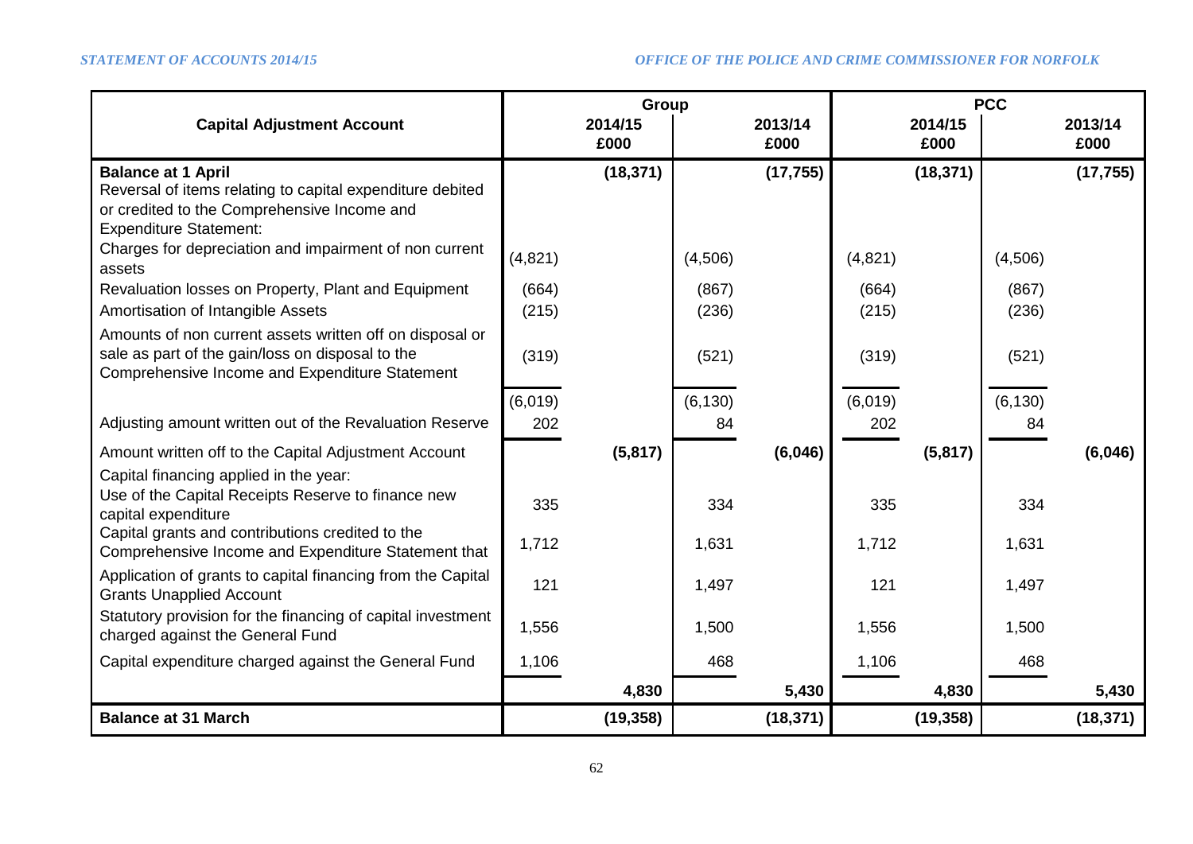| Capital Adjustment Account | Group | | | | PCC | | | |
|---|---|---|---|---|---|---|---|---|
| | 2014/15 | | 2013/14 | | 2014/15 | | 2013/14 | |
| | £000 | | £000 | | £000 | | £000 | |
| **Balance at 1 April** | | **(18,371)** | | **(17,755)** | | **(18,371)** | | **(17,755)** |
| Reversal of items relating to capital expenditure debited or credited to the Comprehensive Income and Expenditure Statement: | | | | | | | | |
| Charges for depreciation and impairment of non current assets | (4,821) | | (4,506) | | (4,821) | | (4,506) | |
| Revaluation losses on Property, Plant and Equipment | (664) | | (867) | | (664) | | (867) | |
| Amortisation of Intangible Assets | (215) | | (236) | | (215) | | (236) | |
| Amounts of non current assets written off on disposal or sale as part of the gain/loss on disposal to the Comprehensive Income and Expenditure Statement | (319) | | (521) | | (319) | | (521) | |
| | (6,019) | | (6,130) | | (6,019) | | (6,130) | |
| Adjusting amount written out of the Revaluation Reserve | 202 | | 84 | | 202 | | 84 | |
| Amount written off to the Capital Adjustment Account | | **(5,817)** | | **(6,046)** | | **(5,817)** | | **(6,046)** |
| Capital financing applied in the year: | | | | | | | | |
| Use of the Capital Receipts Reserve to finance new capital expenditure | 335 | | 334 | | 335 | | 334 | |
| Capital grants and contributions credited to the Comprehensive Income and Expenditure Statement that | 1,712 | | 1,631 | | 1,712 | | 1,631 | |
| Application of grants to capital financing from the Capital Grants Unapplied Account | 121 | | 1,497 | | 121 | | 1,497 | |
| Statutory provision for the financing of capital investment charged against the General Fund | 1,556 | | 1,500 | | 1,556 | | 1,500 | |
| Capital expenditure charged against the General Fund | 1,106 | | 468 | | 1,106 | | 468 | |
| | | **4,830** | | **5,430** | | **4,830** | | **5,430** |
| **Balance at 31 March** | | **(19,358)** | | **(18,371)** | | **(19,358)** | | **(18,371)** |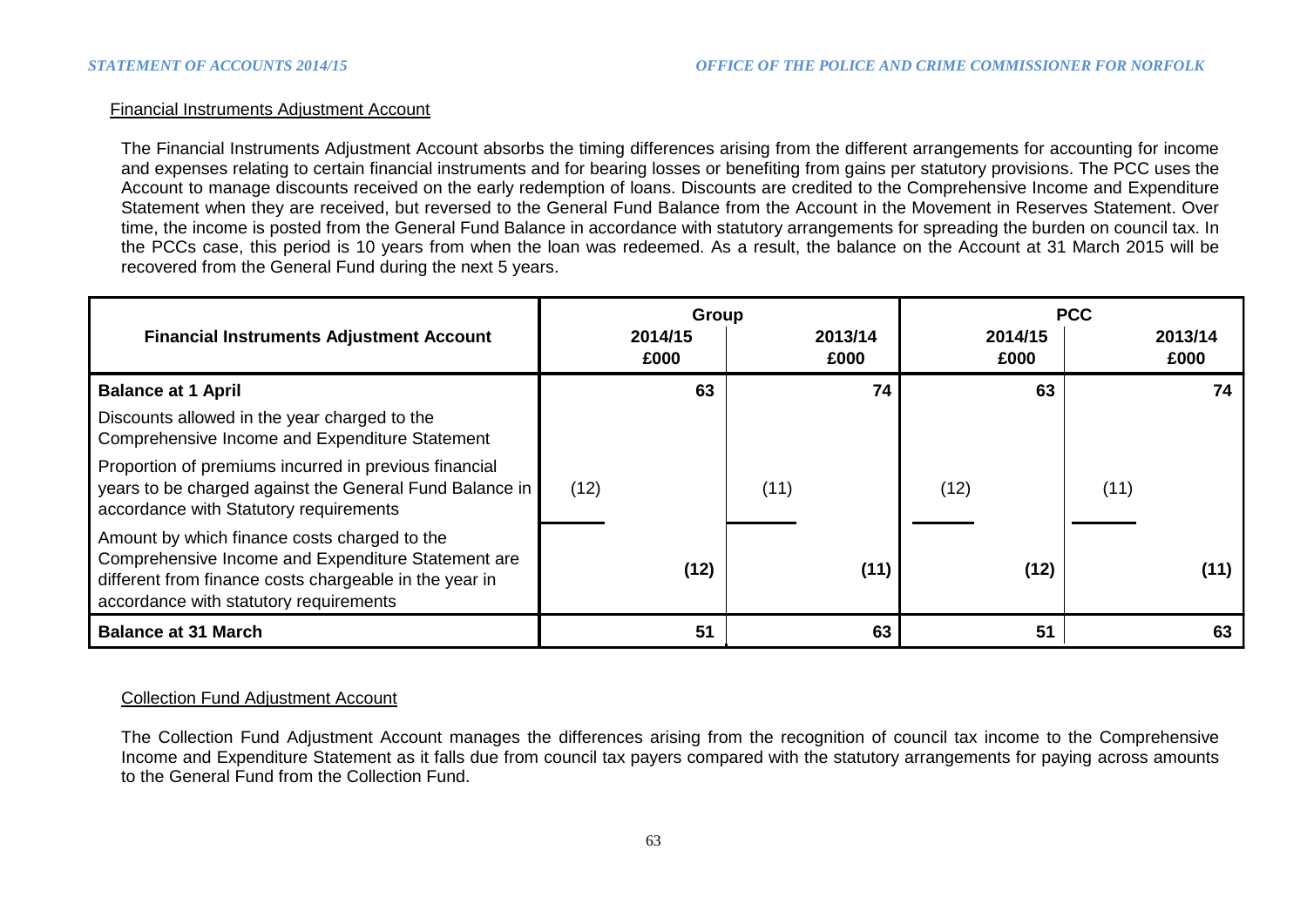Financial Instruments Adjustment Account

The Financial Instruments Adjustment Account absorbs the timing differences arising from the different arrangements for accounting for income and expenses relating to certain financial instruments and for bearing losses or benefiting from gains per statutory provisions. The PCC uses the Account to manage discounts received on the early redemption of loans. Discounts are credited to the Comprehensive Income and Expenditure Statement when they are received, but reversed to the General Fund Balance from the Account in the Movement in Reserves Statement. Over time, the income is posted from the General Fund Balance in accordance with statutory arrangements for spreading the burden on council tax. In the PCCs case, this period is 10 years from when the loan was redeemed. As a result, the balance on the Account at 31 March 2015 will be recovered from the General Fund during the next 5 years.

| Financial Instruments Adjustment Account | Group | | | | PCC | | | |
|---|---|---|---|---|---|---|---|---|
| | 2014/15 £000 | | 2013/14 £000 | | 2014/15 £000 | | 2013/14 £000 | |
| **Balance at 1 April** | | **63** | | **74** | | **63** | | **74** |
| Discounts allowed in the year charged to the Comprehensive Income and Expenditure Statement | | | | | | | | |
| Proportion of premiums incurred in previous financial years to be charged against the General Fund Balance in accordance with Statutory requirements | (12) | | (11) | | (12) | | (11) | |
| Amount by which finance costs charged to the Comprehensive Income and Expenditure Statement are different from finance costs chargeable in the year in accordance with statutory requirements | | **(12)** | | **(11)** | | **(12)** | | **(11)** |
| **Balance at 31 March** | | **51** | | **63** | | **51** | | **63** |

Collection Fund Adjustment Account

The Collection Fund Adjustment Account manages the differences arising from the recognition of council tax income to the Comprehensive Income and Expenditure Statement as it falls due from council tax payers compared with the statutory arrangements for paying across amounts to the General Fund from the Collection Fund.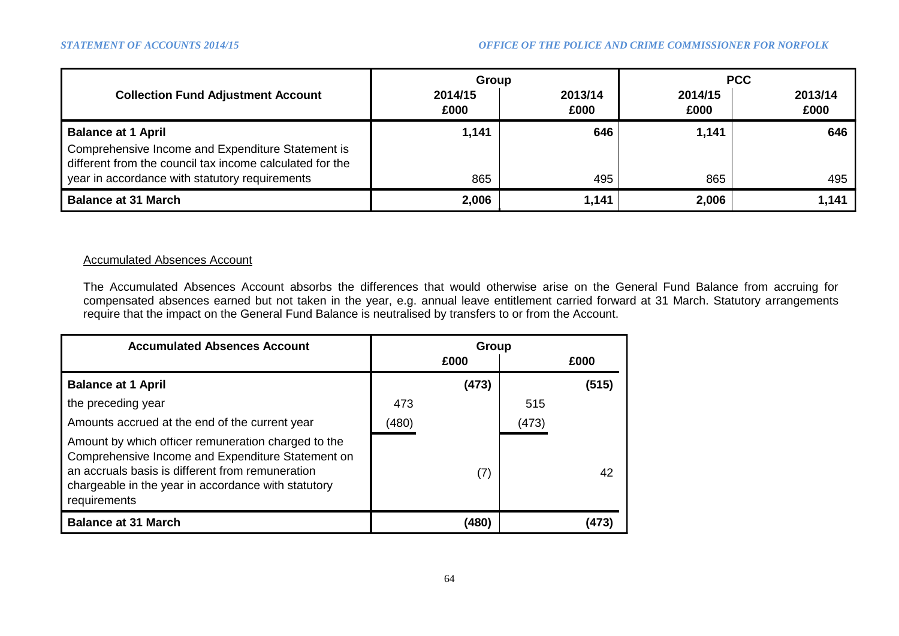| Collection Fund Adjustment Account | Group | | PCC | |
|---|---|---|---|---|
| | 2014/15 £000 | 2013/14 £000 | 2014/15 £000 | 2013/14 £000 |
| **Balance at 1 April** | **1,141** | **646** | **1,141** | **646** |
| Comprehensive Income and Expenditure Statement is different from the council tax income calculated for the year in accordance with statutory requirements | 865 | 495 | 865 | 495 |
| **Balance at 31 March** | **2,006** | **1,141** | **2,006** | **1,141** |

Accumulated Absences Account

The Accumulated Absences Account absorbs the differences that would otherwise arise on the General Fund Balance from accruing for compensated absences earned but not taken in the year, e.g. annual leave entitlement carried forward at 31 March. Statutory arrangements require that the impact on the General Fund Balance is neutralised by transfers to or from the Account.

| Accumulated Absences Account | Group | | | |
|---|---|---|---|---|
| | | £000 | | £000 |
| **Balance at 1 April** | | **(473)** | | **(515)** |
| the preceding year | 473 | | 515 | |
| Amounts accrued at the end of the current year | (480) | | (473) | |
| Amount by which officer remuneration charged to the Comprehensive Income and Expenditure Statement on an accruals basis is different from remuneration chargeable in the year in accordance with statutory requirements | | (7) | | 42 |
| **Balance at 31 March** | | **(480)** | | **(473)** |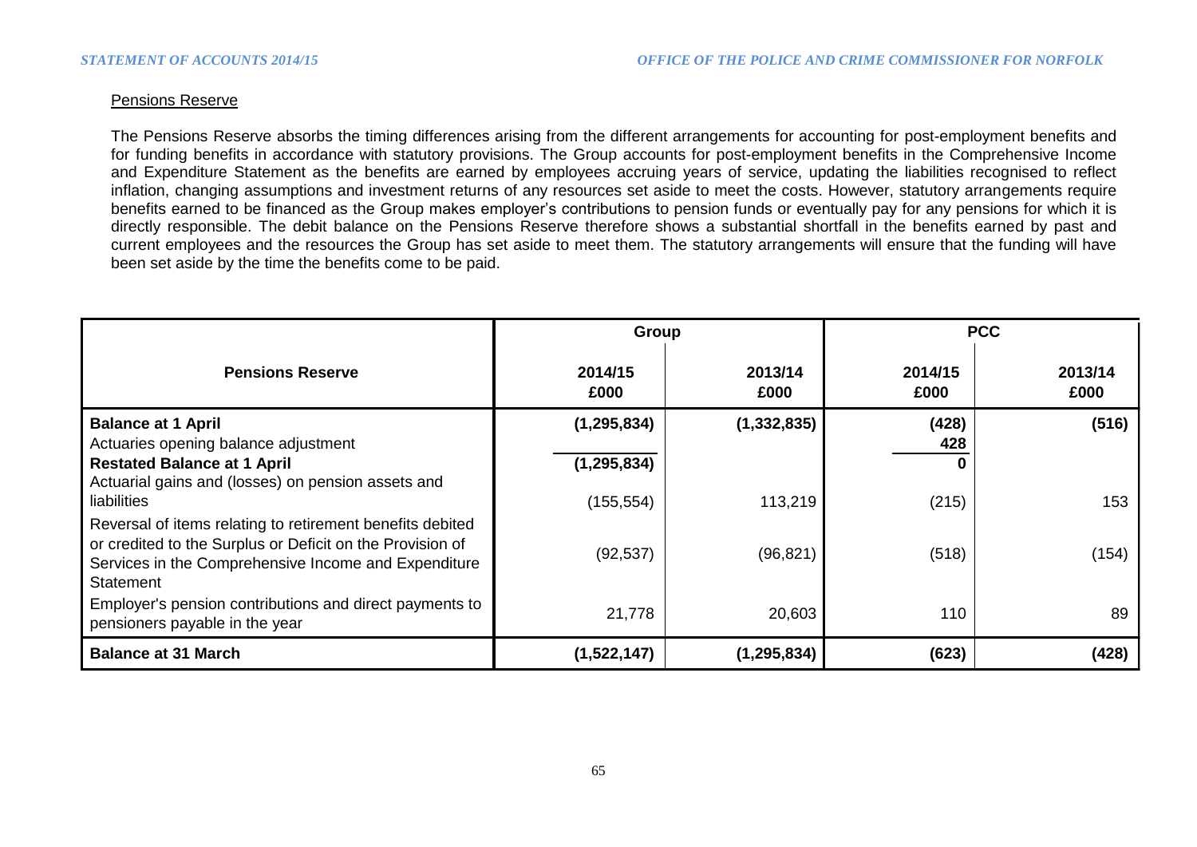## Pensions Reserve

The Pensions Reserve absorbs the timing differences arising from the different arrangements for accounting for post-employment benefits and for funding benefits in accordance with statutory provisions. The Group accounts for post-employment benefits in the Comprehensive Income and Expenditure Statement as the benefits are earned by employees accruing years of service, updating the liabilities recognised to reflect inflation, changing assumptions and investment returns of any resources set aside to meet the costs. However, statutory arrangements require benefits earned to be financed as the Group makes employer's contributions to pension funds or eventually pay for any pensions for which it is directly responsible. The debit balance on the Pensions Reserve therefore shows a substantial shortfall in the benefits earned by past and current employees and the resources the Group has set aside to meet them. The statutory arrangements will ensure that the funding will have been set aside by the time the benefits come to be paid.

| Pensions Reserve | Group | | PCC | |
|---|---|---|---|---|
| | 2014/15 £000 | 2013/14 £000 | 2014/15 £000 | 2013/14 £000 |
| **Balance at 1 April** | **(1,295,834)** | **(1,332,835)** | **(428)** | **(516)** |
| Actuaries opening balance adjustment | | | **428** | |
| **Restated Balance at 1 April** | **(1,295,834)** | | **0** | |
| Actuarial gains and (losses) on pension assets and liabilities | (155,554) | 113,219 | (215) | 153 |
| Reversal of items relating to retirement benefits debited or credited to the Surplus or Deficit on the Provision of Services in the Comprehensive Income and Expenditure Statement | (92,537) | (96,821) | (518) | (154) |
| Employer's pension contributions and direct payments to pensioners payable in the year | 21,778 | 20,603 | 110 | 89 |
| **Balance at 31 March** | **(1,522,147)** | **(1,295,834)** | **(623)** | **(428)** |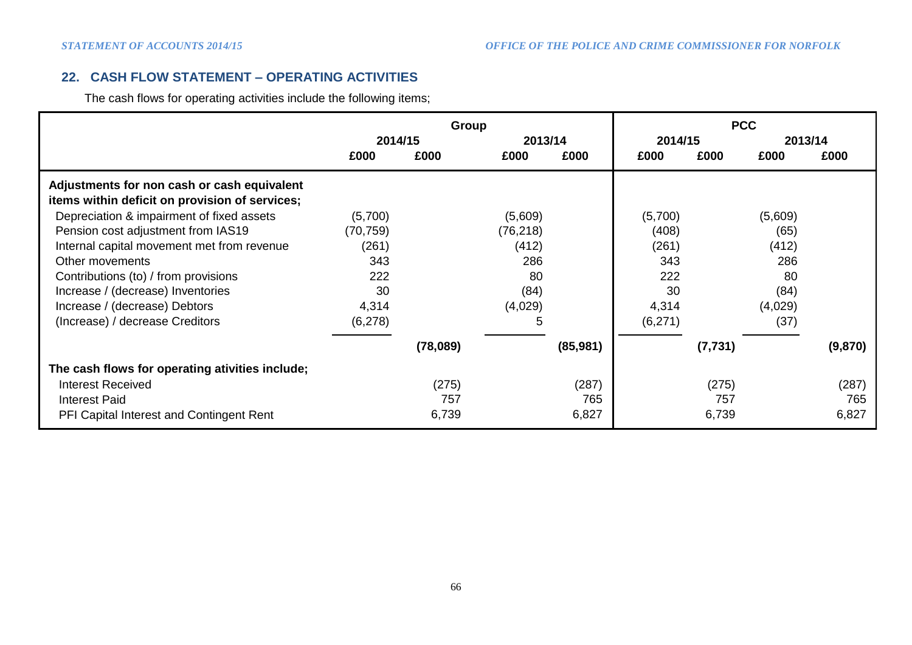## 22. CASH FLOW STATEMENT – OPERATING ACTIVITIES

The cash flows for operating activities include the following items;

| | Group | | | | PCC | | | |
|---|---|---|---|---|---|---|---|---|
| | 2014/15 | | 2013/14 | | 2014/15 | | 2013/14 | |
| | £000 | £000 | £000 | £000 | £000 | £000 | £000 | £000 |
| **Adjustments for non cash or cash equivalent items within deficit on provision of services;** | | | | | | | | |
| Depreciation & impairment of fixed assets | (5,700) | | (5,609) | | (5,700) | | (5,609) | |
| Pension cost adjustment from IAS19 | (70,759) | | (76,218) | | (408) | | (65) | |
| Internal capital movement met from revenue | (261) | | (412) | | (261) | | (412) | |
| Other movements | 343 | | 286 | | 343 | | 286 | |
| Contributions (to) / from provisions | 222 | | 80 | | 222 | | 80 | |
| Increase / (decrease) Inventories | 30 | | (84) | | 30 | | (84) | |
| Increase / (decrease) Debtors | 4,314 | | (4,029) | | 4,314 | | (4,029) | |
| (Increase) / decrease Creditors | (6,278) | | 5 | | (6,271) | | (37) | |
| | | **(78,089)** | | **(85,981)** | | **(7,731)** | | **(9,870)** |
| **The cash flows for operating atívities include;** | | | | | | | | |
| Interest Received | | (275) | | (287) | | (275) | | (287) |
| Interest Paid | | 757 | | 765 | | 757 | | 765 |
| PFI Capital Interest and Contingent Rent | | 6,739 | | 6,827 | | 6,739 | | 6,827 |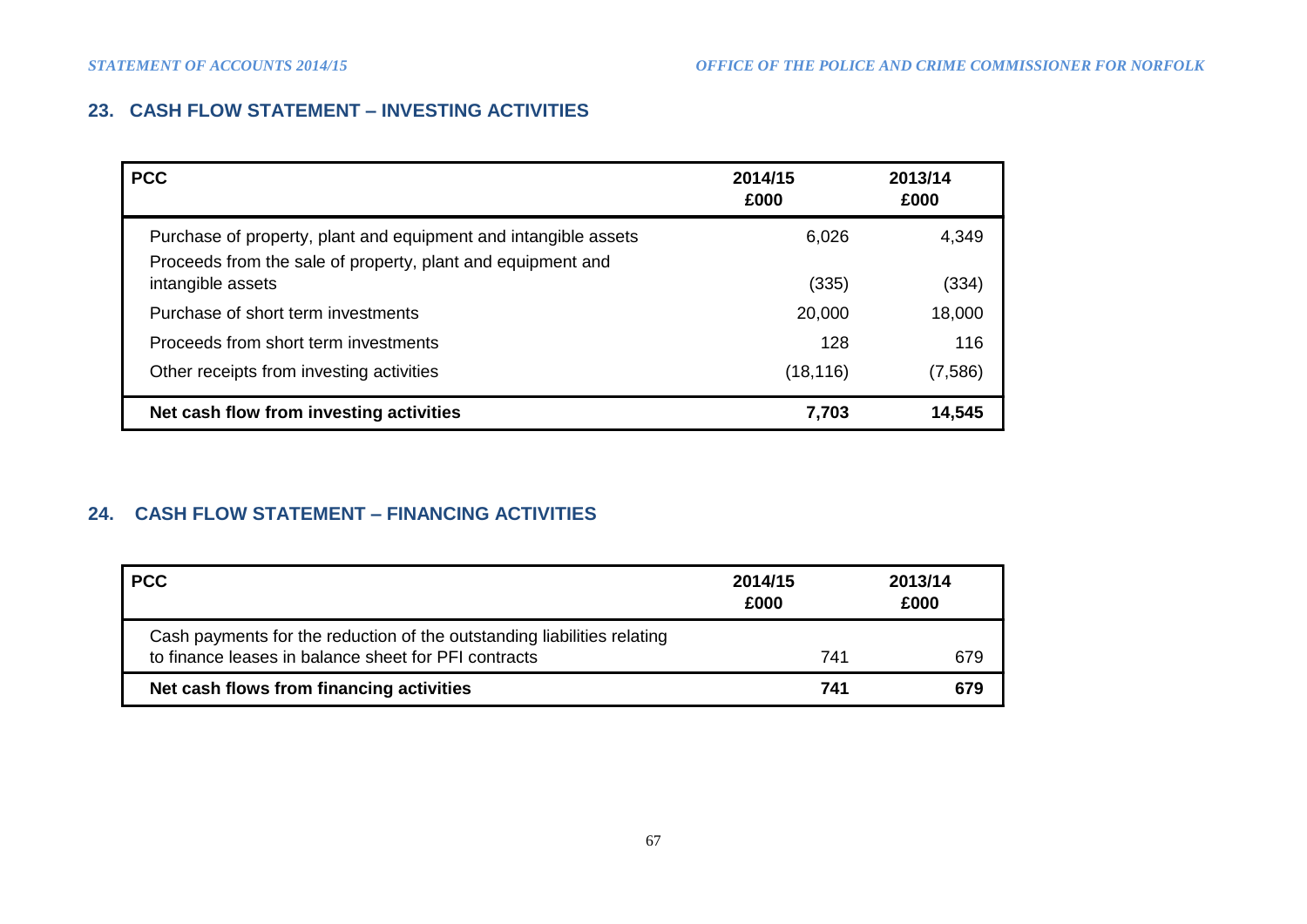## 23. CASH FLOW STATEMENT – INVESTING ACTIVITIES

| PCC | 2014/15 £000 | 2013/14 £000 |
|---|---|---|
| Purchase of property, plant and equipment and intangible assets | 6,026 | 4,349 |
| Proceeds from the sale of property, plant and equipment and intangible assets | (335) | (334) |
| Purchase of short term investments | 20,000 | 18,000 |
| Proceeds from short term investments | 128 | 116 |
| Other receipts from investing activities | (18,116) | (7,586) |
| **Net cash flow from investing activities** | **7,703** | **14,545** |

## 24. CASH FLOW STATEMENT – FINANCING ACTIVITIES

| PCC | 2014/15 £000 | 2013/14 £000 |
|---|---|---|
| Cash payments for the reduction of the outstanding liabilities relating to finance leases in balance sheet for PFI contracts | 741 | 679 |
| **Net cash flows from financing activities** | **741** | **679** |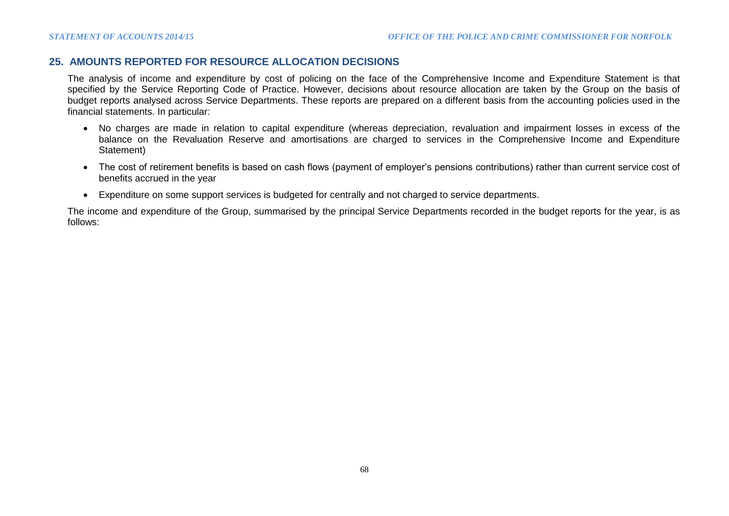## 25. AMOUNTS REPORTED FOR RESOURCE ALLOCATION DECISIONS

The analysis of income and expenditure by cost of policing on the face of the Comprehensive Income and Expenditure Statement is that specified by the Service Reporting Code of Practice. However, decisions about resource allocation are taken by the Group on the basis of budget reports analysed across Service Departments. These reports are prepared on a different basis from the accounting policies used in the financial statements. In particular:

- No charges are made in relation to capital expenditure (whereas depreciation, revaluation and impairment losses in excess of the balance on the Revaluation Reserve and amortisations are charged to services in the Comprehensive Income and Expenditure Statement)
- The cost of retirement benefits is based on cash flows (payment of employer's pensions contributions) rather than current service cost of benefits accrued in the year
- Expenditure on some support services is budgeted for centrally and not charged to service departments.

The income and expenditure of the Group, summarised by the principal Service Departments recorded in the budget reports for the year, is as follows: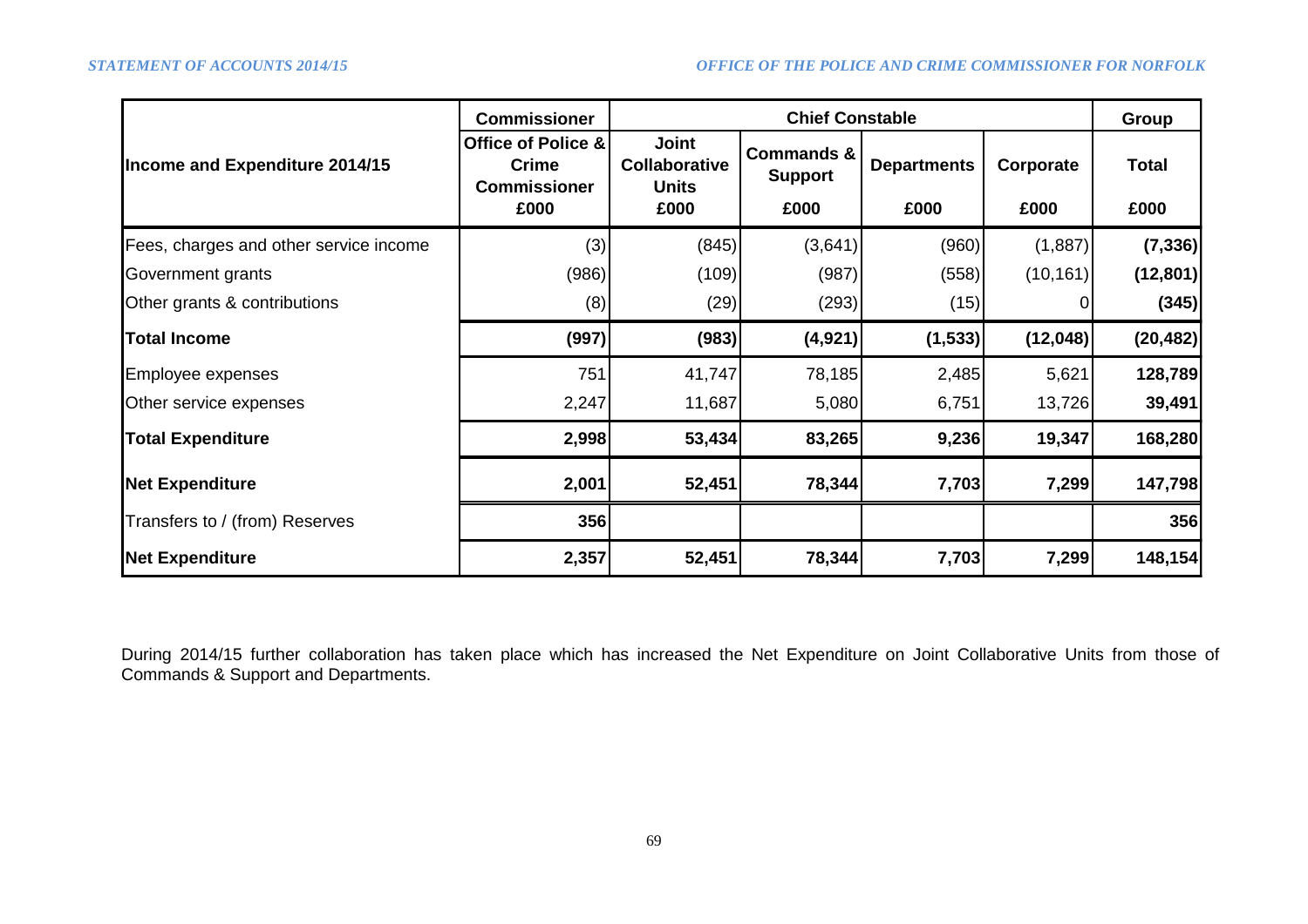| Income and Expenditure 2014/15 | Commissioner | Chief Constable | | | | Group |
|---|---|---|---|---|---|---|
| | Office of Police & Crime Commissioner | Joint Collaborative Units | Commands & Support | Departments | Corporate | Total |
| | £000 | £000 | £000 | £000 | £000 | £000 |
| Fees, charges and other service income | (3) | (845) | (3,641) | (960) | (1,887) | **(7,336)** |
| Government grants | (986) | (109) | (987) | (558) | (10,161) | **(12,801)** |
| Other grants & contributions | (8) | (29) | (293) | (15) | 0 | **(345)** |
| **Total Income** | **(997)** | **(983)** | **(4,921)** | **(1,533)** | **(12,048)** | **(20,482)** |
| Employee expenses | 751 | 41,747 | 78,185 | 2,485 | 5,621 | **128,789** |
| Other service expenses | 2,247 | 11,687 | 5,080 | 6,751 | 13,726 | **39,491** |
| **Total Expenditure** | **2,998** | **53,434** | **83,265** | **9,236** | **19,347** | **168,280** |
| **Net Expenditure** | **2,001** | **52,451** | **78,344** | **7,703** | **7,299** | **147,798** |
| Transfers to / (from) Reserves | **356** | | | | | **356** |
| **Net Expenditure** | **2,357** | **52,451** | **78,344** | **7,703** | **7,299** | **148,154** |

During 2014/15 further collaboration has taken place which has increased the Net Expenditure on Joint Collaborative Units from those of Commands & Support and Departments.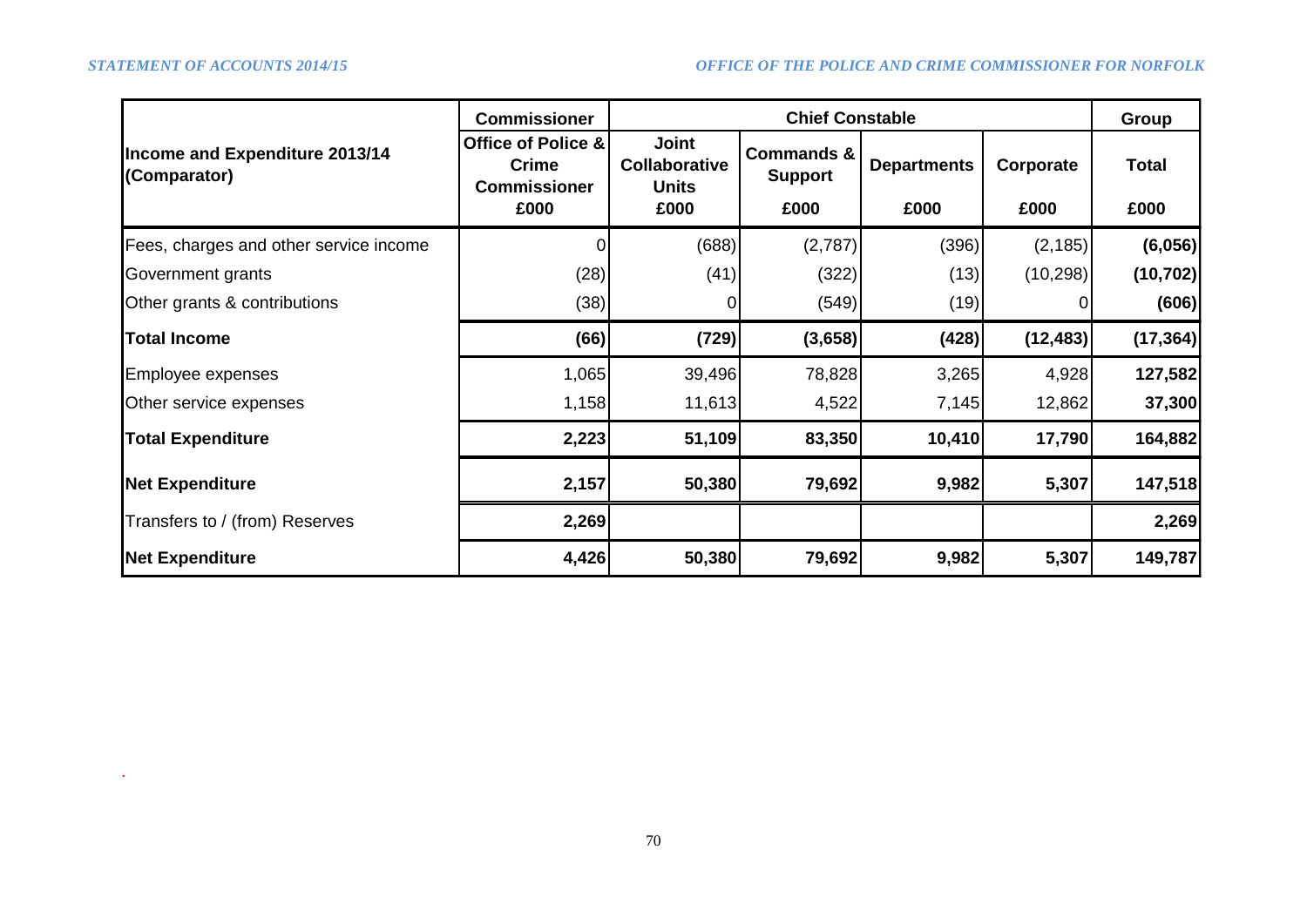| Income and Expenditure 2013/14 (Comparator) | Commissioner | Chief Constable | | | | Group |
|---|---|---|---|---|---|---|
| | Office of Police & Crime Commissioner | Joint Collaborative Units | Commands & Support | Departments | Corporate | Total |
| | £000 | £000 | £000 | £000 | £000 | £000 |
| Fees, charges and other service income | 0 | (688) | (2,787) | (396) | (2,185) | **(6,056)** |
| Government grants | (28) | (41) | (322) | (13) | (10,298) | **(10,702)** |
| Other grants & contributions | (38) | 0 | (549) | (19) | 0 | **(606)** |
| **Total Income** | **(66)** | **(729)** | **(3,658)** | **(428)** | **(12,483)** | **(17,364)** |
| Employee expenses | 1,065 | 39,496 | 78,828 | 3,265 | 4,928 | **127,582** |
| Other service expenses | 1,158 | 11,613 | 4,522 | 7,145 | 12,862 | **37,300** |
| **Total Expenditure** | **2,223** | **51,109** | **83,350** | **10,410** | **17,790** | **164,882** |
| **Net Expenditure** | **2,157** | **50,380** | **79,692** | **9,982** | **5,307** | **147,518** |
| Transfers to / (from) Reserves | **2,269** | | | | | **2,269** |
| **Net Expenditure** | **4,426** | **50,380** | **79,692** | **9,982** | **5,307** | **149,787** |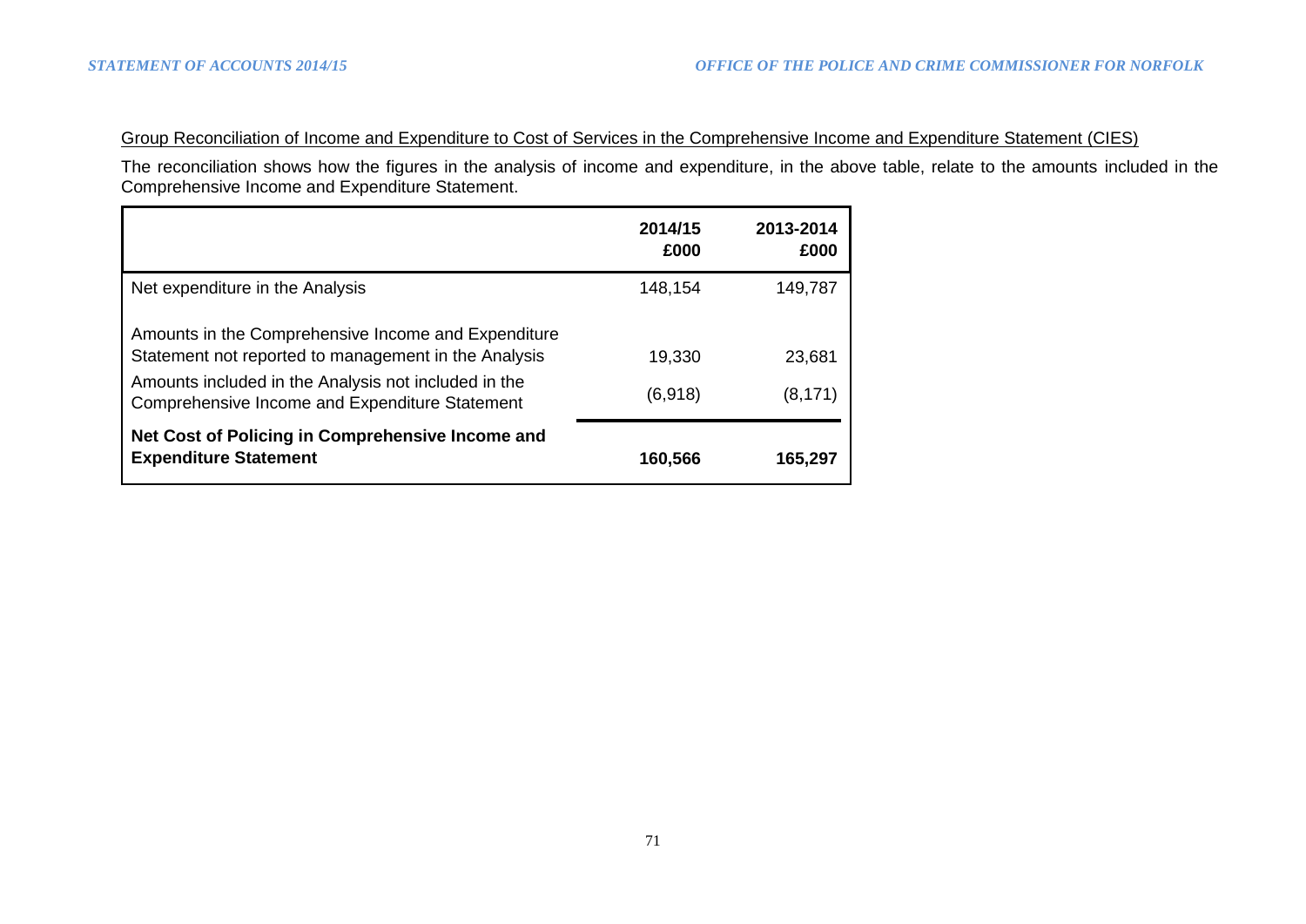Group Reconciliation of Income and Expenditure to Cost of Services in the Comprehensive Income and Expenditure Statement (CIES)

The reconciliation shows how the figures in the analysis of income and expenditure, in the above table, relate to the amounts included in the Comprehensive Income and Expenditure Statement.

| | 2014/15<br>£000 | 2013-2014<br>£000 |
|---|---|---|
| Net expenditure in the Analysis | 148,154 | 149,787 |
| Amounts in the Comprehensive Income and Expenditure Statement not reported to management in the Analysis | 19,330 | 23,681 |
| Amounts included in the Analysis not included in the Comprehensive Income and Expenditure Statement | (6,918) | (8,171) |
| **Net Cost of Policing in Comprehensive Income and Expenditure Statement** | **160,566** | **165,297** |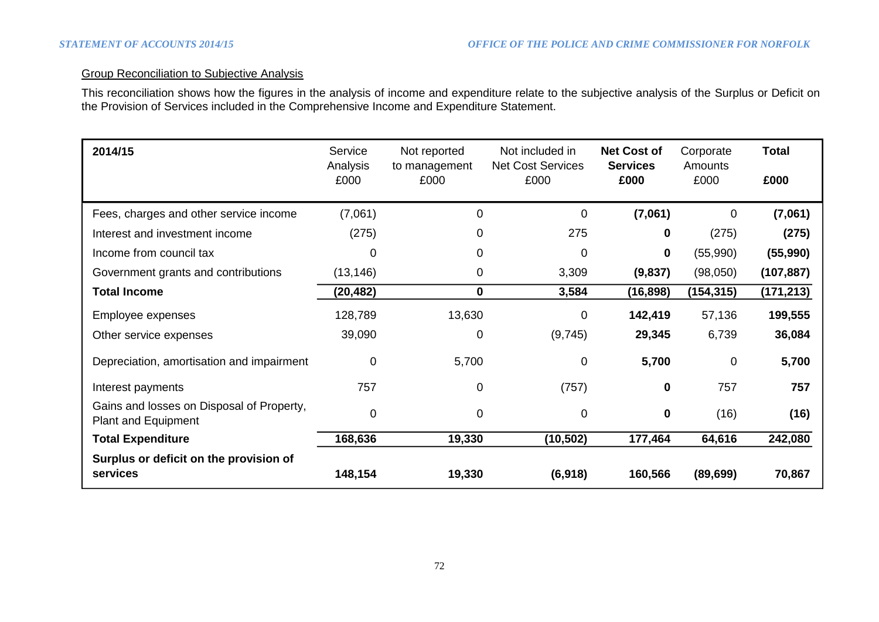Group Reconciliation to Subjective Analysis

This reconciliation shows how the figures in the analysis of income and expenditure relate to the subjective analysis of the Surplus or Deficit on the Provision of Services included in the Comprehensive Income and Expenditure Statement.

| **2014/15** | Service Analysis £000 | Not reported to management £000 | Not included in Net Cost Services £000 | **Net Cost of Services £000** | Corporate Amounts £000 | **Total £000** |
|---|---|---|---|---|---|---|
| Fees, charges and other service income | (7,061) | 0 | 0 | **(7,061)** | 0 | **(7,061)** |
| Interest and investment income | (275) | 0 | 275 | **0** | (275) | **(275)** |
| Income from council tax | 0 | 0 | 0 | **0** | (55,990) | **(55,990)** |
| Government grants and contributions | (13,146) | 0 | 3,309 | **(9,837)** | (98,050) | **(107,887)** |
| **Total Income** | **(20,482)** | **0** | **3,584** | **(16,898)** | **(154,315)** | **(171,213)** |
| Employee expenses | 128,789 | 13,630 | 0 | **142,419** | 57,136 | **199,555** |
| Other service expenses | 39,090 | 0 | (9,745) | **29,345** | 6,739 | **36,084** |
| Depreciation, amortisation and impairment | 0 | 5,700 | 0 | **5,700** | 0 | **5,700** |
| Interest payments | 757 | 0 | (757) | **0** | 757 | **757** |
| Gains and losses on Disposal of Property, Plant and Equipment | 0 | 0 | 0 | **0** | (16) | **(16)** |
| **Total Expenditure** | **168,636** | **19,330** | **(10,502)** | **177,464** | **64,616** | **242,080** |
| **Surplus or deficit on the provision of services** | **148,154** | **19,330** | **(6,918)** | **160,566** | **(89,699)** | **70,867** |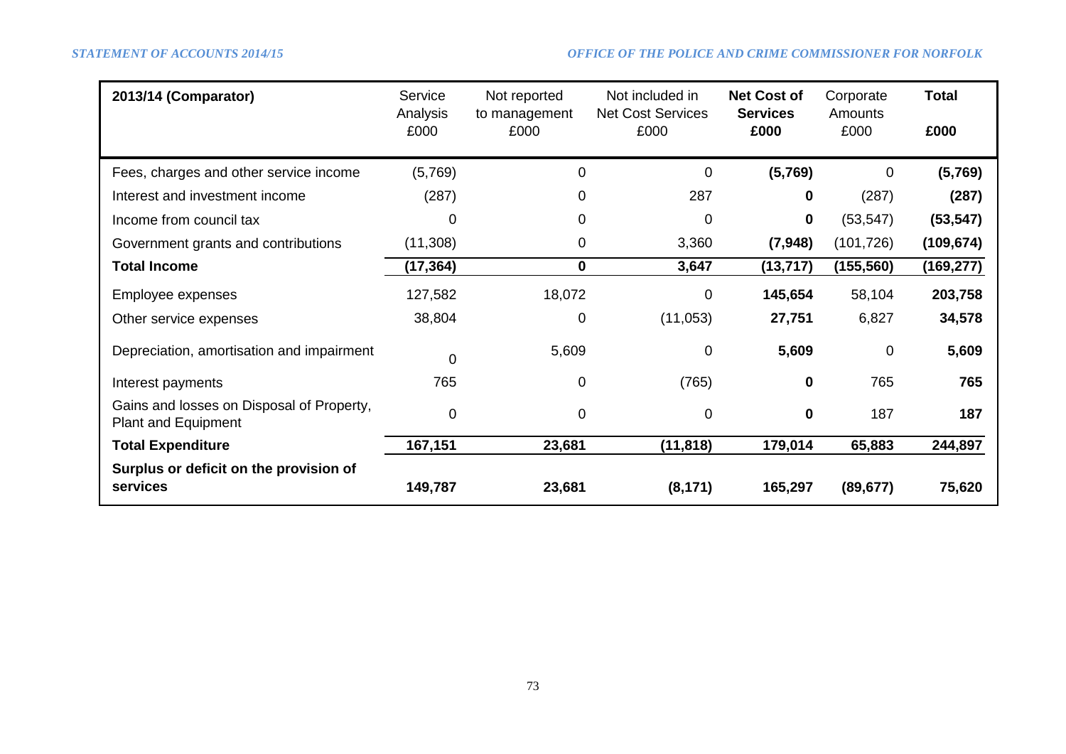| 2013/14 (Comparator) | Service Analysis £000 | Not reported to management £000 | Not included in Net Cost Services £000 | **Net Cost of Services £000** | Corporate Amounts £000 | **Total £000** |
|---|---|---|---|---|---|---|
| Fees, charges and other service income | (5,769) | 0 | 0 | **(5,769)** | 0 | **(5,769)** |
| Interest and investment income | (287) | 0 | 287 | **0** | (287) | **(287)** |
| Income from council tax | 0 | 0 | 0 | **0** | (53,547) | **(53,547)** |
| Government grants and contributions | (11,308) | 0 | 3,360 | **(7,948)** | (101,726) | **(109,674)** |
| **Total Income** | **(17,364)** | **0** | **3,647** | **(13,717)** | **(155,560)** | **(169,277)** |
| Employee expenses | 127,582 | 18,072 | 0 | **145,654** | 58,104 | **203,758** |
| Other service expenses | 38,804 | 0 | (11,053) | **27,751** | 6,827 | **34,578** |
| Depreciation, amortisation and impairment | 0 | 5,609 | 0 | **5,609** | 0 | **5,609** |
| Interest payments | 765 | 0 | (765) | **0** | 765 | **765** |
| Gains and losses on Disposal of Property, Plant and Equipment | 0 | 0 | 0 | **0** | 187 | **187** |
| **Total Expenditure** | **167,151** | **23,681** | **(11,818)** | **179,014** | **65,883** | **244,897** |
| **Surplus or deficit on the provision of services** | **149,787** | **23,681** | **(8,171)** | **165,297** | **(89,677)** | **75,620** |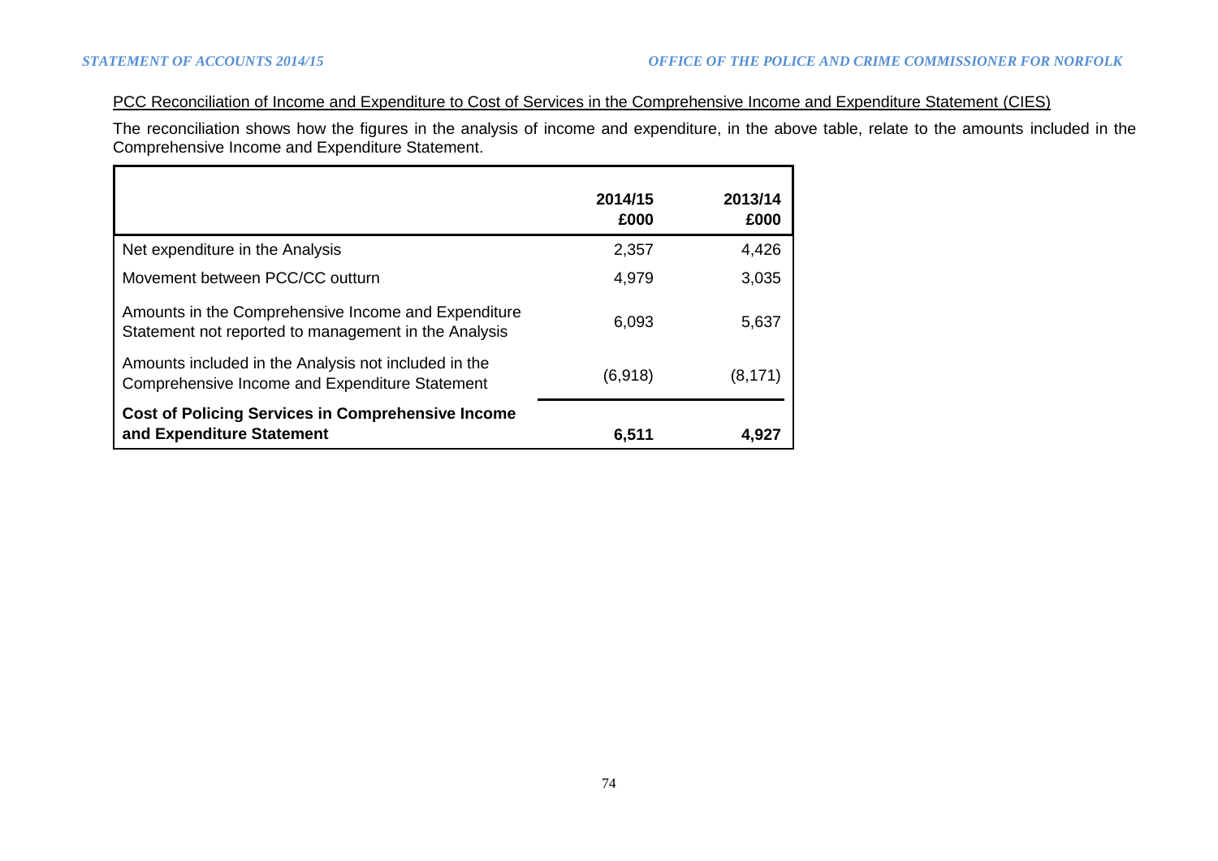PCC Reconciliation of Income and Expenditure to Cost of Services in the Comprehensive Income and Expenditure Statement (CIES)

The reconciliation shows how the figures in the analysis of income and expenditure, in the above table, relate to the amounts included in the Comprehensive Income and Expenditure Statement.

| | 2014/15 £000 | 2013/14 £000 |
|---|---|---|
| Net expenditure in the Analysis | 2,357 | 4,426 |
| Movement between PCC/CC outturn | 4,979 | 3,035 |
| Amounts in the Comprehensive Income and Expenditure Statement not reported to management in the Analysis | 6,093 | 5,637 |
| Amounts included in the Analysis not included in the Comprehensive Income and Expenditure Statement | (6,918) | (8,171) |
| **Cost of Policing Services in Comprehensive Income and Expenditure Statement** | **6,511** | **4,927** |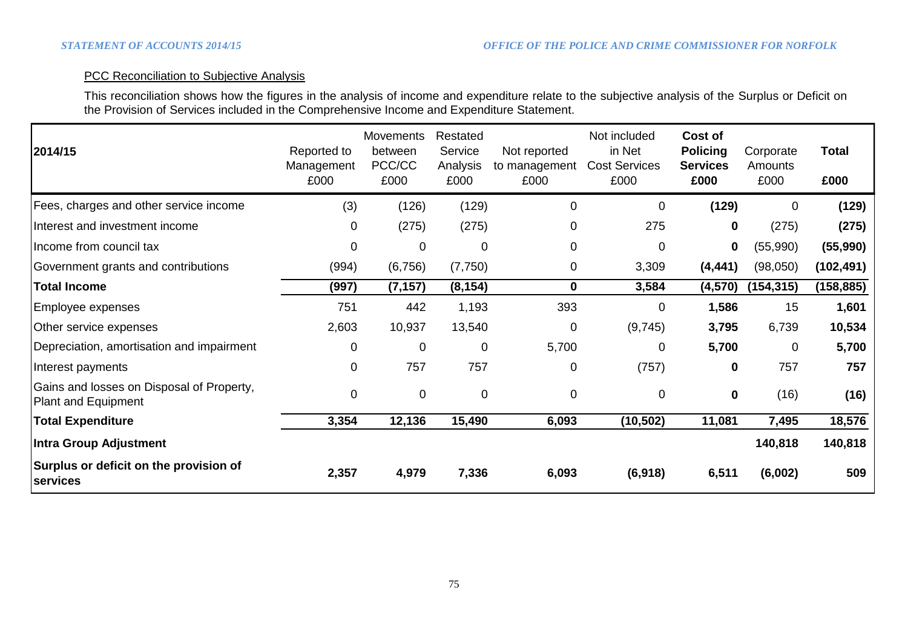PCC Reconciliation to Subjective Analysis

This reconciliation shows how the figures in the analysis of income and expenditure relate to the subjective analysis of the Surplus or Deficit on the Provision of Services included in the Comprehensive Income and Expenditure Statement.

| 2014/15 | Reported to Management £000 | Movements between PCC/CC £000 | Restated Service Analysis £000 | Not reported to management £000 | Not included in Net Cost Services £000 | **Cost of Policing Services £000** | Corporate Amounts £000 | **Total £000** |
|---|---|---|---|---|---|---|---|---|
| Fees, charges and other service income | (3) | (126) | (129) | 0 | 0 | **(129)** | 0 | **(129)** |
| Interest and investment income | 0 | (275) | (275) | 0 | 275 | **0** | (275) | **(275)** |
| Income from council tax | 0 | 0 | 0 | 0 | 0 | **0** | (55,990) | **(55,990)** |
| Government grants and contributions | (994) | (6,756) | (7,750) | 0 | 3,309 | **(4,441)** | (98,050) | **(102,491)** |
| **Total Income** | **(997)** | **(7,157)** | **(8,154)** | **0** | **3,584** | **(4,570)** | **(154,315)** | **(158,885)** |
| Employee expenses | 751 | 442 | 1,193 | 393 | 0 | **1,586** | 15 | **1,601** |
| Other service expenses | 2,603 | 10,937 | 13,540 | 0 | (9,745) | **3,795** | 6,739 | **10,534** |
| Depreciation, amortisation and impairment | 0 | 0 | 0 | 5,700 | 0 | **5,700** | 0 | **5,700** |
| Interest payments | 0 | 757 | 757 | 0 | (757) | **0** | 757 | **757** |
| Gains and losses on Disposal of Property, Plant and Equipment | 0 | 0 | 0 | 0 | 0 | **0** | (16) | **(16)** |
| **Total Expenditure** | **3,354** | **12,136** | **15,490** | **6,093** | **(10,502)** | **11,081** | **7,495** | **18,576** |
| **Intra Group Adjustment** | | | | | | | **140,818** | **140,818** |
| **Surplus or deficit on the provision of services** | **2,357** | **4,979** | **7,336** | **6,093** | **(6,918)** | **6,511** | **(6,002)** | **509** |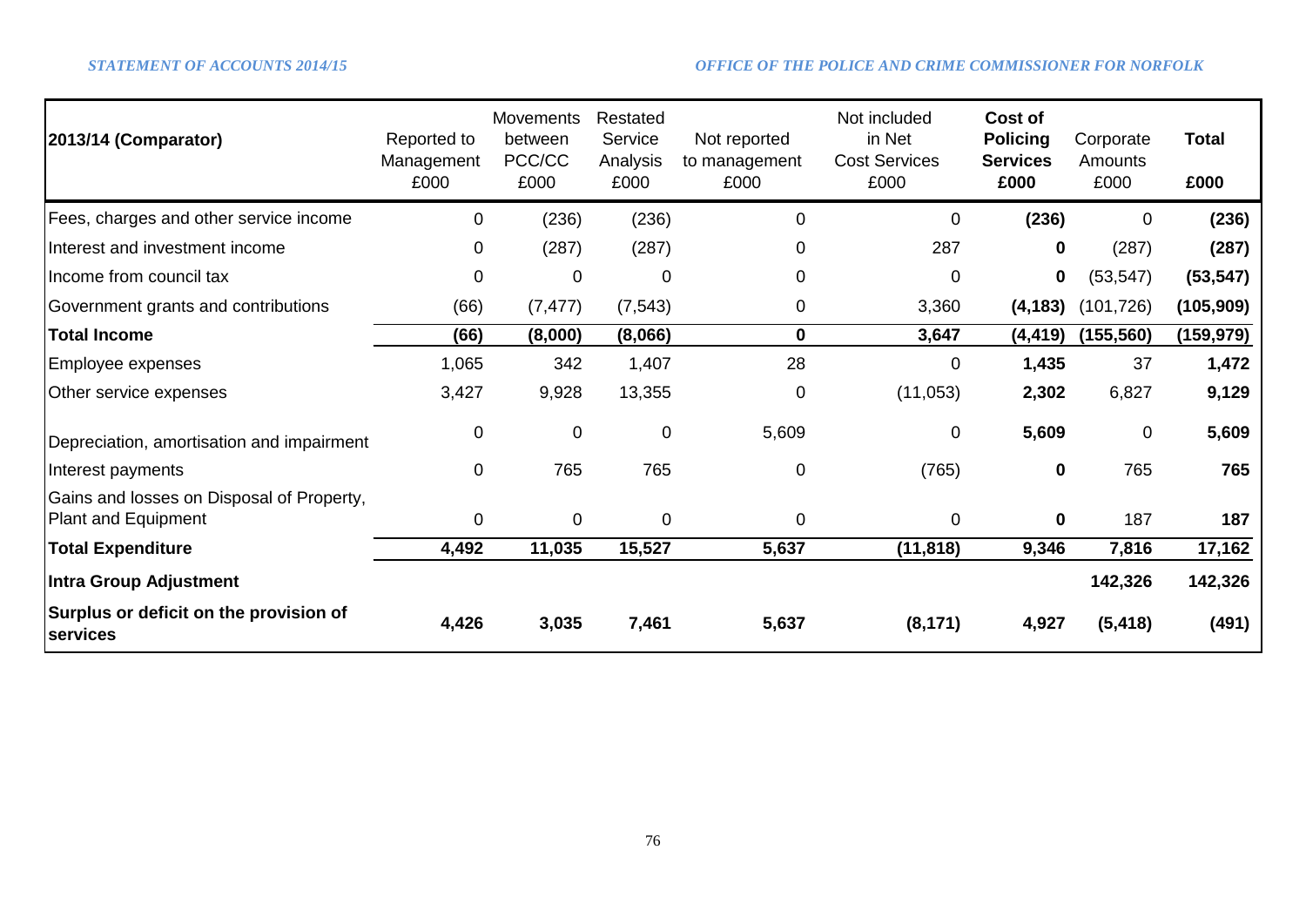| 2013/14 (Comparator) | Reported to Management £000 | Movements between PCC/CC £000 | Restated Service Analysis £000 | Not reported to management £000 | Not included in Net Cost Services £000 | **Cost of Policing Services £000** | Corporate Amounts £000 | **Total £000** |
|---|---|---|---|---|---|---|---|---|
| Fees, charges and other service income | 0 | (236) | (236) | 0 | 0 | **(236)** | 0 | **(236)** |
| Interest and investment income | 0 | (287) | (287) | 0 | 287 | **0** | (287) | **(287)** |
| Income from council tax | 0 | 0 | 0 | 0 | 0 | **0** | (53,547) | **(53,547)** |
| Government grants and contributions | (66) | (7,477) | (7,543) | 0 | 3,360 | **(4,183)** | (101,726) | **(105,909)** |
| **Total Income** | **(66)** | **(8,000)** | **(8,066)** | **0** | **3,647** | **(4,419)** | **(155,560)** | **(159,979)** |
| Employee expenses | 1,065 | 342 | 1,407 | 28 | 0 | **1,435** | 37 | **1,472** |
| Other service expenses | 3,427 | 9,928 | 13,355 | 0 | (11,053) | **2,302** | 6,827 | **9,129** |
| Depreciation, amortisation and impairment | 0 | 0 | 0 | 5,609 | 0 | **5,609** | 0 | **5,609** |
| Interest payments | 0 | 765 | 765 | 0 | (765) | **0** | 765 | **765** |
| Gains and losses on Disposal of Property, Plant and Equipment | 0 | 0 | 0 | 0 | 0 | **0** | 187 | **187** |
| **Total Expenditure** | **4,492** | **11,035** | **15,527** | **5,637** | **(11,818)** | **9,346** | **7,816** | **17,162** |
| **Intra Group Adjustment** | | | | | | | **142,326** | **142,326** |
| **Surplus or deficit on the provision of services** | **4,426** | **3,035** | **7,461** | **5,637** | **(8,171)** | **4,927** | **(5,418)** | **(491)** |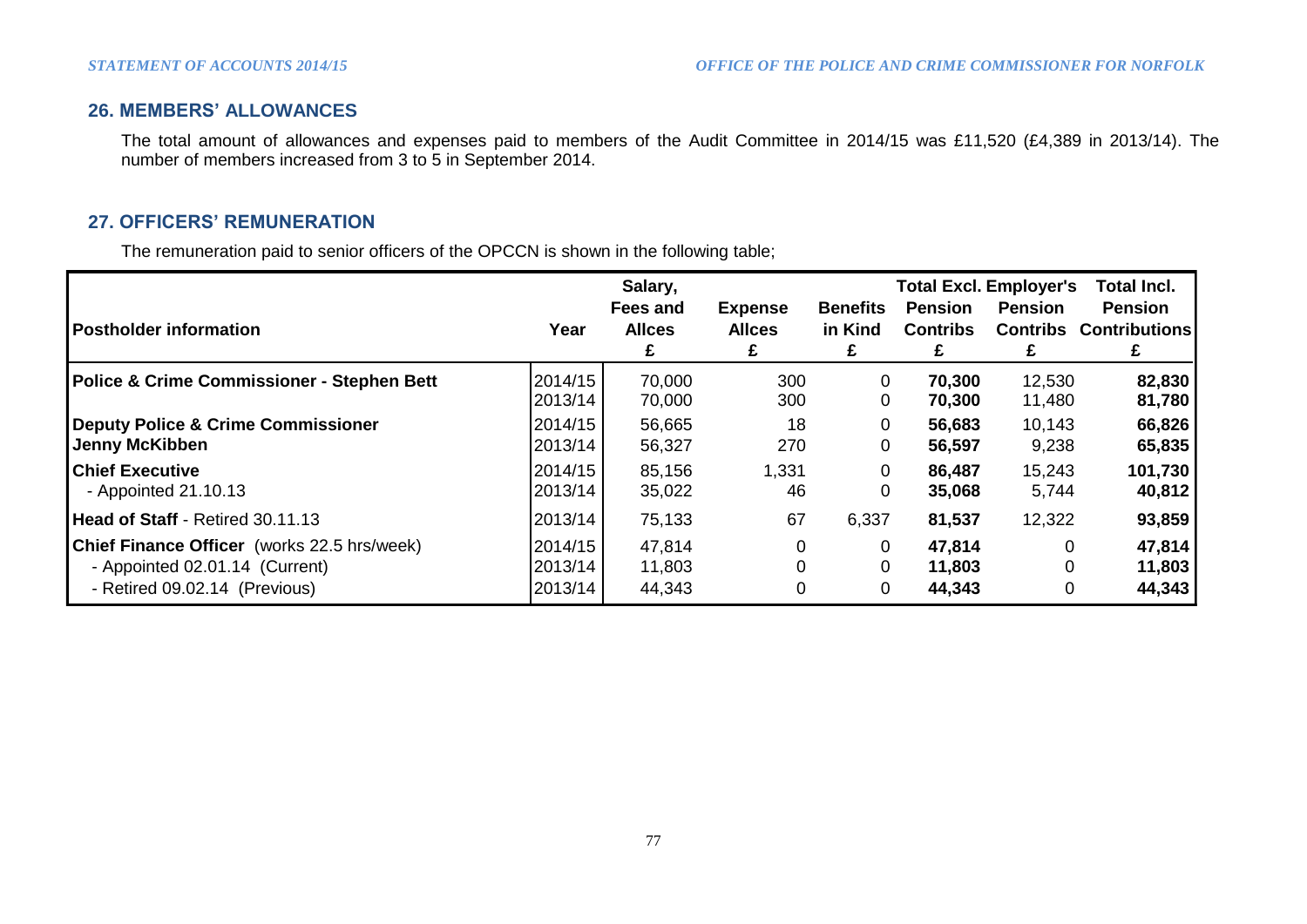## 26. MEMBERS' ALLOWANCES

The total amount of allowances and expenses paid to members of the Audit Committee in 2014/15 was £11,520 (£4,389 in 2013/14). The number of members increased from 3 to 5 in September 2014.

## 27. OFFICERS' REMUNERATION

The remuneration paid to senior officers of the OPCCN is shown in the following table;

| Postholder information | Year | Salary, Fees and Allces £ | Expense Allces £ | Benefits in Kind £ | Total Excl. Pension Contribs £ | Employer's Pension Contribs £ | Total Incl. Pension Contributions £ |
|---|---|---|---|---|---|---|---|
| **Police & Crime Commissioner - Stephen Bett** | 2014/15 | 70,000 | 300 | 0 | **70,300** | 12,530 | **82,830** |
| | 2013/14 | 70,000 | 300 | 0 | **70,300** | 11,480 | **81,780** |
| **Deputy Police & Crime Commissioner** | 2014/15 | 56,665 | 18 | 0 | **56,683** | 10,143 | **66,826** |
| **Jenny McKibben** | 2013/14 | 56,327 | 270 | 0 | **56,597** | 9,238 | **65,835** |
| **Chief Executive** | 2014/15 | 85,156 | 1,331 | 0 | **86,487** | 15,243 | **101,730** |
| - Appointed 21.10.13 | 2013/14 | 35,022 | 46 | 0 | **35,068** | 5,744 | **40,812** |
| **Head of Staff** - Retired 30.11.13 | 2013/14 | 75,133 | 67 | 6,337 | **81,537** | 12,322 | **93,859** |
| **Chief Finance Officer** (works 22.5 hrs/week) | 2014/15 | 47,814 | 0 | 0 | **47,814** | 0 | **47,814** |
| - Appointed 02.01.14 (Current) | 2013/14 | 11,803 | 0 | 0 | **11,803** | 0 | **11,803** |
| - Retired 09.02.14 (Previous) | 2013/14 | 44,343 | 0 | 0 | **44,343** | 0 | **44,343** |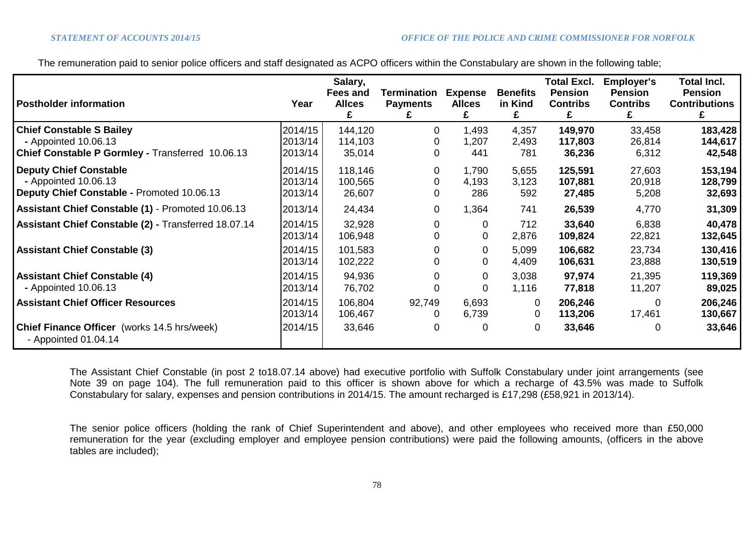The remuneration paid to senior police officers and staff designated as ACPO officers within the Constabulary are shown in the following table;

| Postholder information | Year | Salary, Fees and Allces £ | Termination Payments £ | Expense Allces £ | Benefits in Kind £ | Total Excl. Pension Contribs £ | Employer's Pension Contribs £ | Total Incl. Pension Contributions £ |
|---|---|---|---|---|---|---|---|---|
| **Chief Constable S Bailey** | 2014/15 | 144,120 | 0 | 1,493 | 4,357 | **149,970** | 33,458 | **183,428** |
| **-** Appointed 10.06.13 | 2013/14 | 114,103 | 0 | 1,207 | 2,493 | **117,803** | 26,814 | **144,617** |
| **Chief Constable P Gormley -** **Transferred 10.06.13** | 2013/14 | 35,014 | 0 | 441 | 781 | **36,236** | 6,312 | **42,548** |
| **Deputy Chief Constable** | 2014/15 | 118,146 | 0 | 1,790 | 5,655 | **125,591** | 27,603 | **153,194** |
| **-** Appointed 10.06.13 | 2013/14 | 100,565 | 0 | 4,193 | 3,123 | **107,881** | 20,918 | **128,799** |
| **Deputy Chief Constable -** Promoted 10.06.13 | 2013/14 | 26,607 | 0 | 286 | 592 | **27,485** | 5,208 | **32,693** |
| **Assistant Chief Constable (1)** - Promoted 10.06.13 | 2013/14 | 24,434 | 0 | 1,364 | 741 | **26,539** | 4,770 | **31,309** |
| **Assistant Chief Constable (2) - Transferred 18.07.14** | 2014/15 | 32,928 | 0 | 0 | 712 | **33,640** | 6,838 | **40,478** |
| | 2013/14 | 106,948 | 0 | 0 | 2,876 | **109,824** | 22,821 | **132,645** |
| **Assistant Chief Constable (3)** | 2014/15 | 101,583 | 0 | 0 | 5,099 | **106,682** | 23,734 | **130,416** |
| | 2013/14 | 102,222 | 0 | 0 | 4,409 | **106,631** | 23,888 | **130,519** |
| **Assistant Chief Constable (4)** | 2014/15 | 94,936 | 0 | 0 | 3,038 | **97,974** | 21,395 | **119,369** |
| **-** Appointed 10.06.13 | 2013/14 | 76,702 | 0 | 0 | 1,116 | **77,818** | 11,207 | **89,025** |
| **Assistant Chief Officer Resources** | 2014/15 | 106,804 | 92,749 | 6,693 | 0 | **206,246** | 0 | **206,246** |
| | 2013/14 | 106,467 | 0 | 6,739 | 0 | **113,206** | 17,461 | **130,667** |
| **Chief Finance Officer** (works 14.5 hrs/week) - Appointed 01.04.14 | 2014/15 | 33,646 | 0 | 0 | 0 | **33,646** | 0 | **33,646** |

The Assistant Chief Constable (in post 2 to18.07.14 above) had executive portfolio with Suffolk Constabulary under joint arrangements (see Note 39 on page 104). The full remuneration paid to this officer is shown above for which a recharge of 43.5% was made to Suffolk Constabulary for salary, expenses and pension contributions in 2014/15. The amount recharged is £17,298 (£58,921 in 2013/14).

The senior police officers (holding the rank of Chief Superintendent and above), and other employees who received more than £50,000 remuneration for the year (excluding employer and employee pension contributions) were paid the following amounts, (officers in the above tables are included);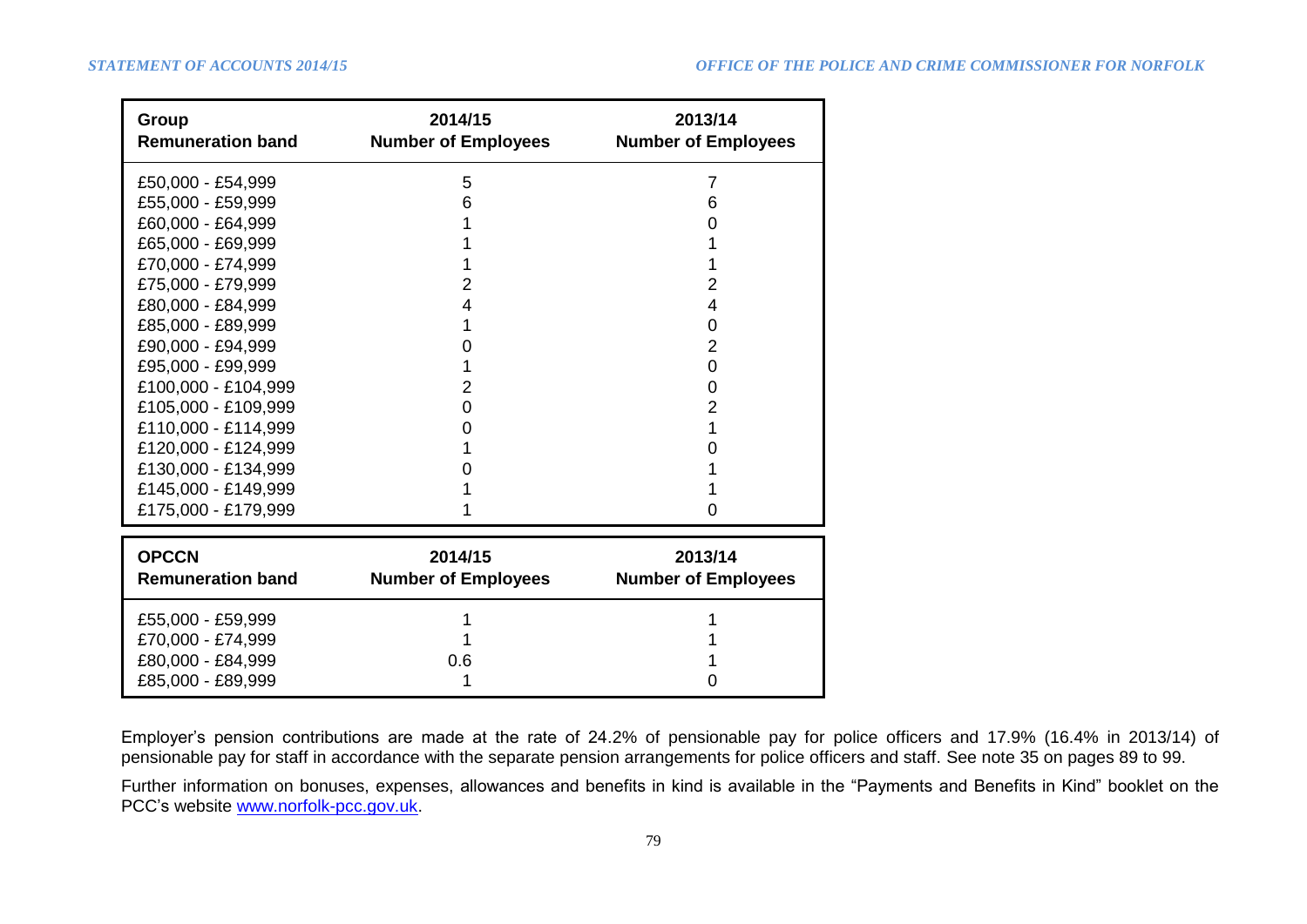| Group<br>Remuneration band | 2014/15<br>Number of Employees | 2013/14<br>Number of Employees |
|---|---|---|
| £50,000 - £54,999 | 5 | 7 |
| £55,000 - £59,999 | 6 | 6 |
| £60,000 - £64,999 | 1 | 0 |
| £65,000 - £69,999 | 1 | 1 |
| £70,000 - £74,999 | 1 | 1 |
| £75,000 - £79,999 | 2 | 2 |
| £80,000 - £84,999 | 4 | 4 |
| £85,000 - £89,999 | 1 | 0 |
| £90,000 - £94,999 | 0 | 2 |
| £95,000 - £99,999 | 1 | 0 |
| £100,000 - £104,999 | 2 | 0 |
| £105,000 - £109,999 | 0 | 2 |
| £110,000 - £114,999 | 0 | 1 |
| £120,000 - £124,999 | 1 | 0 |
| £130,000 - £134,999 | 0 | 1 |
| £145,000 - £149,999 | 1 | 1 |
| £175,000 - £179,999 | 1 | 0 |

| OPCCN<br>Remuneration band | 2014/15<br>Number of Employees | 2013/14<br>Number of Employees |
|---|---|---|
| £55,000 - £59,999 | 1 | 1 |
| £70,000 - £74,999 | 1 | 1 |
| £80,000 - £84,999 | 0.6 | 1 |
| £85,000 - £89,999 | 1 | 0 |

Employer's pension contributions are made at the rate of 24.2% of pensionable pay for police officers and 17.9% (16.4% in 2013/14) of pensionable pay for staff in accordance with the separate pension arrangements for police officers and staff. See note 35 on pages 89 to 99.

Further information on bonuses, expenses, allowances and benefits in kind is available in the "Payments and Benefits in Kind" booklet on the PCC's website www.norfolk-pcc.gov.uk.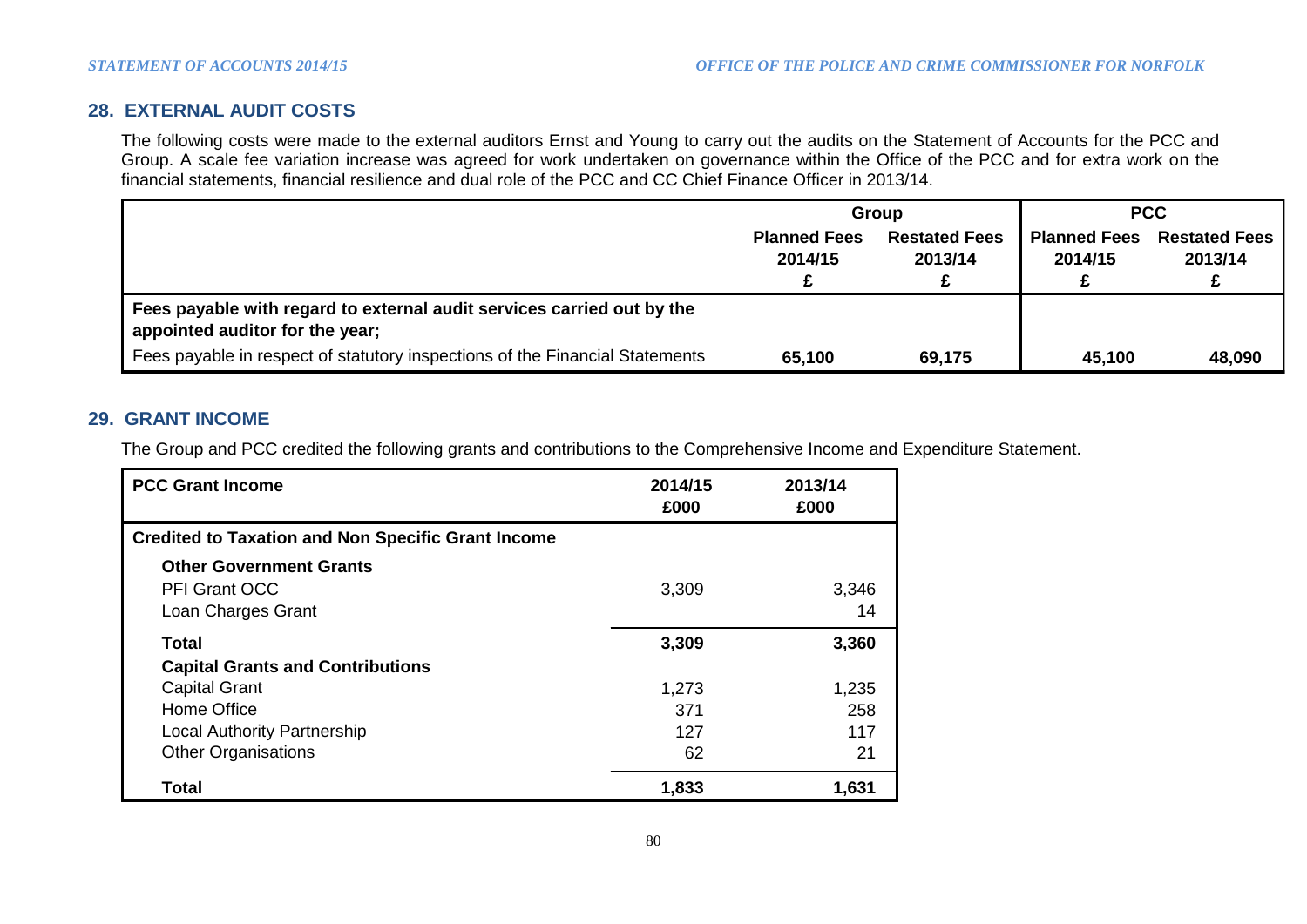## 28. EXTERNAL AUDIT COSTS

The following costs were made to the external auditors Ernst and Young to carry out the audits on the Statement of Accounts for the PCC and Group. A scale fee variation increase was agreed for work undertaken on governance within the Office of the PCC and for extra work on the financial statements, financial resilience and dual role of the PCC and CC Chief Finance Officer in 2013/14.

| | Group | | PCC | |
|---|---|---|---|---|
| | **Planned Fees 2014/15 £** | **Restated Fees 2013/14 £** | **Planned Fees 2014/15 £** | **Restated Fees 2013/14 £** |
| **Fees payable with regard to external audit services carried out by the appointed auditor for the year;** | | | | |
| Fees payable in respect of statutory inspections of the Financial Statements | **65,100** | **69,175** | **45,100** | **48,090** |

## 29. GRANT INCOME

The Group and PCC credited the following grants and contributions to the Comprehensive Income and Expenditure Statement.

| **PCC Grant Income** | **2014/15 £000** | **2013/14 £000** |
|---|---|---|
| **Credited to Taxation and Non Specific Grant Income** | | |
| **Other Government Grants** | | |
| PFI Grant OCC | 3,309 | 3,346 |
| Loan Charges Grant | | 14 |
| **Total** | **3,309** | **3,360** |
| **Capital Grants and Contributions** | | |
| Capital Grant | 1,273 | 1,235 |
| Home Office | 371 | 258 |
| Local Authority Partnership | 127 | 117 |
| Other Organisations | 62 | 21 |
| **Total** | **1,833** | **1,631** |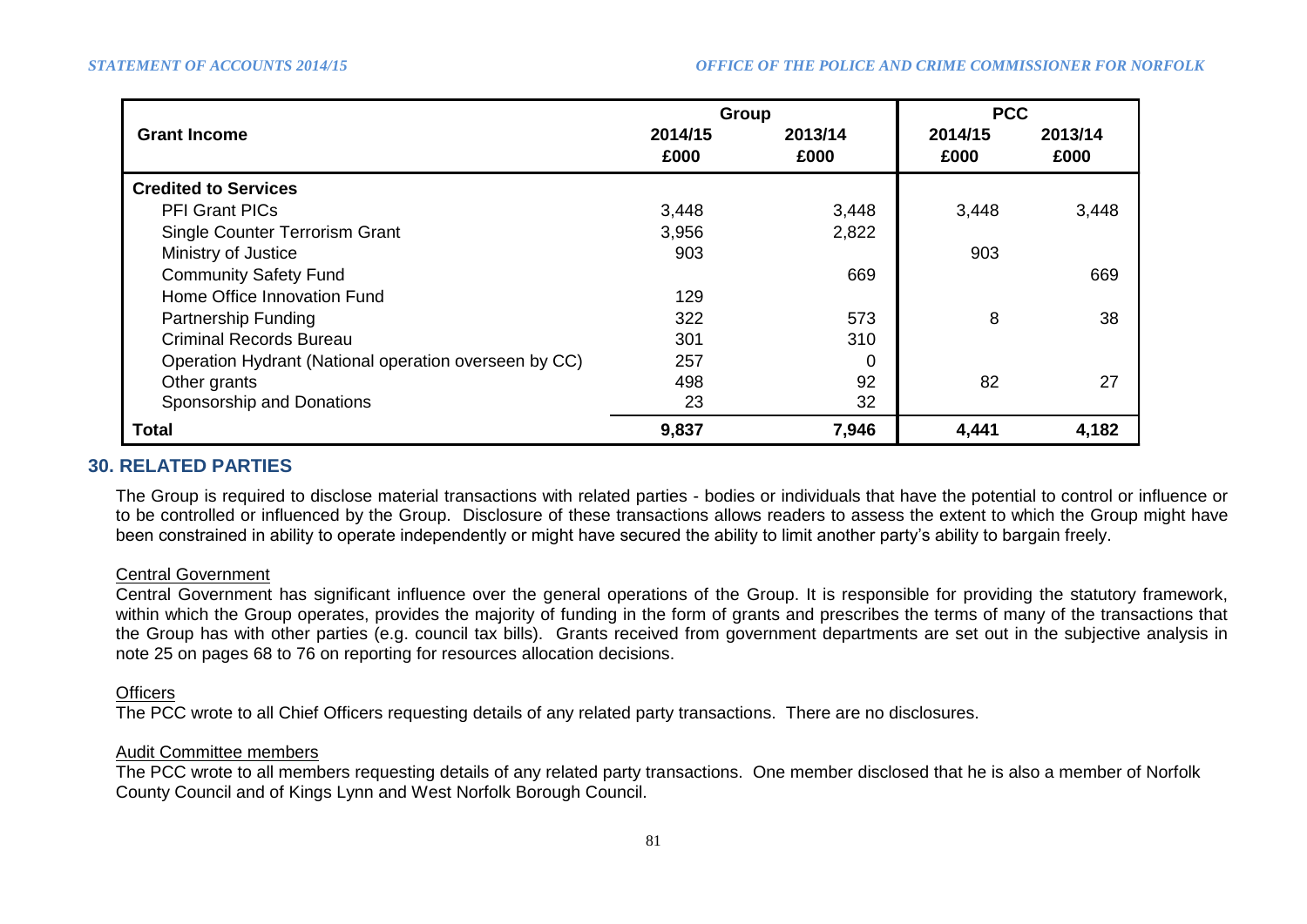| Grant Income | Group | | PCC | |
|---|---|---|---|---|
| | 2014/15 £000 | 2013/14 £000 | 2014/15 £000 | 2013/14 £000 |
| **Credited to Services** | | | | |
| PFI Grant PICs | 3,448 | 3,448 | 3,448 | 3,448 |
| Single Counter Terrorism Grant | 3,956 | 2,822 | | |
| Ministry of Justice | 903 | | 903 | |
| Community Safety Fund | | 669 | | 669 |
| Home Office Innovation Fund | 129 | | | |
| Partnership Funding | 322 | 573 | 8 | 38 |
| Criminal Records Bureau | 301 | 310 | | |
| Operation Hydrant (National operation overseen by CC) | 257 | 0 | | |
| Other grants | 498 | 92 | 82 | 27 |
| Sponsorship and Donations | 23 | 32 | | |
| **Total** | **9,837** | **7,946** | **4,441** | **4,182** |

## 30. RELATED PARTIES

The Group is required to disclose material transactions with related parties - bodies or individuals that have the potential to control or influence or to be controlled or influenced by the Group. Disclosure of these transactions allows readers to assess the extent to which the Group might have been constrained in ability to operate independently or might have secured the ability to limit another party's ability to bargain freely.

Central Government

Central Government has significant influence over the general operations of the Group. It is responsible for providing the statutory framework, within which the Group operates, provides the majority of funding in the form of grants and prescribes the terms of many of the transactions that the Group has with other parties (e.g. council tax bills). Grants received from government departments are set out in the subjective analysis in note 25 on pages 68 to 76 on reporting for resources allocation decisions.

Officers

The PCC wrote to all Chief Officers requesting details of any related party transactions. There are no disclosures.

Audit Committee members

The PCC wrote to all members requesting details of any related party transactions. One member disclosed that he is also a member of Norfolk County Council and of Kings Lynn and West Norfolk Borough Council.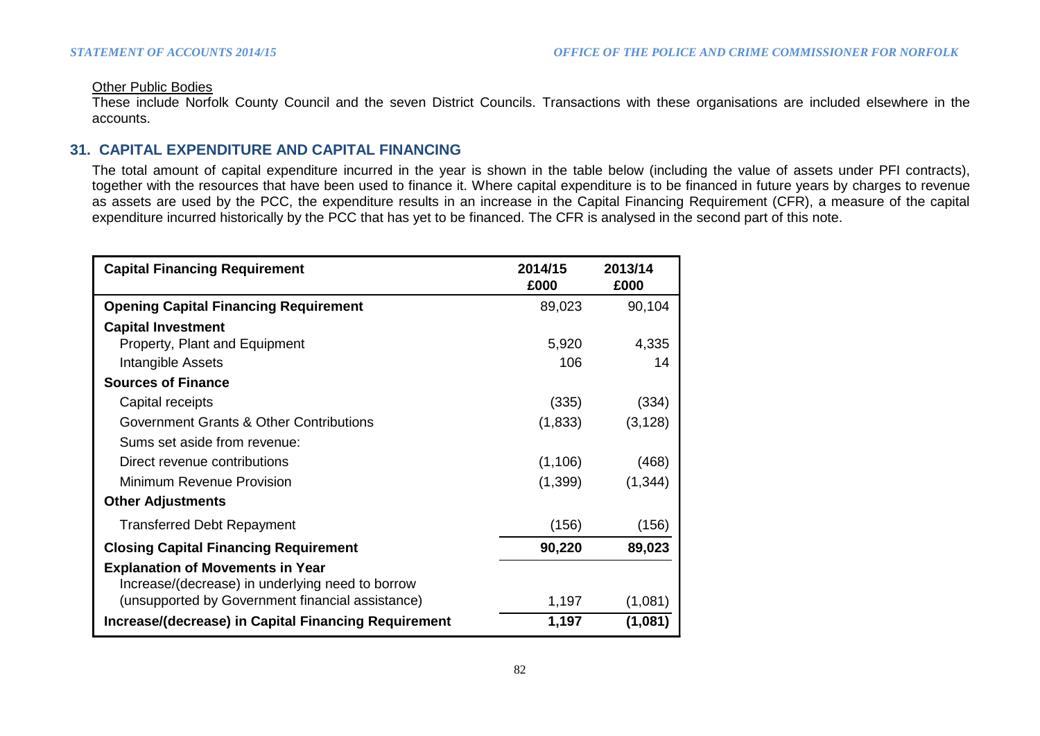Other Public Bodies

These include Norfolk County Council and the seven District Councils. Transactions with these organisations are included elsewhere in the accounts.

## 31. CAPITAL EXPENDITURE AND CAPITAL FINANCING

The total amount of capital expenditure incurred in the year is shown in the table below (including the value of assets under PFI contracts), together with the resources that have been used to finance it. Where capital expenditure is to be financed in future years by charges to revenue as assets are used by the PCC, the expenditure results in an increase in the Capital Financing Requirement (CFR), a measure of the capital expenditure incurred historically by the PCC that has yet to be financed. The CFR is analysed in the second part of this note.

| **Capital Financing Requirement** | **2014/15 £000** | **2013/14 £000** |
|---|---|---|
| **Opening Capital Financing Requirement** | 89,023 | 90,104 |
| **Capital Investment** | | |
| Property, Plant and Equipment | 5,920 | 4,335 |
| Intangible Assets | 106 | 14 |
| **Sources of Finance** | | |
| Capital receipts | (335) | (334) |
| Government Grants & Other Contributions | (1,833) | (3,128) |
| Sums set aside from revenue: | | |
| Direct revenue contributions | (1,106) | (468) |
| Minimum Revenue Provision | (1,399) | (1,344) |
| **Other Adjustments** | | |
| Transferred Debt Repayment | (156) | (156) |
| **Closing Capital Financing Requirement** | **90,220** | **89,023** |
| **Explanation of Movements in Year** | | |
| Increase/(decrease) in underlying need to borrow (unsupported by Government financial assistance) | 1,197 | (1,081) |
| **Increase/(decrease) in Capital Financing Requirement** | **1,197** | **(1,081)** |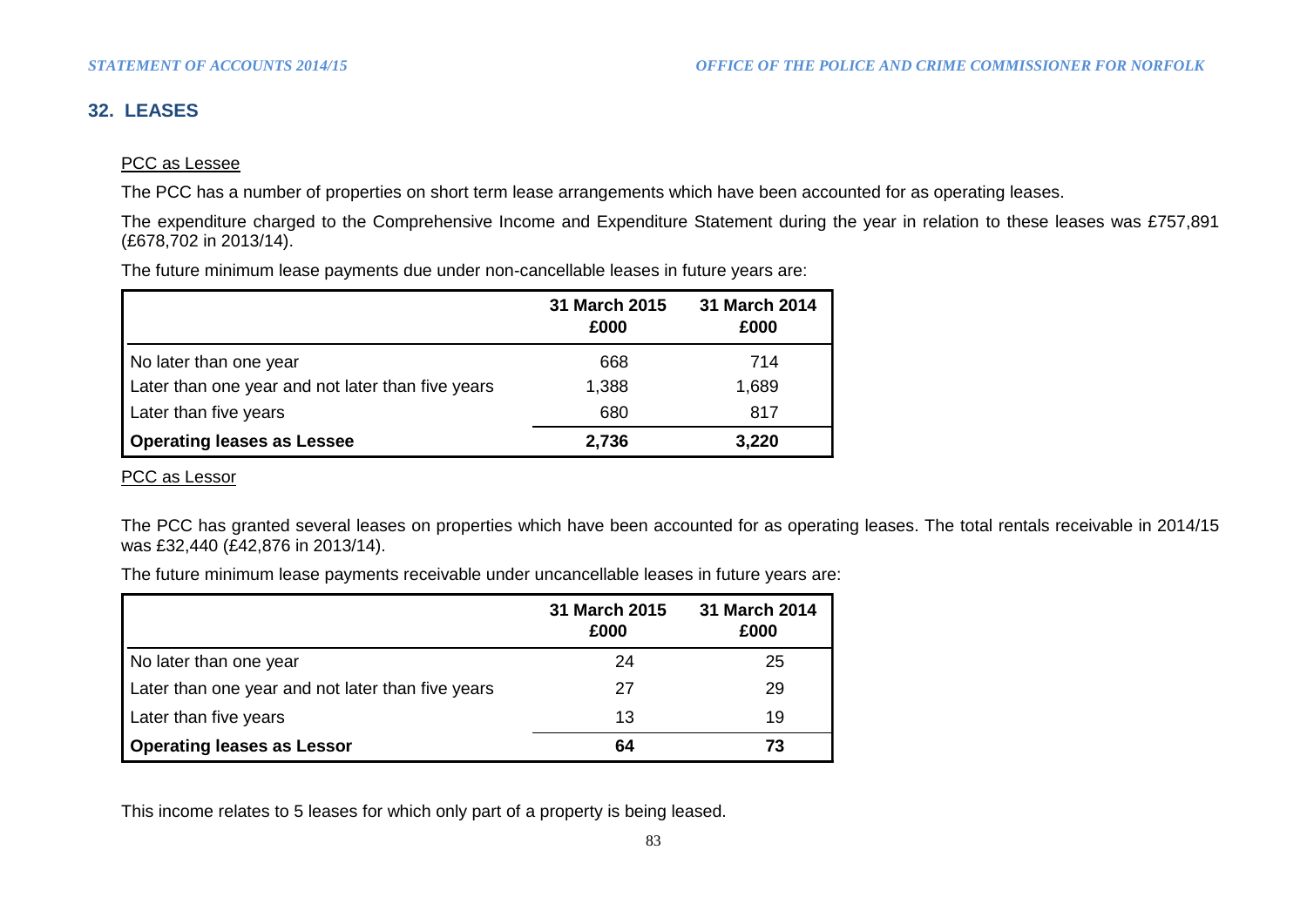## 32. LEASES

PCC as Lessee

The PCC has a number of properties on short term lease arrangements which have been accounted for as operating leases.

The expenditure charged to the Comprehensive Income and Expenditure Statement during the year in relation to these leases was £757,891 (£678,702 in 2013/14).

The future minimum lease payments due under non-cancellable leases in future years are:

| | 31 March 2015 £000 | 31 March 2014 £000 |
|---|---|---|
| No later than one year | 668 | 714 |
| Later than one year and not later than five years | 1,388 | 1,689 |
| Later than five years | 680 | 817 |
| **Operating leases as Lessee** | **2,736** | **3,220** |

PCC as Lessor

The PCC has granted several leases on properties which have been accounted for as operating leases. The total rentals receivable in 2014/15 was £32,440 (£42,876 in 2013/14).

The future minimum lease payments receivable under uncancellable leases in future years are:

| | 31 March 2015 £000 | 31 March 2014 £000 |
|---|---|---|
| No later than one year | 24 | 25 |
| Later than one year and not later than five years | 27 | 29 |
| Later than five years | 13 | 19 |
| **Operating leases as Lessor** | **64** | **73** |

This income relates to 5 leases for which only part of a property is being leased.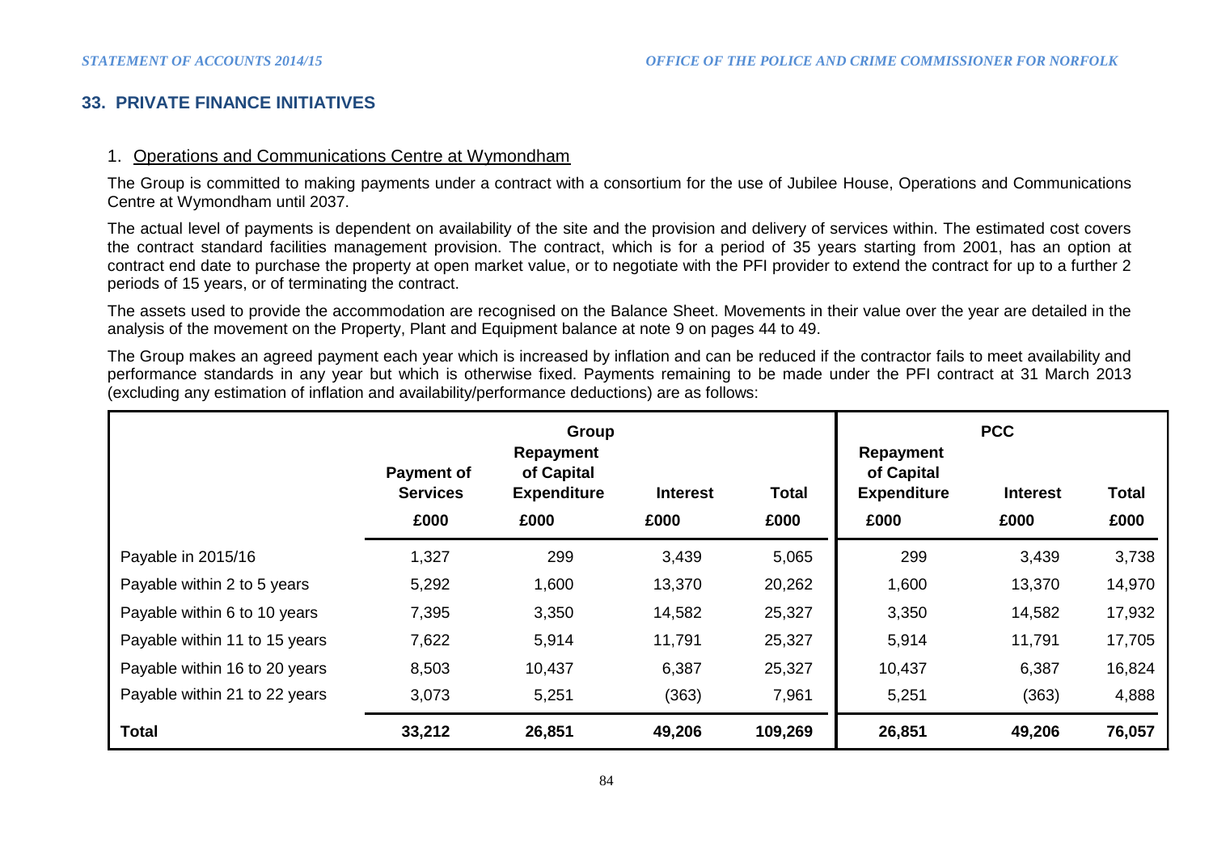## 33. PRIVATE FINANCE INITIATIVES

1. Operations and Communications Centre at Wymondham

The Group is committed to making payments under a contract with a consortium for the use of Jubilee House, Operations and Communications Centre at Wymondham until 2037.

The actual level of payments is dependent on availability of the site and the provision and delivery of services within. The estimated cost covers the contract standard facilities management provision. The contract, which is for a period of 35 years starting from 2001, has an option at contract end date to purchase the property at open market value, or to negotiate with the PFI provider to extend the contract for up to a further 2 periods of 15 years, or of terminating the contract.

The assets used to provide the accommodation are recognised on the Balance Sheet. Movements in their value over the year are detailed in the analysis of the movement on the Property, Plant and Equipment balance at note 9 on pages 44 to 49.

The Group makes an agreed payment each year which is increased by inflation and can be reduced if the contractor fails to meet availability and performance standards in any year but which is otherwise fixed. Payments remaining to be made under the PFI contract at 31 March 2013 (excluding any estimation of inflation and availability/performance deductions) are as follows:

| | Group | | | | PCC | | |
|---|---|---|---|---|---|---|---|
| | Payment of Services | Repayment of Capital Expenditure | Interest | Total | Repayment of Capital Expenditure | Interest | Total |
| | £000 | £000 | £000 | £000 | £000 | £000 | £000 |
| Payable in 2015/16 | 1,327 | 299 | 3,439 | 5,065 | 299 | 3,439 | 3,738 |
| Payable within 2 to 5 years | 5,292 | 1,600 | 13,370 | 20,262 | 1,600 | 13,370 | 14,970 |
| Payable within 6 to 10 years | 7,395 | 3,350 | 14,582 | 25,327 | 3,350 | 14,582 | 17,932 |
| Payable within 11 to 15 years | 7,622 | 5,914 | 11,791 | 25,327 | 5,914 | 11,791 | 17,705 |
| Payable within 16 to 20 years | 8,503 | 10,437 | 6,387 | 25,327 | 10,437 | 6,387 | 16,824 |
| Payable within 21 to 22 years | 3,073 | 5,251 | (363) | 7,961 | 5,251 | (363) | 4,888 |
| **Total** | **33,212** | **26,851** | **49,206** | **109,269** | **26,851** | **49,206** | **76,057** |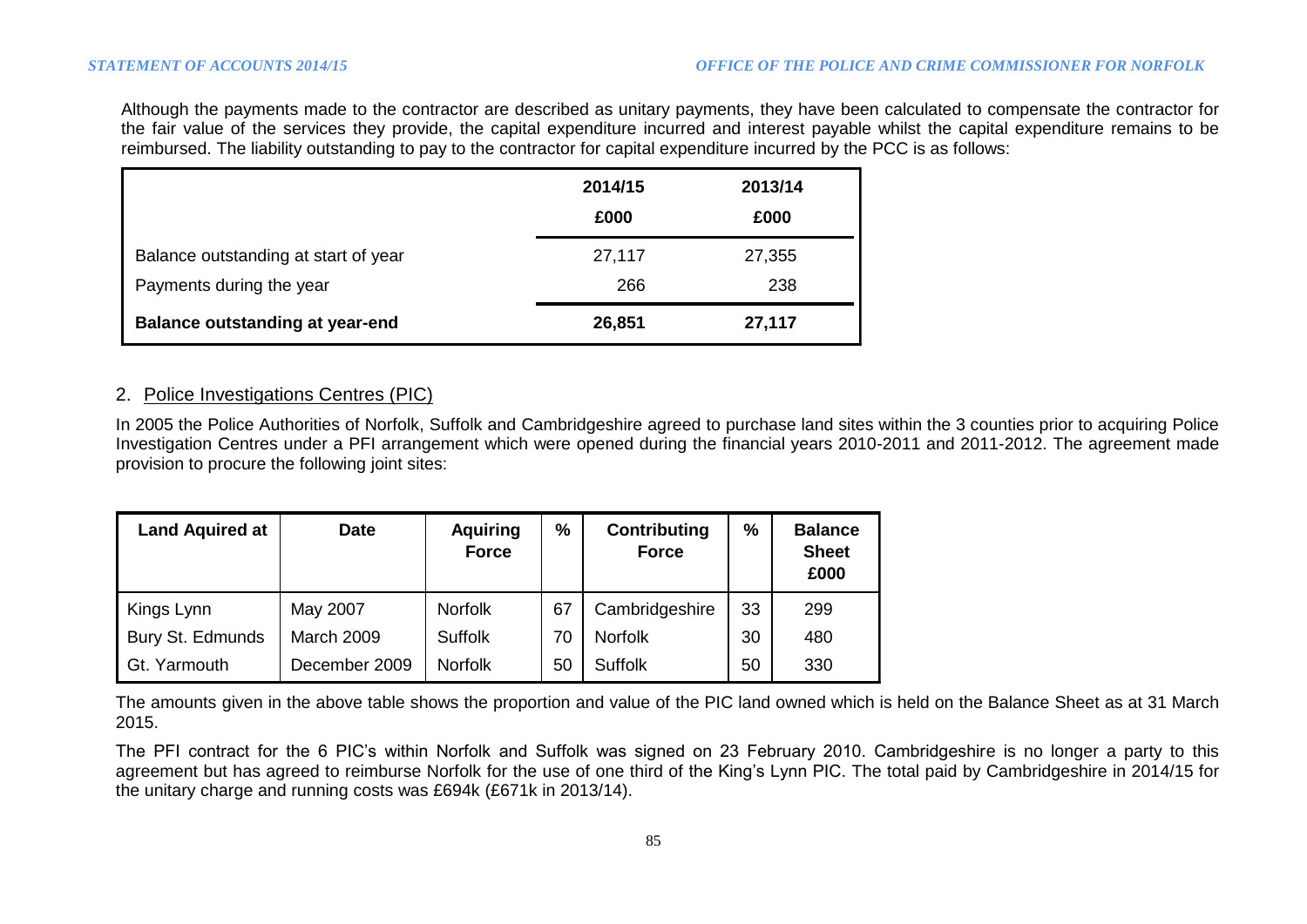Although the payments made to the contractor are described as unitary payments, they have been calculated to compensate the contractor for the fair value of the services they provide, the capital expenditure incurred and interest payable whilst the capital expenditure remains to be reimbursed. The liability outstanding to pay to the contractor for capital expenditure incurred by the PCC is as follows:

| | 2014/15 | 2013/14 |
|---|---|---|
| | £000 | £000 |
| Balance outstanding at start of year | 27,117 | 27,355 |
| Payments during the year | 266 | 238 |
| **Balance outstanding at year-end** | **26,851** | **27,117** |

2. Police Investigations Centres (PIC)

In 2005 the Police Authorities of Norfolk, Suffolk and Cambridgeshire agreed to purchase land sites within the 3 counties prior to acquiring Police Investigation Centres under a PFI arrangement which were opened during the financial years 2010-2011 and 2011-2012. The agreement made provision to procure the following joint sites:

| Land Aquired at | Date | Aquiring Force | % | Contributing Force | % | Balance Sheet £000 |
|---|---|---|---|---|---|---|
| Kings Lynn | May 2007 | Norfolk | 67 | Cambridgeshire | 33 | 299 |
| Bury St. Edmunds | March 2009 | Suffolk | 70 | Norfolk | 30 | 480 |
| Gt. Yarmouth | December 2009 | Norfolk | 50 | Suffolk | 50 | 330 |

The amounts given in the above table shows the proportion and value of the PIC land owned which is held on the Balance Sheet as at 31 March 2015.

The PFI contract for the 6 PIC's within Norfolk and Suffolk was signed on 23 February 2010. Cambridgeshire is no longer a party to this agreement but has agreed to reimburse Norfolk for the use of one third of the King's Lynn PIC. The total paid by Cambridgeshire in 2014/15 for the unitary charge and running costs was £694k (£671k in 2013/14).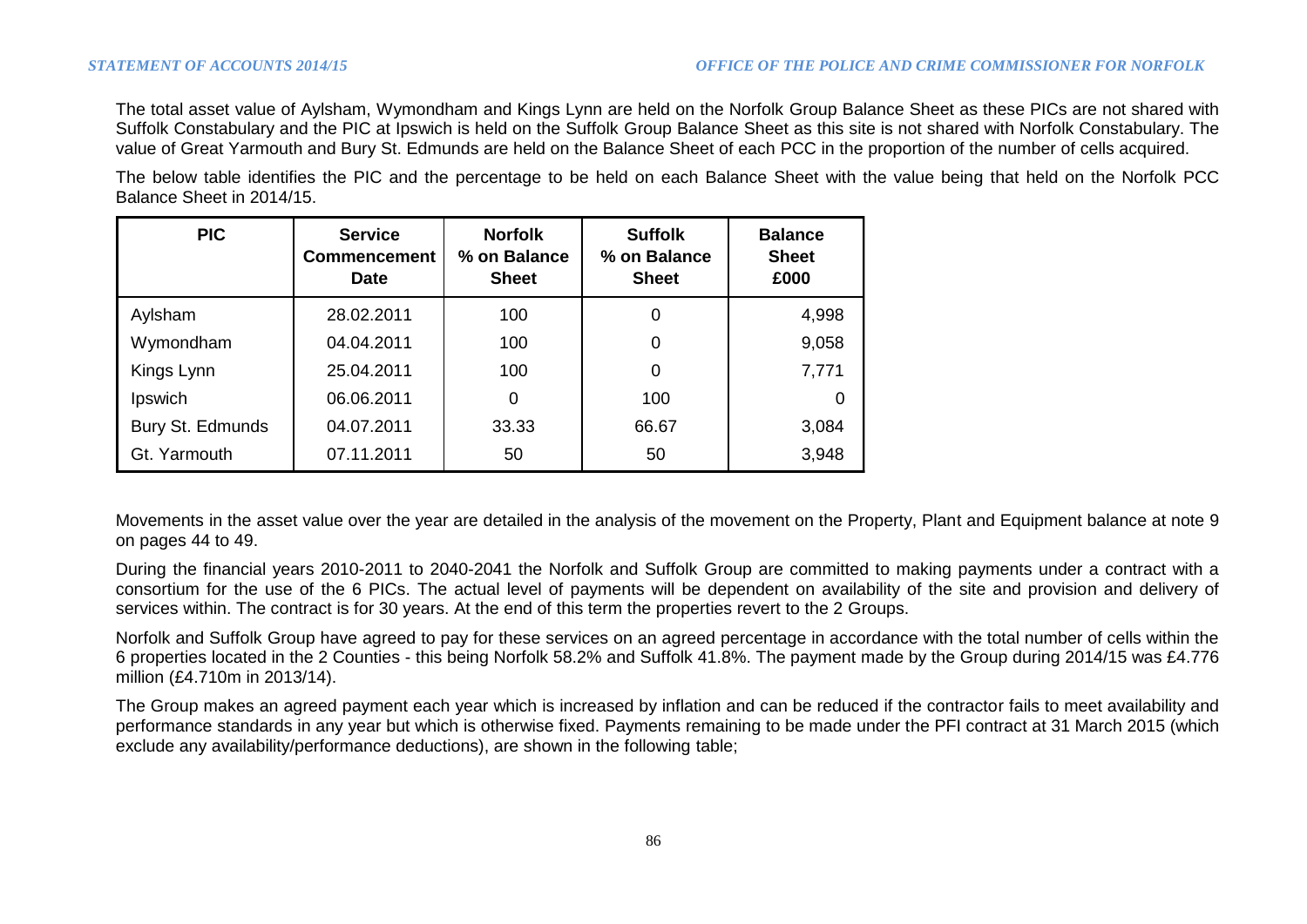The total asset value of Aylsham, Wymondham and Kings Lynn are held on the Norfolk Group Balance Sheet as these PICs are not shared with Suffolk Constabulary and the PIC at Ipswich is held on the Suffolk Group Balance Sheet as this site is not shared with Norfolk Constabulary. The value of Great Yarmouth and Bury St. Edmunds are held on the Balance Sheet of each PCC in the proportion of the number of cells acquired.

The below table identifies the PIC and the percentage to be held on each Balance Sheet with the value being that held on the Norfolk PCC Balance Sheet in 2014/15.

| PIC | Service Commencement Date | Norfolk % on Balance Sheet | Suffolk % on Balance Sheet | Balance Sheet £000 |
|---|---|---|---|---|
| Aylsham | 28.02.2011 | 100 | 0 | 4,998 |
| Wymondham | 04.04.2011 | 100 | 0 | 9,058 |
| Kings Lynn | 25.04.2011 | 100 | 0 | 7,771 |
| Ipswich | 06.06.2011 | 0 | 100 | 0 |
| Bury St. Edmunds | 04.07.2011 | 33.33 | 66.67 | 3,084 |
| Gt. Yarmouth | 07.11.2011 | 50 | 50 | 3,948 |

Movements in the asset value over the year are detailed in the analysis of the movement on the Property, Plant and Equipment balance at note 9 on pages 44 to 49.

During the financial years 2010-2011 to 2040-2041 the Norfolk and Suffolk Group are committed to making payments under a contract with a consortium for the use of the 6 PICs. The actual level of payments will be dependent on availability of the site and provision and delivery of services within. The contract is for 30 years. At the end of this term the properties revert to the 2 Groups.

Norfolk and Suffolk Group have agreed to pay for these services on an agreed percentage in accordance with the total number of cells within the 6 properties located in the 2 Counties - this being Norfolk 58.2% and Suffolk 41.8%. The payment made by the Group during 2014/15 was £4.776 million (£4.710m in 2013/14).

The Group makes an agreed payment each year which is increased by inflation and can be reduced if the contractor fails to meet availability and performance standards in any year but which is otherwise fixed. Payments remaining to be made under the PFI contract at 31 March 2015 (which exclude any availability/performance deductions), are shown in the following table;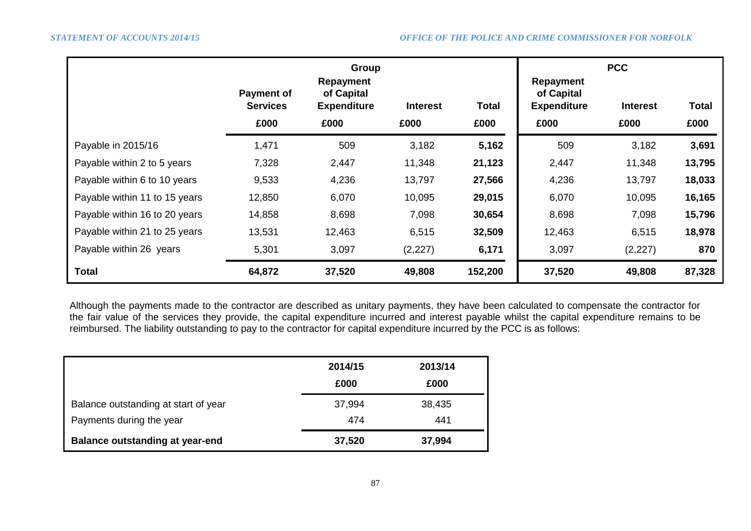| | Group | | | | PCC | | |
|---|---|---|---|---|---|---|---|
| | Payment of Services | Repayment of Capital Expenditure | Interest | Total | Repayment of Capital Expenditure | Interest | Total |
| | £000 | £000 | £000 | £000 | £000 | £000 | £000 |
| Payable in 2015/16 | 1,471 | 509 | 3,182 | **5,162** | 509 | 3,182 | **3,691** |
| Payable within 2 to 5 years | 7,328 | 2,447 | 11,348 | **21,123** | 2,447 | 11,348 | **13,795** |
| Payable within 6 to 10 years | 9,533 | 4,236 | 13,797 | **27,566** | 4,236 | 13,797 | **18,033** |
| Payable within 11 to 15 years | 12,850 | 6,070 | 10,095 | **29,015** | 6,070 | 10,095 | **16,165** |
| Payable within 16 to 20 years | 14,858 | 8,698 | 7,098 | **30,654** | 8,698 | 7,098 | **15,796** |
| Payable within 21 to 25 years | 13,531 | 12,463 | 6,515 | **32,509** | 12,463 | 6,515 | **18,978** |
| Payable within 26 years | 5,301 | 3,097 | (2,227) | **6,171** | 3,097 | (2,227) | **870** |
| **Total** | **64,872** | **37,520** | **49,808** | **152,200** | **37,520** | **49,808** | **87,328** |

Although the payments made to the contractor are described as unitary payments, they have been calculated to compensate the contractor for the fair value of the services they provide, the capital expenditure incurred and interest payable whilst the capital expenditure remains to be reimbursed. The liability outstanding to pay to the contractor for capital expenditure incurred by the PCC is as follows:

| | 2014/15 | 2013/14 |
|---|---|---|
| | £000 | £000 |
| Balance outstanding at start of year | 37,994 | 38,435 |
| Payments during the year | 474 | 441 |
| **Balance outstanding at year-end** | **37,520** | **37,994** |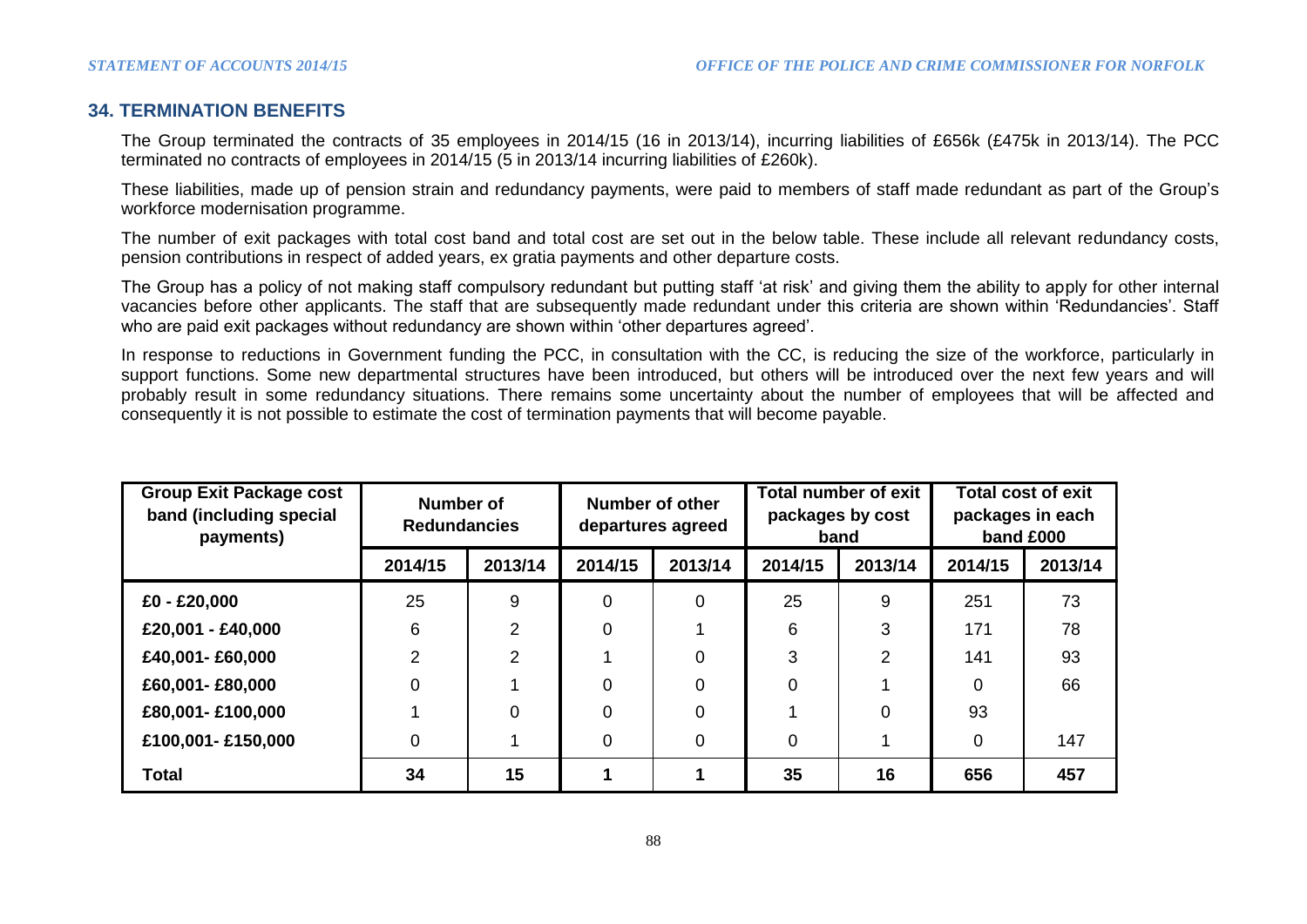## 34. TERMINATION BENEFITS

The Group terminated the contracts of 35 employees in 2014/15 (16 in 2013/14), incurring liabilities of £656k (£475k in 2013/14). The PCC terminated no contracts of employees in 2014/15 (5 in 2013/14 incurring liabilities of £260k).

These liabilities, made up of pension strain and redundancy payments, were paid to members of staff made redundant as part of the Group's workforce modernisation programme.

The number of exit packages with total cost band and total cost are set out in the below table. These include all relevant redundancy costs, pension contributions in respect of added years, ex gratia payments and other departure costs.

The Group has a policy of not making staff compulsory redundant but putting staff 'at risk' and giving them the ability to apply for other internal vacancies before other applicants. The staff that are subsequently made redundant under this criteria are shown within 'Redundancies'. Staff who are paid exit packages without redundancy are shown within 'other departures agreed'.

In response to reductions in Government funding the PCC, in consultation with the CC, is reducing the size of the workforce, particularly in support functions. Some new departmental structures have been introduced, but others will be introduced over the next few years and will probably result in some redundancy situations. There remains some uncertainty about the number of employees that will be affected and consequently it is not possible to estimate the cost of termination payments that will become payable.

| Group Exit Package cost band (including special payments) | Number of Redundancies | | Number of other departures agreed | | Total number of exit packages by cost band | | Total cost of exit packages in each band £000 | |
|---|---|---|---|---|---|---|---|---|
| | 2014/15 | 2013/14 | 2014/15 | 2013/14 | 2014/15 | 2013/14 | 2014/15 | 2013/14 |
| **£0 - £20,000** | 25 | 9 | 0 | 0 | 25 | 9 | 251 | 73 |
| **£20,001 - £40,000** | 6 | 2 | 0 | 1 | 6 | 3 | 171 | 78 |
| **£40,001- £60,000** | 2 | 2 | 1 | 0 | 3 | 2 | 141 | 93 |
| **£60,001- £80,000** | 0 | 1 | 0 | 0 | 0 | 1 | 0 | 66 |
| **£80,001- £100,000** | 1 | 0 | 0 | 0 | 1 | 0 | 93 | |
| **£100,001- £150,000** | 0 | 1 | 0 | 0 | 0 | 1 | 0 | 147 |
| **Total** | **34** | **15** | **1** | **1** | **35** | **16** | **656** | **457** |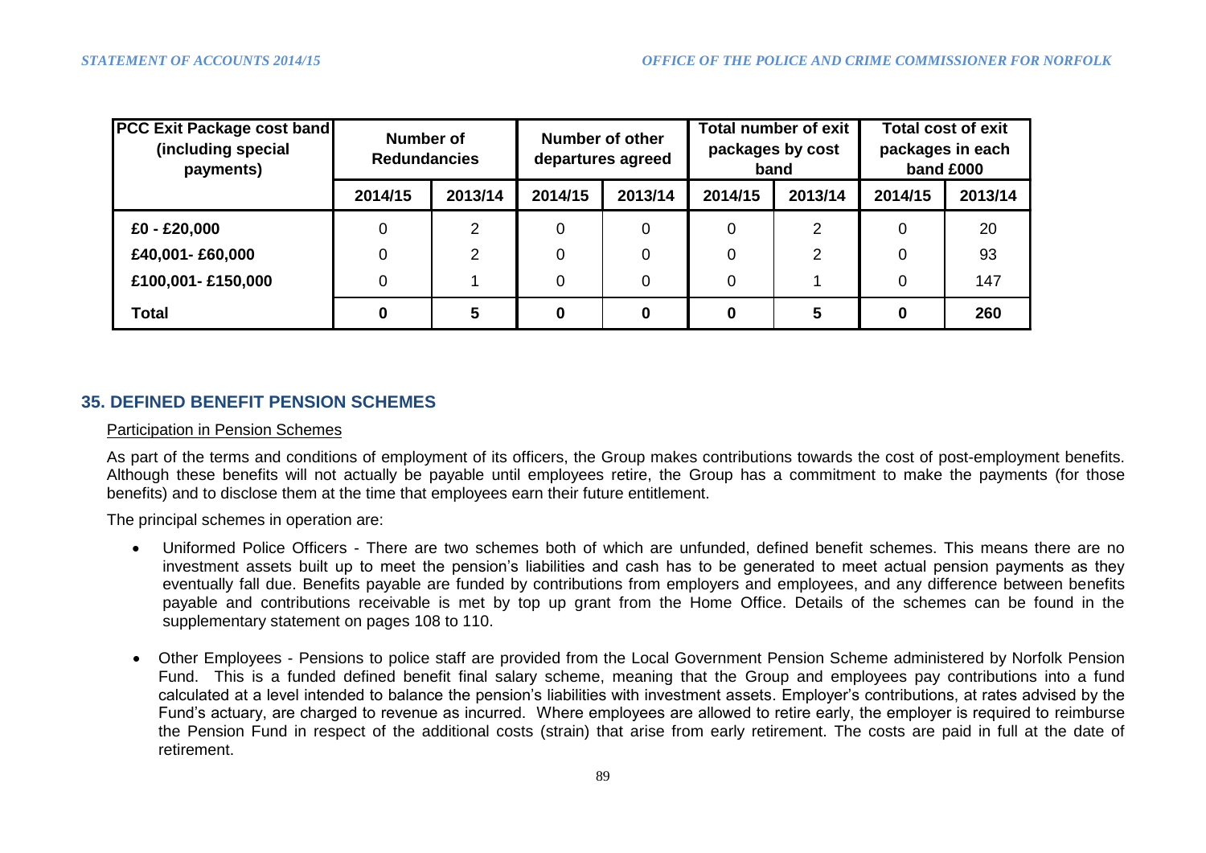| PCC Exit Package cost band (including special payments) | Number of Redundancies | | Number of other departures agreed | | Total number of exit packages by cost band | | Total cost of exit packages in each band £000 | |
|---|---|---|---|---|---|---|---|---|
| | 2014/15 | 2013/14 | 2014/15 | 2013/14 | 2014/15 | 2013/14 | 2014/15 | 2013/14 |
| £0 - £20,000 | 0 | 2 | 0 | 0 | 0 | 2 | 0 | 20 |
| £40,001- £60,000 | 0 | 2 | 0 | 0 | 0 | 2 | 0 | 93 |
| £100,001- £150,000 | 0 | 1 | 0 | 0 | 0 | 1 | 0 | 147 |
| **Total** | **0** | **5** | **0** | **0** | **0** | **5** | **0** | **260** |

## 35. DEFINED BENEFIT PENSION SCHEMES

Participation in Pension Schemes

As part of the terms and conditions of employment of its officers, the Group makes contributions towards the cost of post-employment benefits. Although these benefits will not actually be payable until employees retire, the Group has a commitment to make the payments (for those benefits) and to disclose them at the time that employees earn their future entitlement.

The principal schemes in operation are:

- Uniformed Police Officers - There are two schemes both of which are unfunded, defined benefit schemes. This means there are no investment assets built up to meet the pension's liabilities and cash has to be generated to meet actual pension payments as they eventually fall due. Benefits payable are funded by contributions from employers and employees, and any difference between benefits payable and contributions receivable is met by top up grant from the Home Office. Details of the schemes can be found in the supplementary statement on pages 108 to 110.

- Other Employees - Pensions to police staff are provided from the Local Government Pension Scheme administered by Norfolk Pension Fund. This is a funded defined benefit final salary scheme, meaning that the Group and employees pay contributions into a fund calculated at a level intended to balance the pension's liabilities with investment assets. Employer's contributions, at rates advised by the Fund's actuary, are charged to revenue as incurred. Where employees are allowed to retire early, the employer is required to reimburse the Pension Fund in respect of the additional costs (strain) that arise from early retirement. The costs are paid in full at the date of retirement.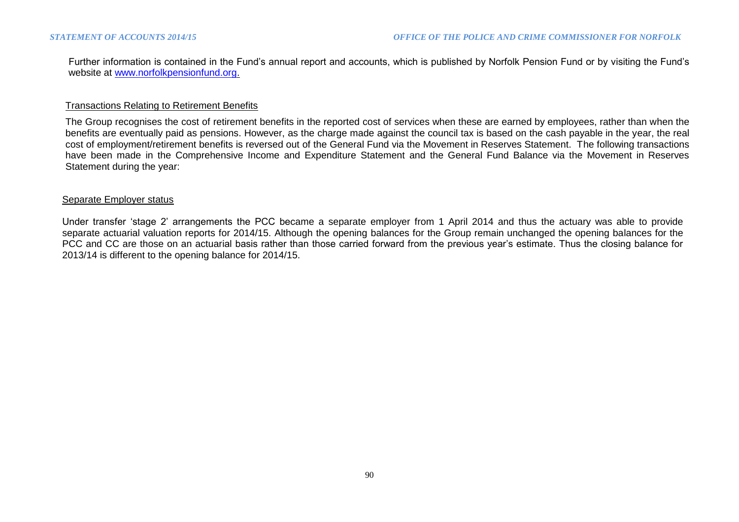Further information is contained in the Fund's annual report and accounts, which is published by Norfolk Pension Fund or by visiting the Fund's website at [www.norfolkpensionfund.org](http://www.norfolkpensionfund.org).

### Transactions Relating to Retirement Benefits

The Group recognises the cost of retirement benefits in the reported cost of services when these are earned by employees, rather than when the benefits are eventually paid as pensions. However, as the charge made against the council tax is based on the cash payable in the year, the real cost of employment/retirement benefits is reversed out of the General Fund via the Movement in Reserves Statement. The following transactions have been made in the Comprehensive Income and Expenditure Statement and the General Fund Balance via the Movement in Reserves Statement during the year:

### Separate Employer status

Under transfer 'stage 2' arrangements the PCC became a separate employer from 1 April 2014 and thus the actuary was able to provide separate actuarial valuation reports for 2014/15. Although the opening balances for the Group remain unchanged the opening balances for the PCC and CC are those on an actuarial basis rather than those carried forward from the previous year's estimate. Thus the closing balance for 2013/14 is different to the opening balance for 2014/15.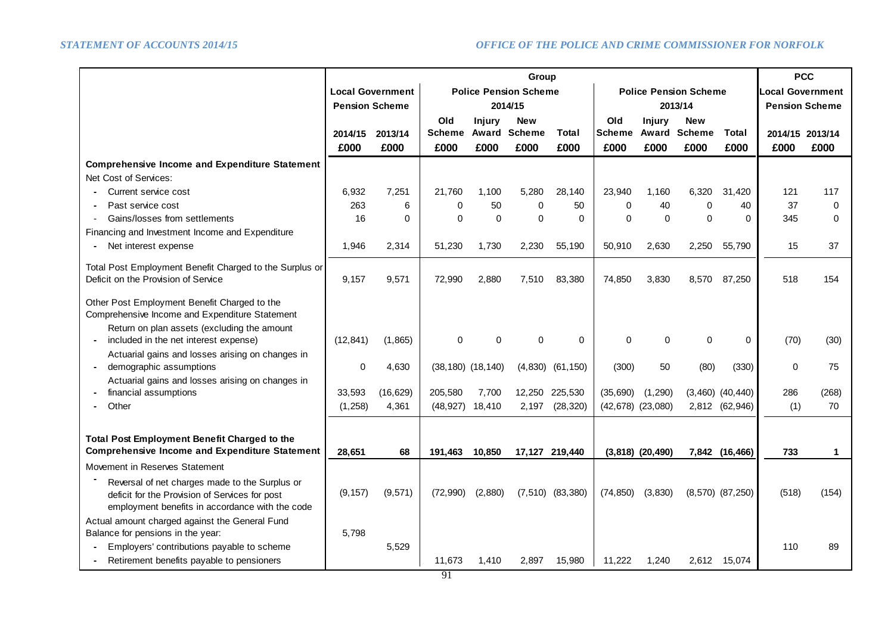| | Group | | | | | | | | | | | | PCC | |
|---|---|---|---|---|---|---|---|---|---|---|---|---|---|---|
| | Local Government Pension Scheme | | Police Pension Scheme 2014/15 | | | | Police Pension Scheme 2013/14 | | | | | | Local Government Pension Scheme | |
| | 2014/15 | 2013/14 | Old Scheme | Injury Award | New Scheme | Total | Old Scheme | Injury Award | New Scheme | Total | | | 2014/15 | 2013/14 |
| | £000 | £000 | £000 | £000 | £000 | £000 | £000 | £000 | £000 | £000 | | | £000 | £000 |
| **Comprehensive Income and Expenditure Statement** | | | | | | | | | | | | | | |
| Net Cost of Services: | | | | | | | | | | | | | | |
| - Current service cost | 6,932 | 7,251 | 21,760 | 1,100 | 5,280 | 28,140 | 23,940 | 1,160 | 6,320 | 31,420 | | | 121 | 117 |
| - Past service cost | 263 | 6 | 0 | 50 | 0 | 50 | 0 | 40 | 0 | 40 | | | 37 | 0 |
| - Gains/losses from settlements | 16 | 0 | 0 | 0 | 0 | 0 | 0 | 0 | 0 | 0 | | | 345 | 0 |
| Financing and Investment Income and Expenditure | | | | | | | | | | | | | | |
| - Net interest expense | 1,946 | 2,314 | 51,230 | 1,730 | 2,230 | 55,190 | 50,910 | 2,630 | 2,250 | 55,790 | | | 15 | 37 |
| Total Post Employment Benefit Charged to the Surplus or Deficit on the Provision of Service | 9,157 | 9,571 | 72,990 | 2,880 | 7,510 | 83,380 | 74,850 | 3,830 | 8,570 | 87,250 | | | 518 | 154 |
| Other Post Employment Benefit Charged to the Comprehensive Income and Expenditure Statement | | | | | | | | | | | | | | |
| - Return on plan assets (excluding the amount included in the net interest expense) | (12,841) | (1,865) | 0 | 0 | 0 | 0 | 0 | 0 | 0 | 0 | | | (70) | (30) |
| - Actuarial gains and losses arising on changes in demographic assumptions | 0 | 4,630 | (38,180) | (18,140) | (4,830) | (61,150) | (300) | 50 | (80) | (330) | | | 0 | 75 |
| - Actuarial gains and losses arising on changes in financial assumptions | 33,593 | (16,629) | 205,580 | 7,700 | 12,250 | 225,530 | (35,690) | (1,290) | (3,460) | (40,440) | | | 286 | (268) |
| - Other | (1,258) | 4,361 | (48,927) | 18,410 | 2,197 | (28,320) | (42,678) | (23,080) | 2,812 | (62,946) | | | (1) | 70 |
| **Total Post Employment Benefit Charged to the Comprehensive Income and Expenditure Statement** | **28,651** | **68** | **191,463** | **10,850** | **17,127** | **219,440** | **(3,818)** | **(20,490)** | **7,842** | **(16,466)** | | | **733** | **1** |
| Movement in Reserves Statement | | | | | | | | | | | | | | |
| - Reversal of net charges made to the Surplus or deficit for the Provision of Services for post employment benefits in accordance with the code | (9,157) | (9,571) | (72,990) | (2,880) | (7,510) | (83,380) | (74,850) | (3,830) | (8,570) | (87,250) | | | (518) | (154) |
| Actual amount charged against the General Fund Balance for pensions in the year: | 5,798 | | | | | | | | | | | | | |
| - Employers' contributions payable to scheme | | 5,529 | | | | | | | | | | | 110 | 89 |
| - Retirement benefits payable to pensioners | | | 11,673 | 1,410 | 2,897 | 15,980 | 11,222 | 1,240 | 2,612 | 15,074 | | | | |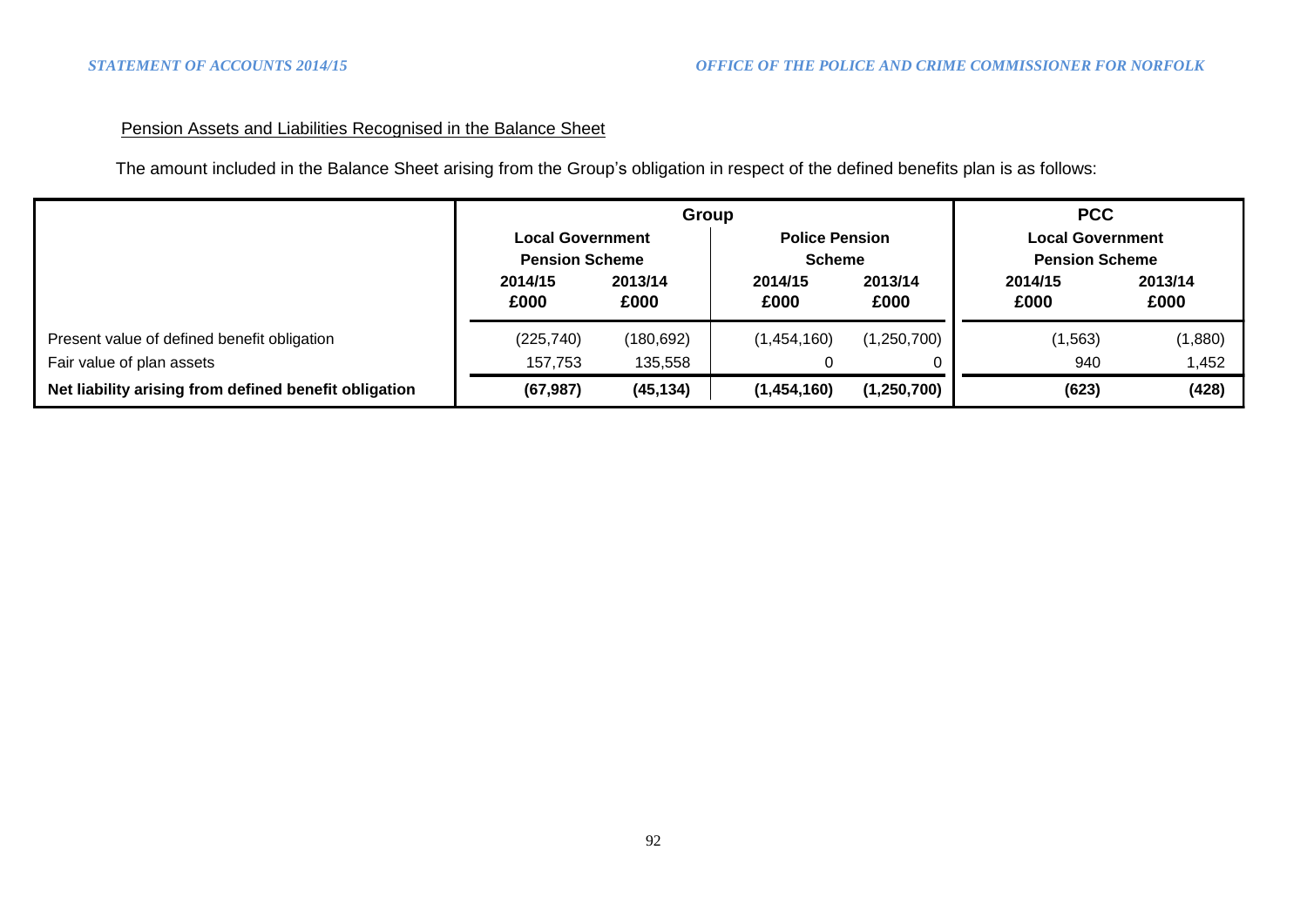Pension Assets and Liabilities Recognised in the Balance Sheet

The amount included in the Balance Sheet arising from the Group's obligation in respect of the defined benefits plan is as follows:

| | **Group** | | | | **PCC** | |
|---|---|---|---|---|---|---|
| | **Local Government Pension Scheme** | | **Police Pension Scheme** | | **Local Government Pension Scheme** | |
| | **2014/15 £000** | **2013/14 £000** | **2014/15 £000** | **2013/14 £000** | **2014/15 £000** | **2013/14 £000** |
| Present value of defined benefit obligation | (225,740) | (180,692) | (1,454,160) | (1,250,700) | (1,563) | (1,880) |
| Fair value of plan assets | 157,753 | 135,558 | 0 | 0 | 940 | 1,452 |
| **Net liability arising from defined benefit obligation** | **(67,987)** | **(45,134)** | **(1,454,160)** | **(1,250,700)** | **(623)** | **(428)** |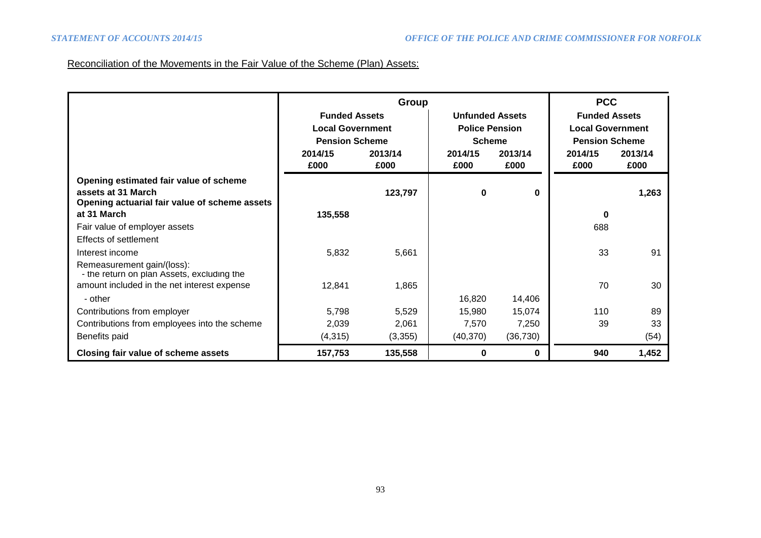Reconciliation of the Movements in the Fair Value of the Scheme (Plan) Assets:

| | Group | | | | PCC | |
|---|---|---|---|---|---|---|
| | Funded Assets Local Government Pension Scheme | | Unfunded Assets Police Pension Scheme | | Funded Assets Local Government Pension Scheme | |
| | 2014/15 £000 | 2013/14 £000 | 2014/15 £000 | 2013/14 £000 | 2014/15 £000 | 2013/14 £000 |
| **Opening estimated fair value of scheme assets at 31 March** | | **123,797** | **0** | **0** | | **1,263** |
| **Opening actuarial fair value of scheme assets at 31 March** | **135,558** | | | | **0** | |
| Fair value of employer assets | | | | | 688 | |
| Effects of settlement | | | | | | |
| Interest income | 5,832 | 5,661 | | | 33 | 91 |
| Remeasurement gain/(loss): - the return on plan Assets, excluding the amount included in the net interest expense | 12,841 | 1,865 | | | 70 | 30 |
| - other | | | 16,820 | 14,406 | | |
| Contributions from employer | 5,798 | 5,529 | 15,980 | 15,074 | 110 | 89 |
| Contributions from employees into the scheme | 2,039 | 2,061 | 7,570 | 7,250 | 39 | 33 |
| Benefits paid | (4,315) | (3,355) | (40,370) | (36,730) | | (54) |
| **Closing fair value of scheme assets** | **157,753** | **135,558** | **0** | **0** | **940** | **1,452** |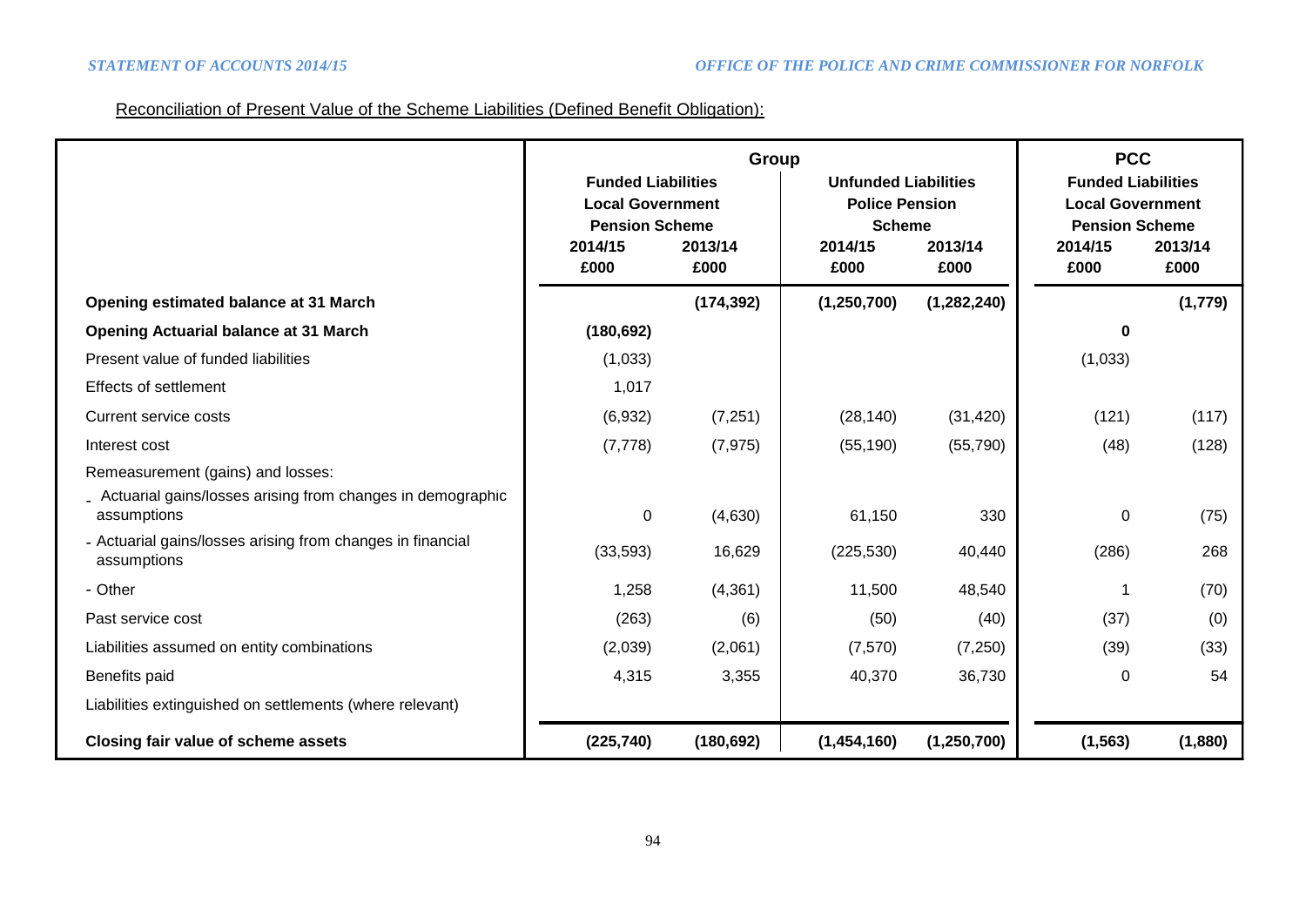Reconciliation of Present Value of the Scheme Liabilities (Defined Benefit Obligation):

| | Group | | | | PCC | |
|---|---|---|---|---|---|---|
| | Funded Liabilities Local Government Pension Scheme | | Unfunded Liabilities Police Pension Scheme | | Funded Liabilities Local Government Pension Scheme | |
| | 2014/15 £000 | 2013/14 £000 | 2014/15 £000 | 2013/14 £000 | 2014/15 £000 | 2013/14 £000 |
| **Opening estimated balance at 31 March** | | **(174,392)** | **(1,250,700)** | **(1,282,240)** | | **(1,779)** |
| **Opening Actuarial balance at 31 March** | **(180,692)** | | | | **0** | |
| Present value of funded liabilities | (1,033) | | | | (1,033) | |
| Effects of settlement | 1,017 | | | | | |
| Current service costs | (6,932) | (7,251) | (28,140) | (31,420) | (121) | (117) |
| Interest cost | (7,778) | (7,975) | (55,190) | (55,790) | (48) | (128) |
| Remeasurement (gains) and losses: | | | | | | |
| - Actuarial gains/losses arising from changes in demographic assumptions | 0 | (4,630) | 61,150 | 330 | 0 | (75) |
| - Actuarial gains/losses arising from changes in financial assumptions | (33,593) | 16,629 | (225,530) | 40,440 | (286) | 268 |
| - Other | 1,258 | (4,361) | 11,500 | 48,540 | 1 | (70) |
| Past service cost | (263) | (6) | (50) | (40) | (37) | (0) |
| Liabilities assumed on entity combinations | (2,039) | (2,061) | (7,570) | (7,250) | (39) | (33) |
| Benefits paid | 4,315 | 3,355 | 40,370 | 36,730 | 0 | 54 |
| Liabilities extinguished on settlements (where relevant) | | | | | | |
| **Closing fair value of scheme assets** | **(225,740)** | **(180,692)** | **(1,454,160)** | **(1,250,700)** | **(1,563)** | **(1,880)** |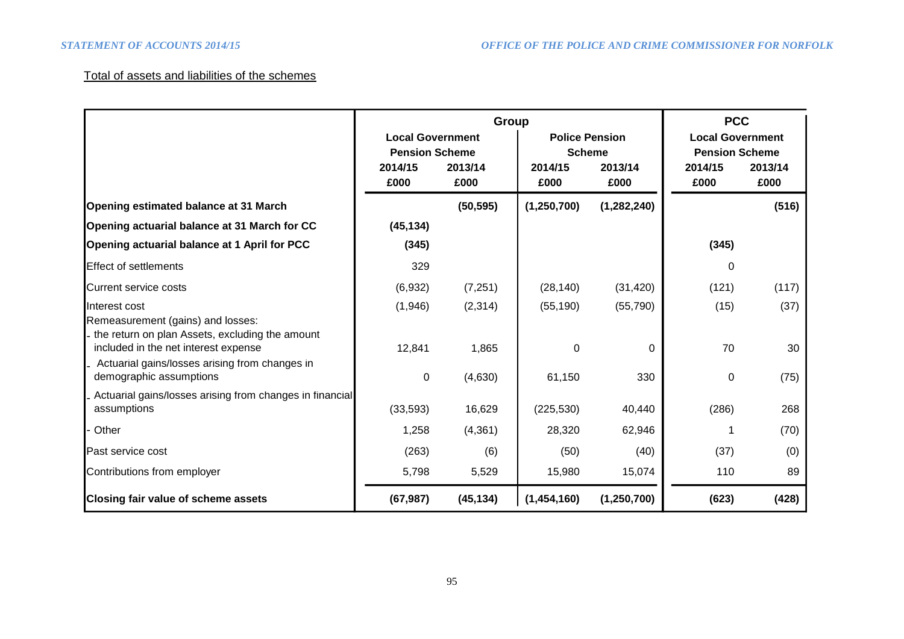Total of assets and liabilities of the schemes

| | Group | | | | PCC | |
|---|---|---|---|---|---|---|
| | Local Government Pension Scheme | | Police Pension Scheme | | Local Government Pension Scheme | |
| | 2014/15 £000 | 2013/14 £000 | 2014/15 £000 | 2013/14 £000 | 2014/15 £000 | 2013/14 £000 |
| **Opening estimated balance at 31 March** | | **(50,595)** | **(1,250,700)** | **(1,282,240)** | | **(516)** |
| **Opening actuarial balance at 31 March for CC** | **(45,134)** | | | | | |
| **Opening actuarial balance at 1 April for PCC** | **(345)** | | | | **(345)** | |
| Effect of settlements | 329 | | | | 0 | |
| Current service costs | (6,932) | (7,251) | (28,140) | (31,420) | (121) | (117) |
| Interest cost | (1,946) | (2,314) | (55,190) | (55,790) | (15) | (37) |
| Remeasurement (gains) and losses: | | | | | | |
| - the return on plan Assets, excluding the amount included in the net interest expense | 12,841 | 1,865 | 0 | 0 | 70 | 30 |
| - Actuarial gains/losses arising from changes in demographic assumptions | 0 | (4,630) | 61,150 | 330 | 0 | (75) |
| - Actuarial gains/losses arising from changes in financial assumptions | (33,593) | 16,629 | (225,530) | 40,440 | (286) | 268 |
| - Other | 1,258 | (4,361) | 28,320 | 62,946 | 1 | (70) |
| Past service cost | (263) | (6) | (50) | (40) | (37) | (0) |
| Contributions from employer | 5,798 | 5,529 | 15,980 | 15,074 | 110 | 89 |
| **Closing fair value of scheme assets** | **(67,987)** | **(45,134)** | **(1,454,160)** | **(1,250,700)** | **(623)** | **(428)** |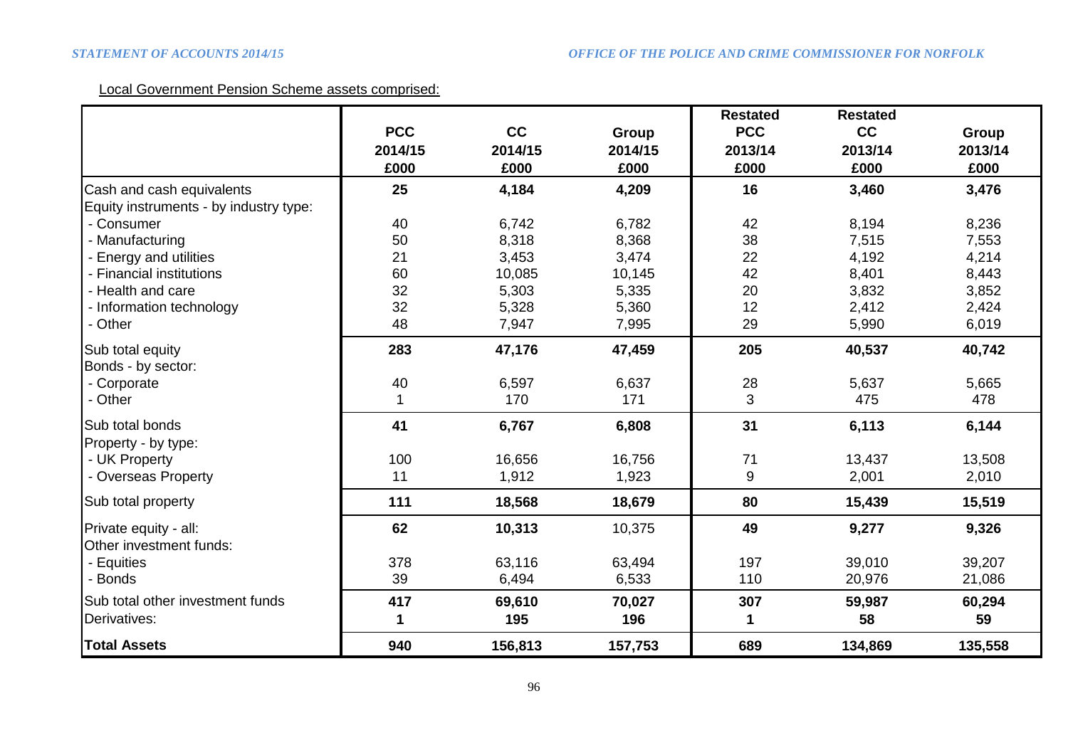Local Government Pension Scheme assets comprised:

| | PCC 2014/15 £000 | CC 2014/15 £000 | Group 2014/15 £000 | Restated PCC 2013/14 £000 | Restated CC 2013/14 £000 | Group 2013/14 £000 |
|---|---|---|---|---|---|---|
| Cash and cash equivalents | **25** | **4,184** | **4,209** | **16** | **3,460** | **3,476** |
| Equity instruments - by industry type: | | | | | | |
| - Consumer | 40 | 6,742 | 6,782 | 42 | 8,194 | 8,236 |
| - Manufacturing | 50 | 8,318 | 8,368 | 38 | 7,515 | 7,553 |
| - Energy and utilities | 21 | 3,453 | 3,474 | 22 | 4,192 | 4,214 |
| - Financial institutions | 60 | 10,085 | 10,145 | 42 | 8,401 | 8,443 |
| - Health and care | 32 | 5,303 | 5,335 | 20 | 3,832 | 3,852 |
| - Information technology | 32 | 5,328 | 5,360 | 12 | 2,412 | 2,424 |
| - Other | 48 | 7,947 | 7,995 | 29 | 5,990 | 6,019 |
| Sub total equity | **283** | **47,176** | **47,459** | **205** | **40,537** | **40,742** |
| Bonds - by sector: | | | | | | |
| - Corporate | 40 | 6,597 | 6,637 | 28 | 5,637 | 5,665 |
| - Other | 1 | 170 | 171 | 3 | 475 | 478 |
| Sub total bonds | **41** | **6,767** | **6,808** | **31** | **6,113** | **6,144** |
| Property - by type: | | | | | | |
| - UK Property | 100 | 16,656 | 16,756 | 71 | 13,437 | 13,508 |
| - Overseas Property | 11 | 1,912 | 1,923 | 9 | 2,001 | 2,010 |
| Sub total property | **111** | **18,568** | **18,679** | **80** | **15,439** | **15,519** |
| Private equity - all: | **62** | **10,313** | 10,375 | **49** | **9,277** | **9,326** |
| Other investment funds: | | | | | | |
| - Equities | 378 | 63,116 | 63,494 | 197 | 39,010 | 39,207 |
| - Bonds | 39 | 6,494 | 6,533 | 110 | 20,976 | 21,086 |
| Sub total other investment funds | **417** | **69,610** | **70,027** | **307** | **59,987** | **60,294** |
| Derivatives: | **1** | **195** | **196** | **1** | **58** | **59** |
| **Total Assets** | **940** | **156,813** | **157,753** | **689** | **134,869** | **135,558** |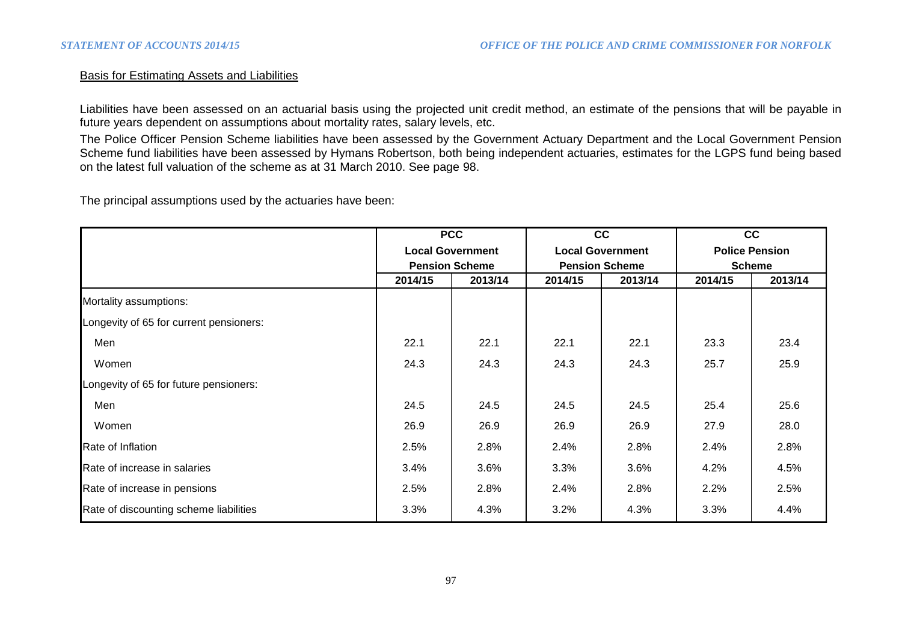Basis for Estimating Assets and Liabilities

Liabilities have been assessed on an actuarial basis using the projected unit credit method, an estimate of the pensions that will be payable in future years dependent on assumptions about mortality rates, salary levels, etc.

The Police Officer Pension Scheme liabilities have been assessed by the Government Actuary Department and the Local Government Pension Scheme fund liabilities have been assessed by Hymans Robertson, both being independent actuaries, estimates for the LGPS fund being based on the latest full valuation of the scheme as at 31 March 2010. See page 98.

The principal assumptions used by the actuaries have been:

| | PCC Local Government Pension Scheme | | CC Local Government Pension Scheme | | CC Police Pension Scheme | |
|---|---|---|---|---|---|---|
| | 2014/15 | 2013/14 | 2014/15 | 2013/14 | 2014/15 | 2013/14 |
| Mortality assumptions: | | | | | | |
| Longevity of 65 for current pensioners: | | | | | | |
| Men | 22.1 | 22.1 | 22.1 | 22.1 | 23.3 | 23.4 |
| Women | 24.3 | 24.3 | 24.3 | 24.3 | 25.7 | 25.9 |
| Longevity of 65 for future pensioners: | | | | | | |
| Men | 24.5 | 24.5 | 24.5 | 24.5 | 25.4 | 25.6 |
| Women | 26.9 | 26.9 | 26.9 | 26.9 | 27.9 | 28.0 |
| Rate of Inflation | 2.5% | 2.8% | 2.4% | 2.8% | 2.4% | 2.8% |
| Rate of increase in salaries | 3.4% | 3.6% | 3.3% | 3.6% | 4.2% | 4.5% |
| Rate of increase in pensions | 2.5% | 2.8% | 2.4% | 2.8% | 2.2% | 2.5% |
| Rate of discounting scheme liabilities | 3.3% | 4.3% | 3.2% | 4.3% | 3.3% | 4.4% |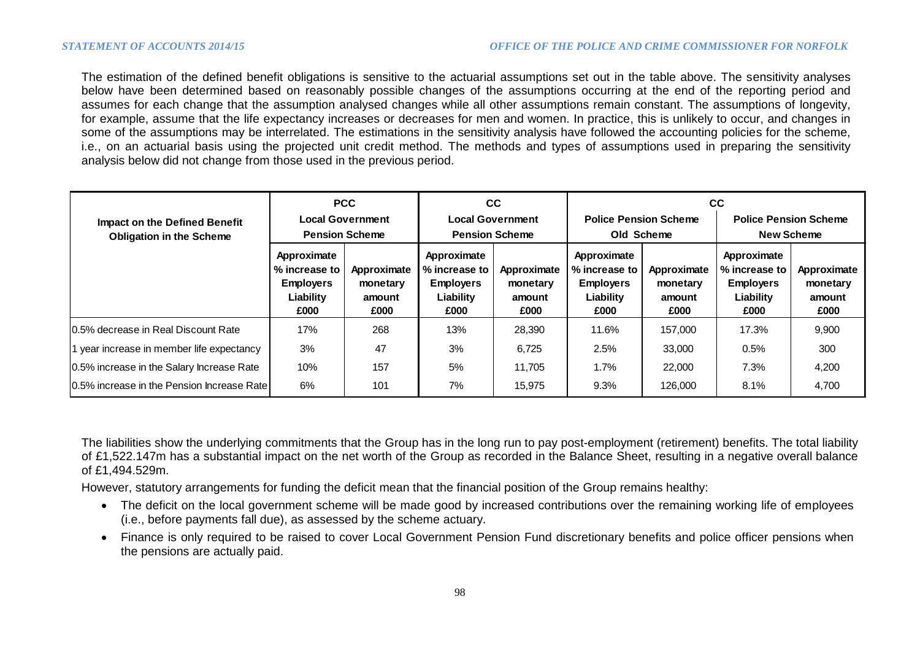The estimation of the defined benefit obligations is sensitive to the actuarial assumptions set out in the table above. The sensitivity analyses below have been determined based on reasonably possible changes of the assumptions occurring at the end of the reporting period and assumes for each change that the assumption analysed changes while all other assumptions remain constant. The assumptions of longevity, for example, assume that the life expectancy increases or decreases for men and women. In practice, this is unlikely to occur, and changes in some of the assumptions may be interrelated. The estimations in the sensitivity analysis have followed the accounting policies for the scheme, i.e., on an actuarial basis using the projected unit credit method. The methods and types of assumptions used in preparing the sensitivity analysis below did not change from those used in the previous period.

| Impact on the Defined Benefit Obligation in the Scheme | PCC Local Government Pension Scheme | | CC Local Government Pension Scheme | | CC Police Pension Scheme Old Scheme | | CC Police Pension Scheme New Scheme | |
|---|---|---|---|---|---|---|---|---|
| | Approximate % increase to Employers Liability £000 | Approximate monetary amount £000 | Approximate % increase to Employers Liability £000 | Approximate monetary amount £000 | Approximate % increase to Employers Liability £000 | Approximate monetary amount £000 | Approximate % increase to Employers Liability £000 | Approximate monetary amount £000 |
| 0.5% decrease in Real Discount Rate | 17% | 268 | 13% | 28,390 | 11.6% | 157,000 | 17.3% | 9,900 |
| 1 year increase in member life expectancy | 3% | 47 | 3% | 6,725 | 2.5% | 33,000 | 0.5% | 300 |
| 0.5% increase in the Salary Increase Rate | 10% | 157 | 5% | 11,705 | 1.7% | 22,000 | 7.3% | 4,200 |
| 0.5% increase in the Pension Increase Rate | 6% | 101 | 7% | 15,975 | 9.3% | 126,000 | 8.1% | 4,700 |

The liabilities show the underlying commitments that the Group has in the long run to pay post-employment (retirement) benefits. The total liability of £1,522.147m has a substantial impact on the net worth of the Group as recorded in the Balance Sheet, resulting in a negative overall balance of £1,494.529m.

However, statutory arrangements for funding the deficit mean that the financial position of the Group remains healthy:

- The deficit on the local government scheme will be made good by increased contributions over the remaining working life of employees (i.e., before payments fall due), as assessed by the scheme actuary.
- Finance is only required to be raised to cover Local Government Pension Fund discretionary benefits and police officer pensions when the pensions are actually paid.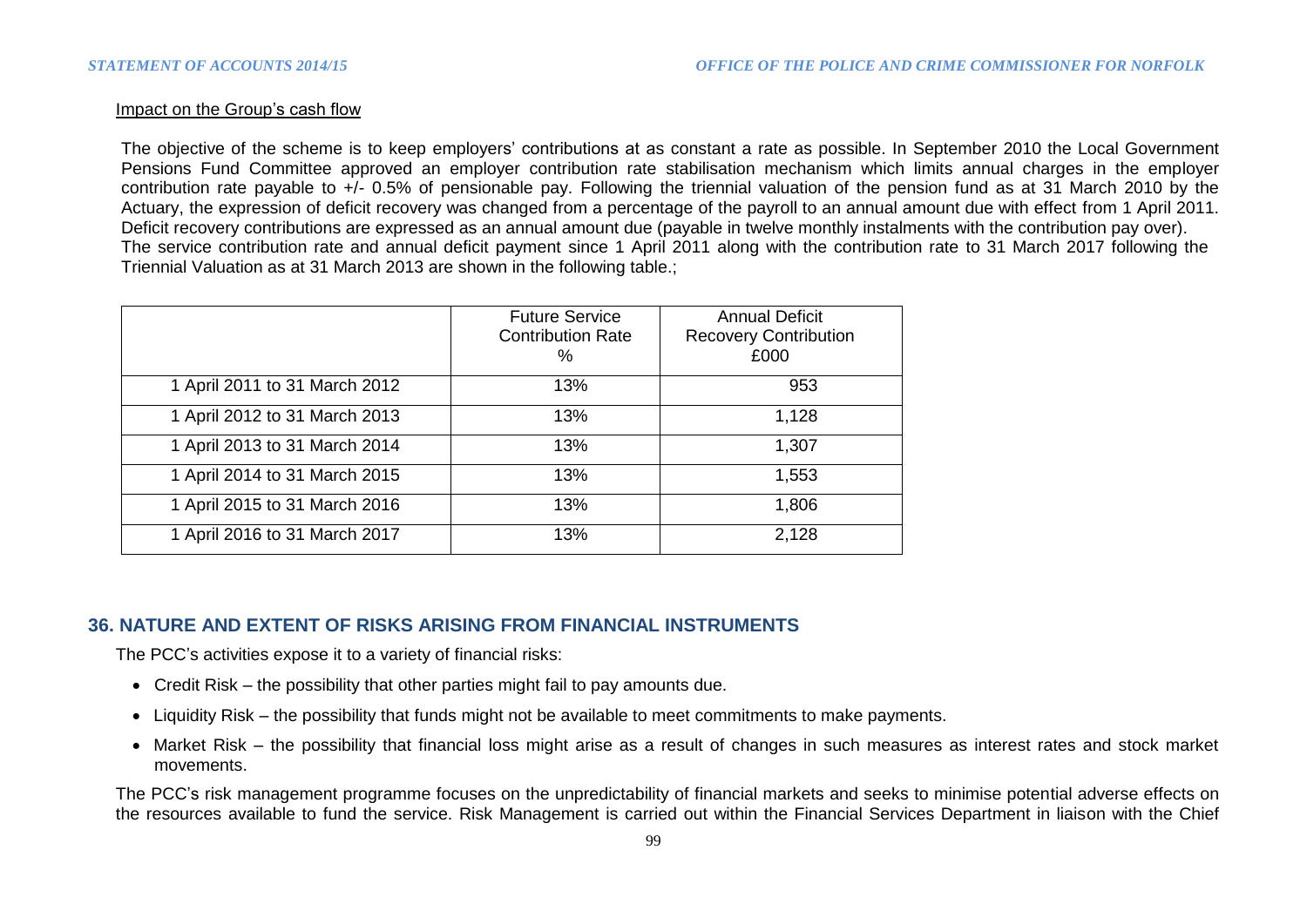Impact on the Group's cash flow

The objective of the scheme is to keep employers' contributions at as constant a rate as possible. In September 2010 the Local Government Pensions Fund Committee approved an employer contribution rate stabilisation mechanism which limits annual charges in the employer contribution rate payable to +/- 0.5% of pensionable pay. Following the triennial valuation of the pension fund as at 31 March 2010 by the Actuary, the expression of deficit recovery was changed from a percentage of the payroll to an annual amount due with effect from 1 April 2011. Deficit recovery contributions are expressed as an annual amount due (payable in twelve monthly instalments with the contribution pay over).
The service contribution rate and annual deficit payment since 1 April 2011 along with the contribution rate to 31 March 2017 following the Triennial Valuation as at 31 March 2013 are shown in the following table.;

| | Future Service Contribution Rate % | Annual Deficit Recovery Contribution £000 |
|---|---|---|
| 1 April 2011 to 31 March 2012 | 13% | 953 |
| 1 April 2012 to 31 March 2013 | 13% | 1,128 |
| 1 April 2013 to 31 March 2014 | 13% | 1,307 |
| 1 April 2014 to 31 March 2015 | 13% | 1,553 |
| 1 April 2015 to 31 March 2016 | 13% | 1,806 |
| 1 April 2016 to 31 March 2017 | 13% | 2,128 |

## 36. NATURE AND EXTENT OF RISKS ARISING FROM FINANCIAL INSTRUMENTS

The PCC's activities expose it to a variety of financial risks:

- Credit Risk – the possibility that other parties might fail to pay amounts due.
- Liquidity Risk – the possibility that funds might not be available to meet commitments to make payments.
- Market Risk – the possibility that financial loss might arise as a result of changes in such measures as interest rates and stock market movements.

The PCC's risk management programme focuses on the unpredictability of financial markets and seeks to minimise potential adverse effects on the resources available to fund the service. Risk Management is carried out within the Financial Services Department in liaison with the Chief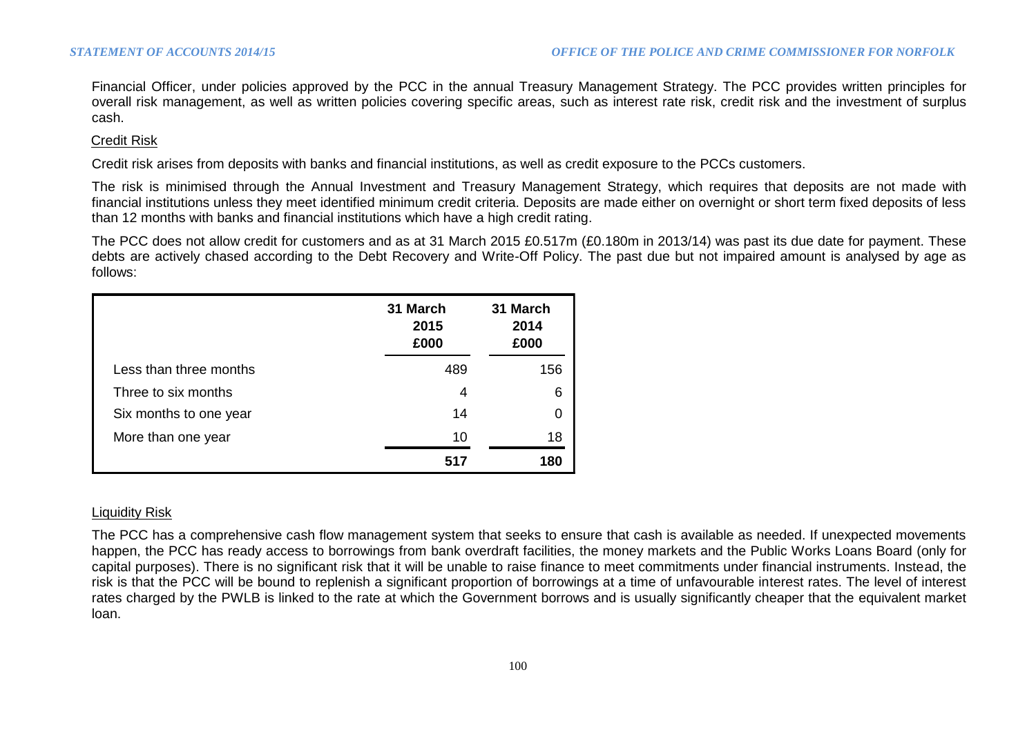Financial Officer, under policies approved by the PCC in the annual Treasury Management Strategy. The PCC provides written principles for overall risk management, as well as written policies covering specific areas, such as interest rate risk, credit risk and the investment of surplus cash.

<u>Credit Risk</u>

Credit risk arises from deposits with banks and financial institutions, as well as credit exposure to the PCCs customers.

The risk is minimised through the Annual Investment and Treasury Management Strategy, which requires that deposits are not made with financial institutions unless they meet identified minimum credit criteria. Deposits are made either on overnight or short term fixed deposits of less than 12 months with banks and financial institutions which have a high credit rating.

The PCC does not allow credit for customers and as at 31 March 2015 £0.517m (£0.180m in 2013/14) was past its due date for payment. These debts are actively chased according to the Debt Recovery and Write-Off Policy. The past due but not impaired amount is analysed by age as follows:

| | 31 March 2015 £000 | 31 March 2014 £000 |
|---|---|---|
| Less than three months | 489 | 156 |
| Three to six months | 4 | 6 |
| Six months to one year | 14 | 0 |
| More than one year | 10 | 18 |
| | **517** | **180** |

<u>Liquidity Risk</u>

The PCC has a comprehensive cash flow management system that seeks to ensure that cash is available as needed. If unexpected movements happen, the PCC has ready access to borrowings from bank overdraft facilities, the money markets and the Public Works Loans Board (only for capital purposes). There is no significant risk that it will be unable to raise finance to meet commitments under financial instruments. Instead, the risk is that the PCC will be bound to replenish a significant proportion of borrowings at a time of unfavourable interest rates. The level of interest rates charged by the PWLB is linked to the rate at which the Government borrows and is usually significantly cheaper that the equivalent market loan.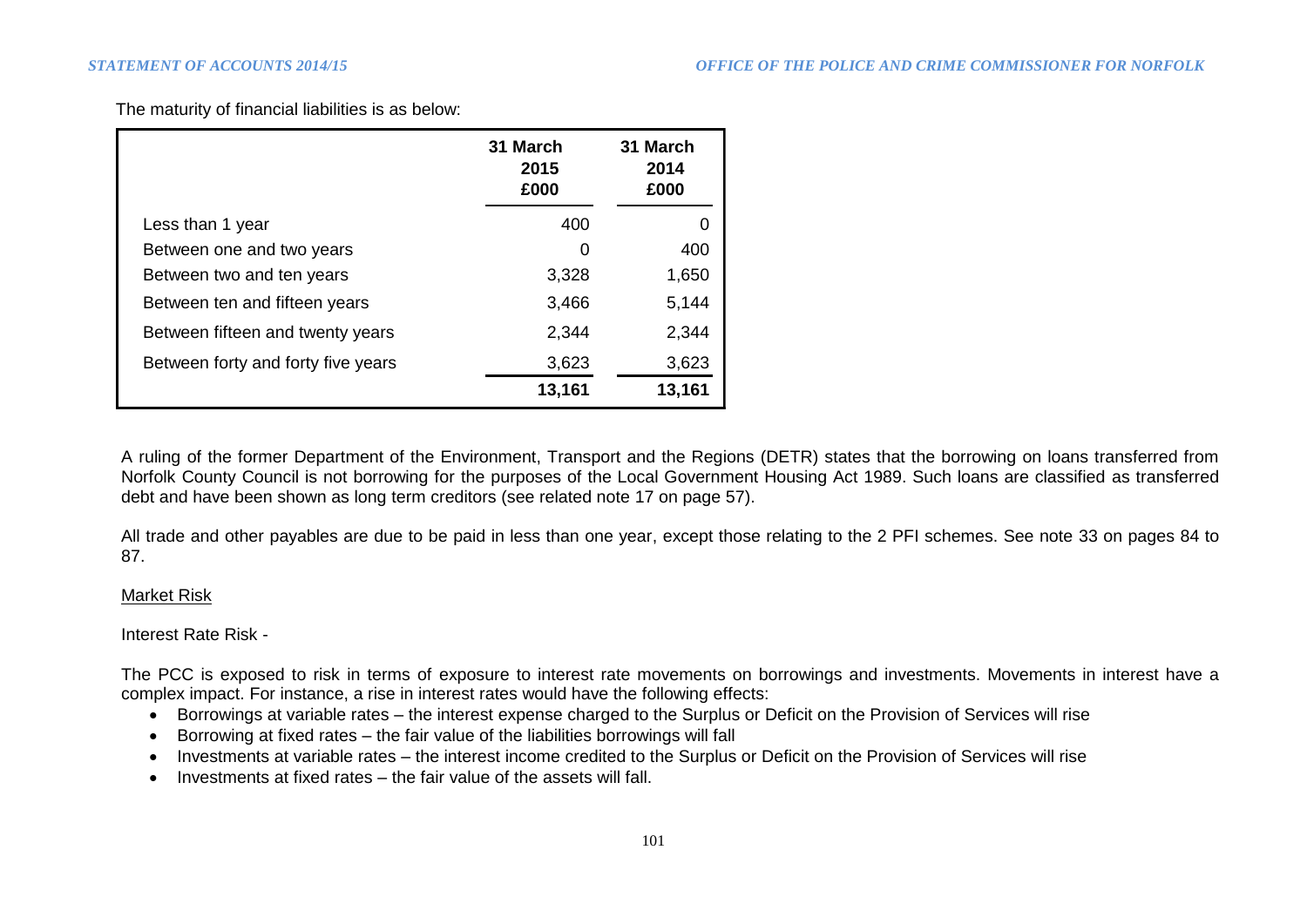The maturity of financial liabilities is as below:

| | 31 March 2015 £000 | 31 March 2014 £000 |
|---|---|---|
| Less than 1 year | 400 | 0 |
| Between one and two years | 0 | 400 |
| Between two and ten years | 3,328 | 1,650 |
| Between ten and fifteen years | 3,466 | 5,144 |
| Between fifteen and twenty years | 2,344 | 2,344 |
| Between forty and forty five years | 3,623 | 3,623 |
| | **13,161** | **13,161** |

A ruling of the former Department of the Environment, Transport and the Regions (DETR) states that the borrowing on loans transferred from Norfolk County Council is not borrowing for the purposes of the Local Government Housing Act 1989. Such loans are classified as transferred debt and have been shown as long term creditors (see related note 17 on page 57).

All trade and other payables are due to be paid in less than one year, except those relating to the 2 PFI schemes. See note 33 on pages 84 to 87.

Market Risk

Interest Rate Risk -

The PCC is exposed to risk in terms of exposure to interest rate movements on borrowings and investments. Movements in interest have a complex impact. For instance, a rise in interest rates would have the following effects:

- Borrowings at variable rates – the interest expense charged to the Surplus or Deficit on the Provision of Services will rise
- Borrowing at fixed rates – the fair value of the liabilities borrowings will fall
- Investments at variable rates – the interest income credited to the Surplus or Deficit on the Provision of Services will rise
- Investments at fixed rates – the fair value of the assets will fall.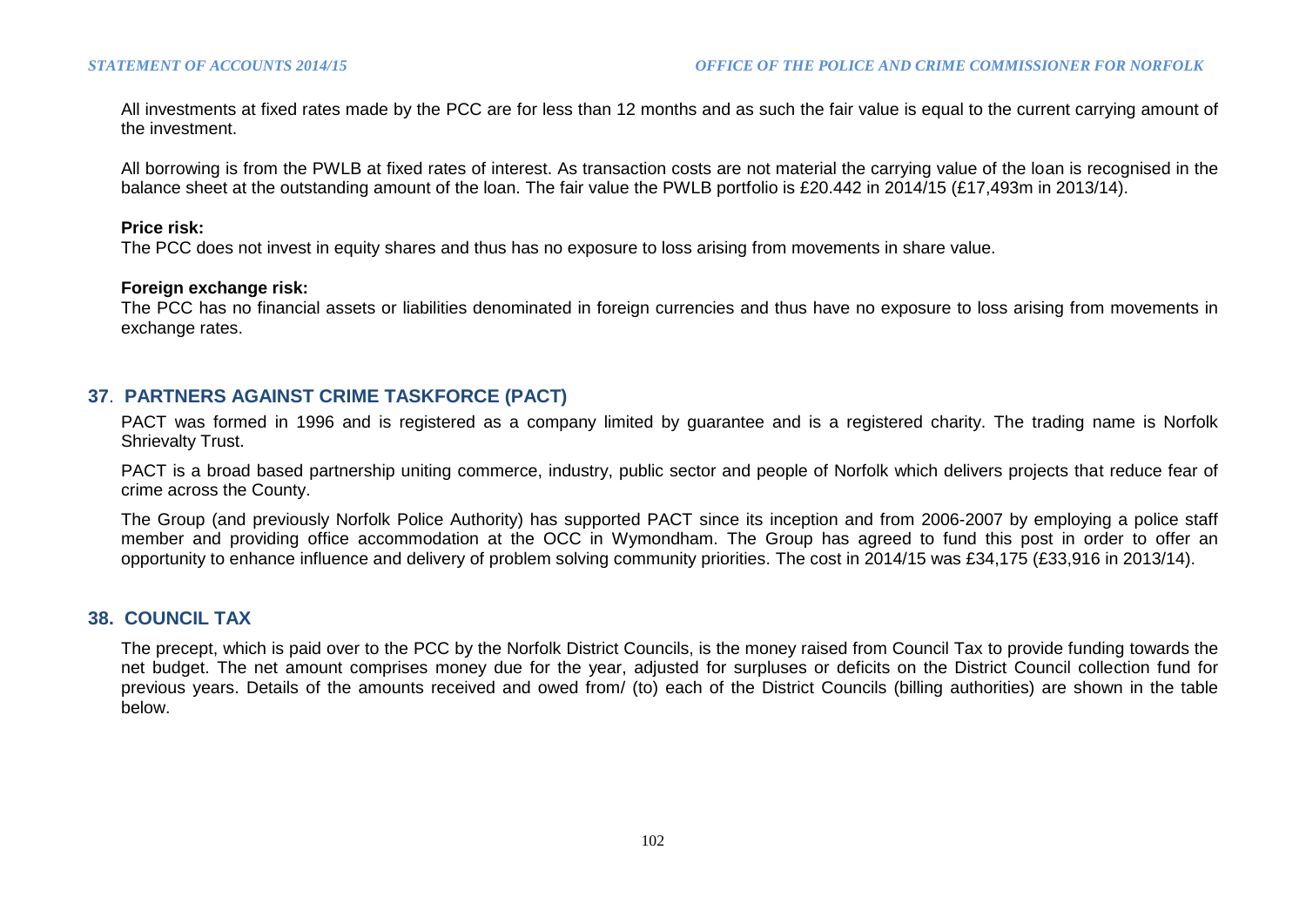All investments at fixed rates made by the PCC are for less than 12 months and as such the fair value is equal to the current carrying amount of the investment.

All borrowing is from the PWLB at fixed rates of interest. As transaction costs are not material the carrying value of the loan is recognised in the balance sheet at the outstanding amount of the loan. The fair value the PWLB portfolio is £20.442 in 2014/15 (£17,493m in 2013/14).

**Price risk:**

The PCC does not invest in equity shares and thus has no exposure to loss arising from movements in share value.

**Foreign exchange risk:**

The PCC has no financial assets or liabilities denominated in foreign currencies and thus have no exposure to loss arising from movements in exchange rates.

## 37. PARTNERS AGAINST CRIME TASKFORCE (PACT)

PACT was formed in 1996 and is registered as a company limited by guarantee and is a registered charity. The trading name is Norfolk Shrievalty Trust.

PACT is a broad based partnership uniting commerce, industry, public sector and people of Norfolk which delivers projects that reduce fear of crime across the County.

The Group (and previously Norfolk Police Authority) has supported PACT since its inception and from 2006-2007 by employing a police staff member and providing office accommodation at the OCC in Wymondham. The Group has agreed to fund this post in order to offer an opportunity to enhance influence and delivery of problem solving community priorities. The cost in 2014/15 was £34,175 (£33,916 in 2013/14).

## 38. COUNCIL TAX

The precept, which is paid over to the PCC by the Norfolk District Councils, is the money raised from Council Tax to provide funding towards the net budget. The net amount comprises money due for the year, adjusted for surpluses or deficits on the District Council collection fund for previous years. Details of the amounts received and owed from/ (to) each of the District Councils (billing authorities) are shown in the table below.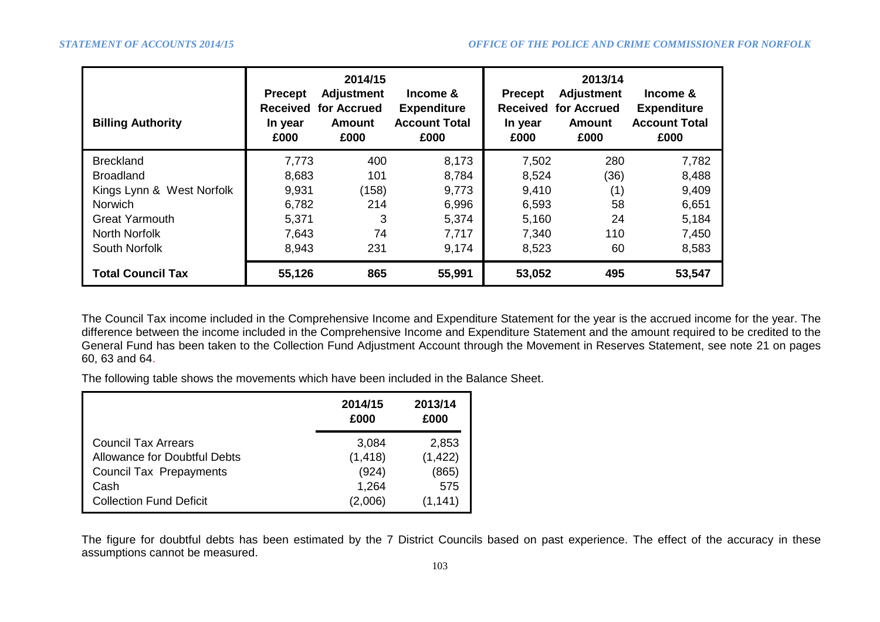| Billing Authority | 2014/15 Precept Received In year £000 | 2014/15 Adjustment for Accrued Amount £000 | 2014/15 Income & Expenditure Account Total £000 | 2013/14 Precept Received In year £000 | 2013/14 Adjustment for Accrued Amount £000 | 2013/14 Income & Expenditure Account Total £000 |
|---|---|---|---|---|---|---|
| Breckland | 7,773 | 400 | 8,173 | 7,502 | 280 | 7,782 |
| Broadland | 8,683 | 101 | 8,784 | 8,524 | (36) | 8,488 |
| Kings Lynn & West Norfolk | 9,931 | (158) | 9,773 | 9,410 | (1) | 9,409 |
| Norwich | 6,782 | 214 | 6,996 | 6,593 | 58 | 6,651 |
| Great Yarmouth | 5,371 | 3 | 5,374 | 5,160 | 24 | 5,184 |
| North Norfolk | 7,643 | 74 | 7,717 | 7,340 | 110 | 7,450 |
| South Norfolk | 8,943 | 231 | 9,174 | 8,523 | 60 | 8,583 |
| **Total Council Tax** | **55,126** | **865** | **55,991** | **53,052** | **495** | **53,547** |

The Council Tax income included in the Comprehensive Income and Expenditure Statement for the year is the accrued income for the year. The difference between the income included in the Comprehensive Income and Expenditure Statement and the amount required to be credited to the General Fund has been taken to the Collection Fund Adjustment Account through the Movement in Reserves Statement, see note 21 on pages 60, 63 and 64.

The following table shows the movements which have been included in the Balance Sheet.

| | 2014/15 £000 | 2013/14 £000 |
|---|---|---|
| Council Tax Arrears | 3,084 | 2,853 |
| Allowance for Doubtful Debts | (1,418) | (1,422) |
| Council Tax Prepayments | (924) | (865) |
| Cash | 1,264 | 575 |
| Collection Fund Deficit | (2,006) | (1,141) |

The figure for doubtful debts has been estimated by the 7 District Councils based on past experience. The effect of the accuracy in these assumptions cannot be measured.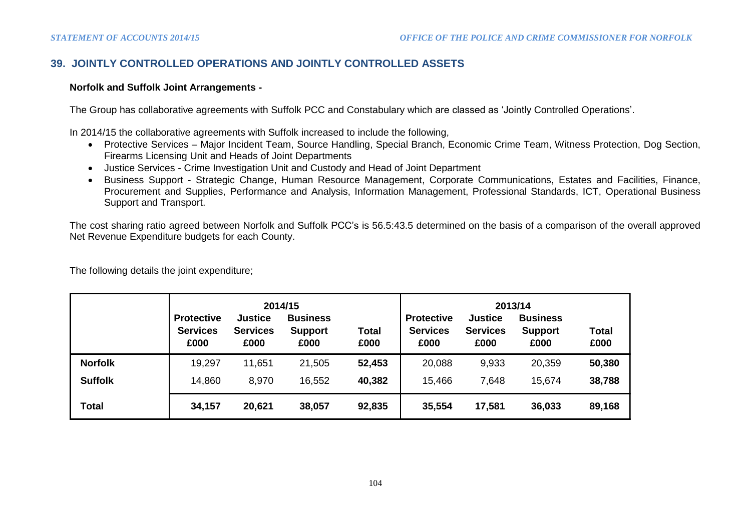## 39. JOINTLY CONTROLLED OPERATIONS AND JOINTLY CONTROLLED ASSETS

**Norfolk and Suffolk Joint Arrangements -**

The Group has collaborative agreements with Suffolk PCC and Constabulary which are classed as 'Jointly Controlled Operations'.

In 2014/15 the collaborative agreements with Suffolk increased to include the following,

- Protective Services – Major Incident Team, Source Handling, Special Branch, Economic Crime Team, Witness Protection, Dog Section, Firearms Licensing Unit and Heads of Joint Departments
- Justice Services - Crime Investigation Unit and Custody and Head of Joint Department
- Business Support - Strategic Change, Human Resource Management, Corporate Communications, Estates and Facilities, Finance, Procurement and Supplies, Performance and Analysis, Information Management, Professional Standards, ICT, Operational Business Support and Transport.

The cost sharing ratio agreed between Norfolk and Suffolk PCC's is 56.5:43.5 determined on the basis of a comparison of the overall approved Net Revenue Expenditure budgets for each County.

The following details the joint expenditure;

| | 2014/15 | | | | 2013/14 | | | |
|---|---|---|---|---|---|---|---|---|
| | **Protective Services £000** | **Justice Services £000** | **Business Support £000** | **Total £000** | **Protective Services £000** | **Justice Services £000** | **Business Support £000** | **Total £000** |
| **Norfolk** | 19,297 | 11,651 | 21,505 | **52,453** | 20,088 | 9,933 | 20,359 | **50,380** |
| **Suffolk** | 14,860 | 8,970 | 16,552 | **40,382** | 15,466 | 7,648 | 15,674 | **38,788** |
| **Total** | **34,157** | **20,621** | **38,057** | **92,835** | **35,554** | **17,581** | **36,033** | **89,168** |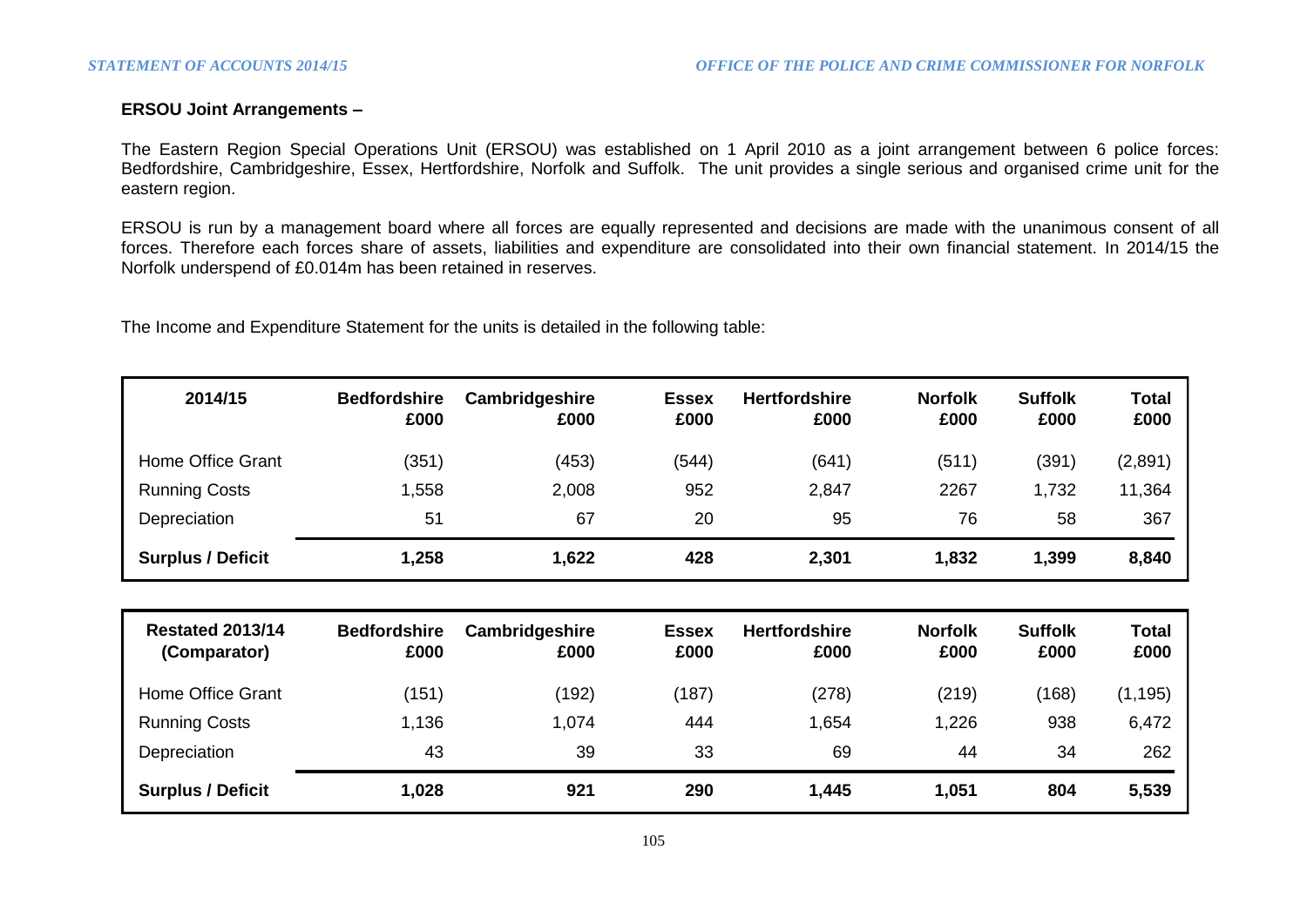**ERSOU Joint Arrangements –**

The Eastern Region Special Operations Unit (ERSOU) was established on 1 April 2010 as a joint arrangement between 6 police forces: Bedfordshire, Cambridgeshire, Essex, Hertfordshire, Norfolk and Suffolk. The unit provides a single serious and organised crime unit for the eastern region.

ERSOU is run by a management board where all forces are equally represented and decisions are made with the unanimous consent of all forces. Therefore each forces share of assets, liabilities and expenditure are consolidated into their own financial statement. In 2014/15 the Norfolk underspend of £0.014m has been retained in reserves.

The Income and Expenditure Statement for the units is detailed in the following table:

| 2014/15 | Bedfordshire £000 | Cambridgeshire £000 | Essex £000 | Hertfordshire £000 | Norfolk £000 | Suffolk £000 | Total £000 |
|---|---|---|---|---|---|---|---|
| Home Office Grant | (351) | (453) | (544) | (641) | (511) | (391) | (2,891) |
| Running Costs | 1,558 | 2,008 | 952 | 2,847 | 2267 | 1,732 | 11,364 |
| Depreciation | 51 | 67 | 20 | 95 | 76 | 58 | 367 |
| **Surplus / Deficit** | **1,258** | **1,622** | **428** | **2,301** | **1,832** | **1,399** | **8,840** |

| Restated 2013/14 (Comparator) | Bedfordshire £000 | Cambridgeshire £000 | Essex £000 | Hertfordshire £000 | Norfolk £000 | Suffolk £000 | Total £000 |
|---|---|---|---|---|---|---|---|
| Home Office Grant | (151) | (192) | (187) | (278) | (219) | (168) | (1,195) |
| Running Costs | 1,136 | 1,074 | 444 | 1,654 | 1,226 | 938 | 6,472 |
| Depreciation | 43 | 39 | 33 | 69 | 44 | 34 | 262 |
| **Surplus / Deficit** | **1,028** | **921** | **290** | **1,445** | **1,051** | **804** | **5,539** |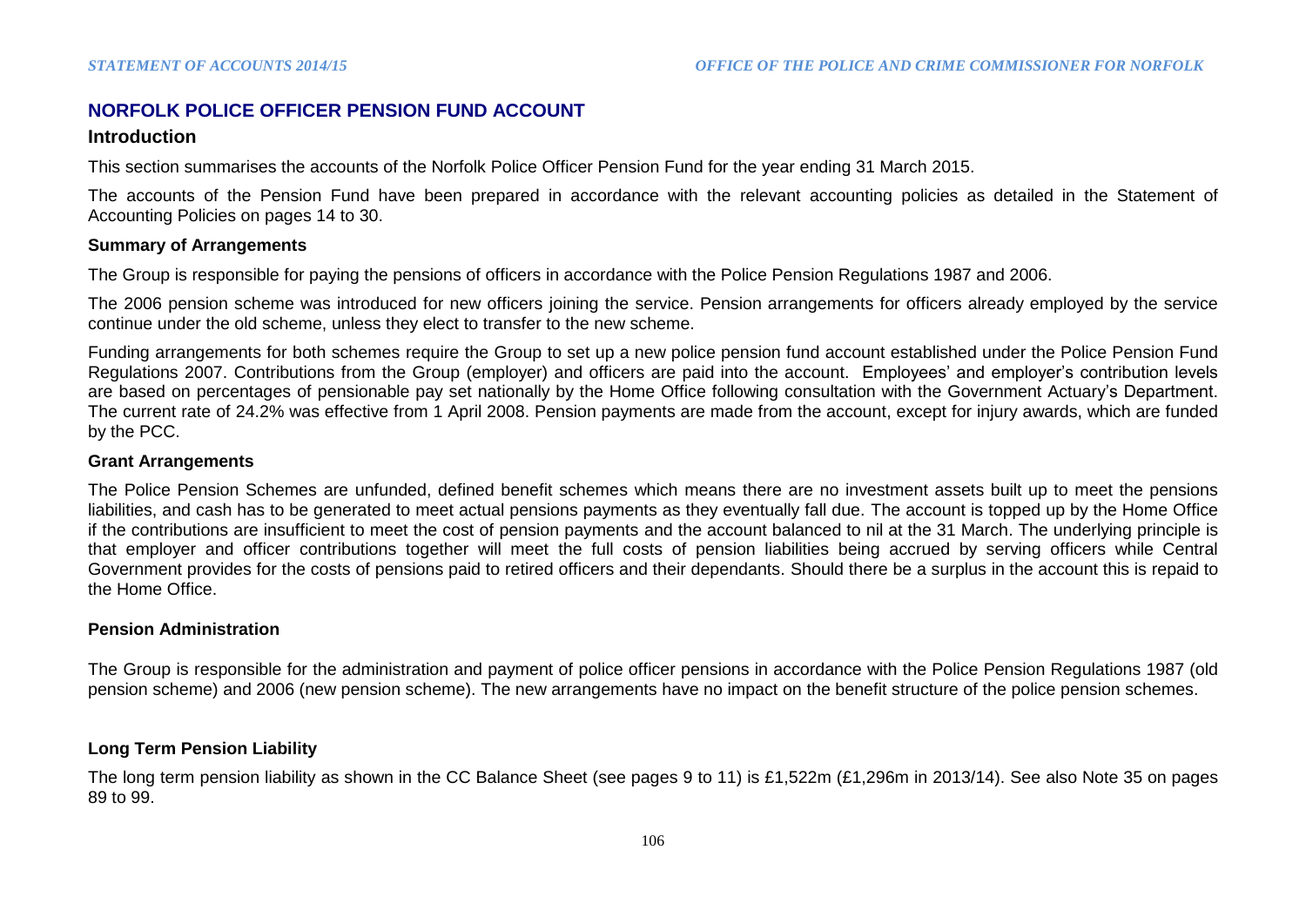## NORFOLK POLICE OFFICER PENSION FUND ACCOUNT

### Introduction

This section summarises the accounts of the Norfolk Police Officer Pension Fund for the year ending 31 March 2015.

The accounts of the Pension Fund have been prepared in accordance with the relevant accounting policies as detailed in the Statement of Accounting Policies on pages 14 to 30.

#### Summary of Arrangements

The Group is responsible for paying the pensions of officers in accordance with the Police Pension Regulations 1987 and 2006.

The 2006 pension scheme was introduced for new officers joining the service. Pension arrangements for officers already employed by the service continue under the old scheme, unless they elect to transfer to the new scheme.

Funding arrangements for both schemes require the Group to set up a new police pension fund account established under the Police Pension Fund Regulations 2007. Contributions from the Group (employer) and officers are paid into the account. Employees' and employer's contribution levels are based on percentages of pensionable pay set nationally by the Home Office following consultation with the Government Actuary's Department. The current rate of 24.2% was effective from 1 April 2008. Pension payments are made from the account, except for injury awards, which are funded by the PCC.

#### Grant Arrangements

The Police Pension Schemes are unfunded, defined benefit schemes which means there are no investment assets built up to meet the pensions liabilities, and cash has to be generated to meet actual pensions payments as they eventually fall due. The account is topped up by the Home Office if the contributions are insufficient to meet the cost of pension payments and the account balanced to nil at the 31 March. The underlying principle is that employer and officer contributions together will meet the full costs of pension liabilities being accrued by serving officers while Central Government provides for the costs of pensions paid to retired officers and their dependants. Should there be a surplus in the account this is repaid to the Home Office.

#### Pension Administration

The Group is responsible for the administration and payment of police officer pensions in accordance with the Police Pension Regulations 1987 (old pension scheme) and 2006 (new pension scheme). The new arrangements have no impact on the benefit structure of the police pension schemes.

#### Long Term Pension Liability

The long term pension liability as shown in the CC Balance Sheet (see pages 9 to 11) is £1,522m (£1,296m in 2013/14). See also Note 35 on pages 89 to 99.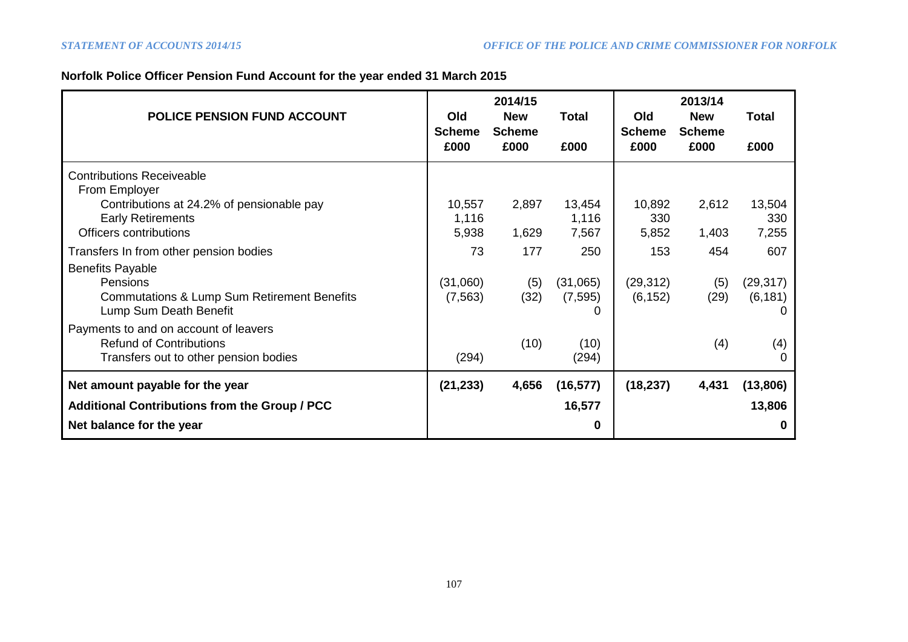**Norfolk Police Officer Pension Fund Account for the year ended 31 March 2015**

| POLICE PENSION FUND ACCOUNT | 2014/15 Old Scheme £000 | 2014/15 New Scheme £000 | 2014/15 Total £000 | 2013/14 Old Scheme £000 | 2013/14 New Scheme £000 | 2013/14 Total £000 |
|---|---|---|---|---|---|---|
| Contributions Receiveable | | | | | | |
| From Employer | | | | | | |
| Contributions at 24.2% of pensionable pay | 10,557 | 2,897 | 13,454 | 10,892 | 2,612 | 13,504 |
| Early Retirements | 1,116 | | 1,116 | 330 | | 330 |
| Officers contributions | 5,938 | 1,629 | 7,567 | 5,852 | 1,403 | 7,255 |
| Transfers In from other pension bodies | 73 | 177 | 250 | 153 | 454 | 607 |
| Benefits Payable | | | | | | |
| Pensions | (31,060) | (5) | (31,065) | (29,312) | (5) | (29,317) |
| Commutations & Lump Sum Retirement Benefits | (7,563) | (32) | (7,595) | (6,152) | (29) | (6,181) |
| Lump Sum Death Benefit | | | 0 | | | 0 |
| Payments to and on account of leavers | | | | | | |
| Refund of Contributions | | (10) | (10) | | (4) | (4) |
| Transfers out to other pension bodies | (294) | | (294) | | | 0 |
| **Net amount payable for the year** | **(21,233)** | **4,656** | **(16,577)** | **(18,237)** | **4,431** | **(13,806)** |
| **Additional Contributions from the Group / PCC** | | | **16,577** | | | **13,806** |
| **Net balance for the year** | | | **0** | | | **0** |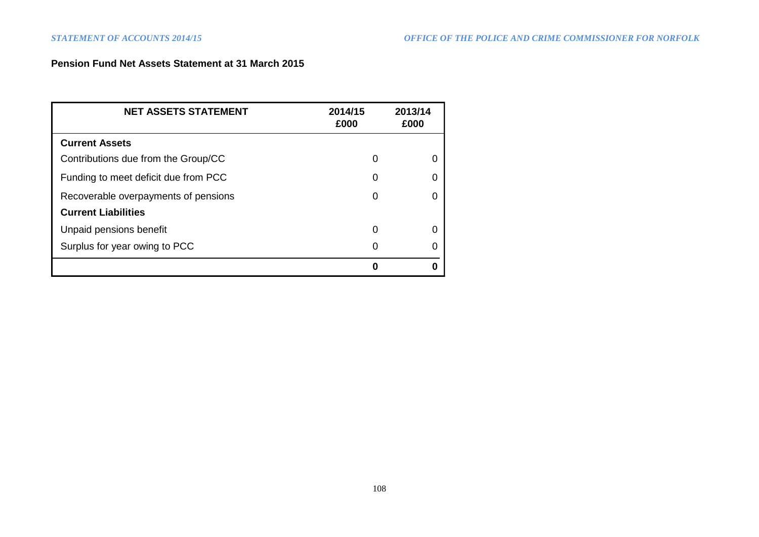**Pension Fund Net Assets Statement at 31 March 2015**

| NET ASSETS STATEMENT | 2014/15 £000 | 2013/14 £000 |
|---|---|---|
| **Current Assets** | | |
| Contributions due from the Group/CC | 0 | 0 |
| Funding to meet deficit due from PCC | 0 | 0 |
| Recoverable overpayments of pensions | 0 | 0 |
| **Current Liabilities** | | |
| Unpaid pensions benefit | 0 | 0 |
| Surplus for year owing to PCC | 0 | 0 |
| | **0** | **0** |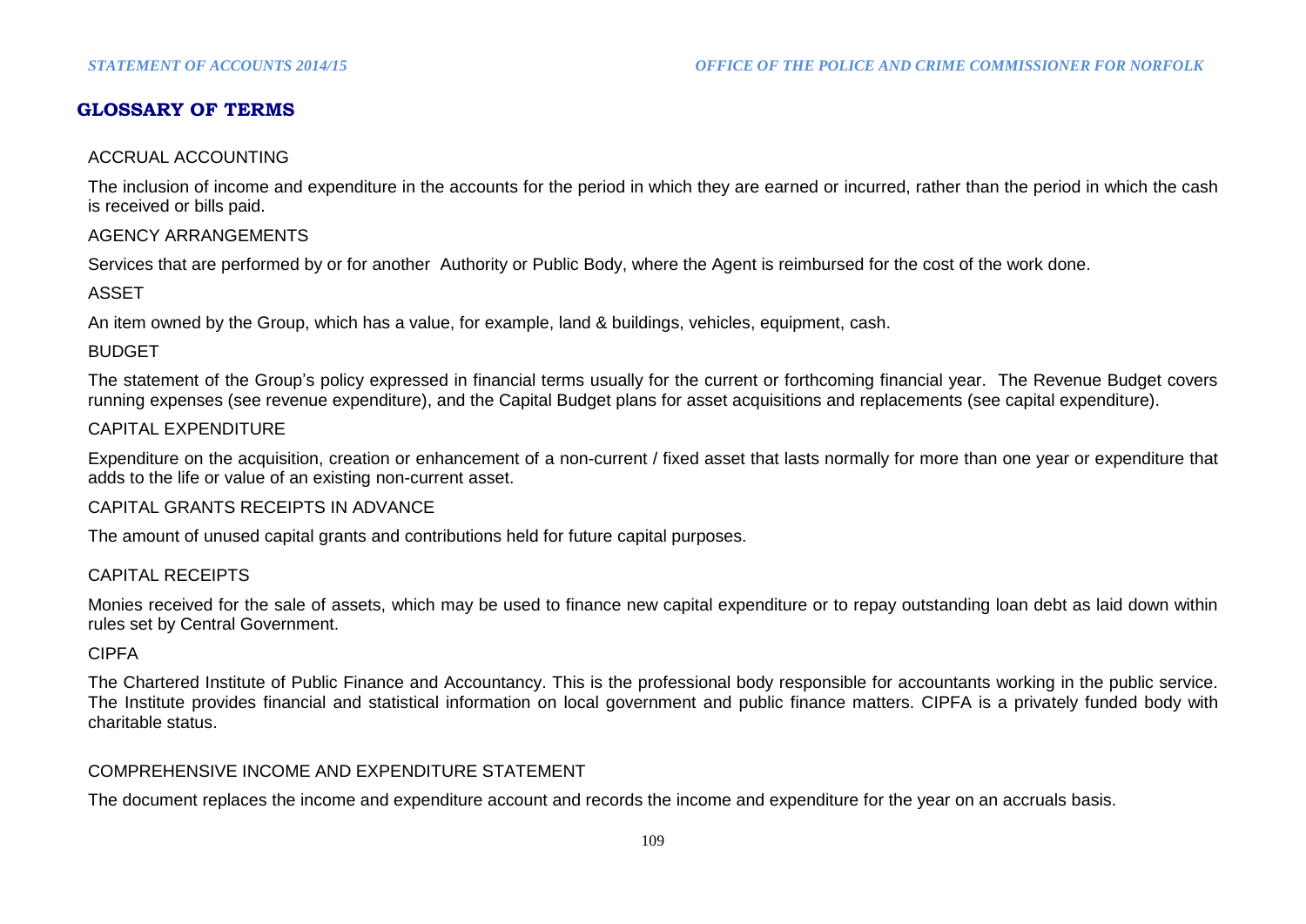## GLOSSARY OF TERMS

ACCRUAL ACCOUNTING

The inclusion of income and expenditure in the accounts for the period in which they are earned or incurred, rather than the period in which the cash is received or bills paid.

AGENCY ARRANGEMENTS

Services that are performed by or for another Authority or Public Body, where the Agent is reimbursed for the cost of the work done.

ASSET

An item owned by the Group, which has a value, for example, land & buildings, vehicles, equipment, cash.

BUDGET

The statement of the Group's policy expressed in financial terms usually for the current or forthcoming financial year. The Revenue Budget covers running expenses (see revenue expenditure), and the Capital Budget plans for asset acquisitions and replacements (see capital expenditure).

CAPITAL EXPENDITURE

Expenditure on the acquisition, creation or enhancement of a non-current / fixed asset that lasts normally for more than one year or expenditure that adds to the life or value of an existing non-current asset.

CAPITAL GRANTS RECEIPTS IN ADVANCE

The amount of unused capital grants and contributions held for future capital purposes.

CAPITAL RECEIPTS

Monies received for the sale of assets, which may be used to finance new capital expenditure or to repay outstanding loan debt as laid down within rules set by Central Government.

CIPFA

The Chartered Institute of Public Finance and Accountancy. This is the professional body responsible for accountants working in the public service. The Institute provides financial and statistical information on local government and public finance matters. CIPFA is a privately funded body with charitable status.

COMPREHENSIVE INCOME AND EXPENDITURE STATEMENT

The document replaces the income and expenditure account and records the income and expenditure for the year on an accruals basis.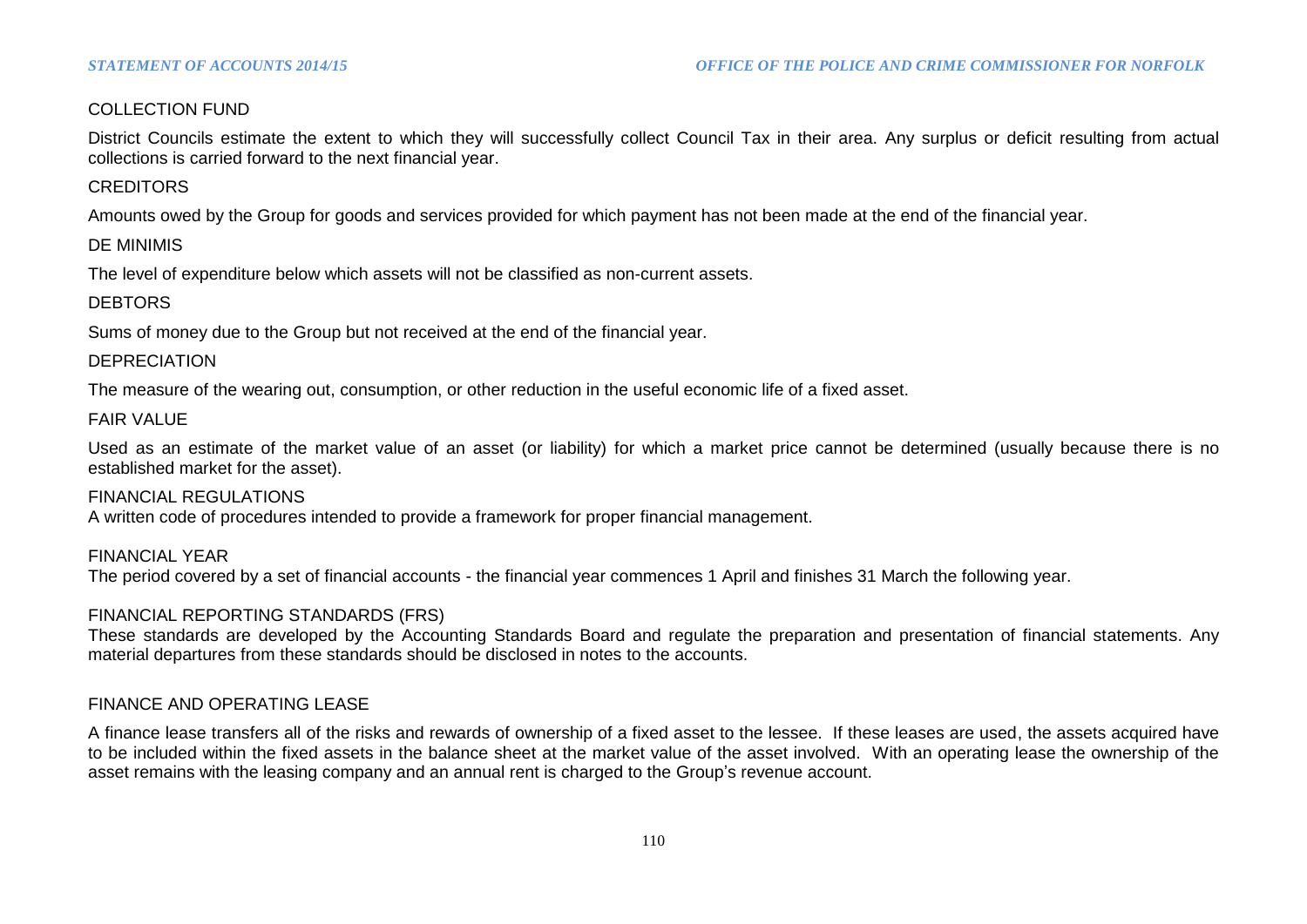COLLECTION FUND

District Councils estimate the extent to which they will successfully collect Council Tax in their area. Any surplus or deficit resulting from actual collections is carried forward to the next financial year.

CREDITORS

Amounts owed by the Group for goods and services provided for which payment has not been made at the end of the financial year.

DE MINIMIS

The level of expenditure below which assets will not be classified as non-current assets.

DEBTORS

Sums of money due to the Group but not received at the end of the financial year.

DEPRECIATION

The measure of the wearing out, consumption, or other reduction in the useful economic life of a fixed asset.

FAIR VALUE

Used as an estimate of the market value of an asset (or liability) for which a market price cannot be determined (usually because there is no established market for the asset).

FINANCIAL REGULATIONS

A written code of procedures intended to provide a framework for proper financial management.

FINANCIAL YEAR

The period covered by a set of financial accounts - the financial year commences 1 April and finishes 31 March the following year.

FINANCIAL REPORTING STANDARDS (FRS)

These standards are developed by the Accounting Standards Board and regulate the preparation and presentation of financial statements. Any material departures from these standards should be disclosed in notes to the accounts.

FINANCE AND OPERATING LEASE

A finance lease transfers all of the risks and rewards of ownership of a fixed asset to the lessee. If these leases are used, the assets acquired have to be included within the fixed assets in the balance sheet at the market value of the asset involved. With an operating lease the ownership of the asset remains with the leasing company and an annual rent is charged to the Group's revenue account.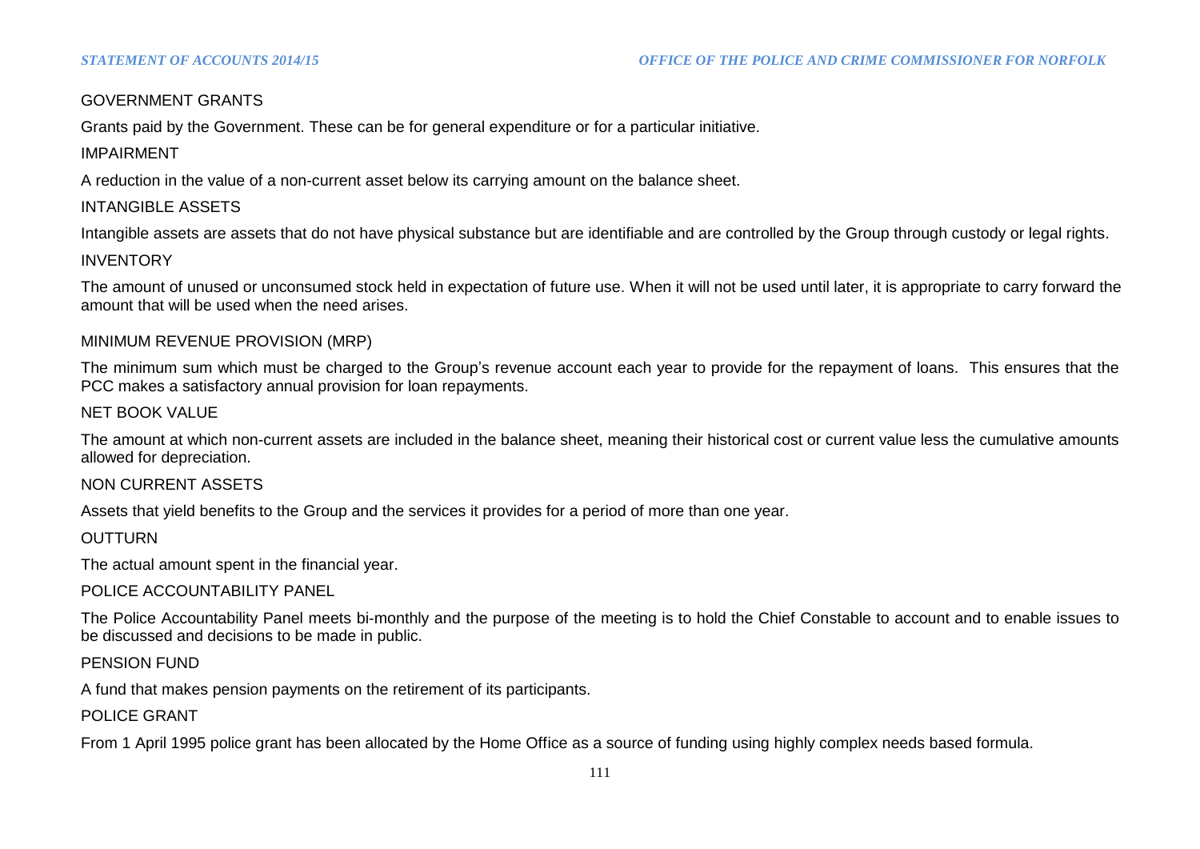GOVERNMENT GRANTS

Grants paid by the Government. These can be for general expenditure or for a particular initiative.

IMPAIRMENT

A reduction in the value of a non-current asset below its carrying amount on the balance sheet.

INTANGIBLE ASSETS

Intangible assets are assets that do not have physical substance but are identifiable and are controlled by the Group through custody or legal rights.

INVENTORY

The amount of unused or unconsumed stock held in expectation of future use. When it will not be used until later, it is appropriate to carry forward the amount that will be used when the need arises.

MINIMUM REVENUE PROVISION (MRP)

The minimum sum which must be charged to the Group's revenue account each year to provide for the repayment of loans. This ensures that the PCC makes a satisfactory annual provision for loan repayments.

NET BOOK VALUE

The amount at which non-current assets are included in the balance sheet, meaning their historical cost or current value less the cumulative amounts allowed for depreciation.

NON CURRENT ASSETS

Assets that yield benefits to the Group and the services it provides for a period of more than one year.

OUTTURN

The actual amount spent in the financial year.

POLICE ACCOUNTABILITY PANEL

The Police Accountability Panel meets bi-monthly and the purpose of the meeting is to hold the Chief Constable to account and to enable issues to be discussed and decisions to be made in public.

PENSION FUND

A fund that makes pension payments on the retirement of its participants.

POLICE GRANT

From 1 April 1995 police grant has been allocated by the Home Office as a source of funding using highly complex needs based formula.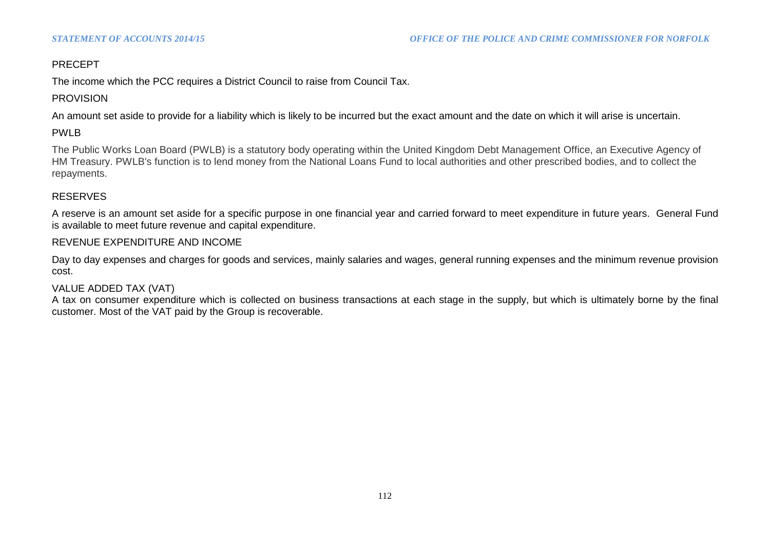PRECEPT

The income which the PCC requires a District Council to raise from Council Tax.

PROVISION

An amount set aside to provide for a liability which is likely to be incurred but the exact amount and the date on which it will arise is uncertain.

PWLB

The Public Works Loan Board (PWLB) is a statutory body operating within the United Kingdom Debt Management Office, an Executive Agency of HM Treasury. PWLB's function is to lend money from the National Loans Fund to local authorities and other prescribed bodies, and to collect the repayments.

RESERVES

A reserve is an amount set aside for a specific purpose in one financial year and carried forward to meet expenditure in future years. General Fund is available to meet future revenue and capital expenditure.

REVENUE EXPENDITURE AND INCOME

Day to day expenses and charges for goods and services, mainly salaries and wages, general running expenses and the minimum revenue provision cost.

VALUE ADDED TAX (VAT)

A tax on consumer expenditure which is collected on business transactions at each stage in the supply, but which is ultimately borne by the final customer. Most of the VAT paid by the Group is recoverable.